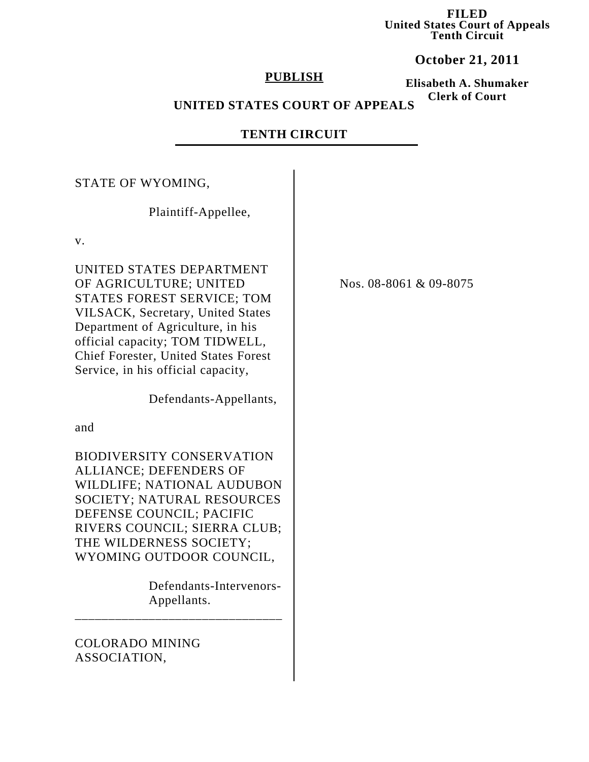**FILED**
**United States Court of Appeals**
**Tenth Circuit**

**October 21, 2011**

**Elisabeth A. Shumaker**
**Clerk of Court**

**PUBLISH**

**UNITED STATES COURT OF APPEALS**

**TENTH CIRCUIT**

STATE OF WYOMING,

Plaintiff-Appellee,

v.

UNITED STATES DEPARTMENT OF AGRICULTURE; UNITED STATES FOREST SERVICE; TOM VILSACK, Secretary, United States Department of Agriculture, in his official capacity; TOM TIDWELL, Chief Forester, United States Forest Service, in his official capacity,

Defendants-Appellants,

and

BIODIVERSITY CONSERVATION ALLIANCE; DEFENDERS OF WILDLIFE; NATIONAL AUDUBON SOCIETY; NATURAL RESOURCES DEFENSE COUNCIL; PACIFIC RIVERS COUNCIL; SIERRA CLUB; THE WILDERNESS SOCIETY; WYOMING OUTDOOR COUNCIL,

Defendants-Intervenors-Appellants.

______________________________

COLORADO MINING ASSOCIATION,

Nos. 08-8061 & 09-8075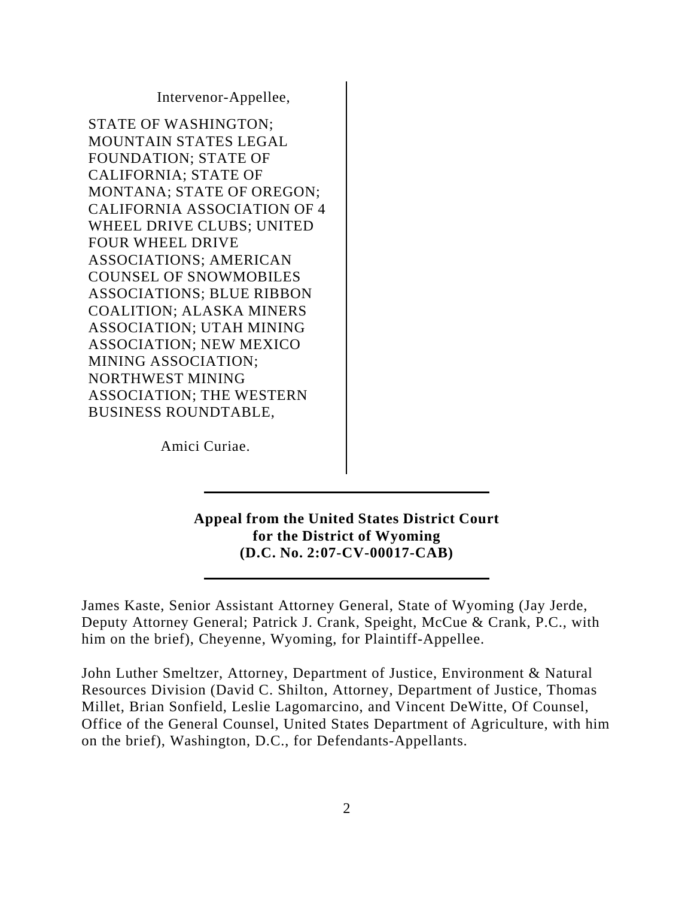Intervenor-Appellee,

STATE OF WASHINGTON; MOUNTAIN STATES LEGAL FOUNDATION; STATE OF CALIFORNIA; STATE OF MONTANA; STATE OF OREGON; CALIFORNIA ASSOCIATION OF 4 WHEEL DRIVE CLUBS; UNITED FOUR WHEEL DRIVE ASSOCIATIONS; AMERICAN COUNSEL OF SNOWMOBILES ASSOCIATIONS; BLUE RIBBON COALITION; ALASKA MINERS ASSOCIATION; UTAH MINING ASSOCIATION; NEW MEXICO MINING ASSOCIATION; NORTHWEST MINING ASSOCIATION; THE WESTERN BUSINESS ROUNDTABLE,

Amici Curiae.

---

**Appeal from the United States District Court for the District of Wyoming (D.C. No. 2:07-CV-00017-CAB)**

---

James Kaste, Senior Assistant Attorney General, State of Wyoming (Jay Jerde, Deputy Attorney General; Patrick J. Crank, Speight, McCue & Crank, P.C., with him on the brief), Cheyenne, Wyoming, for Plaintiff-Appellee.

John Luther Smeltzer, Attorney, Department of Justice, Environment & Natural Resources Division (David C. Shilton, Attorney, Department of Justice, Thomas Millet, Brian Sonfield, Leslie Lagomarcino, and Vincent DeWitte, Of Counsel, Office of the General Counsel, United States Department of Agriculture, with him on the brief), Washington, D.C., for Defendants-Appellants.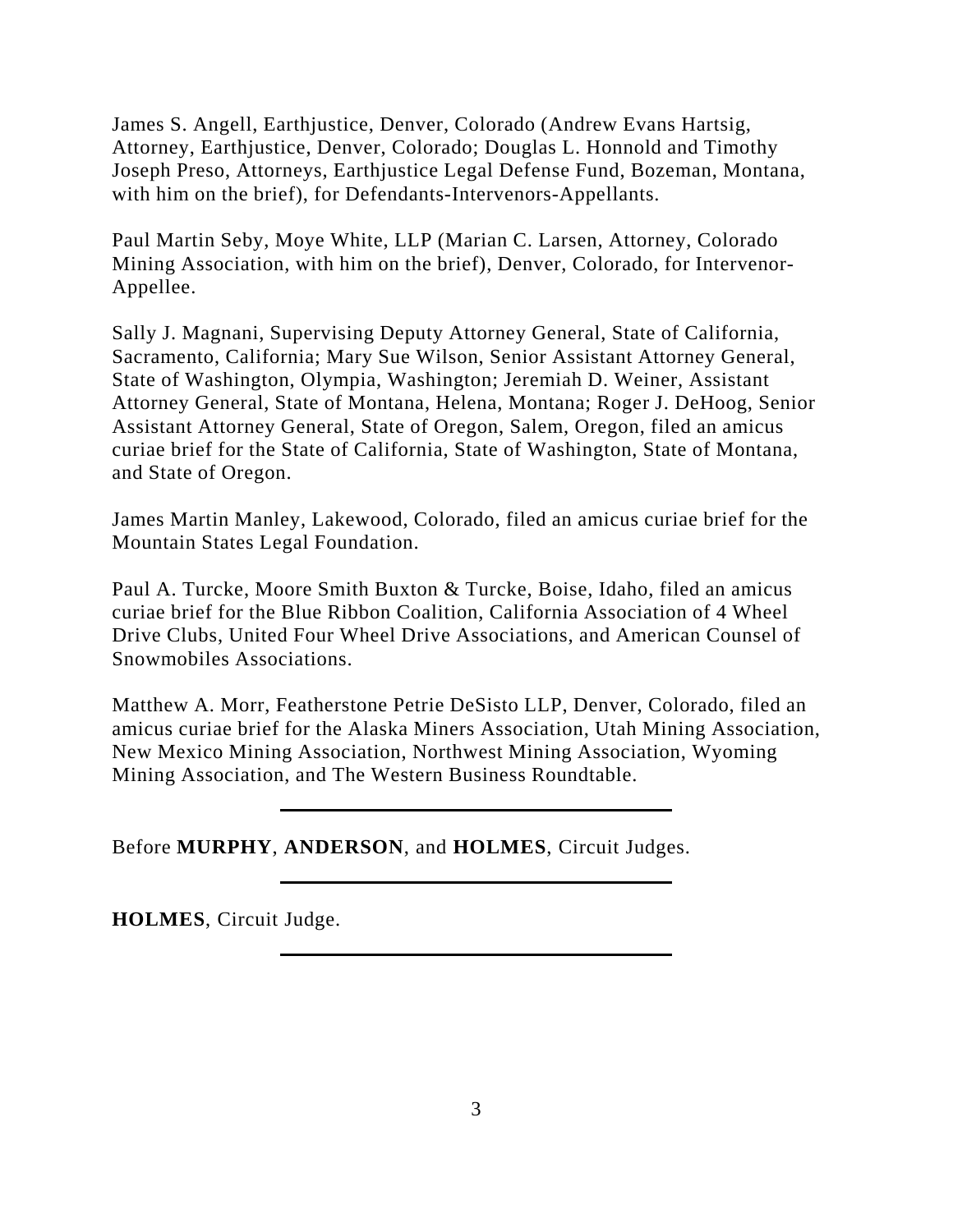James S. Angell, Earthjustice, Denver, Colorado (Andrew Evans Hartsig, Attorney, Earthjustice, Denver, Colorado; Douglas L. Honnold and Timothy Joseph Preso, Attorneys, Earthjustice Legal Defense Fund, Bozeman, Montana, with him on the brief), for Defendants-Intervenors-Appellants.

Paul Martin Seby, Moye White, LLP (Marian C. Larsen, Attorney, Colorado Mining Association, with him on the brief), Denver, Colorado, for Intervenor-Appellee.

Sally J. Magnani, Supervising Deputy Attorney General, State of California, Sacramento, California; Mary Sue Wilson, Senior Assistant Attorney General, State of Washington, Olympia, Washington; Jeremiah D. Weiner, Assistant Attorney General, State of Montana, Helena, Montana; Roger J. DeHoog, Senior Assistant Attorney General, State of Oregon, Salem, Oregon, filed an amicus curiae brief for the State of California, State of Washington, State of Montana, and State of Oregon.

James Martin Manley, Lakewood, Colorado, filed an amicus curiae brief for the Mountain States Legal Foundation.

Paul A. Turcke, Moore Smith Buxton & Turcke, Boise, Idaho, filed an amicus curiae brief for the Blue Ribbon Coalition, California Association of 4 Wheel Drive Clubs, United Four Wheel Drive Associations, and American Counsel of Snowmobiles Associations.

Matthew A. Morr, Featherstone Petrie DeSisto LLP, Denver, Colorado, filed an amicus curiae brief for the Alaska Miners Association, Utah Mining Association, New Mexico Mining Association, Northwest Mining Association, Wyoming Mining Association, and The Western Business Roundtable.

---

Before **MURPHY**, **ANDERSON**, and **HOLMES**, Circuit Judges.

---

**HOLMES**, Circuit Judge.

---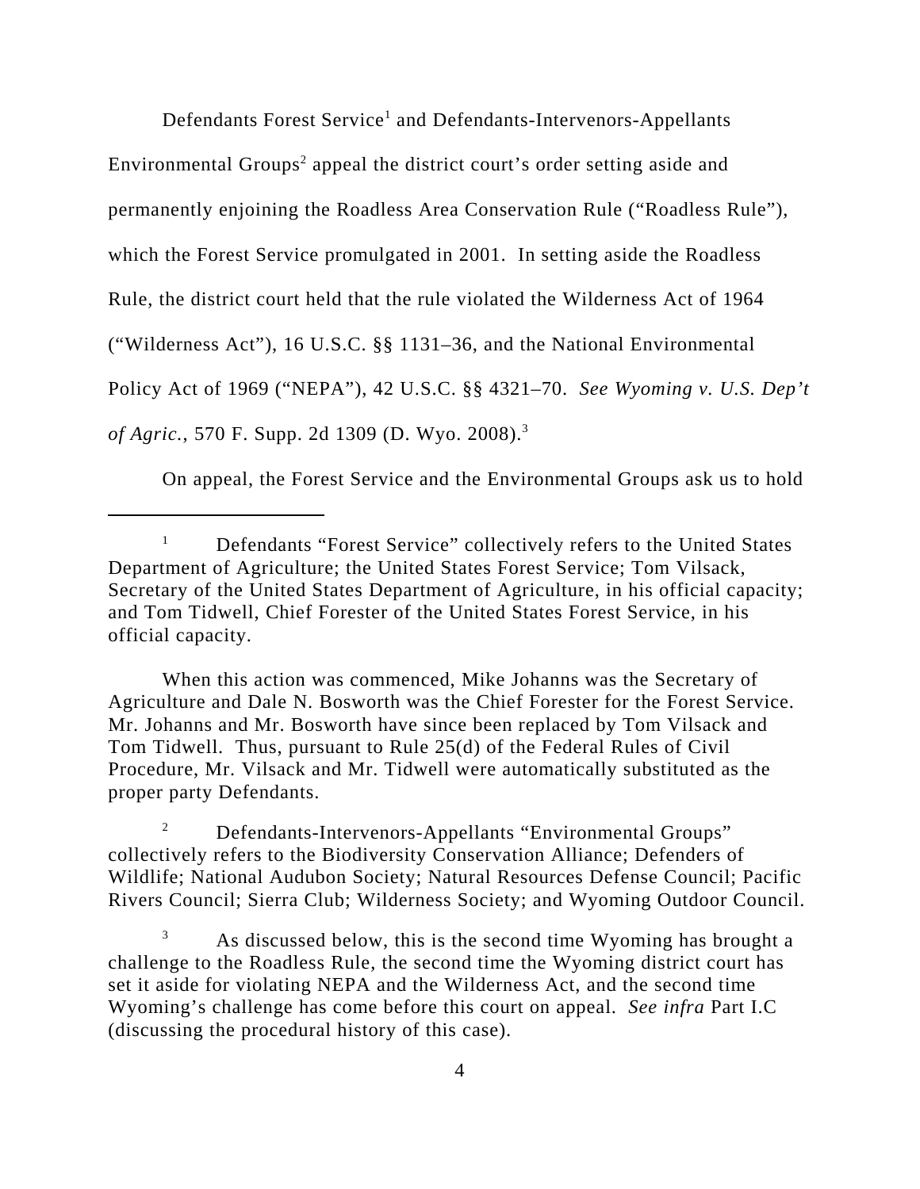Defendants Forest Service[1] and Defendants-Intervenors-Appellants Environmental Groups[2] appeal the district court's order setting aside and permanently enjoining the Roadless Area Conservation Rule ("Roadless Rule"), which the Forest Service promulgated in 2001. In setting aside the Roadless Rule, the district court held that the rule violated the Wilderness Act of 1964 ("Wilderness Act"), 16 U.S.C. §§ 1131–36, and the National Environmental Policy Act of 1969 ("NEPA"), 42 U.S.C. §§ 4321–70. *See Wyoming v. U.S. Dep't of Agric.*, 570 F. Supp. 2d 1309 (D. Wyo. 2008).[3]

On appeal, the Forest Service and the Environmental Groups ask us to hold

---

[1] Defendants "Forest Service" collectively refers to the United States Department of Agriculture; the United States Forest Service; Tom Vilsack, Secretary of the United States Department of Agriculture, in his official capacity; and Tom Tidwell, Chief Forester of the United States Forest Service, in his official capacity.

When this action was commenced, Mike Johanns was the Secretary of Agriculture and Dale N. Bosworth was the Chief Forester for the Forest Service. Mr. Johanns and Mr. Bosworth have since been replaced by Tom Vilsack and Tom Tidwell. Thus, pursuant to Rule 25(d) of the Federal Rules of Civil Procedure, Mr. Vilsack and Mr. Tidwell were automatically substituted as the proper party Defendants.

[2] Defendants-Intervenors-Appellants "Environmental Groups" collectively refers to the Biodiversity Conservation Alliance; Defenders of Wildlife; National Audubon Society; Natural Resources Defense Council; Pacific Rivers Council; Sierra Club; Wilderness Society; and Wyoming Outdoor Council.

[3] As discussed below, this is the second time Wyoming has brought a challenge to the Roadless Rule, the second time the Wyoming district court has set it aside for violating NEPA and the Wilderness Act, and the second time Wyoming's challenge has come before this court on appeal. *See infra* Part I.C (discussing the procedural history of this case).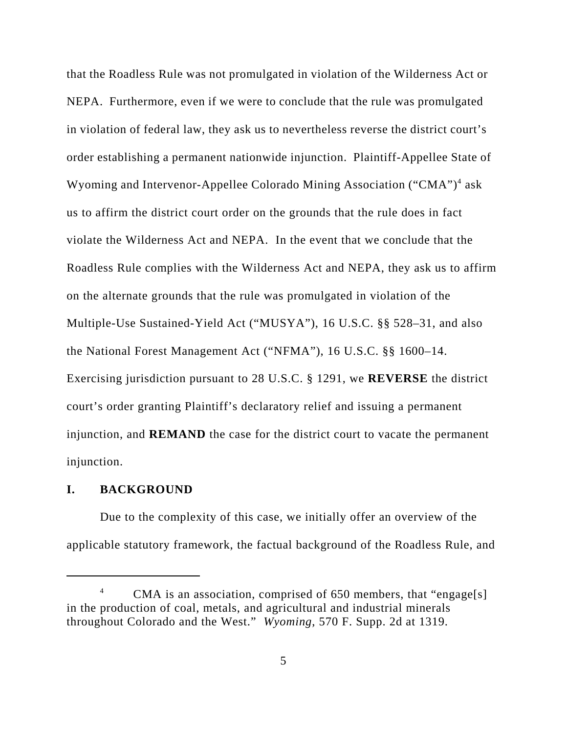that the Roadless Rule was not promulgated in violation of the Wilderness Act or NEPA. Furthermore, even if we were to conclude that the rule was promulgated in violation of federal law, they ask us to nevertheless reverse the district court's order establishing a permanent nationwide injunction. Plaintiff-Appellee State of Wyoming and Intervenor-Appellee Colorado Mining Association ("CMA")[4] ask us to affirm the district court order on the grounds that the rule does in fact violate the Wilderness Act and NEPA. In the event that we conclude that the Roadless Rule complies with the Wilderness Act and NEPA, they ask us to affirm on the alternate grounds that the rule was promulgated in violation of the Multiple-Use Sustained-Yield Act ("MUSYA"), 16 U.S.C. §§ 528–31, and also the National Forest Management Act ("NFMA"), 16 U.S.C. §§ 1600–14. Exercising jurisdiction pursuant to 28 U.S.C. § 1291, we **REVERSE** the district court's order granting Plaintiff's declaratory relief and issuing a permanent injunction, and **REMAND** the case for the district court to vacate the permanent injunction.

## I. BACKGROUND

Due to the complexity of this case, we initially offer an overview of the applicable statutory framework, the factual background of the Roadless Rule, and

[4] CMA is an association, comprised of 650 members, that "engage[s] in the production of coal, metals, and agricultural and industrial minerals throughout Colorado and the West." *Wyoming*, 570 F. Supp. 2d at 1319.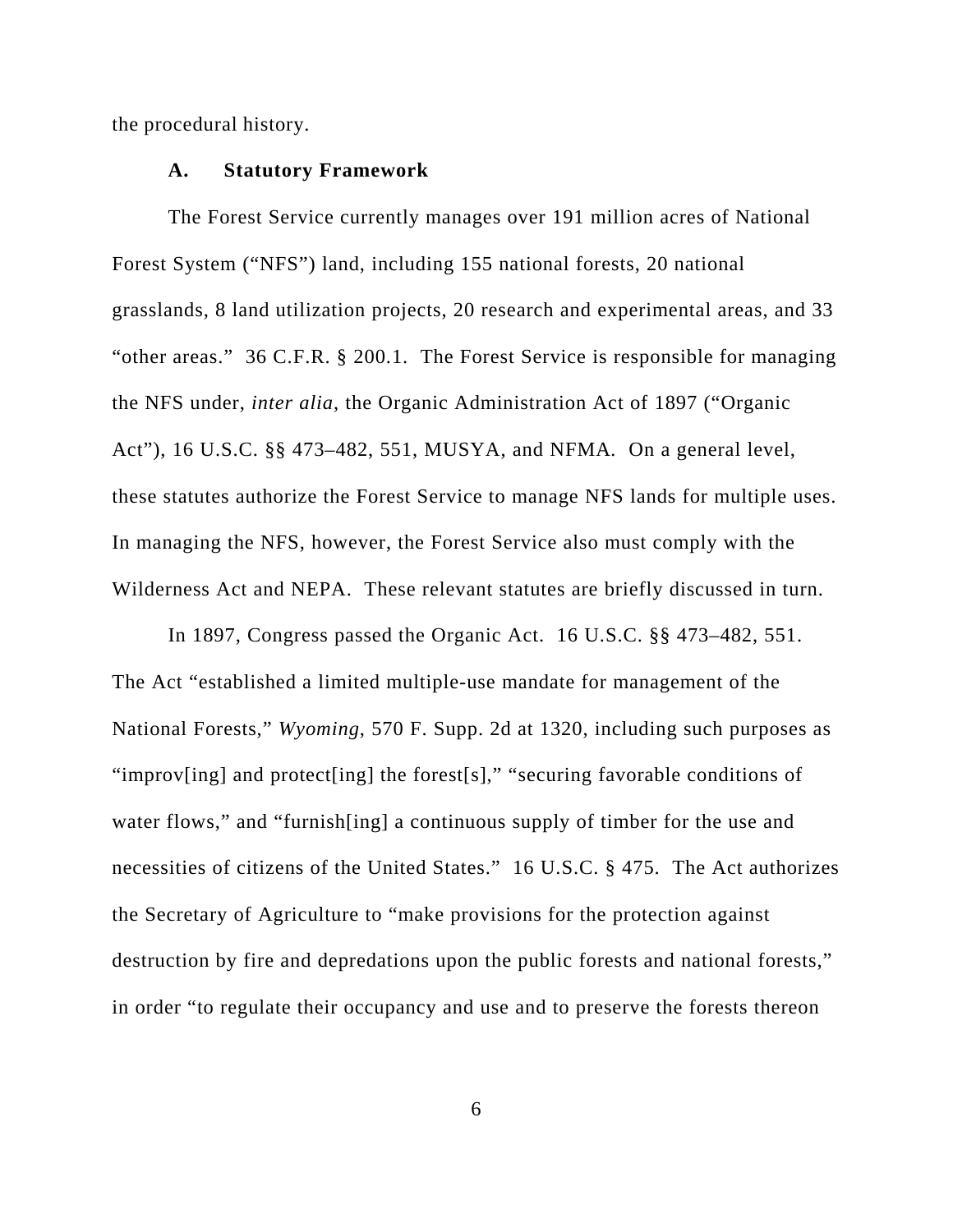the procedural history.

### A. Statutory Framework

The Forest Service currently manages over 191 million acres of National Forest System ("NFS") land, including 155 national forests, 20 national grasslands, 8 land utilization projects, 20 research and experimental areas, and 33 "other areas." 36 C.F.R. § 200.1. The Forest Service is responsible for managing the NFS under, *inter alia*, the Organic Administration Act of 1897 ("Organic Act"), 16 U.S.C. §§ 473–482, 551, MUSYA, and NFMA. On a general level, these statutes authorize the Forest Service to manage NFS lands for multiple uses. In managing the NFS, however, the Forest Service also must comply with the Wilderness Act and NEPA. These relevant statutes are briefly discussed in turn.

In 1897, Congress passed the Organic Act. 16 U.S.C. §§ 473–482, 551. The Act "established a limited multiple-use mandate for management of the National Forests," *Wyoming*, 570 F. Supp. 2d at 1320, including such purposes as "improv[ing] and protect[ing] the forest[s]," "securing favorable conditions of water flows," and "furnish[ing] a continuous supply of timber for the use and necessities of citizens of the United States." 16 U.S.C. § 475. The Act authorizes the Secretary of Agriculture to "make provisions for the protection against destruction by fire and depredations upon the public forests and national forests," in order "to regulate their occupancy and use and to preserve the forests thereon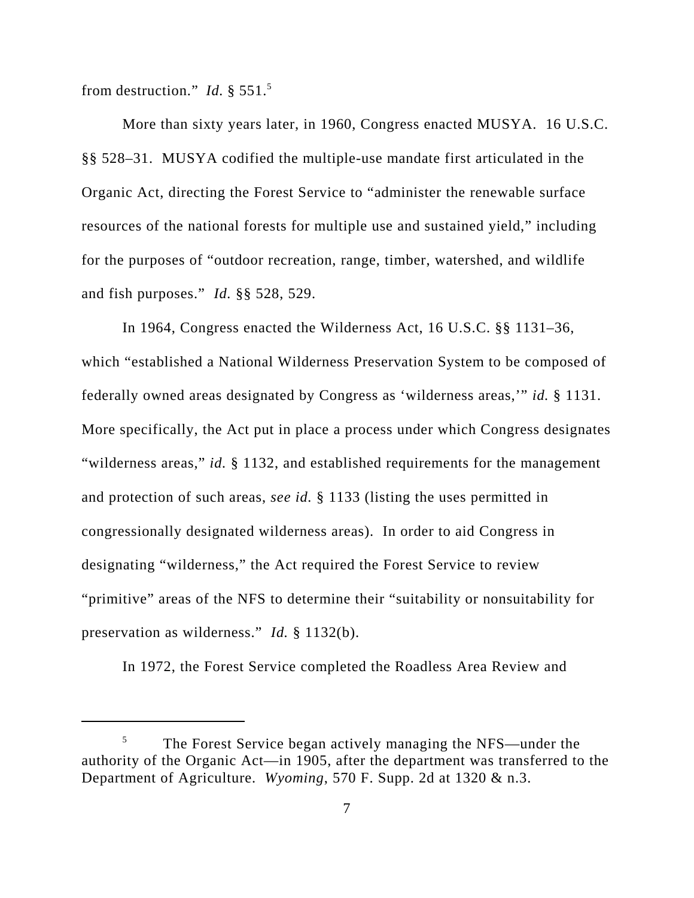from destruction." *Id.* § 551.[5]

More than sixty years later, in 1960, Congress enacted MUSYA. 16 U.S.C. §§ 528–31. MUSYA codified the multiple-use mandate first articulated in the Organic Act, directing the Forest Service to "administer the renewable surface resources of the national forests for multiple use and sustained yield," including for the purposes of "outdoor recreation, range, timber, watershed, and wildlife and fish purposes." *Id.* §§ 528, 529.

In 1964, Congress enacted the Wilderness Act, 16 U.S.C. §§ 1131–36, which "established a National Wilderness Preservation System to be composed of federally owned areas designated by Congress as 'wilderness areas,'" *id.* § 1131. More specifically, the Act put in place a process under which Congress designates "wilderness areas," *id.* § 1132, and established requirements for the management and protection of such areas, *see id.* § 1133 (listing the uses permitted in congressionally designated wilderness areas). In order to aid Congress in designating "wilderness," the Act required the Forest Service to review "primitive" areas of the NFS to determine their "suitability or nonsuitability for preservation as wilderness." *Id.* § 1132(b).

In 1972, the Forest Service completed the Roadless Area Review and

---

[5] The Forest Service began actively managing the NFS—under the authority of the Organic Act—in 1905, after the department was transferred to the Department of Agriculture. *Wyoming*, 570 F. Supp. 2d at 1320 & n.3.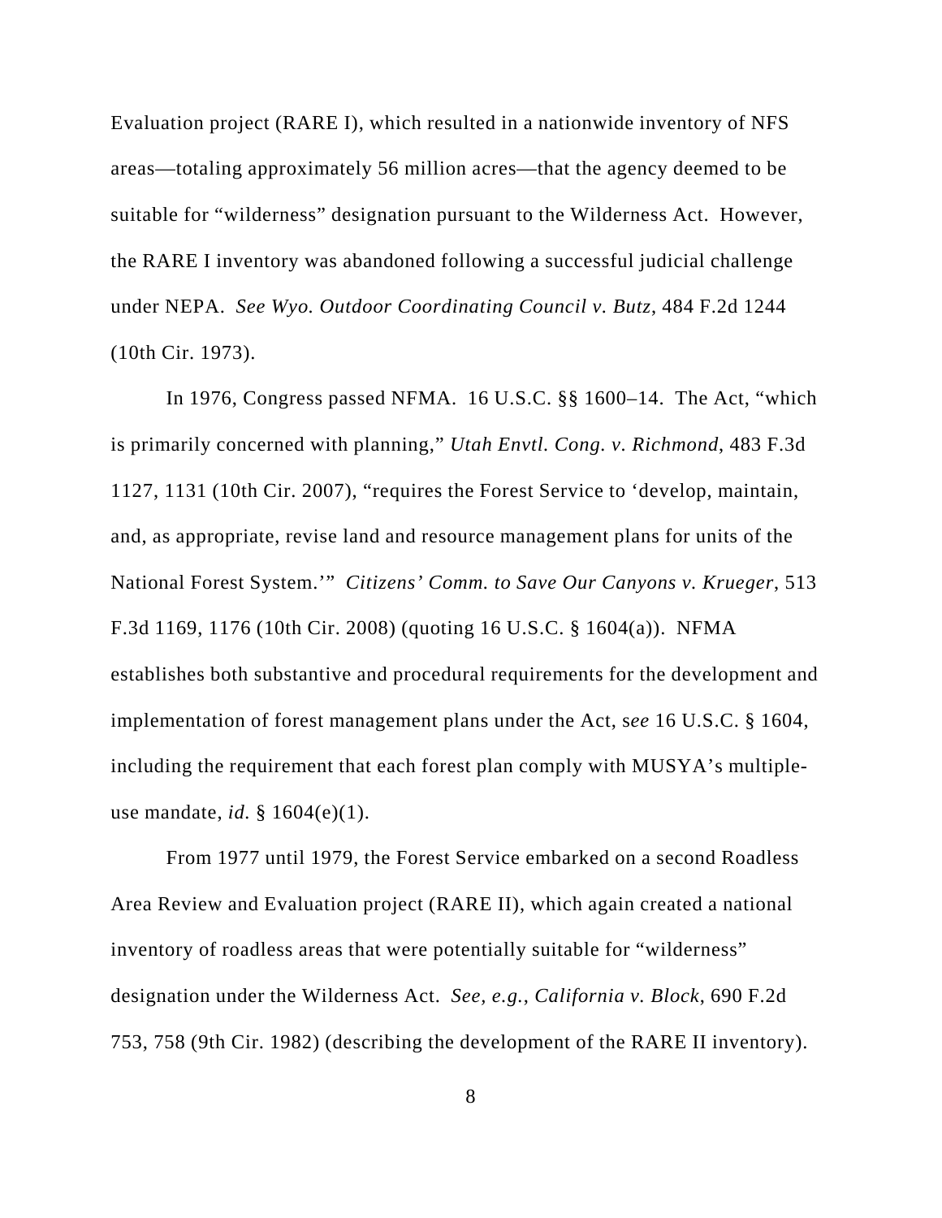Evaluation project (RARE I), which resulted in a nationwide inventory of NFS areas—totaling approximately 56 million acres—that the agency deemed to be suitable for "wilderness" designation pursuant to the Wilderness Act. However, the RARE I inventory was abandoned following a successful judicial challenge under NEPA. *See Wyo. Outdoor Coordinating Council v. Butz*, 484 F.2d 1244 (10th Cir. 1973).

In 1976, Congress passed NFMA. 16 U.S.C. §§ 1600–14. The Act, "which is primarily concerned with planning," *Utah Envtl. Cong. v. Richmond*, 483 F.3d 1127, 1131 (10th Cir. 2007), "requires the Forest Service to 'develop, maintain, and, as appropriate, revise land and resource management plans for units of the National Forest System.'" *Citizens' Comm. to Save Our Canyons v. Krueger*, 513 F.3d 1169, 1176 (10th Cir. 2008) (quoting 16 U.S.C. § 1604(a)). NFMA establishes both substantive and procedural requirements for the development and implementation of forest management plans under the Act, s*ee* 16 U.S.C. § 1604, including the requirement that each forest plan comply with MUSYA's multiple-use mandate, *id*. § 1604(e)(1).

From 1977 until 1979, the Forest Service embarked on a second Roadless Area Review and Evaluation project (RARE II), which again created a national inventory of roadless areas that were potentially suitable for "wilderness" designation under the Wilderness Act. *See, e.g.*, *California v. Block*, 690 F.2d 753, 758 (9th Cir. 1982) (describing the development of the RARE II inventory).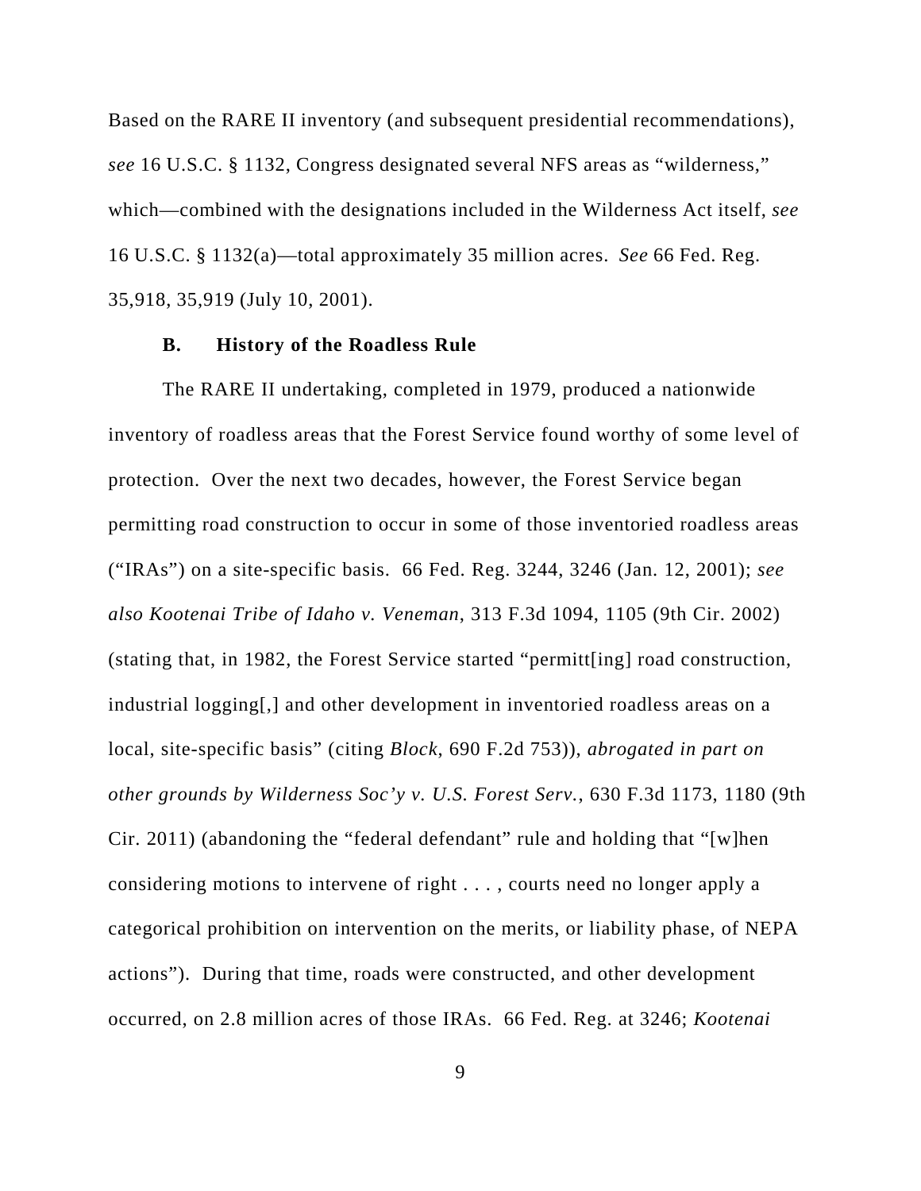Based on the RARE II inventory (and subsequent presidential recommendations), *see* 16 U.S.C. § 1132, Congress designated several NFS areas as "wilderness," which—combined with the designations included in the Wilderness Act itself, *see* 16 U.S.C. § 1132(a)—total approximately 35 million acres. *See* 66 Fed. Reg. 35,918, 35,919 (July 10, 2001).

### B. History of the Roadless Rule

The RARE II undertaking, completed in 1979, produced a nationwide inventory of roadless areas that the Forest Service found worthy of some level of protection. Over the next two decades, however, the Forest Service began permitting road construction to occur in some of those inventoried roadless areas ("IRAs") on a site-specific basis. 66 Fed. Reg. 3244, 3246 (Jan. 12, 2001); *see also Kootenai Tribe of Idaho v. Veneman*, 313 F.3d 1094, 1105 (9th Cir. 2002) (stating that, in 1982, the Forest Service started "permitt[ing] road construction, industrial logging[,] and other development in inventoried roadless areas on a local, site-specific basis" (citing *Block*, 690 F.2d 753)), *abrogated in part on other grounds by Wilderness Soc'y v. U.S. Forest Serv.*, 630 F.3d 1173, 1180 (9th Cir. 2011) (abandoning the "federal defendant" rule and holding that "[w]hen considering motions to intervene of right . . . , courts need no longer apply a categorical prohibition on intervention on the merits, or liability phase, of NEPA actions"). During that time, roads were constructed, and other development occurred, on 2.8 million acres of those IRAs. 66 Fed. Reg. at 3246; *Kootenai*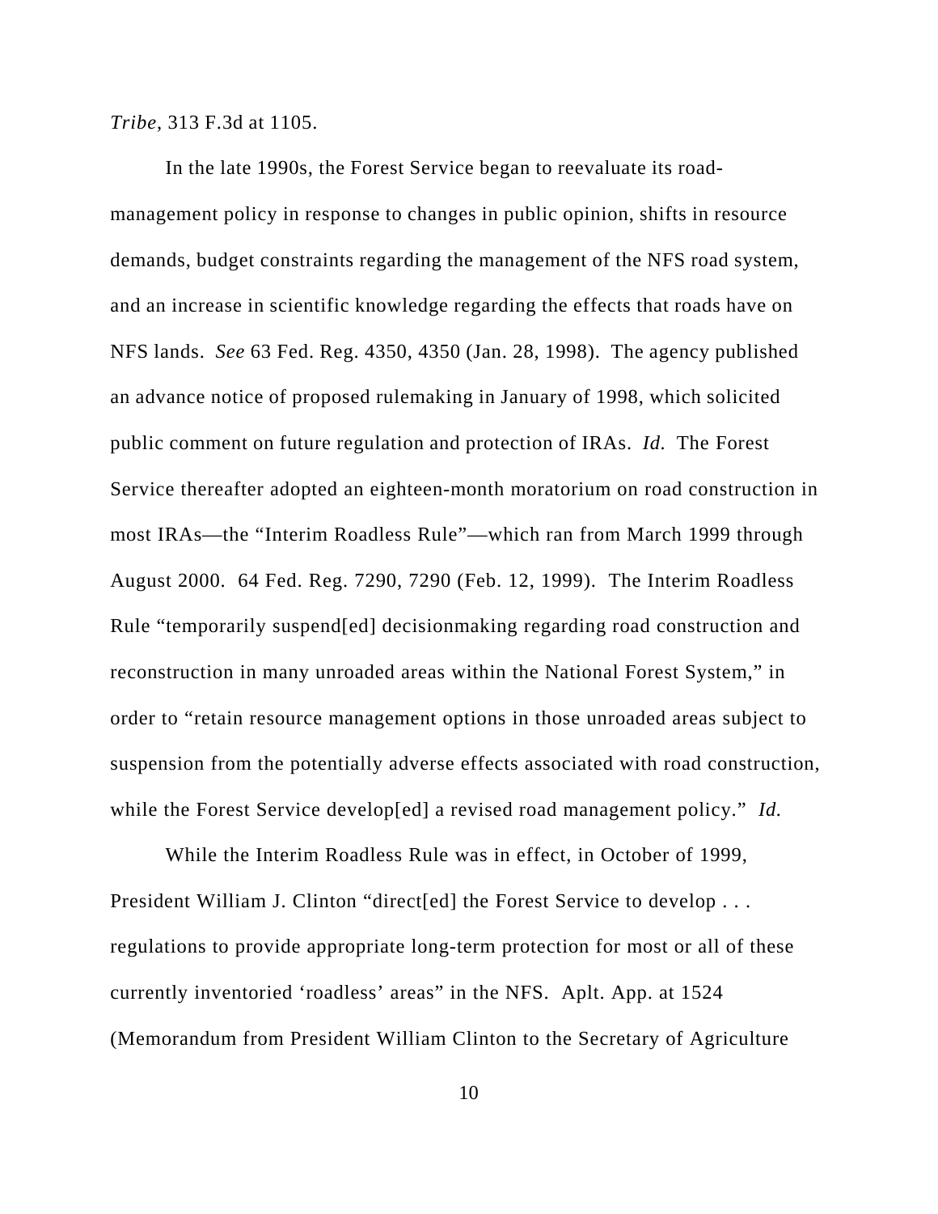*Tribe*, 313 F.3d at 1105.

In the late 1990s, the Forest Service began to reevaluate its road-management policy in response to changes in public opinion, shifts in resource demands, budget constraints regarding the management of the NFS road system, and an increase in scientific knowledge regarding the effects that roads have on NFS lands. *See* 63 Fed. Reg. 4350, 4350 (Jan. 28, 1998). The agency published an advance notice of proposed rulemaking in January of 1998, which solicited public comment on future regulation and protection of IRAs. *Id.* The Forest Service thereafter adopted an eighteen-month moratorium on road construction in most IRAs—the "Interim Roadless Rule"—which ran from March 1999 through August 2000. 64 Fed. Reg. 7290, 7290 (Feb. 12, 1999). The Interim Roadless Rule "temporarily suspend[ed] decisionmaking regarding road construction and reconstruction in many unroaded areas within the National Forest System," in order to "retain resource management options in those unroaded areas subject to suspension from the potentially adverse effects associated with road construction, while the Forest Service develop[ed] a revised road management policy." *Id.*

While the Interim Roadless Rule was in effect, in October of 1999, President William J. Clinton "direct[ed] the Forest Service to develop . . . regulations to provide appropriate long-term protection for most or all of these currently inventoried 'roadless' areas" in the NFS. Aplt. App. at 1524 (Memorandum from President William Clinton to the Secretary of Agriculture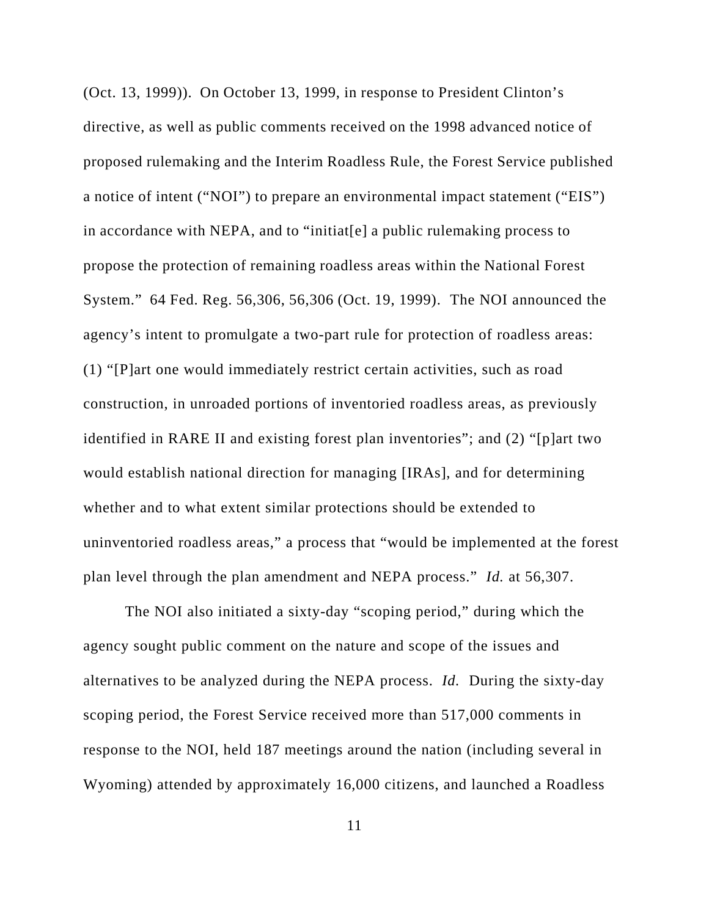(Oct. 13, 1999)). On October 13, 1999, in response to President Clinton's directive, as well as public comments received on the 1998 advanced notice of proposed rulemaking and the Interim Roadless Rule, the Forest Service published a notice of intent ("NOI") to prepare an environmental impact statement ("EIS") in accordance with NEPA, and to "initiat[e] a public rulemaking process to propose the protection of remaining roadless areas within the National Forest System." 64 Fed. Reg. 56,306, 56,306 (Oct. 19, 1999). The NOI announced the agency's intent to promulgate a two-part rule for protection of roadless areas: (1) "[P]art one would immediately restrict certain activities, such as road construction, in unroaded portions of inventoried roadless areas, as previously identified in RARE II and existing forest plan inventories"; and (2) "[p]art two would establish national direction for managing [IRAs], and for determining whether and to what extent similar protections should be extended to uninventoried roadless areas," a process that "would be implemented at the forest plan level through the plan amendment and NEPA process." *Id.* at 56,307.

The NOI also initiated a sixty-day "scoping period," during which the agency sought public comment on the nature and scope of the issues and alternatives to be analyzed during the NEPA process. *Id.* During the sixty-day scoping period, the Forest Service received more than 517,000 comments in response to the NOI, held 187 meetings around the nation (including several in Wyoming) attended by approximately 16,000 citizens, and launched a Roadless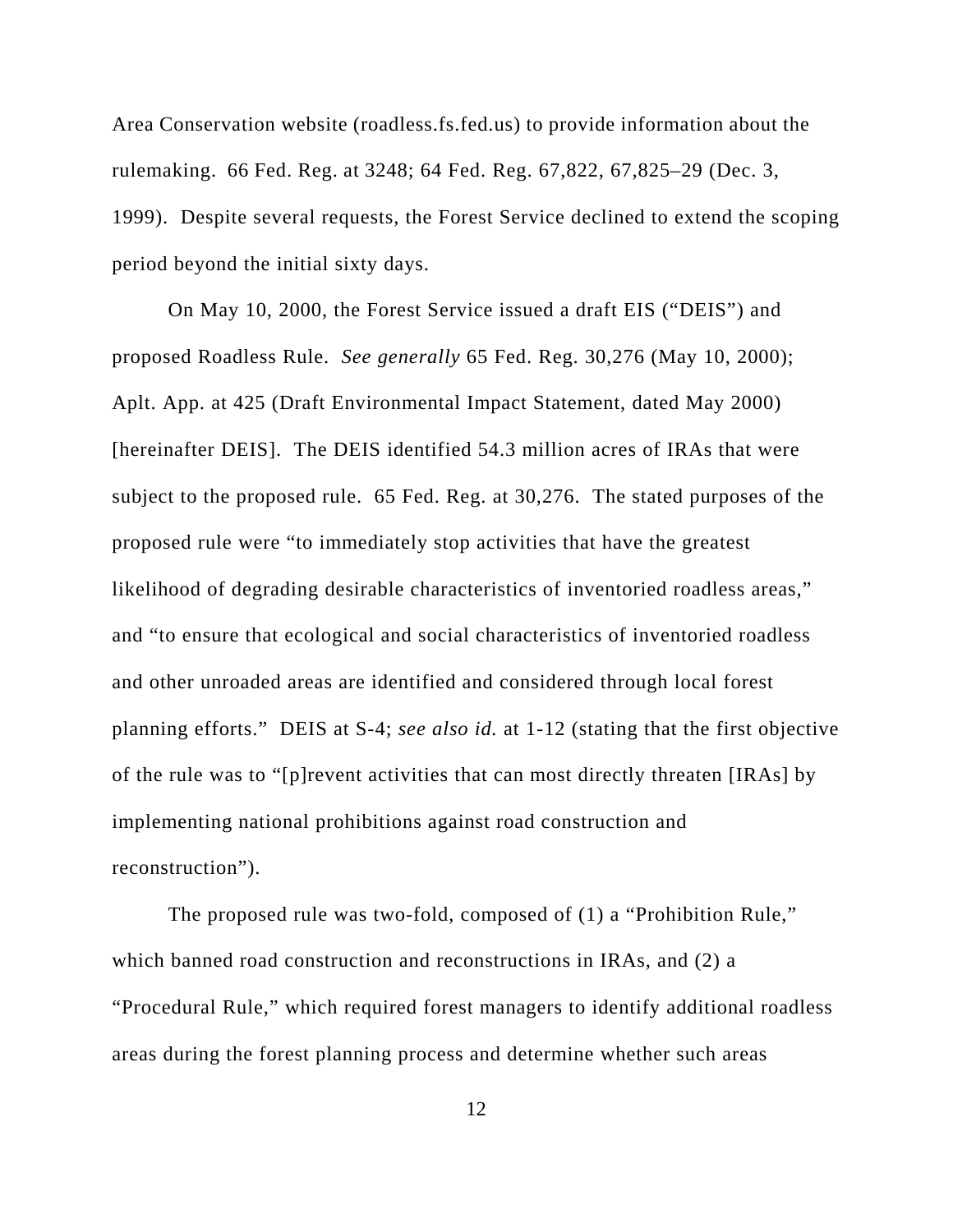Area Conservation website (roadless.fs.fed.us) to provide information about the rulemaking. 66 Fed. Reg. at 3248; 64 Fed. Reg. 67,822, 67,825–29 (Dec. 3, 1999). Despite several requests, the Forest Service declined to extend the scoping period beyond the initial sixty days.

On May 10, 2000, the Forest Service issued a draft EIS ("DEIS") and proposed Roadless Rule. *See generally* 65 Fed. Reg. 30,276 (May 10, 2000); Aplt. App. at 425 (Draft Environmental Impact Statement, dated May 2000) [hereinafter DEIS]. The DEIS identified 54.3 million acres of IRAs that were subject to the proposed rule. 65 Fed. Reg. at 30,276. The stated purposes of the proposed rule were "to immediately stop activities that have the greatest likelihood of degrading desirable characteristics of inventoried roadless areas," and "to ensure that ecological and social characteristics of inventoried roadless and other unroaded areas are identified and considered through local forest planning efforts." DEIS at S-4; *see also id.* at 1-12 (stating that the first objective of the rule was to "[p]revent activities that can most directly threaten [IRAs] by implementing national prohibitions against road construction and reconstruction").

The proposed rule was two-fold, composed of (1) a "Prohibition Rule," which banned road construction and reconstructions in IRAs, and (2) a "Procedural Rule," which required forest managers to identify additional roadless areas during the forest planning process and determine whether such areas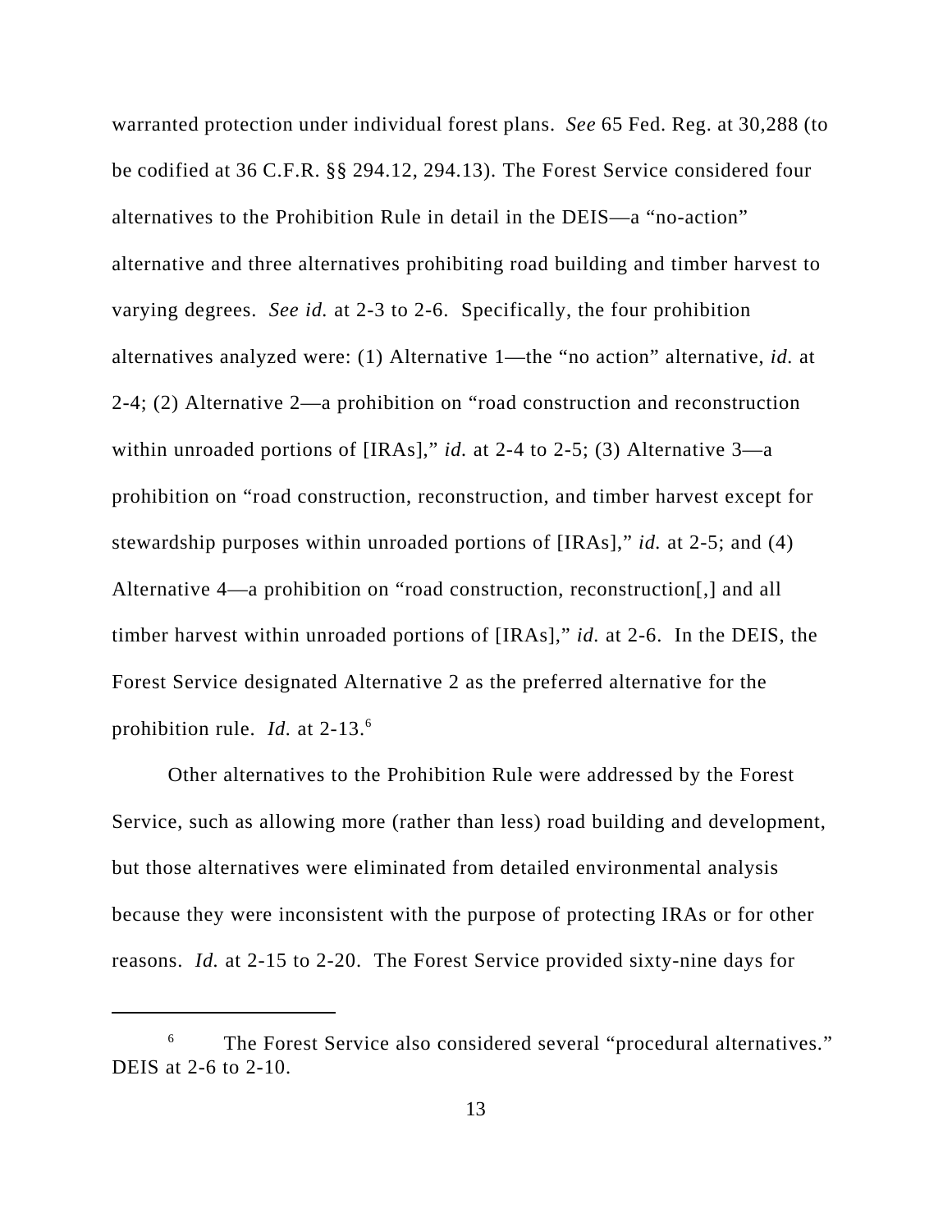warranted protection under individual forest plans. *See* 65 Fed. Reg. at 30,288 (to be codified at 36 C.F.R. §§ 294.12, 294.13). The Forest Service considered four alternatives to the Prohibition Rule in detail in the DEIS—a "no-action" alternative and three alternatives prohibiting road building and timber harvest to varying degrees. *See id.* at 2-3 to 2-6. Specifically, the four prohibition alternatives analyzed were: (1) Alternative 1—the "no action" alternative, *id.* at 2-4; (2) Alternative 2—a prohibition on "road construction and reconstruction within unroaded portions of [IRAs]," *id.* at 2-4 to 2-5; (3) Alternative 3—a prohibition on "road construction, reconstruction, and timber harvest except for stewardship purposes within unroaded portions of [IRAs]," *id.* at 2-5; and (4) Alternative 4—a prohibition on "road construction, reconstruction[,] and all timber harvest within unroaded portions of [IRAs]," *id.* at 2-6. In the DEIS, the Forest Service designated Alternative 2 as the preferred alternative for the prohibition rule. *Id.* at 2-13.[6]

Other alternatives to the Prohibition Rule were addressed by the Forest Service, such as allowing more (rather than less) road building and development, but those alternatives were eliminated from detailed environmental analysis because they were inconsistent with the purpose of protecting IRAs or for other reasons. *Id.* at 2-15 to 2-20. The Forest Service provided sixty-nine days for

[6] The Forest Service also considered several "procedural alternatives." DEIS at 2-6 to 2-10.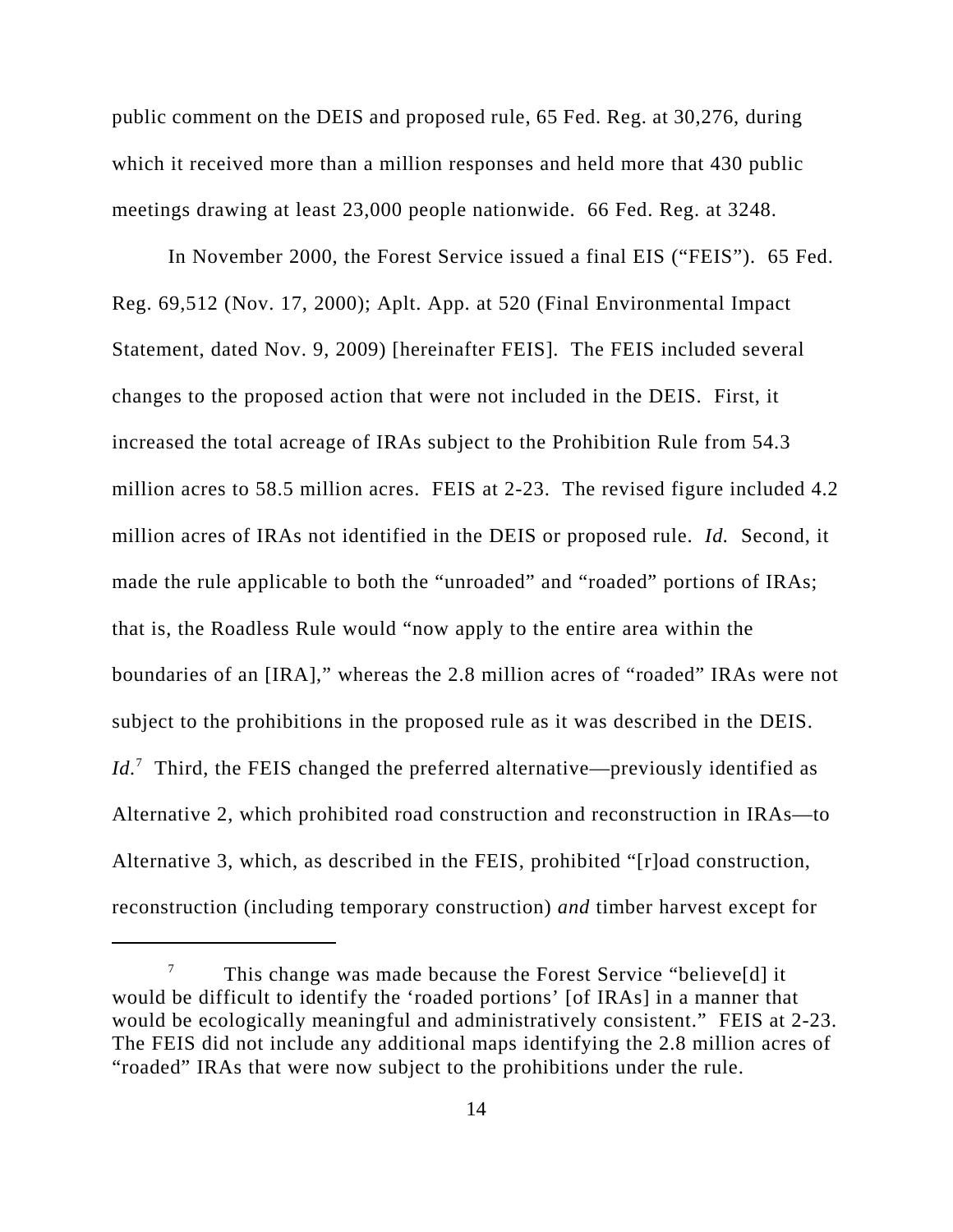public comment on the DEIS and proposed rule, 65 Fed. Reg. at 30,276, during which it received more than a million responses and held more that 430 public meetings drawing at least 23,000 people nationwide. 66 Fed. Reg. at 3248.

In November 2000, the Forest Service issued a final EIS ("FEIS"). 65 Fed. Reg. 69,512 (Nov. 17, 2000); Aplt. App. at 520 (Final Environmental Impact Statement, dated Nov. 9, 2009) [hereinafter FEIS]. The FEIS included several changes to the proposed action that were not included in the DEIS. First, it increased the total acreage of IRAs subject to the Prohibition Rule from 54.3 million acres to 58.5 million acres. FEIS at 2-23. The revised figure included 4.2 million acres of IRAs not identified in the DEIS or proposed rule. *Id.* Second, it made the rule applicable to both the "unroaded" and "roaded" portions of IRAs; that is, the Roadless Rule would "now apply to the entire area within the boundaries of an [IRA]," whereas the 2.8 million acres of "roaded" IRAs were not subject to the prohibitions in the proposed rule as it was described in the DEIS. *Id.*[7] Third, the FEIS changed the preferred alternative—previously identified as Alternative 2, which prohibited road construction and reconstruction in IRAs—to Alternative 3, which, as described in the FEIS, prohibited "[r]oad construction, reconstruction (including temporary construction) *and* timber harvest except for

[7] This change was made because the Forest Service "believe[d] it would be difficult to identify the 'roaded portions' [of IRAs] in a manner that would be ecologically meaningful and administratively consistent." FEIS at 2-23. The FEIS did not include any additional maps identifying the 2.8 million acres of "roaded" IRAs that were now subject to the prohibitions under the rule.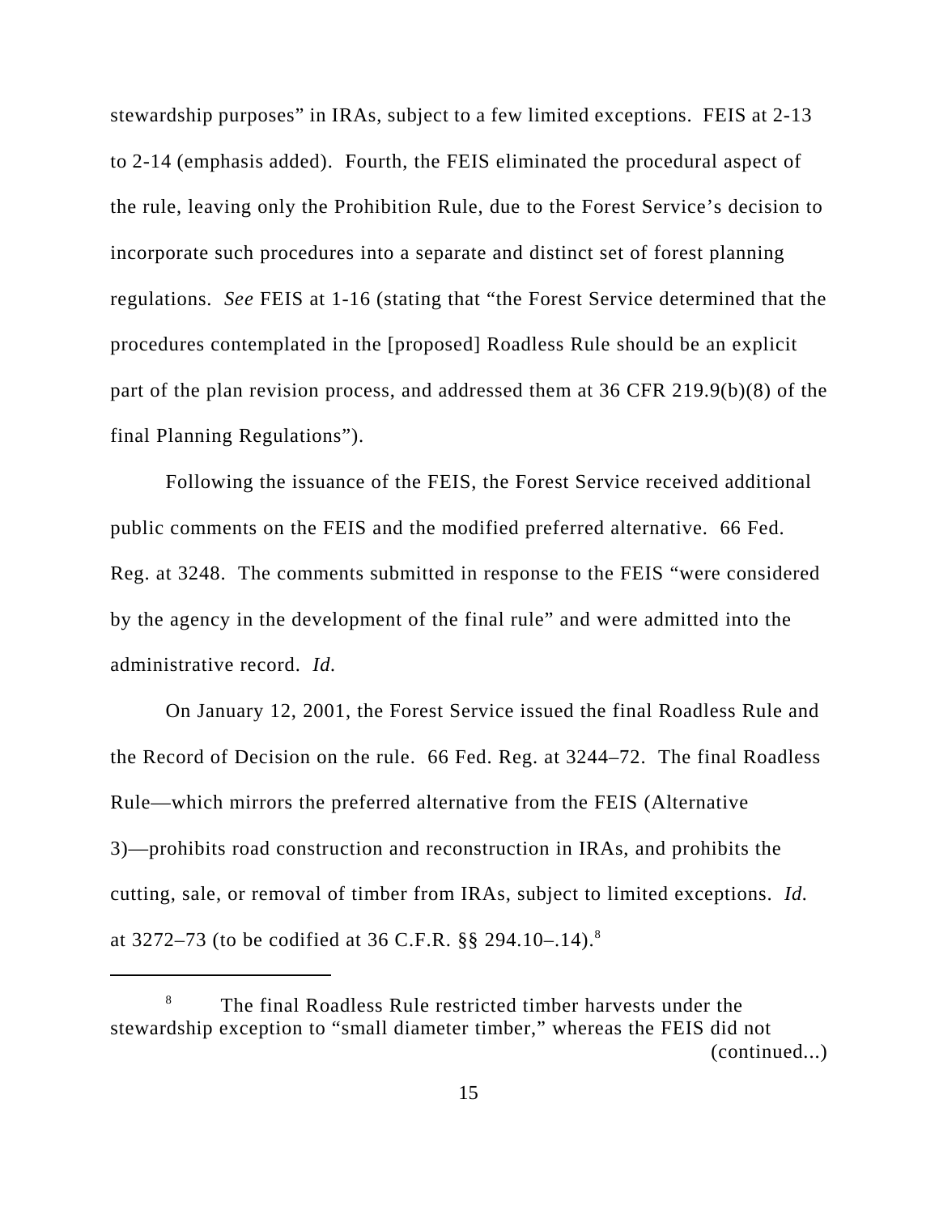stewardship purposes" in IRAs, subject to a few limited exceptions. FEIS at 2-13 to 2-14 (emphasis added). Fourth, the FEIS eliminated the procedural aspect of the rule, leaving only the Prohibition Rule, due to the Forest Service's decision to incorporate such procedures into a separate and distinct set of forest planning regulations. *See* FEIS at 1-16 (stating that "the Forest Service determined that the procedures contemplated in the [proposed] Roadless Rule should be an explicit part of the plan revision process, and addressed them at 36 CFR 219.9(b)(8) of the final Planning Regulations").

Following the issuance of the FEIS, the Forest Service received additional public comments on the FEIS and the modified preferred alternative. 66 Fed. Reg. at 3248. The comments submitted in response to the FEIS "were considered by the agency in the development of the final rule" and were admitted into the administrative record. *Id.*

On January 12, 2001, the Forest Service issued the final Roadless Rule and the Record of Decision on the rule. 66 Fed. Reg. at 3244–72. The final Roadless Rule—which mirrors the preferred alternative from the FEIS (Alternative 3)—prohibits road construction and reconstruction in IRAs, and prohibits the cutting, sale, or removal of timber from IRAs, subject to limited exceptions. *Id.* at 3272–73 (to be codified at 36 C.F.R. §§ 294.10–.14).[8]

[8] The final Roadless Rule restricted timber harvests under the stewardship exception to "small diameter timber," whereas the FEIS did not (continued...)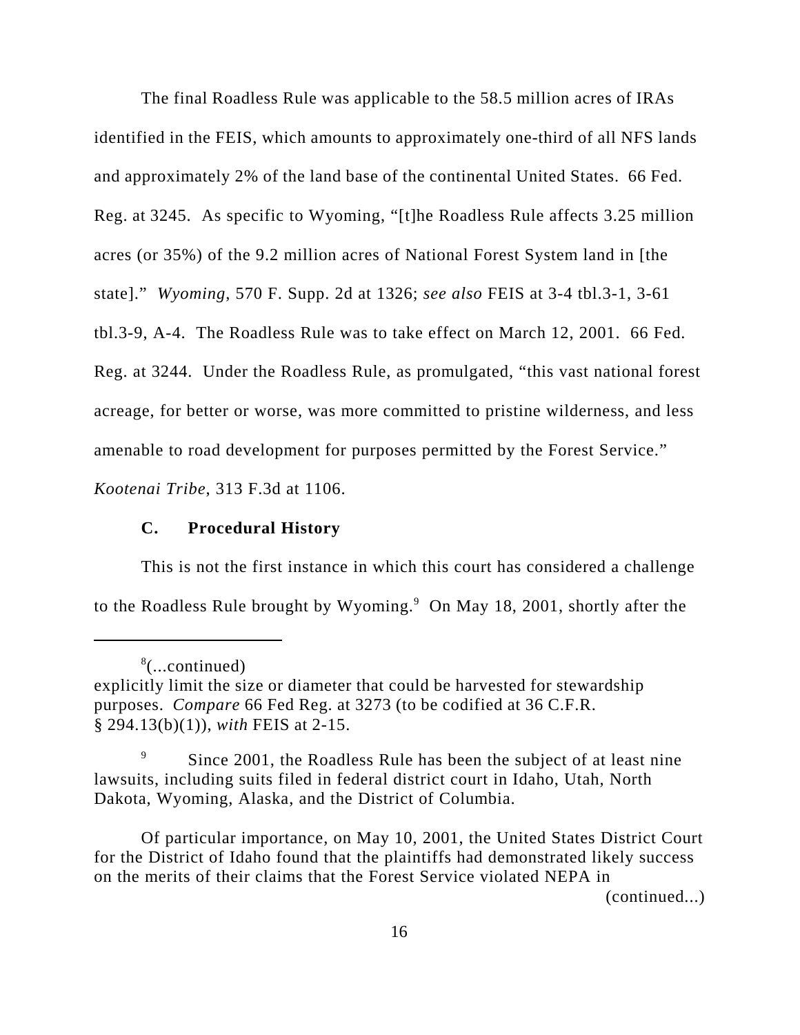The final Roadless Rule was applicable to the 58.5 million acres of IRAs identified in the FEIS, which amounts to approximately one-third of all NFS lands and approximately 2% of the land base of the continental United States. 66 Fed. Reg. at 3245. As specific to Wyoming, "[t]he Roadless Rule affects 3.25 million acres (or 35%) of the 9.2 million acres of National Forest System land in [the state]." *Wyoming*, 570 F. Supp. 2d at 1326; *see also* FEIS at 3-4 tbl.3-1, 3-61 tbl.3-9, A-4. The Roadless Rule was to take effect on March 12, 2001. 66 Fed. Reg. at 3244. Under the Roadless Rule, as promulgated, "this vast national forest acreage, for better or worse, was more committed to pristine wilderness, and less amenable to road development for purposes permitted by the Forest Service." *Kootenai Tribe*, 313 F.3d at 1106.

### C. Procedural History

This is not the first instance in which this court has considered a challenge to the Roadless Rule brought by Wyoming.[9] On May 18, 2001, shortly after the

---

[8](...continued)
explicitly limit the size or diameter that could be harvested for stewardship purposes. *Compare* 66 Fed Reg. at 3273 (to be codified at 36 C.F.R. § 294.13(b)(1)), *with* FEIS at 2-15.

[9] Since 2001, the Roadless Rule has been the subject of at least nine lawsuits, including suits filed in federal district court in Idaho, Utah, North Dakota, Wyoming, Alaska, and the District of Columbia.

Of particular importance, on May 10, 2001, the United States District Court for the District of Idaho found that the plaintiffs had demonstrated likely success on the merits of their claims that the Forest Service violated NEPA in (continued...)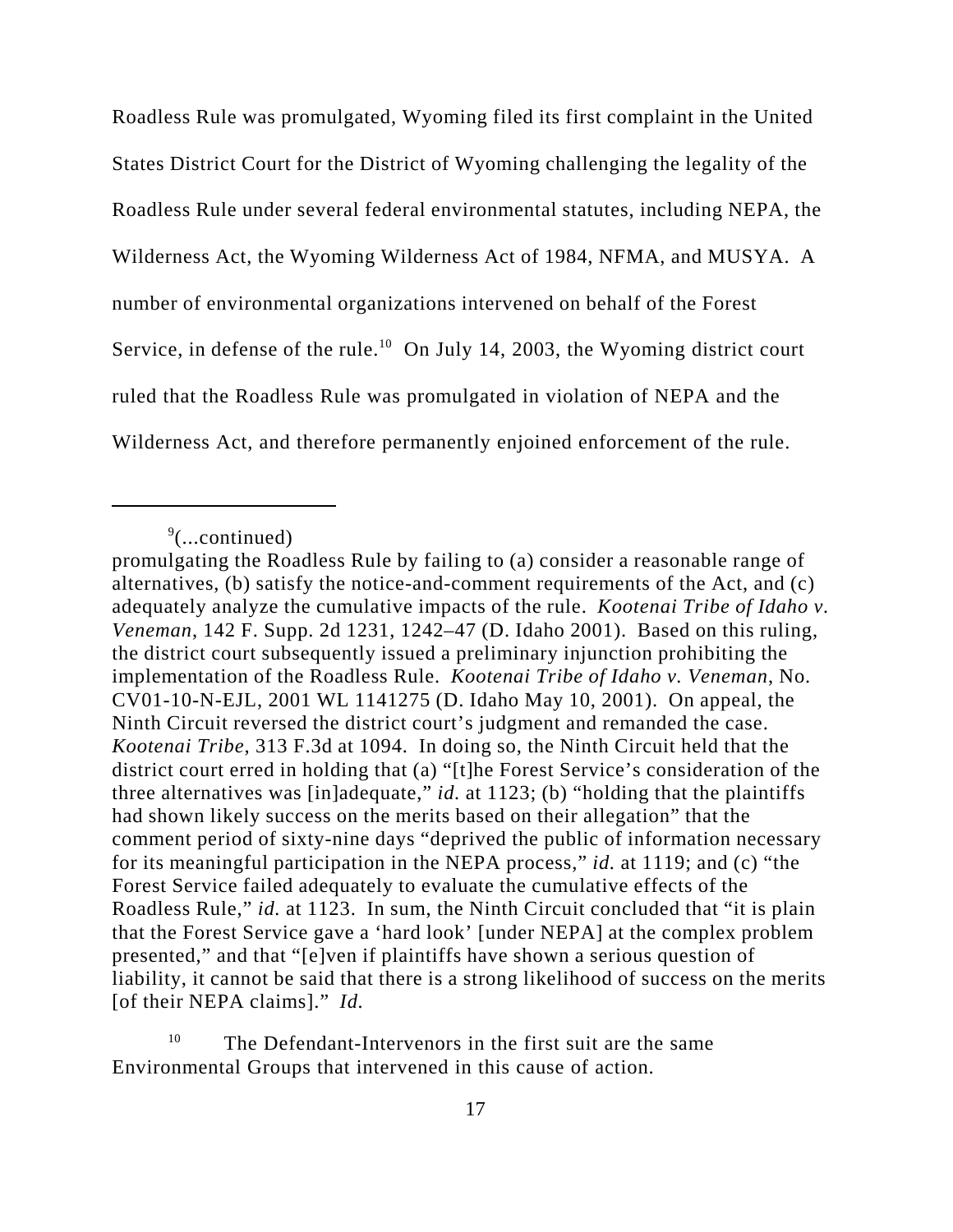Roadless Rule was promulgated, Wyoming filed its first complaint in the United States District Court for the District of Wyoming challenging the legality of the Roadless Rule under several federal environmental statutes, including NEPA, the Wilderness Act, the Wyoming Wilderness Act of 1984, NFMA, and MUSYA. A number of environmental organizations intervened on behalf of the Forest Service, in defense of the rule.[10] On July 14, 2003, the Wyoming district court ruled that the Roadless Rule was promulgated in violation of NEPA and the Wilderness Act, and therefore permanently enjoined enforcement of the rule.

---

[9](...continued)
promulgating the Roadless Rule by failing to (a) consider a reasonable range of alternatives, (b) satisfy the notice-and-comment requirements of the Act, and (c) adequately analyze the cumulative impacts of the rule. *Kootenai Tribe of Idaho v. Veneman*, 142 F. Supp. 2d 1231, 1242–47 (D. Idaho 2001). Based on this ruling, the district court subsequently issued a preliminary injunction prohibiting the implementation of the Roadless Rule. *Kootenai Tribe of Idaho v. Veneman*, No. CV01-10-N-EJL, 2001 WL 1141275 (D. Idaho May 10, 2001). On appeal, the Ninth Circuit reversed the district court's judgment and remanded the case. *Kootenai Tribe*, 313 F.3d at 1094. In doing so, the Ninth Circuit held that the district court erred in holding that (a) "[t]he Forest Service's consideration of the three alternatives was [in]adequate," *id.* at 1123; (b) "holding that the plaintiffs had shown likely success on the merits based on their allegation" that the comment period of sixty-nine days "deprived the public of information necessary for its meaningful participation in the NEPA process," *id.* at 1119; and (c) "the Forest Service failed adequately to evaluate the cumulative effects of the Roadless Rule," *id.* at 1123. In sum, the Ninth Circuit concluded that "it is plain that the Forest Service gave a 'hard look' [under NEPA] at the complex problem presented," and that "[e]ven if plaintiffs have shown a serious question of liability, it cannot be said that there is a strong likelihood of success on the merits [of their NEPA claims]." *Id.*

[10] The Defendant-Intervenors in the first suit are the same Environmental Groups that intervened in this cause of action.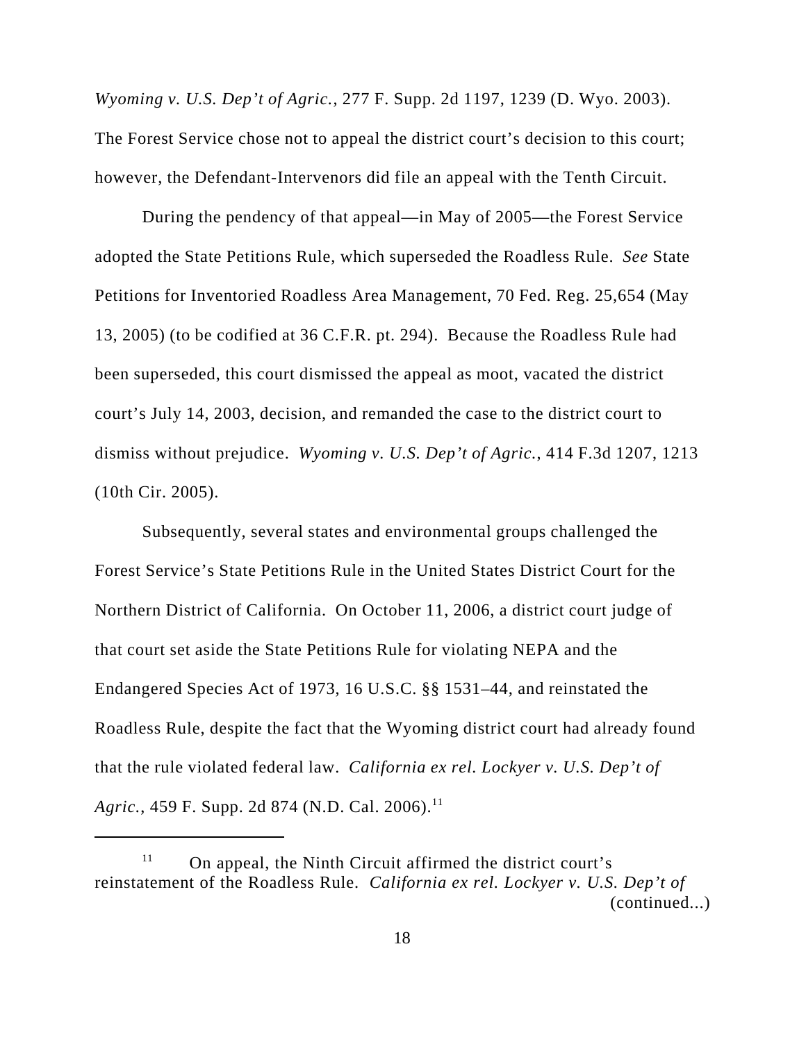*Wyoming v. U.S. Dep't of Agric.*, 277 F. Supp. 2d 1197, 1239 (D. Wyo. 2003). The Forest Service chose not to appeal the district court's decision to this court; however, the Defendant-Intervenors did file an appeal with the Tenth Circuit.

During the pendency of that appeal—in May of 2005—the Forest Service adopted the State Petitions Rule, which superseded the Roadless Rule. *See* State Petitions for Inventoried Roadless Area Management, 70 Fed. Reg. 25,654 (May 13, 2005) (to be codified at 36 C.F.R. pt. 294). Because the Roadless Rule had been superseded, this court dismissed the appeal as moot, vacated the district court's July 14, 2003, decision, and remanded the case to the district court to dismiss without prejudice. *Wyoming v. U.S. Dep't of Agric.*, 414 F.3d 1207, 1213 (10th Cir. 2005).

Subsequently, several states and environmental groups challenged the Forest Service's State Petitions Rule in the United States District Court for the Northern District of California. On October 11, 2006, a district court judge of that court set aside the State Petitions Rule for violating NEPA and the Endangered Species Act of 1973, 16 U.S.C. §§ 1531–44, and reinstated the Roadless Rule, despite the fact that the Wyoming district court had already found that the rule violated federal law. *California ex rel. Lockyer v. U.S. Dep't of Agric.*, 459 F. Supp. 2d 874 (N.D. Cal. 2006).[11]

[11] On appeal, the Ninth Circuit affirmed the district court's reinstatement of the Roadless Rule. *California ex rel. Lockyer v. U.S. Dep't of* (continued...)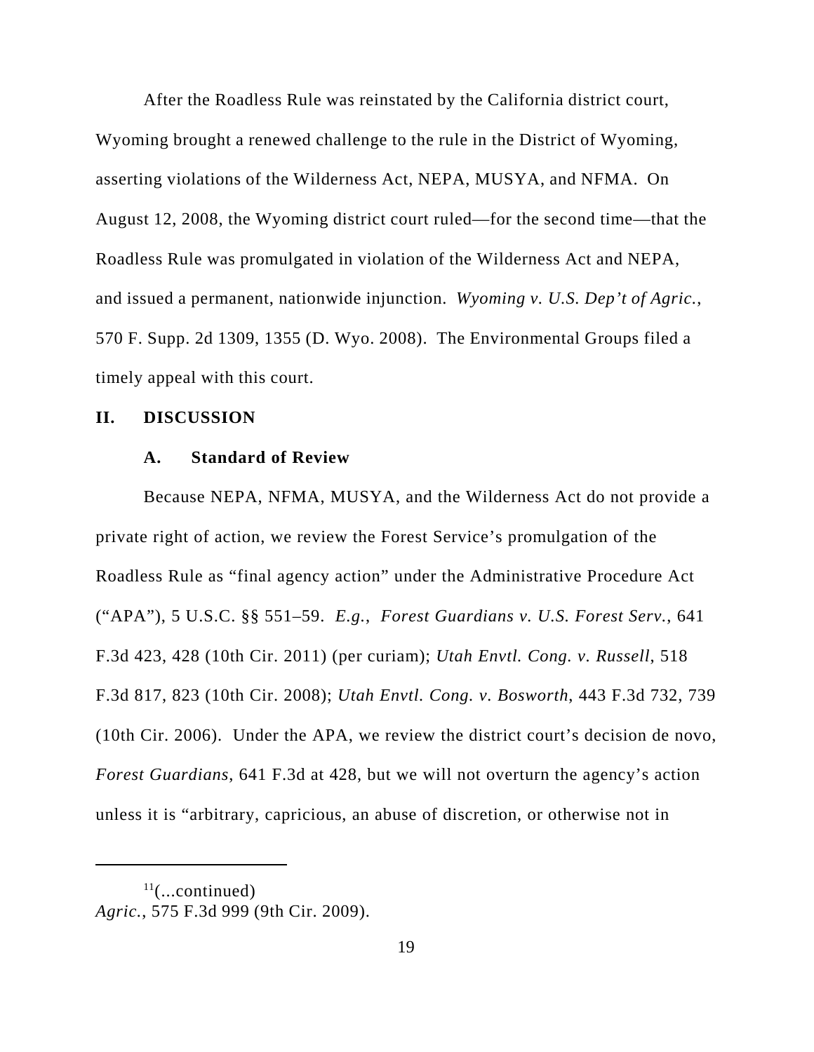After the Roadless Rule was reinstated by the California district court, Wyoming brought a renewed challenge to the rule in the District of Wyoming, asserting violations of the Wilderness Act, NEPA, MUSYA, and NFMA. On August 12, 2008, the Wyoming district court ruled—for the second time—that the Roadless Rule was promulgated in violation of the Wilderness Act and NEPA, and issued a permanent, nationwide injunction. *Wyoming v. U.S. Dep't of Agric.*, 570 F. Supp. 2d 1309, 1355 (D. Wyo. 2008). The Environmental Groups filed a timely appeal with this court.

## II. DISCUSSION

### A. Standard of Review

Because NEPA, NFMA, MUSYA, and the Wilderness Act do not provide a private right of action, we review the Forest Service's promulgation of the Roadless Rule as "final agency action" under the Administrative Procedure Act ("APA"), 5 U.S.C. §§ 551–59. *E.g.*, *Forest Guardians v. U.S. Forest Serv.*, 641 F.3d 423, 428 (10th Cir. 2011) (per curiam); *Utah Envtl. Cong. v. Russell*, 518 F.3d 817, 823 (10th Cir. 2008); *Utah Envtl. Cong. v. Bosworth*, 443 F.3d 732, 739 (10th Cir. 2006). Under the APA, we review the district court's decision de novo, *Forest Guardians*, 641 F.3d at 428, but we will not overturn the agency's action unless it is "arbitrary, capricious, an abuse of discretion, or otherwise not in

---

[11](...continued)
*Agric.*, 575 F.3d 999 (9th Cir. 2009).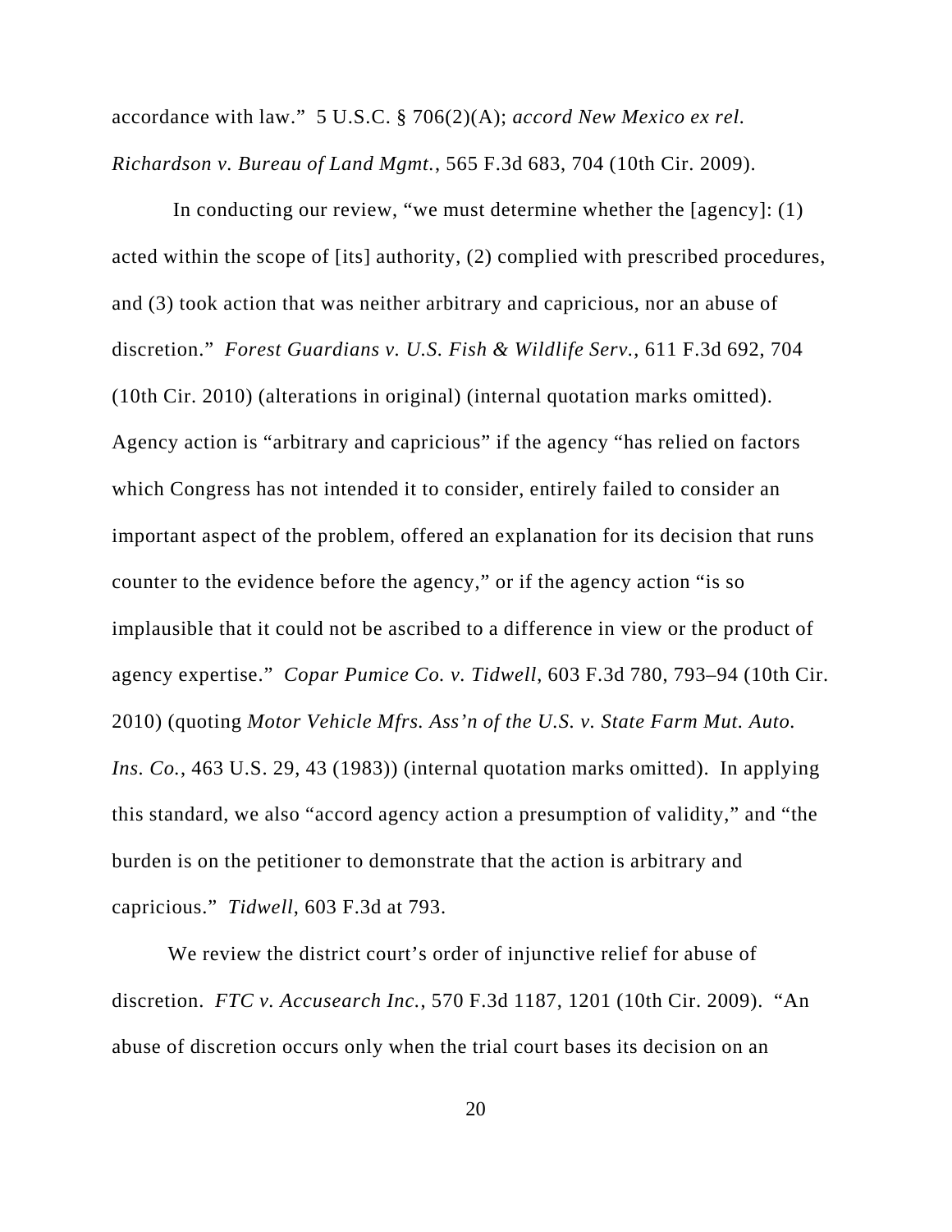accordance with law." 5 U.S.C. § 706(2)(A); *accord New Mexico ex rel. Richardson v. Bureau of Land Mgmt.*, 565 F.3d 683, 704 (10th Cir. 2009).

In conducting our review, "we must determine whether the [agency]: (1) acted within the scope of [its] authority, (2) complied with prescribed procedures, and (3) took action that was neither arbitrary and capricious, nor an abuse of discretion." *Forest Guardians v. U.S. Fish & Wildlife Serv.*, 611 F.3d 692, 704 (10th Cir. 2010) (alterations in original) (internal quotation marks omitted). Agency action is "arbitrary and capricious" if the agency "has relied on factors which Congress has not intended it to consider, entirely failed to consider an important aspect of the problem, offered an explanation for its decision that runs counter to the evidence before the agency," or if the agency action "is so implausible that it could not be ascribed to a difference in view or the product of agency expertise." *Copar Pumice Co. v. Tidwell*, 603 F.3d 780, 793–94 (10th Cir. 2010) (quoting *Motor Vehicle Mfrs. Ass'n of the U.S. v. State Farm Mut. Auto. Ins. Co.*, 463 U.S. 29, 43 (1983)) (internal quotation marks omitted). In applying this standard, we also "accord agency action a presumption of validity," and "the burden is on the petitioner to demonstrate that the action is arbitrary and capricious." *Tidwell*, 603 F.3d at 793.

We review the district court's order of injunctive relief for abuse of discretion. *FTC v. Accusearch Inc.*, 570 F.3d 1187, 1201 (10th Cir. 2009). "An abuse of discretion occurs only when the trial court bases its decision on an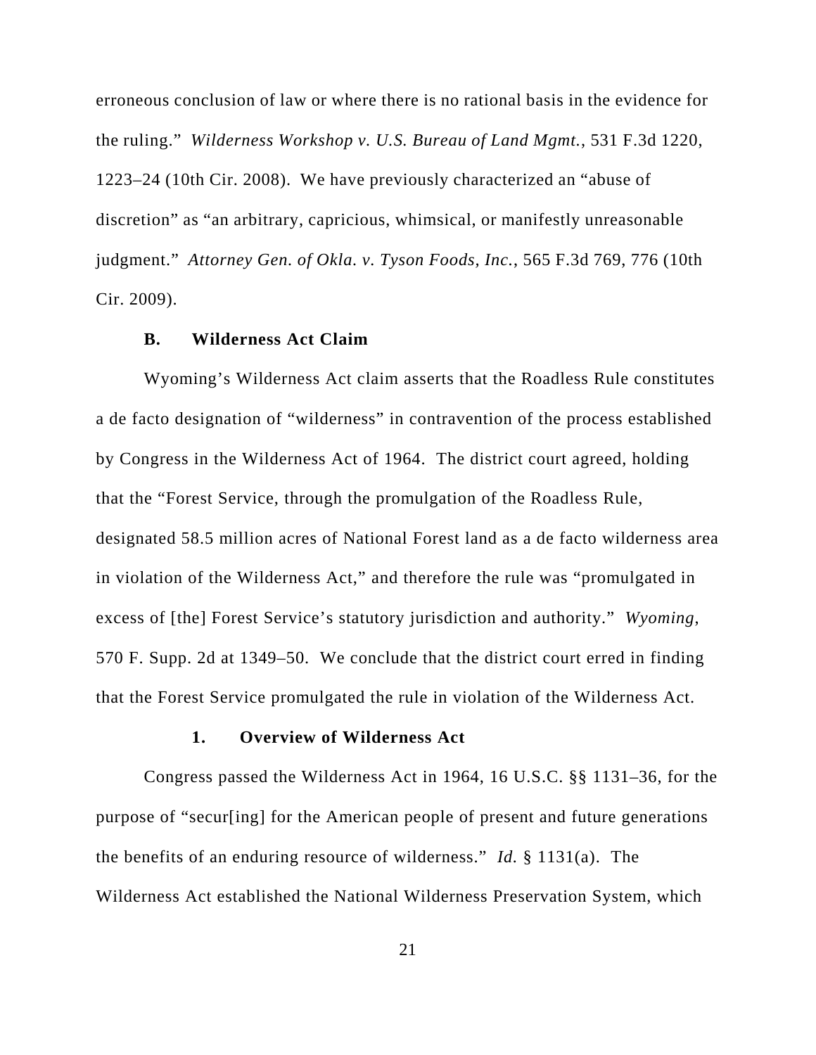erroneous conclusion of law or where there is no rational basis in the evidence for the ruling." *Wilderness Workshop v. U.S. Bureau of Land Mgmt.*, 531 F.3d 1220, 1223–24 (10th Cir. 2008). We have previously characterized an "abuse of discretion" as "an arbitrary, capricious, whimsical, or manifestly unreasonable judgment." *Attorney Gen. of Okla. v. Tyson Foods, Inc.*, 565 F.3d 769, 776 (10th Cir. 2009).

### B. Wilderness Act Claim

Wyoming's Wilderness Act claim asserts that the Roadless Rule constitutes a de facto designation of "wilderness" in contravention of the process established by Congress in the Wilderness Act of 1964. The district court agreed, holding that the "Forest Service, through the promulgation of the Roadless Rule, designated 58.5 million acres of National Forest land as a de facto wilderness area in violation of the Wilderness Act," and therefore the rule was "promulgated in excess of [the] Forest Service's statutory jurisdiction and authority." *Wyoming*, 570 F. Supp. 2d at 1349–50. We conclude that the district court erred in finding that the Forest Service promulgated the rule in violation of the Wilderness Act.

#### 1. Overview of Wilderness Act

Congress passed the Wilderness Act in 1964, 16 U.S.C. §§ 1131–36, for the purpose of "secur[ing] for the American people of present and future generations the benefits of an enduring resource of wilderness." *Id.* § 1131(a). The Wilderness Act established the National Wilderness Preservation System, which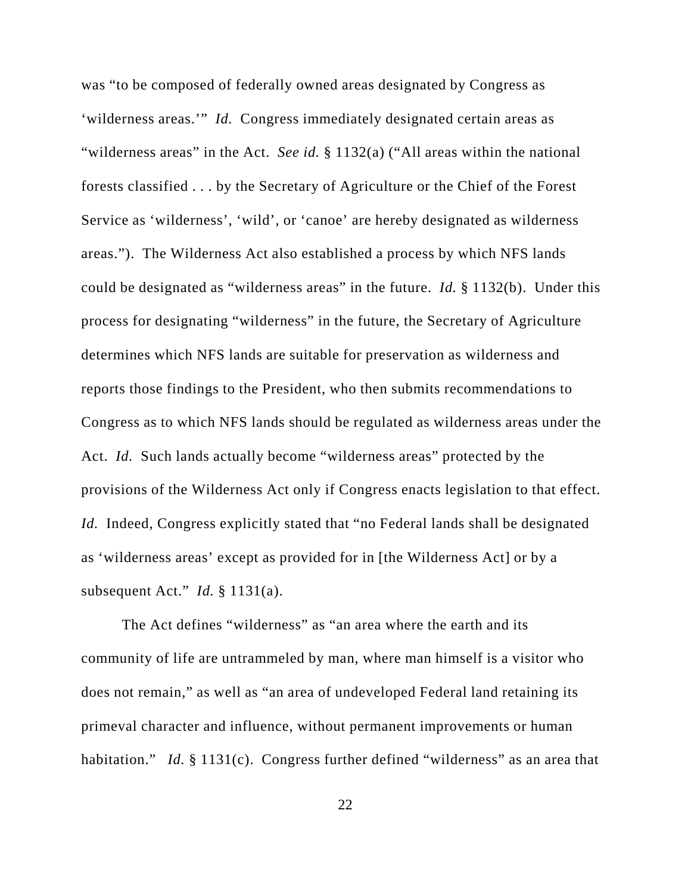was "to be composed of federally owned areas designated by Congress as 'wilderness areas.'" *Id.* Congress immediately designated certain areas as "wilderness areas" in the Act. *See id.* § 1132(a) ("All areas within the national forests classified . . . by the Secretary of Agriculture or the Chief of the Forest Service as 'wilderness', 'wild', or 'canoe' are hereby designated as wilderness areas."). The Wilderness Act also established a process by which NFS lands could be designated as "wilderness areas" in the future. *Id.* § 1132(b). Under this process for designating "wilderness" in the future, the Secretary of Agriculture determines which NFS lands are suitable for preservation as wilderness and reports those findings to the President, who then submits recommendations to Congress as to which NFS lands should be regulated as wilderness areas under the Act. *Id.* Such lands actually become "wilderness areas" protected by the provisions of the Wilderness Act only if Congress enacts legislation to that effect. *Id.* Indeed, Congress explicitly stated that "no Federal lands shall be designated as 'wilderness areas' except as provided for in [the Wilderness Act] or by a subsequent Act." *Id.* § 1131(a).

The Act defines "wilderness" as "an area where the earth and its community of life are untrammeled by man, where man himself is a visitor who does not remain," as well as "an area of undeveloped Federal land retaining its primeval character and influence, without permanent improvements or human habitation." *Id.* § 1131(c). Congress further defined "wilderness" as an area that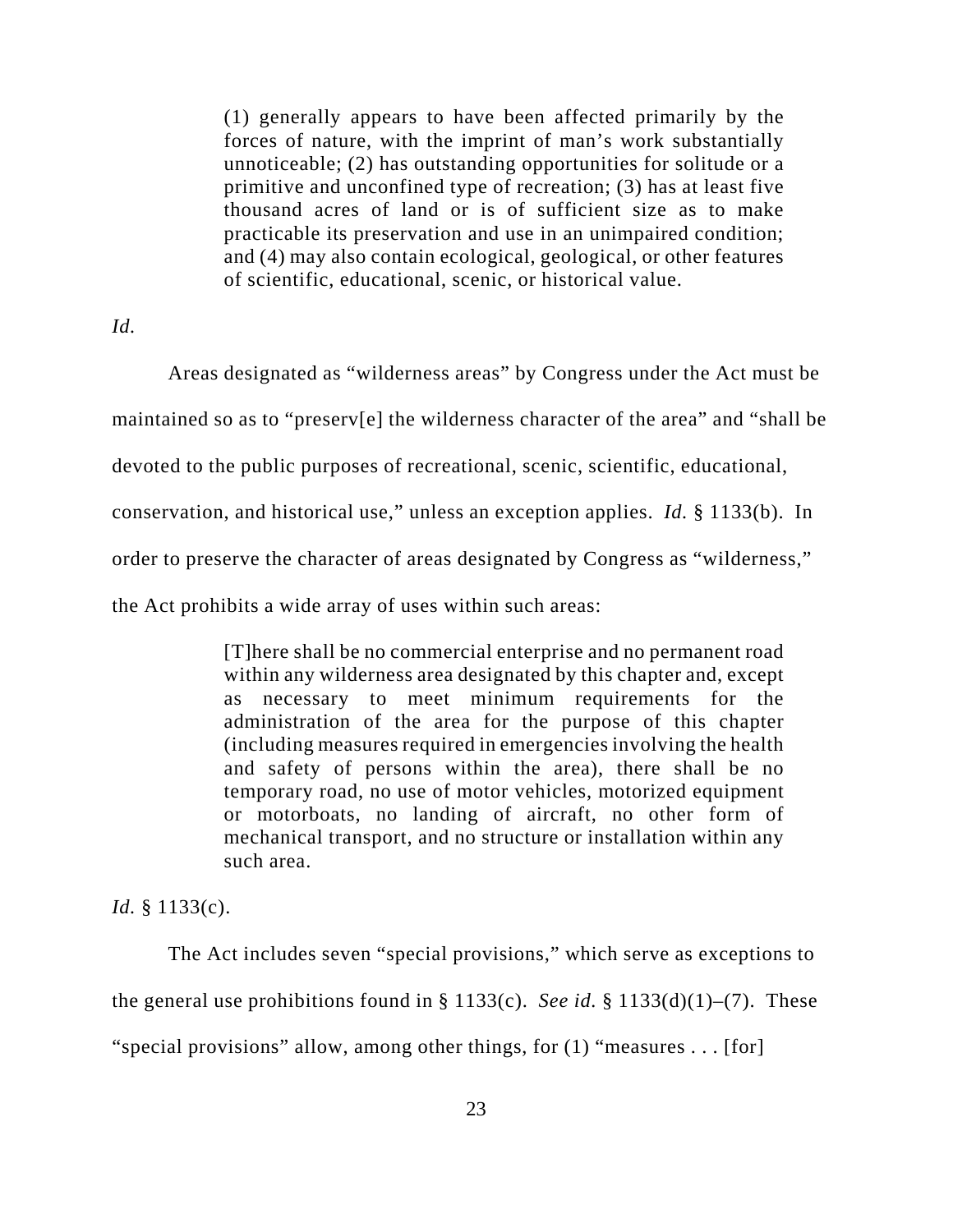> (1) generally appears to have been affected primarily by the forces of nature, with the imprint of man's work substantially unnoticeable; (2) has outstanding opportunities for solitude or a primitive and unconfined type of recreation; (3) has at least five thousand acres of land or is of sufficient size as to make practicable its preservation and use in an unimpaired condition; and (4) may also contain ecological, geological, or other features of scientific, educational, scenic, or historical value.

*Id.*

Areas designated as "wilderness areas" by Congress under the Act must be maintained so as to "preserv[e] the wilderness character of the area" and "shall be devoted to the public purposes of recreational, scenic, scientific, educational, conservation, and historical use," unless an exception applies. *Id.* § 1133(b). In order to preserve the character of areas designated by Congress as "wilderness," the Act prohibits a wide array of uses within such areas:

> [T]here shall be no commercial enterprise and no permanent road within any wilderness area designated by this chapter and, except as necessary to meet minimum requirements for the administration of the area for the purpose of this chapter (including measures required in emergencies involving the health and safety of persons within the area), there shall be no temporary road, no use of motor vehicles, motorized equipment or motorboats, no landing of aircraft, no other form of mechanical transport, and no structure or installation within any such area.

*Id.* § 1133(c).

The Act includes seven "special provisions," which serve as exceptions to the general use prohibitions found in § 1133(c). *See id.* § 1133(d)(1)–(7). These "special provisions" allow, among other things, for (1) "measures . . . [for]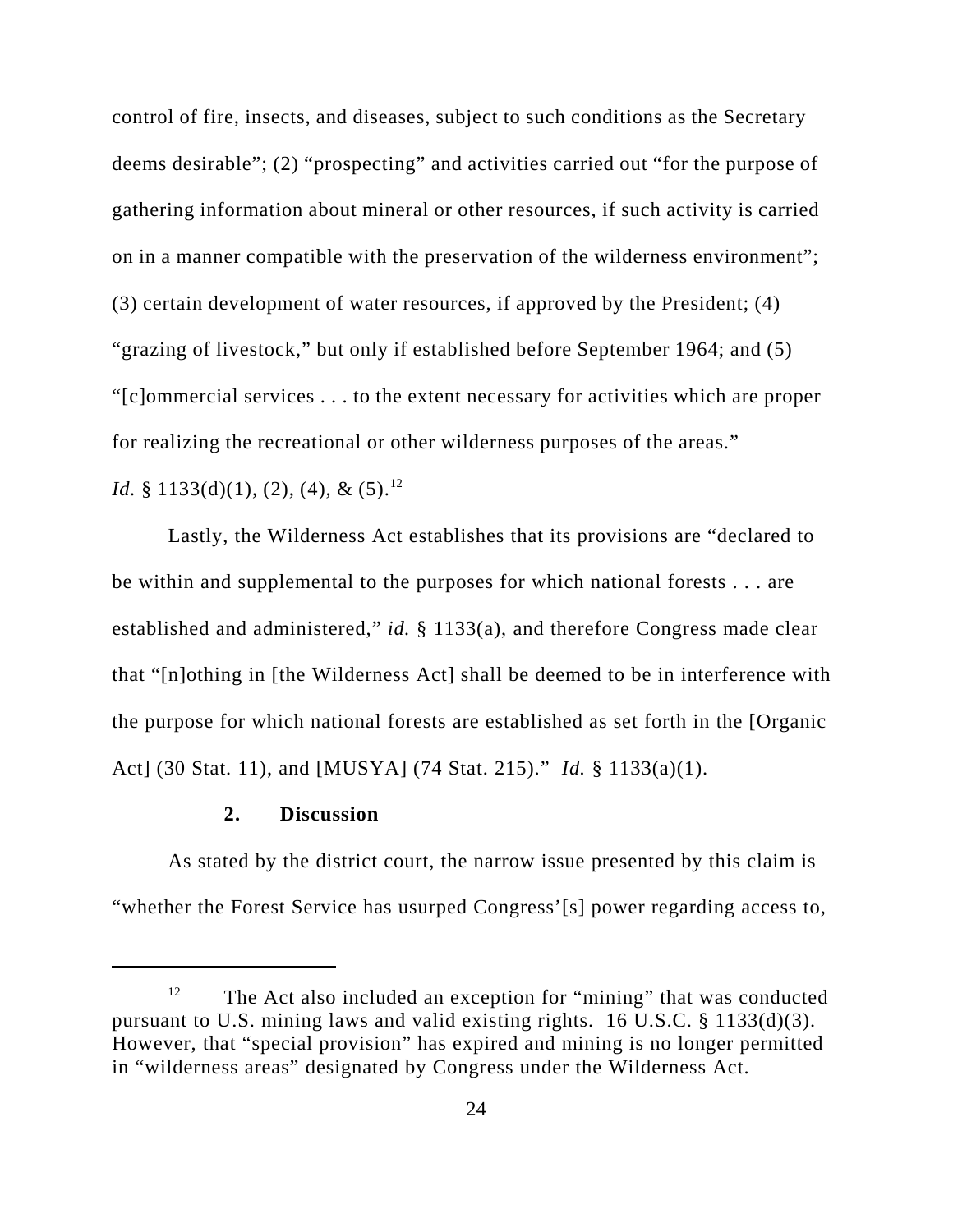control of fire, insects, and diseases, subject to such conditions as the Secretary deems desirable"; (2) "prospecting" and activities carried out "for the purpose of gathering information about mineral or other resources, if such activity is carried on in a manner compatible with the preservation of the wilderness environment"; (3) certain development of water resources, if approved by the President; (4) "grazing of livestock," but only if established before September 1964; and (5) "[c]ommercial services . . . to the extent necessary for activities which are proper for realizing the recreational or other wilderness purposes of the areas." *Id.* § 1133(d)(1), (2), (4), & (5).[12]

Lastly, the Wilderness Act establishes that its provisions are "declared to be within and supplemental to the purposes for which national forests . . . are established and administered," *id.* § 1133(a), and therefore Congress made clear that "[n]othing in [the Wilderness Act] shall be deemed to be in interference with the purpose for which national forests are established as set forth in the [Organic Act] (30 Stat. 11), and [MUSYA] (74 Stat. 215)." *Id.* § 1133(a)(1).

### 2. Discussion

As stated by the district court, the narrow issue presented by this claim is "whether the Forest Service has usurped Congress'[s] power regarding access to,

---

[12] The Act also included an exception for "mining" that was conducted pursuant to U.S. mining laws and valid existing rights. 16 U.S.C. § 1133(d)(3). However, that "special provision" has expired and mining is no longer permitted in "wilderness areas" designated by Congress under the Wilderness Act.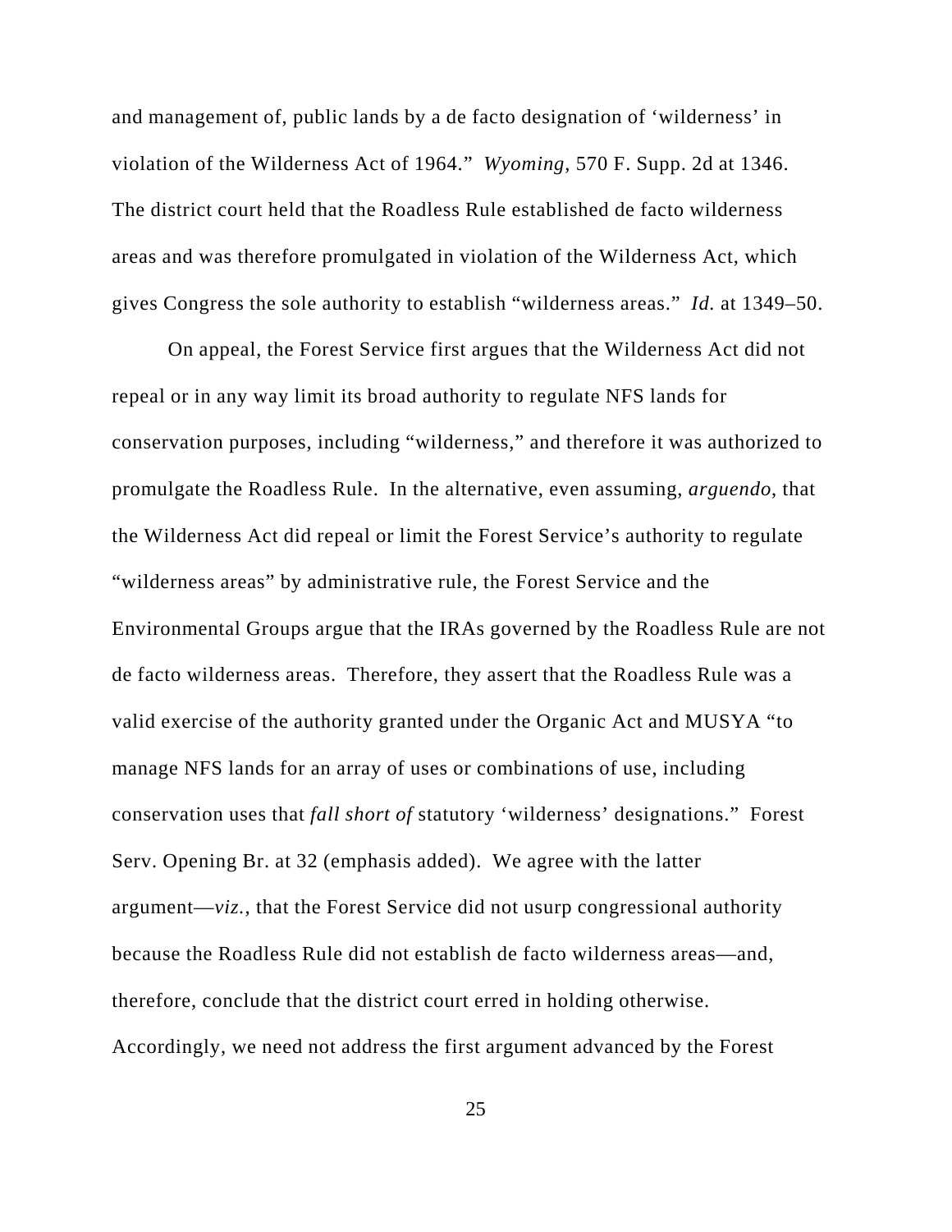and management of, public lands by a de facto designation of 'wilderness' in violation of the Wilderness Act of 1964." *Wyoming*, 570 F. Supp. 2d at 1346. The district court held that the Roadless Rule established de facto wilderness areas and was therefore promulgated in violation of the Wilderness Act, which gives Congress the sole authority to establish "wilderness areas." *Id.* at 1349–50.

On appeal, the Forest Service first argues that the Wilderness Act did not repeal or in any way limit its broad authority to regulate NFS lands for conservation purposes, including "wilderness," and therefore it was authorized to promulgate the Roadless Rule. In the alternative, even assuming, *arguendo*, that the Wilderness Act did repeal or limit the Forest Service's authority to regulate "wilderness areas" by administrative rule, the Forest Service and the Environmental Groups argue that the IRAs governed by the Roadless Rule are not de facto wilderness areas. Therefore, they assert that the Roadless Rule was a valid exercise of the authority granted under the Organic Act and MUSYA "to manage NFS lands for an array of uses or combinations of use, including conservation uses that *fall short of* statutory 'wilderness' designations." Forest Serv. Opening Br. at 32 (emphasis added). We agree with the latter argument—*viz.*, that the Forest Service did not usurp congressional authority because the Roadless Rule did not establish de facto wilderness areas—and, therefore, conclude that the district court erred in holding otherwise. Accordingly, we need not address the first argument advanced by the Forest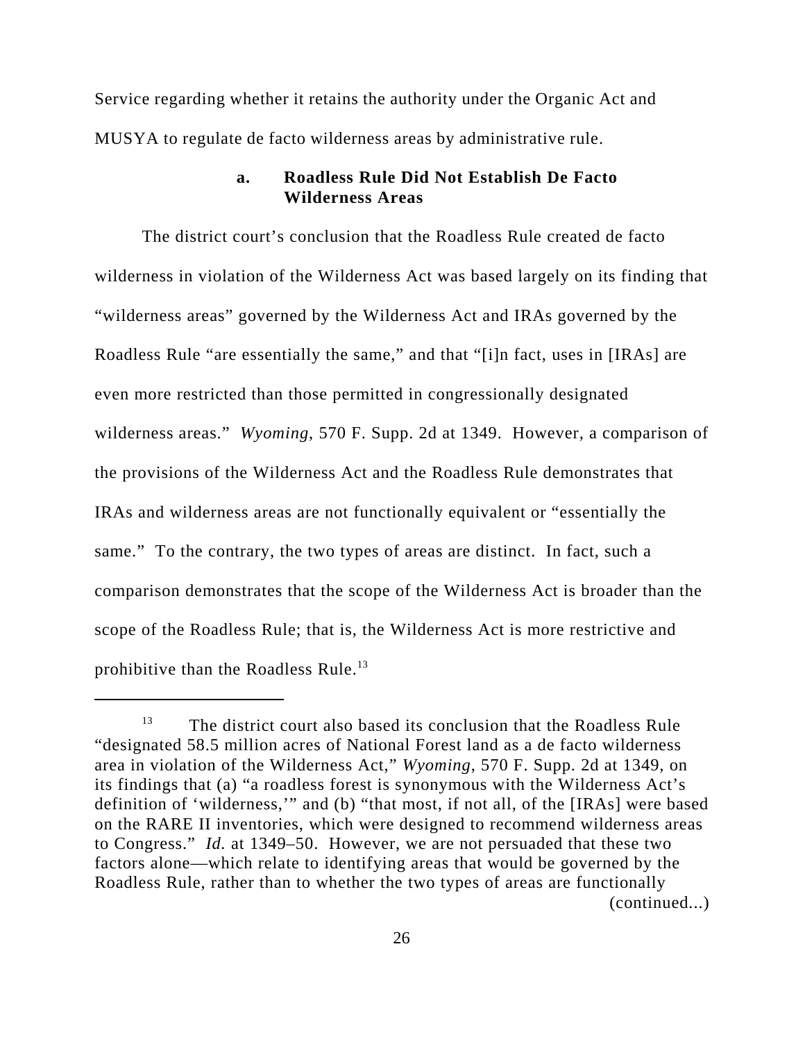Service regarding whether it retains the authority under the Organic Act and MUSYA to regulate de facto wilderness areas by administrative rule.

### a. Roadless Rule Did Not Establish De Facto Wilderness Areas

The district court's conclusion that the Roadless Rule created de facto wilderness in violation of the Wilderness Act was based largely on its finding that "wilderness areas" governed by the Wilderness Act and IRAs governed by the Roadless Rule "are essentially the same," and that "[i]n fact, uses in [IRAs] are even more restricted than those permitted in congressionally designated wilderness areas." *Wyoming*, 570 F. Supp. 2d at 1349. However, a comparison of the provisions of the Wilderness Act and the Roadless Rule demonstrates that IRAs and wilderness areas are not functionally equivalent or "essentially the same." To the contrary, the two types of areas are distinct. In fact, such a comparison demonstrates that the scope of the Wilderness Act is broader than the scope of the Roadless Rule; that is, the Wilderness Act is more restrictive and prohibitive than the Roadless Rule.[13]

---

[13] The district court also based its conclusion that the Roadless Rule "designated 58.5 million acres of National Forest land as a de facto wilderness area in violation of the Wilderness Act," *Wyoming*, 570 F. Supp. 2d at 1349, on its findings that (a) "a roadless forest is synonymous with the Wilderness Act's definition of 'wilderness,'" and (b) "that most, if not all, of the [IRAs] were based on the RARE II inventories, which were designed to recommend wilderness areas to Congress." *Id.* at 1349–50. However, we are not persuaded that these two factors alone—which relate to identifying areas that would be governed by the Roadless Rule, rather than to whether the two types of areas are functionally (continued...)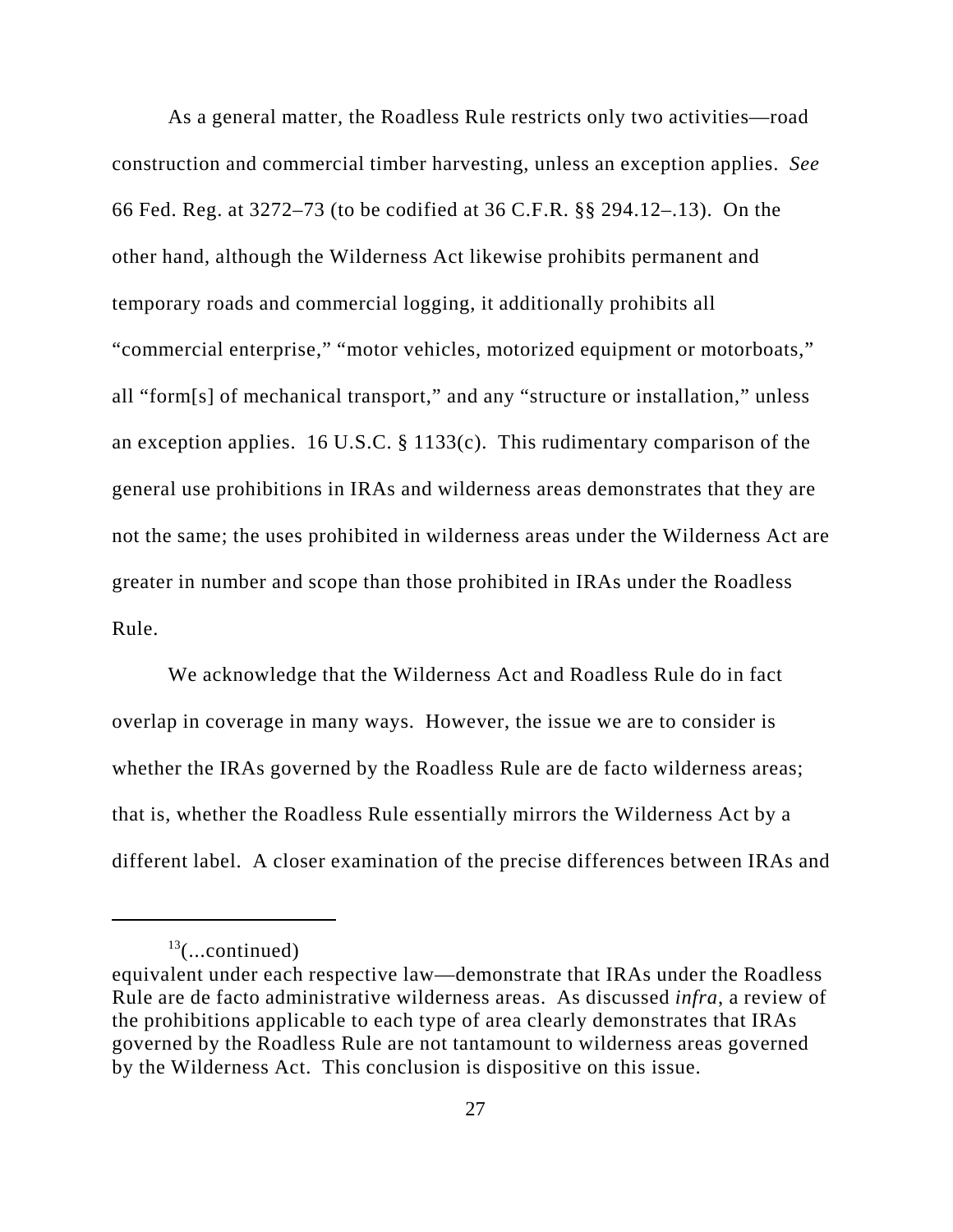As a general matter, the Roadless Rule restricts only two activities—road construction and commercial timber harvesting, unless an exception applies. *See* 66 Fed. Reg. at 3272–73 (to be codified at 36 C.F.R. §§ 294.12–.13). On the other hand, although the Wilderness Act likewise prohibits permanent and temporary roads and commercial logging, it additionally prohibits all "commercial enterprise," "motor vehicles, motorized equipment or motorboats," all "form[s] of mechanical transport," and any "structure or installation," unless an exception applies. 16 U.S.C. § 1133(c). This rudimentary comparison of the general use prohibitions in IRAs and wilderness areas demonstrates that they are not the same; the uses prohibited in wilderness areas under the Wilderness Act are greater in number and scope than those prohibited in IRAs under the Roadless Rule.

We acknowledge that the Wilderness Act and Roadless Rule do in fact overlap in coverage in many ways. However, the issue we are to consider is whether the IRAs governed by the Roadless Rule are de facto wilderness areas; that is, whether the Roadless Rule essentially mirrors the Wilderness Act by a different label. A closer examination of the precise differences between IRAs and

---

[13](...continued)
equivalent under each respective law—demonstrate that IRAs under the Roadless Rule are de facto administrative wilderness areas. As discussed *infra*, a review of the prohibitions applicable to each type of area clearly demonstrates that IRAs governed by the Roadless Rule are not tantamount to wilderness areas governed by the Wilderness Act. This conclusion is dispositive on this issue.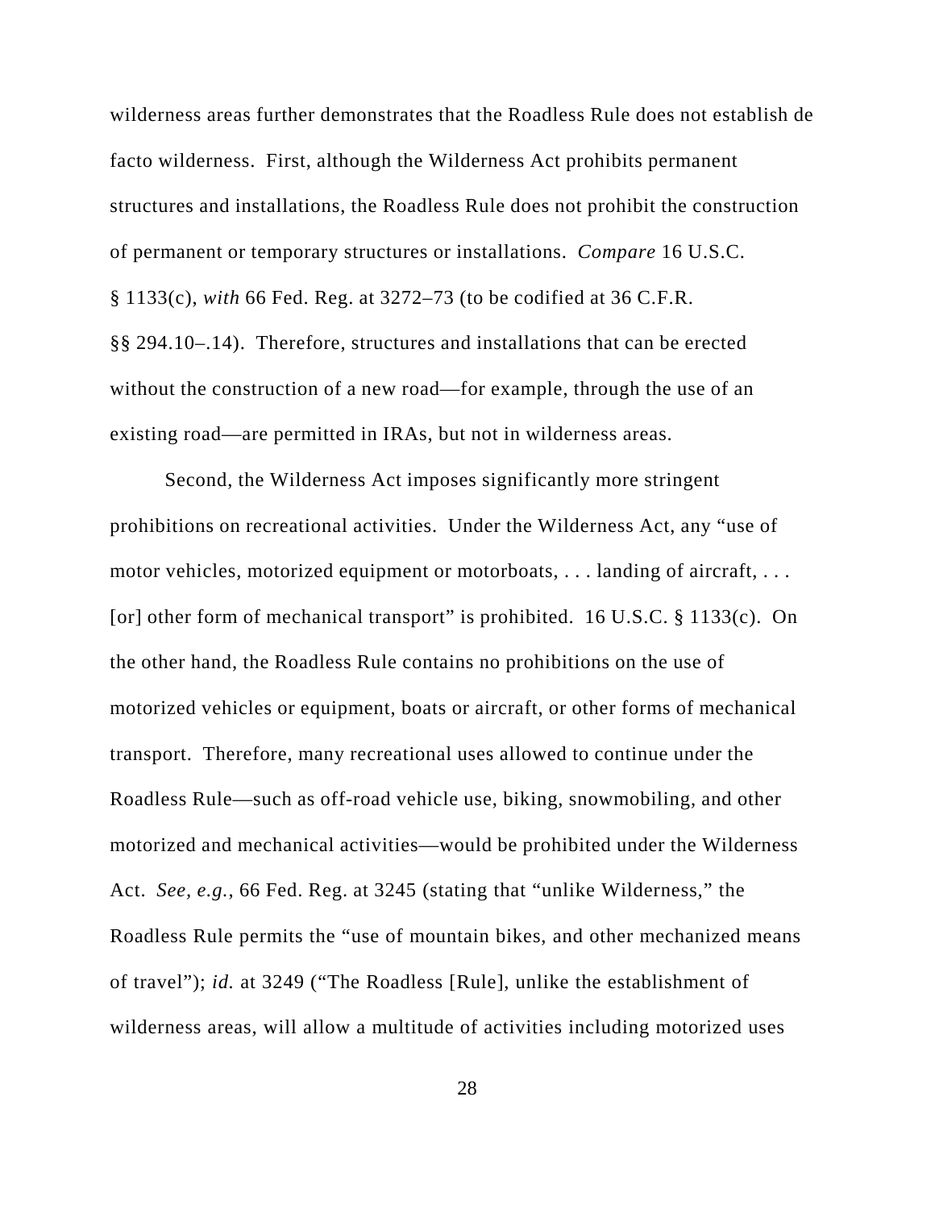wilderness areas further demonstrates that the Roadless Rule does not establish de facto wilderness. First, although the Wilderness Act prohibits permanent structures and installations, the Roadless Rule does not prohibit the construction of permanent or temporary structures or installations. *Compare* 16 U.S.C. § 1133(c), *with* 66 Fed. Reg. at 3272–73 (to be codified at 36 C.F.R. §§ 294.10–.14). Therefore, structures and installations that can be erected without the construction of a new road—for example, through the use of an existing road—are permitted in IRAs, but not in wilderness areas.

Second, the Wilderness Act imposes significantly more stringent prohibitions on recreational activities. Under the Wilderness Act, any "use of motor vehicles, motorized equipment or motorboats, . . . landing of aircraft, . . . [or] other form of mechanical transport" is prohibited. 16 U.S.C. § 1133(c). On the other hand, the Roadless Rule contains no prohibitions on the use of motorized vehicles or equipment, boats or aircraft, or other forms of mechanical transport. Therefore, many recreational uses allowed to continue under the Roadless Rule—such as off-road vehicle use, biking, snowmobiling, and other motorized and mechanical activities—would be prohibited under the Wilderness Act. *See, e.g.*, 66 Fed. Reg. at 3245 (stating that "unlike Wilderness," the Roadless Rule permits the "use of mountain bikes, and other mechanized means of travel"); *id.* at 3249 ("The Roadless [Rule], unlike the establishment of wilderness areas, will allow a multitude of activities including motorized uses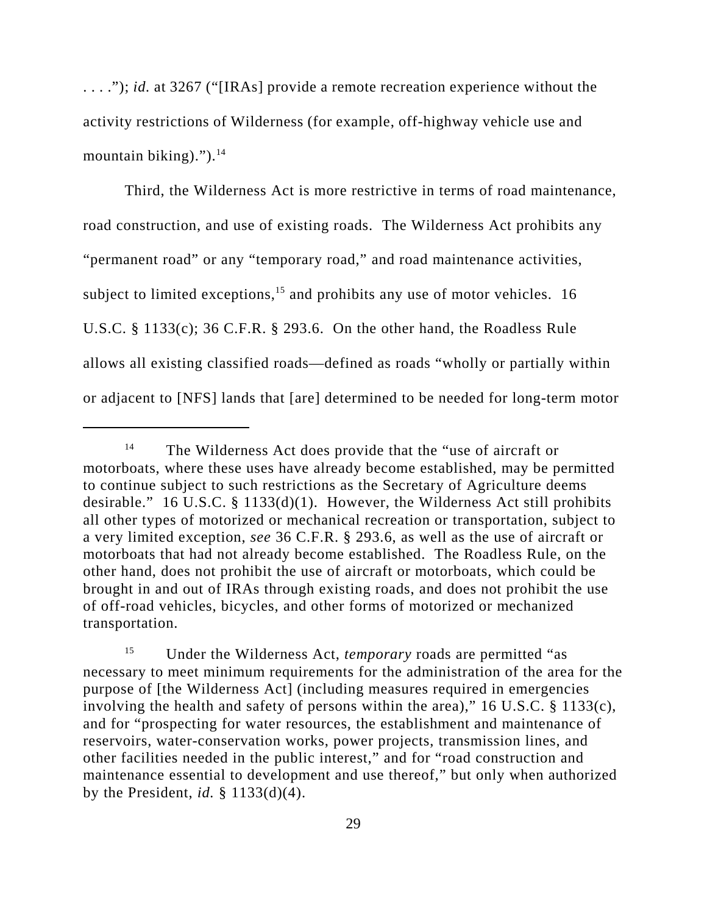. . . ."); *id.* at 3267 ("[IRAs] provide a remote recreation experience without the activity restrictions of Wilderness (for example, off-highway vehicle use and mountain biking).").[14]

Third, the Wilderness Act is more restrictive in terms of road maintenance, road construction, and use of existing roads. The Wilderness Act prohibits any "permanent road" or any "temporary road," and road maintenance activities, subject to limited exceptions,[15] and prohibits any use of motor vehicles. 16 U.S.C. § 1133(c); 36 C.F.R. § 293.6. On the other hand, the Roadless Rule allows all existing classified roads—defined as roads "wholly or partially within or adjacent to [NFS] lands that [are] determined to be needed for long-term motor

---

[14] The Wilderness Act does provide that the "use of aircraft or motorboats, where these uses have already become established, may be permitted to continue subject to such restrictions as the Secretary of Agriculture deems desirable." 16 U.S.C. § 1133(d)(1). However, the Wilderness Act still prohibits all other types of motorized or mechanical recreation or transportation, subject to a very limited exception, *see* 36 C.F.R. § 293.6, as well as the use of aircraft or motorboats that had not already become established. The Roadless Rule, on the other hand, does not prohibit the use of aircraft or motorboats, which could be brought in and out of IRAs through existing roads, and does not prohibit the use of off-road vehicles, bicycles, and other forms of motorized or mechanized transportation.

[15] Under the Wilderness Act, *temporary* roads are permitted "as necessary to meet minimum requirements for the administration of the area for the purpose of [the Wilderness Act] (including measures required in emergencies involving the health and safety of persons within the area)," 16 U.S.C. § 1133(c), and for "prospecting for water resources, the establishment and maintenance of reservoirs, water-conservation works, power projects, transmission lines, and other facilities needed in the public interest," and for "road construction and maintenance essential to development and use thereof," but only when authorized by the President, *id.* § 1133(d)(4).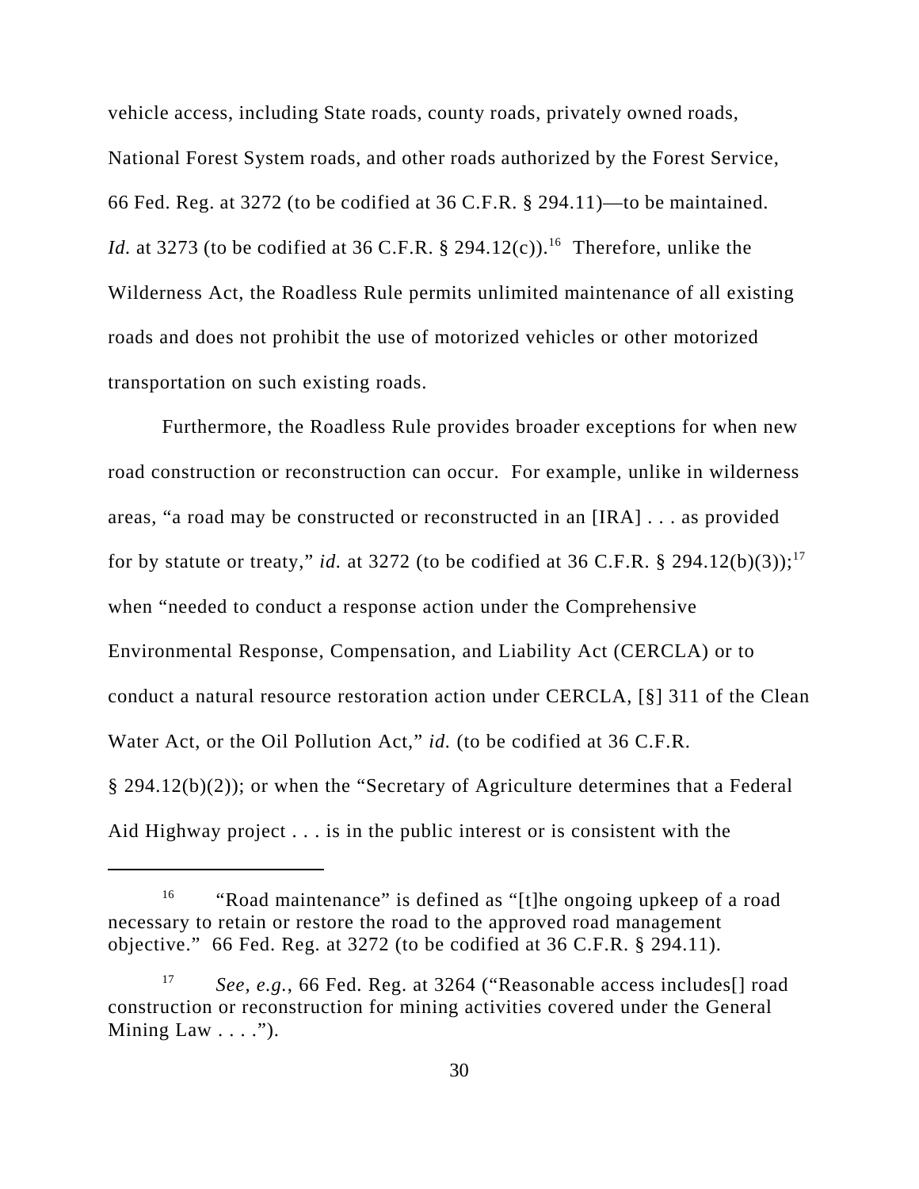vehicle access, including State roads, county roads, privately owned roads, National Forest System roads, and other roads authorized by the Forest Service, 66 Fed. Reg. at 3272 (to be codified at 36 C.F.R. § 294.11)—to be maintained. *Id.* at 3273 (to be codified at 36 C.F.R. § 294.12(c)).[16] Therefore, unlike the Wilderness Act, the Roadless Rule permits unlimited maintenance of all existing roads and does not prohibit the use of motorized vehicles or other motorized transportation on such existing roads.

Furthermore, the Roadless Rule provides broader exceptions for when new road construction or reconstruction can occur. For example, unlike in wilderness areas, "a road may be constructed or reconstructed in an [IRA] . . . as provided for by statute or treaty," *id.* at 3272 (to be codified at 36 C.F.R. § 294.12(b)(3));[17] when "needed to conduct a response action under the Comprehensive Environmental Response, Compensation, and Liability Act (CERCLA) or to conduct a natural resource restoration action under CERCLA, [§] 311 of the Clean Water Act, or the Oil Pollution Act," *id.* (to be codified at 36 C.F.R. § 294.12(b)(2)); or when the "Secretary of Agriculture determines that a Federal Aid Highway project . . . is in the public interest or is consistent with the

---

[16] "Road maintenance" is defined as "[t]he ongoing upkeep of a road necessary to retain or restore the road to the approved road management objective." 66 Fed. Reg. at 3272 (to be codified at 36 C.F.R. § 294.11).

[17] *See, e.g.*, 66 Fed. Reg. at 3264 ("Reasonable access includes[] road construction or reconstruction for mining activities covered under the General Mining Law . . . .").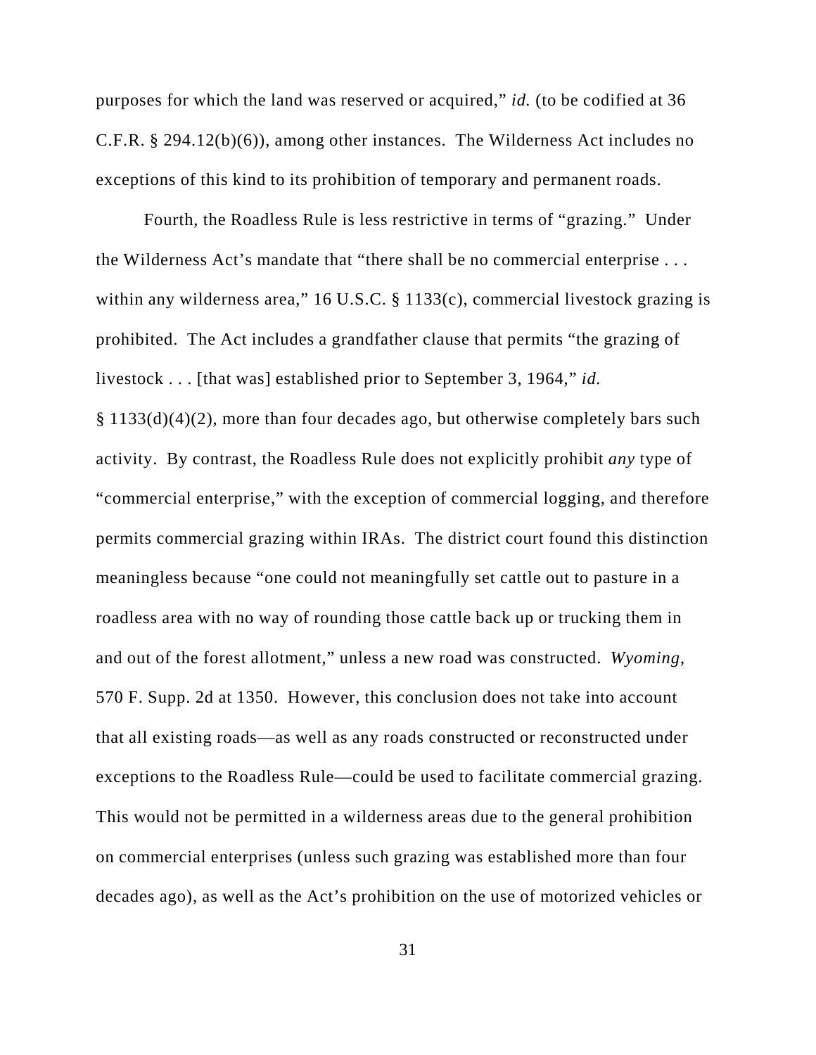purposes for which the land was reserved or acquired," *id.* (to be codified at 36 C.F.R. § 294.12(b)(6)), among other instances. The Wilderness Act includes no exceptions of this kind to its prohibition of temporary and permanent roads.

Fourth, the Roadless Rule is less restrictive in terms of "grazing." Under the Wilderness Act's mandate that "there shall be no commercial enterprise . . . within any wilderness area," 16 U.S.C. § 1133(c), commercial livestock grazing is prohibited. The Act includes a grandfather clause that permits "the grazing of livestock . . . [that was] established prior to September 3, 1964," *id.* § 1133(d)(4)(2), more than four decades ago, but otherwise completely bars such activity. By contrast, the Roadless Rule does not explicitly prohibit *any* type of "commercial enterprise," with the exception of commercial logging, and therefore permits commercial grazing within IRAs. The district court found this distinction meaningless because "one could not meaningfully set cattle out to pasture in a roadless area with no way of rounding those cattle back up or trucking them in and out of the forest allotment," unless a new road was constructed. *Wyoming*, 570 F. Supp. 2d at 1350. However, this conclusion does not take into account that all existing roads—as well as any roads constructed or reconstructed under exceptions to the Roadless Rule—could be used to facilitate commercial grazing. This would not be permitted in a wilderness areas due to the general prohibition on commercial enterprises (unless such grazing was established more than four decades ago), as well as the Act's prohibition on the use of motorized vehicles or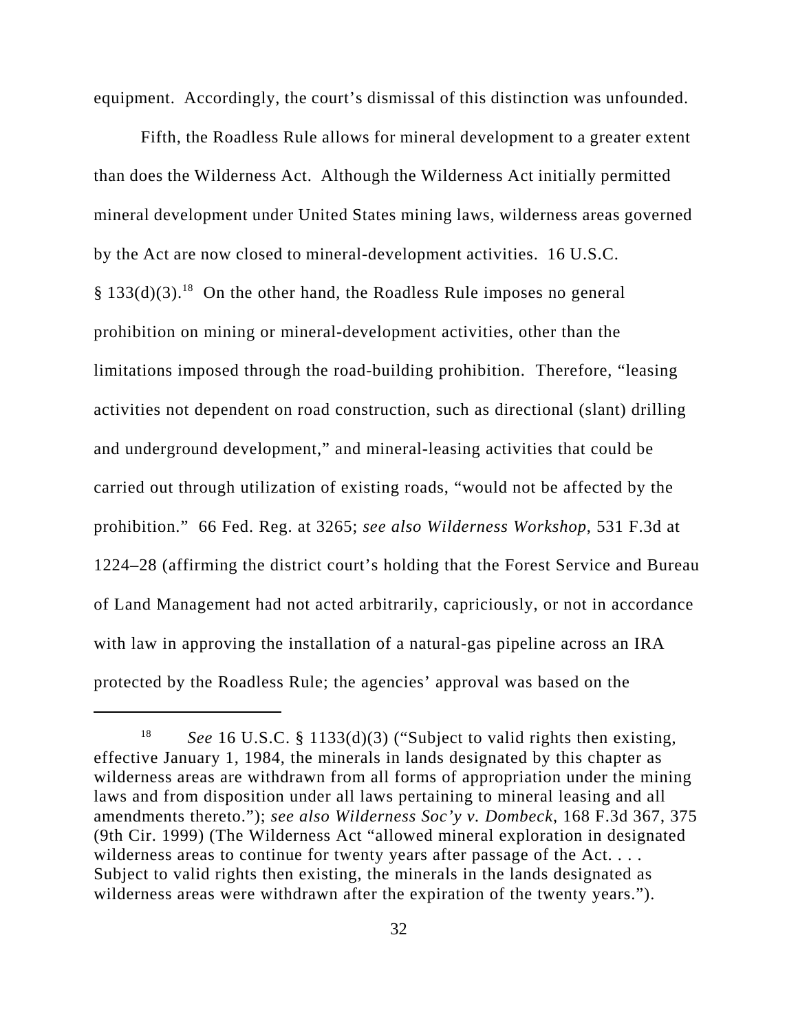equipment. Accordingly, the court's dismissal of this distinction was unfounded.

Fifth, the Roadless Rule allows for mineral development to a greater extent than does the Wilderness Act. Although the Wilderness Act initially permitted mineral development under United States mining laws, wilderness areas governed by the Act are now closed to mineral-development activities. 16 U.S.C. § 133(d)(3).[18] On the other hand, the Roadless Rule imposes no general prohibition on mining or mineral-development activities, other than the limitations imposed through the road-building prohibition. Therefore, "leasing activities not dependent on road construction, such as directional (slant) drilling and underground development," and mineral-leasing activities that could be carried out through utilization of existing roads, "would not be affected by the prohibition." 66 Fed. Reg. at 3265; *see also Wilderness Workshop*, 531 F.3d at 1224–28 (affirming the district court's holding that the Forest Service and Bureau of Land Management had not acted arbitrarily, capriciously, or not in accordance with law in approving the installation of a natural-gas pipeline across an IRA protected by the Roadless Rule; the agencies' approval was based on the

---

[18] *See* 16 U.S.C. § 1133(d)(3) ("Subject to valid rights then existing, effective January 1, 1984, the minerals in lands designated by this chapter as wilderness areas are withdrawn from all forms of appropriation under the mining laws and from disposition under all laws pertaining to mineral leasing and all amendments thereto."); *see also Wilderness Soc'y v. Dombeck*, 168 F.3d 367, 375 (9th Cir. 1999) (The Wilderness Act "allowed mineral exploration in designated wilderness areas to continue for twenty years after passage of the Act. . . . Subject to valid rights then existing, the minerals in the lands designated as wilderness areas were withdrawn after the expiration of the twenty years.").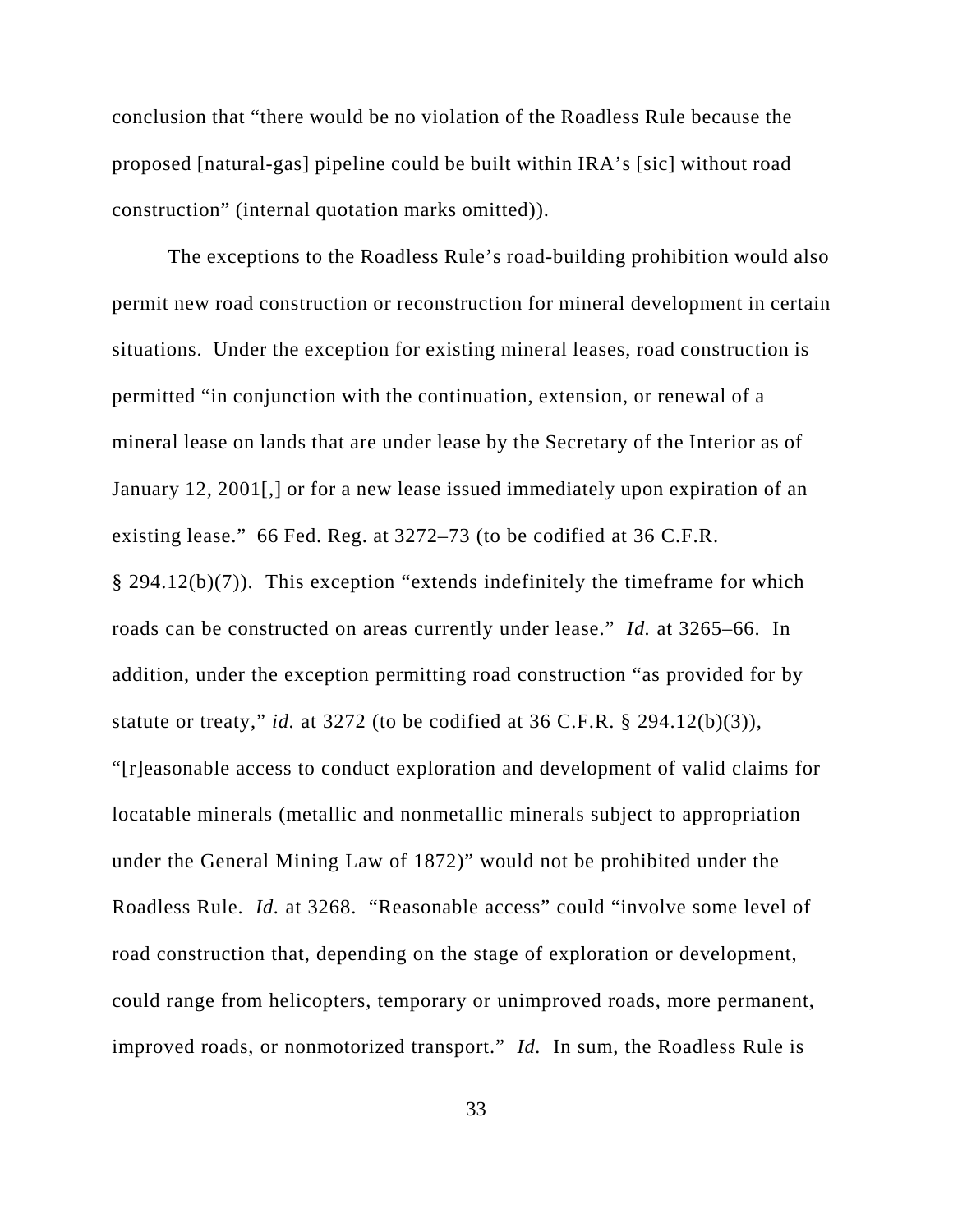conclusion that "there would be no violation of the Roadless Rule because the proposed [natural-gas] pipeline could be built within IRA's [sic] without road construction" (internal quotation marks omitted)).

The exceptions to the Roadless Rule's road-building prohibition would also permit new road construction or reconstruction for mineral development in certain situations. Under the exception for existing mineral leases, road construction is permitted "in conjunction with the continuation, extension, or renewal of a mineral lease on lands that are under lease by the Secretary of the Interior as of January 12, 2001[,] or for a new lease issued immediately upon expiration of an existing lease." 66 Fed. Reg. at 3272–73 (to be codified at 36 C.F.R. § 294.12(b)(7)). This exception "extends indefinitely the timeframe for which roads can be constructed on areas currently under lease." *Id.* at 3265–66. In addition, under the exception permitting road construction "as provided for by statute or treaty," *id.* at 3272 (to be codified at 36 C.F.R. § 294.12(b)(3)), "[r]easonable access to conduct exploration and development of valid claims for locatable minerals (metallic and nonmetallic minerals subject to appropriation under the General Mining Law of 1872)" would not be prohibited under the Roadless Rule. *Id.* at 3268. "Reasonable access" could "involve some level of road construction that, depending on the stage of exploration or development, could range from helicopters, temporary or unimproved roads, more permanent, improved roads, or nonmotorized transport." *Id.* In sum, the Roadless Rule is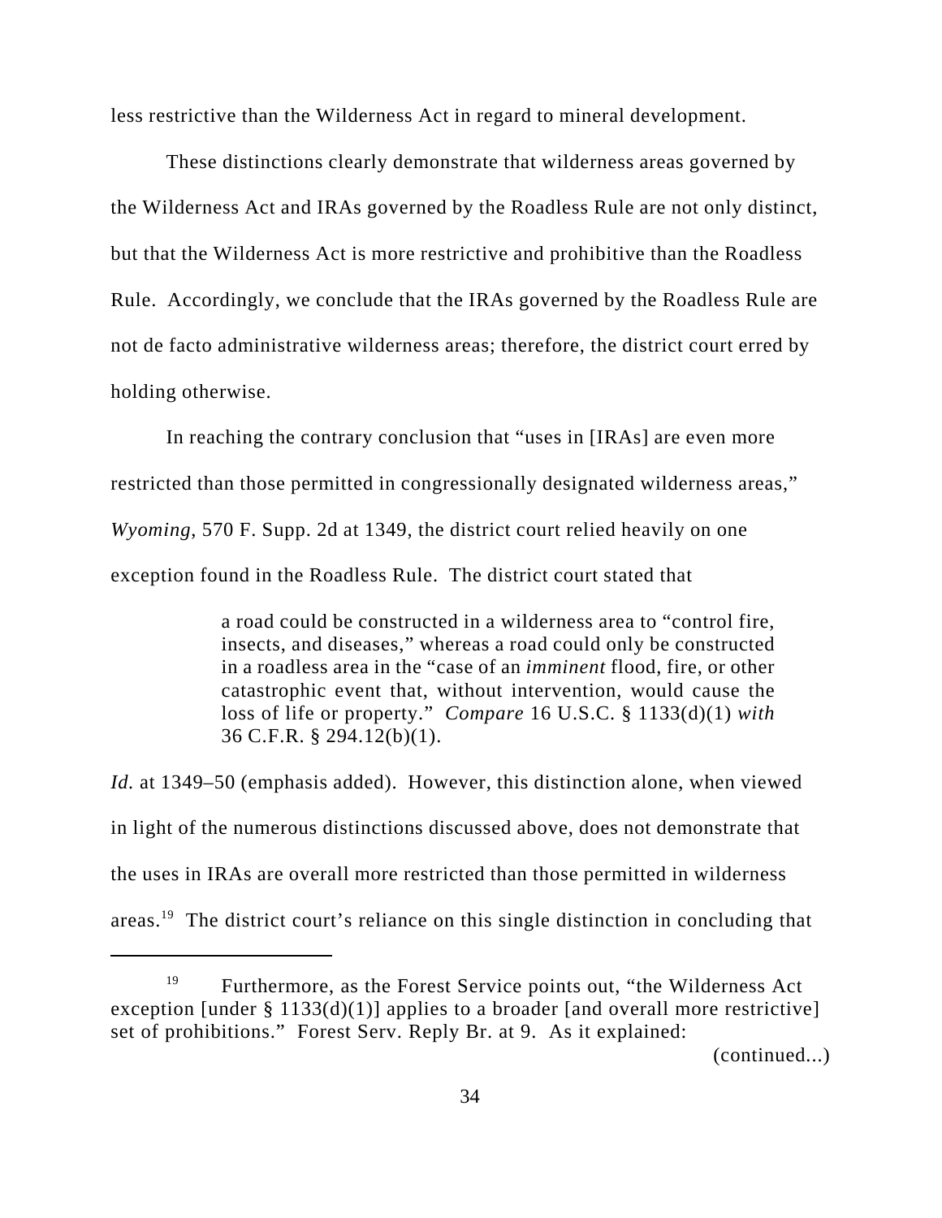less restrictive than the Wilderness Act in regard to mineral development.

These distinctions clearly demonstrate that wilderness areas governed by the Wilderness Act and IRAs governed by the Roadless Rule are not only distinct, but that the Wilderness Act is more restrictive and prohibitive than the Roadless Rule. Accordingly, we conclude that the IRAs governed by the Roadless Rule are not de facto administrative wilderness areas; therefore, the district court erred by holding otherwise.

In reaching the contrary conclusion that "uses in [IRAs] are even more restricted than those permitted in congressionally designated wilderness areas," *Wyoming*, 570 F. Supp. 2d at 1349, the district court relied heavily on one exception found in the Roadless Rule. The district court stated that

> a road could be constructed in a wilderness area to "control fire, insects, and diseases," whereas a road could only be constructed in a roadless area in the "case of an *imminent* flood, fire, or other catastrophic event that, without intervention, would cause the loss of life or property." *Compare* 16 U.S.C. § 1133(d)(1) *with* 36 C.F.R. § 294.12(b)(1).

*Id.* at 1349–50 (emphasis added). However, this distinction alone, when viewed in light of the numerous distinctions discussed above, does not demonstrate that the uses in IRAs are overall more restricted than those permitted in wilderness areas.[19] The district court's reliance on this single distinction in concluding that

---

[19] Furthermore, as the Forest Service points out, "the Wilderness Act exception [under § 1133(d)(1)] applies to a broader [and overall more restrictive] set of prohibitions." Forest Serv. Reply Br. at 9. As it explained:

(continued...)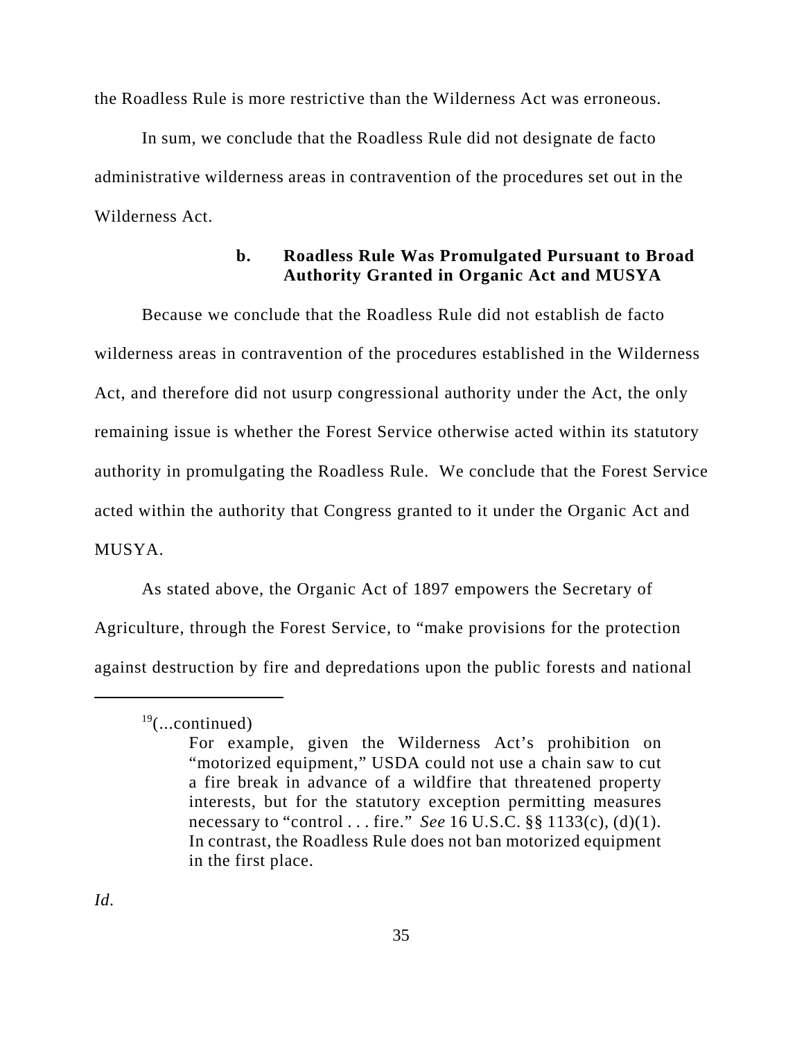the Roadless Rule is more restrictive than the Wilderness Act was erroneous.

In sum, we conclude that the Roadless Rule did not designate de facto administrative wilderness areas in contravention of the procedures set out in the Wilderness Act.

### b. Roadless Rule Was Promulgated Pursuant to Broad Authority Granted in Organic Act and MUSYA

Because we conclude that the Roadless Rule did not establish de facto wilderness areas in contravention of the procedures established in the Wilderness Act, and therefore did not usurp congressional authority under the Act, the only remaining issue is whether the Forest Service otherwise acted within its statutory authority in promulgating the Roadless Rule. We conclude that the Forest Service acted within the authority that Congress granted to it under the Organic Act and MUSYA.

As stated above, the Organic Act of 1897 empowers the Secretary of Agriculture, through the Forest Service, to "make provisions for the protection against destruction by fire and depredations upon the public forests and national

---

[19](...continued)

> For example, given the Wilderness Act's prohibition on "motorized equipment," USDA could not use a chain saw to cut a fire break in advance of a wildfire that threatened property interests, but for the statutory exception permitting measures necessary to "control . . . fire." *See* 16 U.S.C. §§ 1133(c), (d)(1). In contrast, the Roadless Rule does not ban motorized equipment in the first place.

*Id.*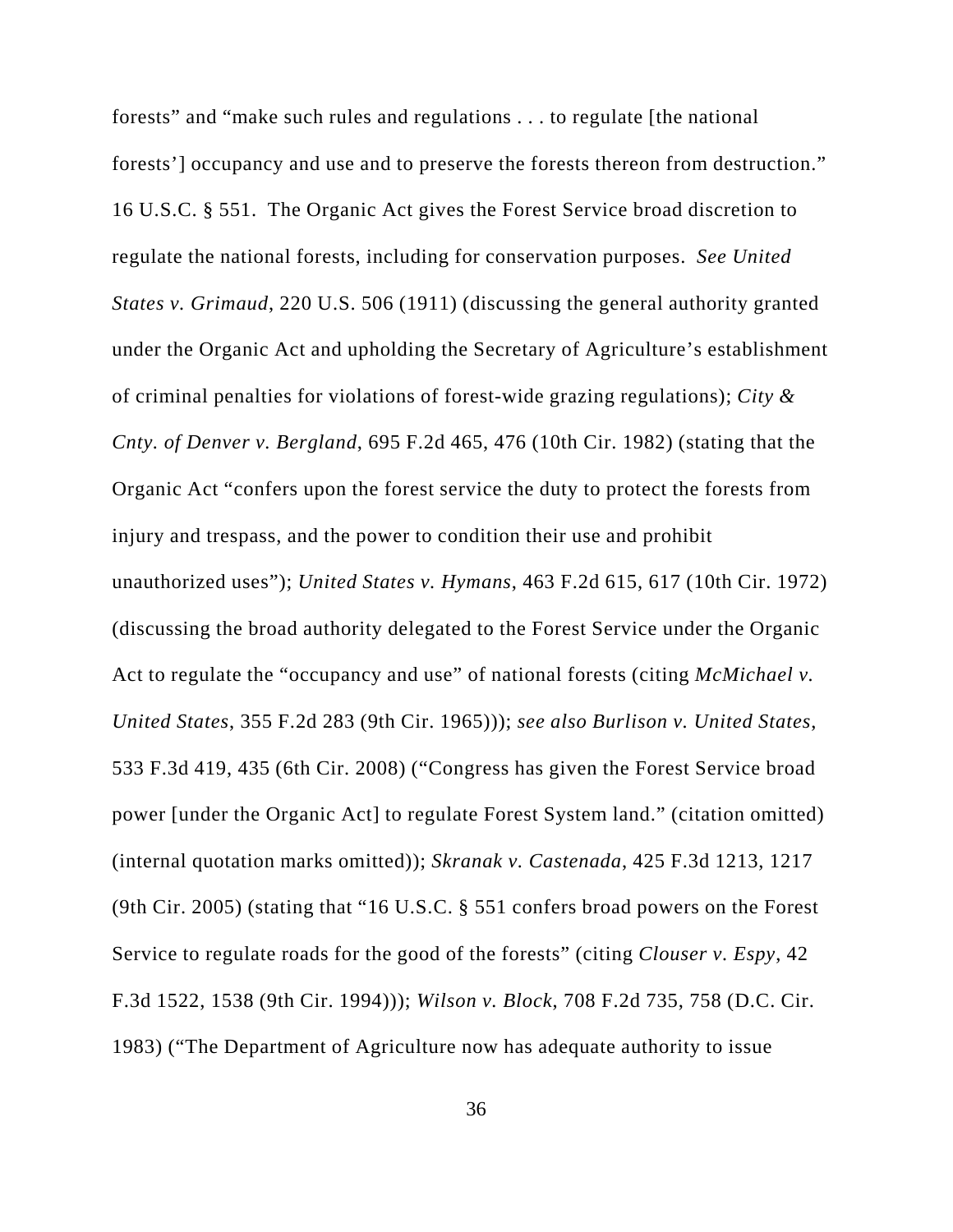forests" and "make such rules and regulations . . . to regulate [the national forests'] occupancy and use and to preserve the forests thereon from destruction." 16 U.S.C. § 551. The Organic Act gives the Forest Service broad discretion to regulate the national forests, including for conservation purposes. *See United States v. Grimaud*, 220 U.S. 506 (1911) (discussing the general authority granted under the Organic Act and upholding the Secretary of Agriculture's establishment of criminal penalties for violations of forest-wide grazing regulations); *City & Cnty. of Denver v. Bergland*, 695 F.2d 465, 476 (10th Cir. 1982) (stating that the Organic Act "confers upon the forest service the duty to protect the forests from injury and trespass, and the power to condition their use and prohibit unauthorized uses"); *United States v. Hymans*, 463 F.2d 615, 617 (10th Cir. 1972) (discussing the broad authority delegated to the Forest Service under the Organic Act to regulate the "occupancy and use" of national forests (citing *McMichael v. United States*, 355 F.2d 283 (9th Cir. 1965))); *see also Burlison v. United States*, 533 F.3d 419, 435 (6th Cir. 2008) ("Congress has given the Forest Service broad power [under the Organic Act] to regulate Forest System land." (citation omitted) (internal quotation marks omitted)); *Skranak v. Castenada*, 425 F.3d 1213, 1217 (9th Cir. 2005) (stating that "16 U.S.C. § 551 confers broad powers on the Forest Service to regulate roads for the good of the forests" (citing *Clouser v. Espy*, 42 F.3d 1522, 1538 (9th Cir. 1994))); *Wilson v. Block*, 708 F.2d 735, 758 (D.C. Cir. 1983) ("The Department of Agriculture now has adequate authority to issue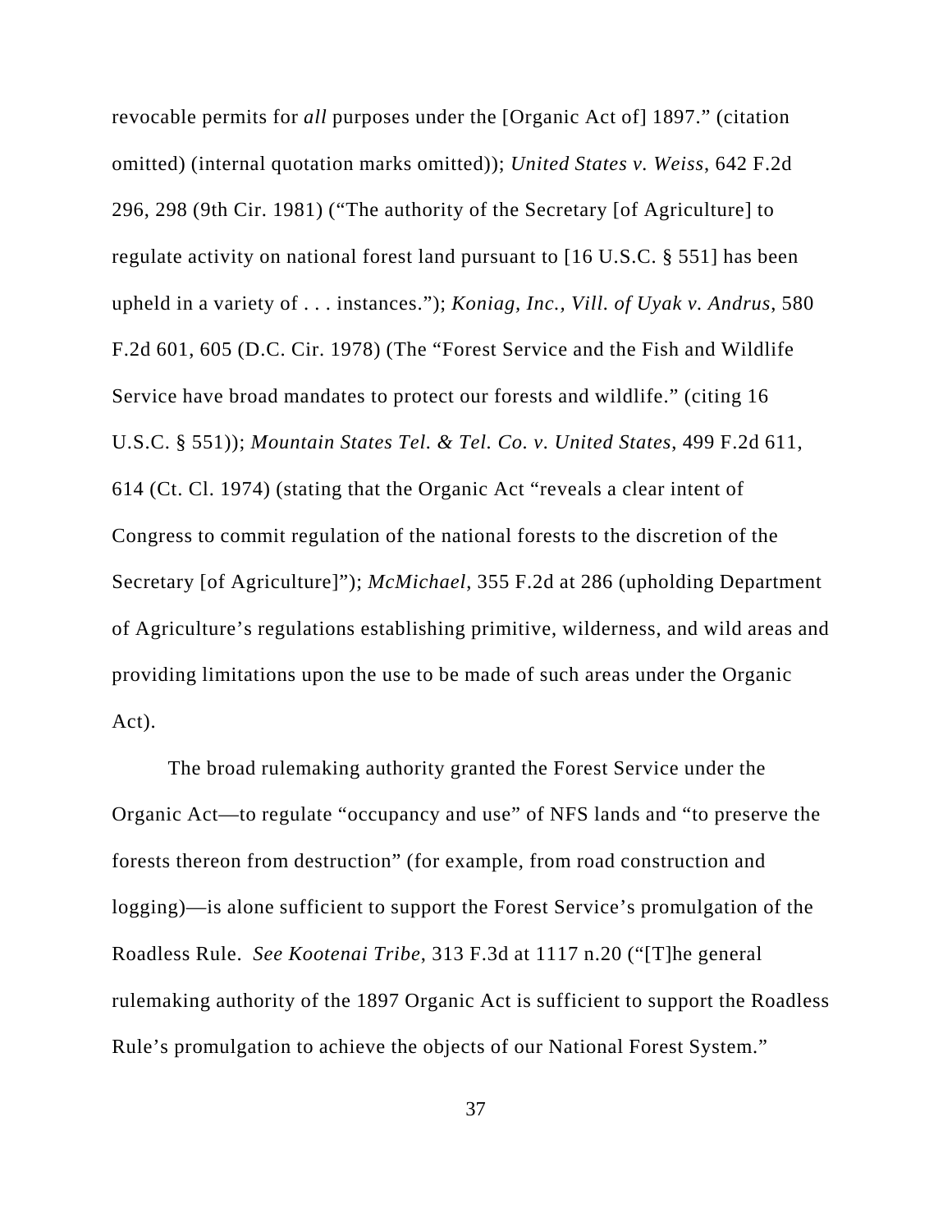revocable permits for *all* purposes under the [Organic Act of] 1897." (citation omitted) (internal quotation marks omitted)); *United States v. Weiss*, 642 F.2d 296, 298 (9th Cir. 1981) ("The authority of the Secretary [of Agriculture] to regulate activity on national forest land pursuant to [16 U.S.C. § 551] has been upheld in a variety of . . . instances."); *Koniag, Inc., Vill. of Uyak v. Andrus*, 580 F.2d 601, 605 (D.C. Cir. 1978) (The "Forest Service and the Fish and Wildlife Service have broad mandates to protect our forests and wildlife." (citing 16 U.S.C. § 551)); *Mountain States Tel. & Tel. Co. v. United States*, 499 F.2d 611, 614 (Ct. Cl. 1974) (stating that the Organic Act "reveals a clear intent of Congress to commit regulation of the national forests to the discretion of the Secretary [of Agriculture]"); *McMichael*, 355 F.2d at 286 (upholding Department of Agriculture's regulations establishing primitive, wilderness, and wild areas and providing limitations upon the use to be made of such areas under the Organic Act).

The broad rulemaking authority granted the Forest Service under the Organic Act—to regulate "occupancy and use" of NFS lands and "to preserve the forests thereon from destruction" (for example, from road construction and logging)—is alone sufficient to support the Forest Service's promulgation of the Roadless Rule. *See Kootenai Tribe*, 313 F.3d at 1117 n.20 ("[T]he general rulemaking authority of the 1897 Organic Act is sufficient to support the Roadless Rule's promulgation to achieve the objects of our National Forest System."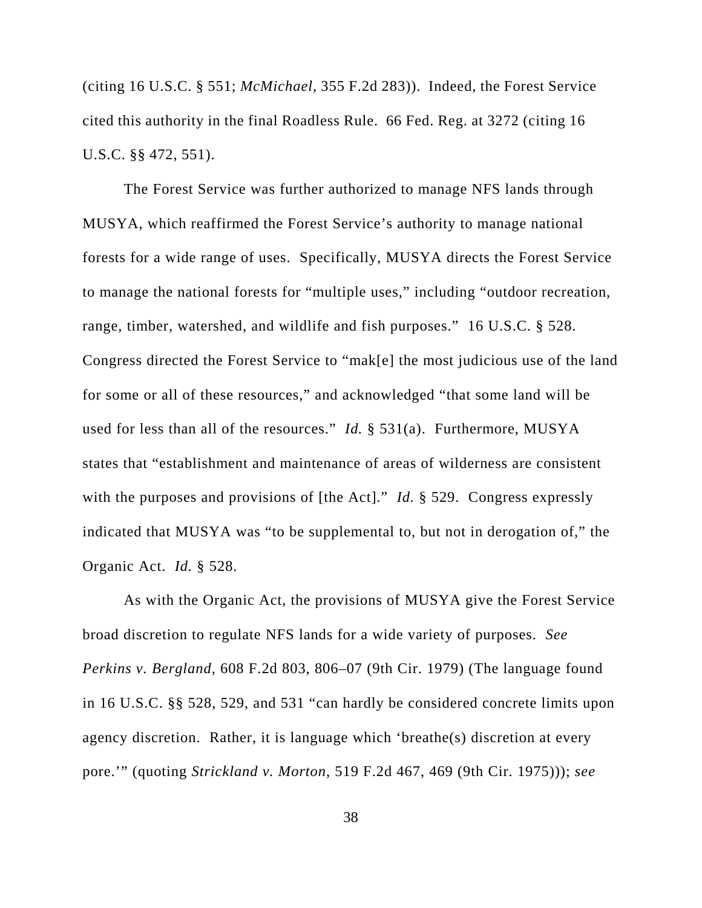(citing 16 U.S.C. § 551; *McMichael*, 355 F.2d 283)). Indeed, the Forest Service cited this authority in the final Roadless Rule. 66 Fed. Reg. at 3272 (citing 16 U.S.C. §§ 472, 551).

The Forest Service was further authorized to manage NFS lands through MUSYA, which reaffirmed the Forest Service's authority to manage national forests for a wide range of uses. Specifically, MUSYA directs the Forest Service to manage the national forests for "multiple uses," including "outdoor recreation, range, timber, watershed, and wildlife and fish purposes." 16 U.S.C. § 528. Congress directed the Forest Service to "mak[e] the most judicious use of the land for some or all of these resources," and acknowledged "that some land will be used for less than all of the resources." *Id.* § 531(a). Furthermore, MUSYA states that "establishment and maintenance of areas of wilderness are consistent with the purposes and provisions of [the Act]." *Id.* § 529. Congress expressly indicated that MUSYA was "to be supplemental to, but not in derogation of," the Organic Act. *Id.* § 528.

As with the Organic Act, the provisions of MUSYA give the Forest Service broad discretion to regulate NFS lands for a wide variety of purposes. *See Perkins v. Bergland*, 608 F.2d 803, 806–07 (9th Cir. 1979) (The language found in 16 U.S.C. §§ 528, 529, and 531 "can hardly be considered concrete limits upon agency discretion. Rather, it is language which 'breathe(s) discretion at every pore.'" (quoting *Strickland v. Morton*, 519 F.2d 467, 469 (9th Cir. 1975))); *see*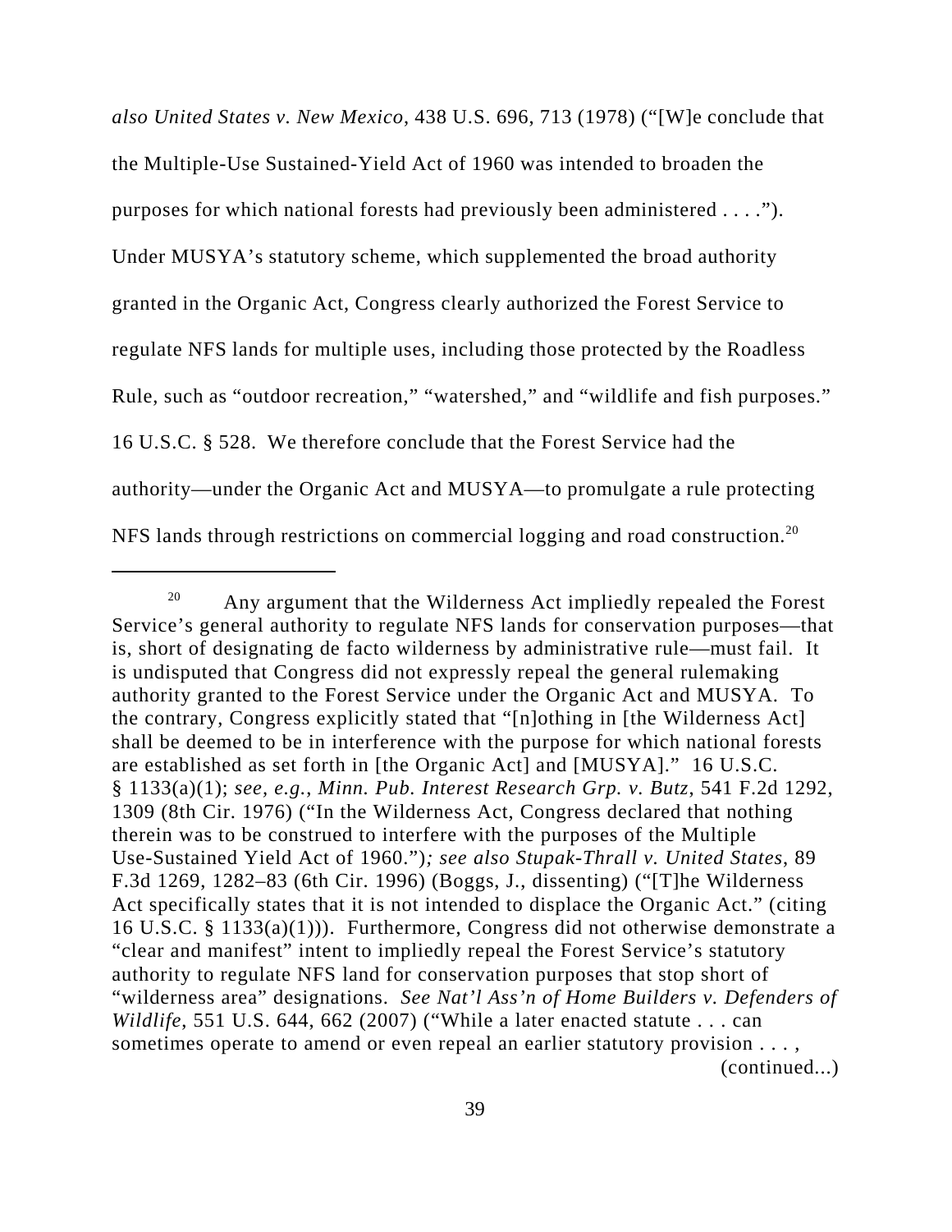*also United States v. New Mexico*, 438 U.S. 696, 713 (1978) ("[W]e conclude that the Multiple-Use Sustained-Yield Act of 1960 was intended to broaden the purposes for which national forests had previously been administered . . . ."). Under MUSYA's statutory scheme, which supplemented the broad authority granted in the Organic Act, Congress clearly authorized the Forest Service to regulate NFS lands for multiple uses, including those protected by the Roadless Rule, such as "outdoor recreation," "watershed," and "wildlife and fish purposes." 16 U.S.C. § 528. We therefore conclude that the Forest Service had the authority—under the Organic Act and MUSYA—to promulgate a rule protecting NFS lands through restrictions on commercial logging and road construction.[20]

---

[20] Any argument that the Wilderness Act impliedly repealed the Forest Service's general authority to regulate NFS lands for conservation purposes—that is, short of designating de facto wilderness by administrative rule—must fail. It is undisputed that Congress did not expressly repeal the general rulemaking authority granted to the Forest Service under the Organic Act and MUSYA. To the contrary, Congress explicitly stated that "[n]othing in [the Wilderness Act] shall be deemed to be in interference with the purpose for which national forests are established as set forth in [the Organic Act] and [MUSYA]." 16 U.S.C. § 1133(a)(1); *see, e.g.*, *Minn. Pub. Interest Research Grp. v. Butz*, 541 F.2d 1292, 1309 (8th Cir. 1976) ("In the Wilderness Act, Congress declared that nothing therein was to be construed to interfere with the purposes of the Multiple Use-Sustained Yield Act of 1960."); *see also Stupak-Thrall v. United States*, 89 F.3d 1269, 1282–83 (6th Cir. 1996) (Boggs, J., dissenting) ("[T]he Wilderness Act specifically states that it is not intended to displace the Organic Act." (citing 16 U.S.C. § 1133(a)(1))). Furthermore, Congress did not otherwise demonstrate a "clear and manifest" intent to impliedly repeal the Forest Service's statutory authority to regulate NFS land for conservation purposes that stop short of "wilderness area" designations. *See Nat'l Ass'n of Home Builders v. Defenders of Wildlife*, 551 U.S. 644, 662 (2007) ("While a later enacted statute . . . can sometimes operate to amend or even repeal an earlier statutory provision . . . ,

(continued...)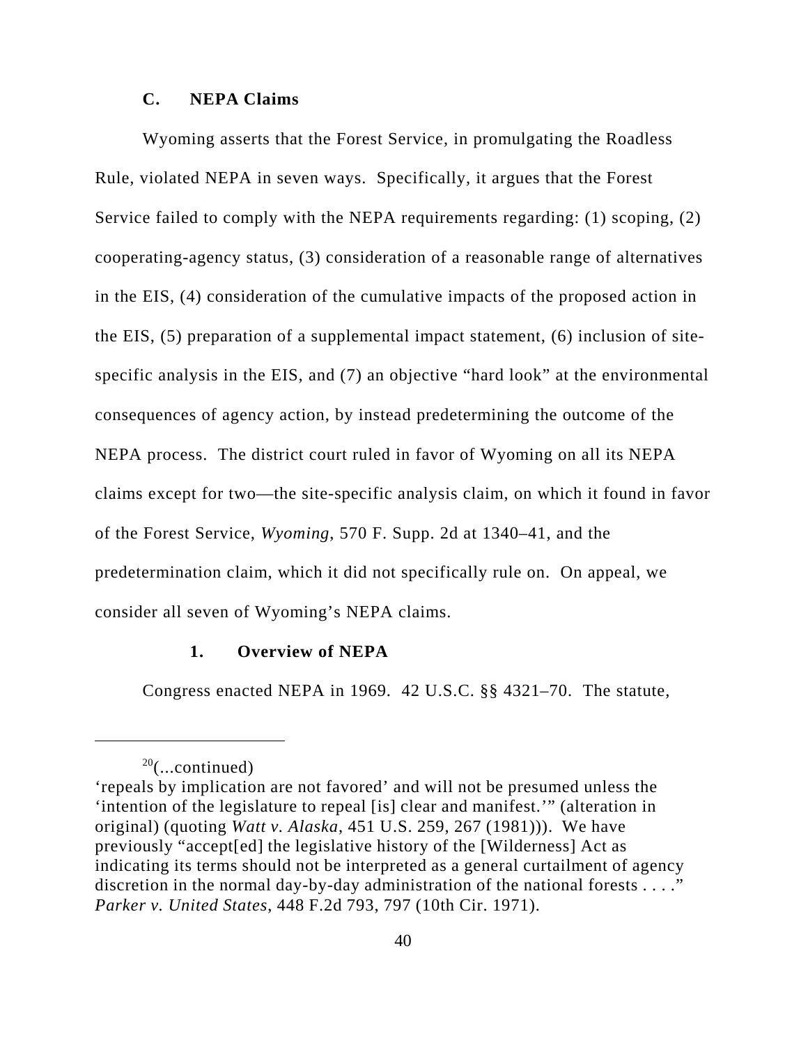### C. NEPA Claims

Wyoming asserts that the Forest Service, in promulgating the Roadless Rule, violated NEPA in seven ways. Specifically, it argues that the Forest Service failed to comply with the NEPA requirements regarding: (1) scoping, (2) cooperating-agency status, (3) consideration of a reasonable range of alternatives in the EIS, (4) consideration of the cumulative impacts of the proposed action in the EIS, (5) preparation of a supplemental impact statement, (6) inclusion of site-specific analysis in the EIS, and (7) an objective "hard look" at the environmental consequences of agency action, by instead predetermining the outcome of the NEPA process. The district court ruled in favor of Wyoming on all its NEPA claims except for two—the site-specific analysis claim, on which it found in favor of the Forest Service, *Wyoming*, 570 F. Supp. 2d at 1340–41, and the predetermination claim, which it did not specifically rule on. On appeal, we consider all seven of Wyoming's NEPA claims.

#### 1. Overview of NEPA

Congress enacted NEPA in 1969. 42 U.S.C. §§ 4321–70. The statute,

---

[20](...continued)
'repeals by implication are not favored' and will not be presumed unless the 'intention of the legislature to repeal [is] clear and manifest.'" (alteration in original) (quoting *Watt v. Alaska*, 451 U.S. 259, 267 (1981))). We have previously "accept[ed] the legislative history of the [Wilderness] Act as indicating its terms should not be interpreted as a general curtailment of agency discretion in the normal day-by-day administration of the national forests . . . ." *Parker v. United States*, 448 F.2d 793, 797 (10th Cir. 1971).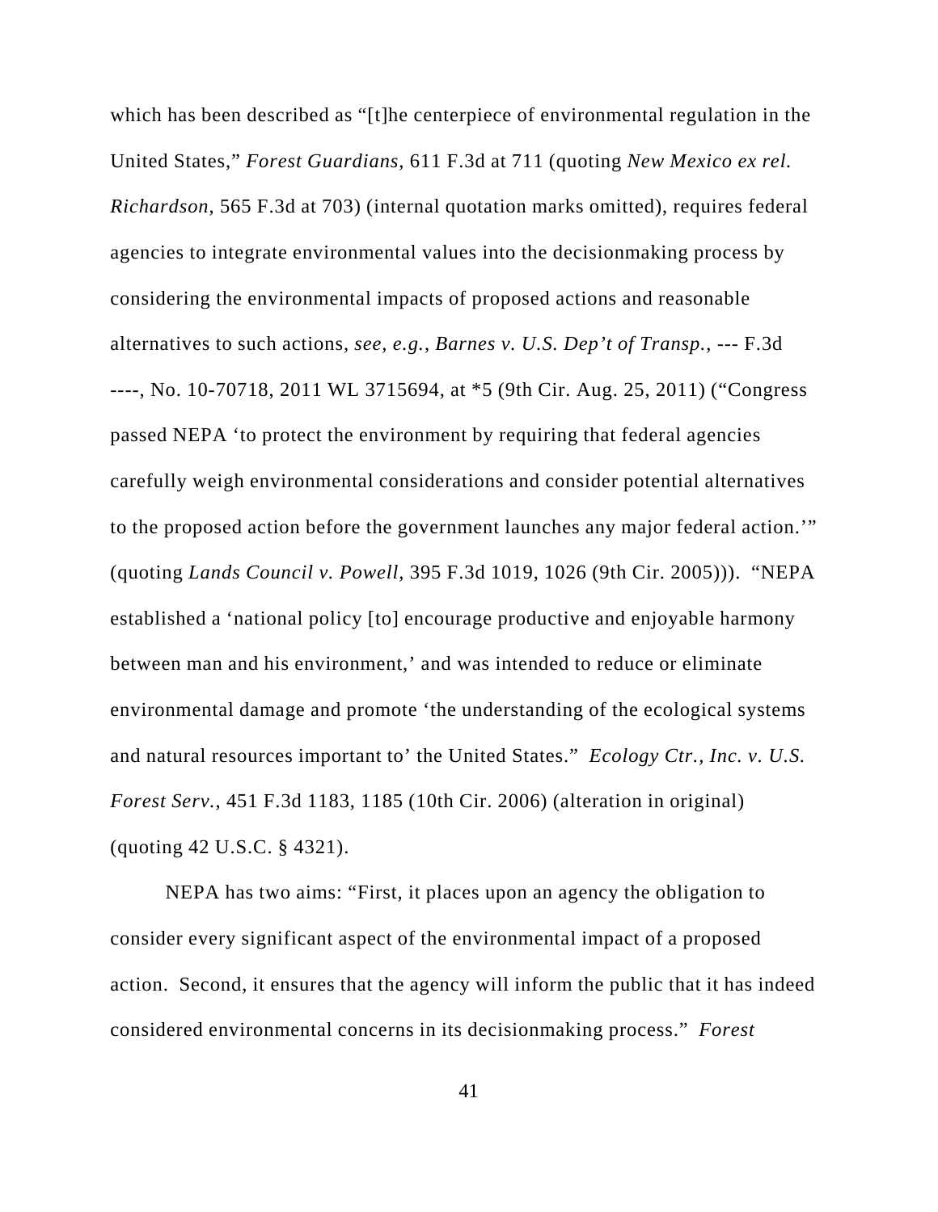which has been described as "[t]he centerpiece of environmental regulation in the United States," *Forest Guardians*, 611 F.3d at 711 (quoting *New Mexico ex rel. Richardson,* 565 F.3d at 703) (internal quotation marks omitted), requires federal agencies to integrate environmental values into the decisionmaking process by considering the environmental impacts of proposed actions and reasonable alternatives to such actions, *see, e.g.*, *Barnes v. U.S. Dep't of Transp.*, --- F.3d ----, No. 10-70718, 2011 WL 3715694, at *5 (9th Cir. Aug. 25, 2011) ("Congress passed NEPA 'to protect the environment by requiring that federal agencies carefully weigh environmental considerations and consider potential alternatives to the proposed action before the government launches any major federal action.'" (quoting *Lands Council v. Powell*, 395 F.3d 1019, 1026 (9th Cir. 2005))). "NEPA established a 'national policy [to] encourage productive and enjoyable harmony between man and his environment,' and was intended to reduce or eliminate environmental damage and promote 'the understanding of the ecological systems and natural resources important to' the United States." *Ecology Ctr., Inc. v. U.S. Forest Serv.*, 451 F.3d 1183, 1185 (10th Cir. 2006) (alteration in original) (quoting 42 U.S.C. § 4321).

NEPA has two aims: "First, it places upon an agency the obligation to consider every significant aspect of the environmental impact of a proposed action. Second, it ensures that the agency will inform the public that it has indeed considered environmental concerns in its decisionmaking process." *Forest*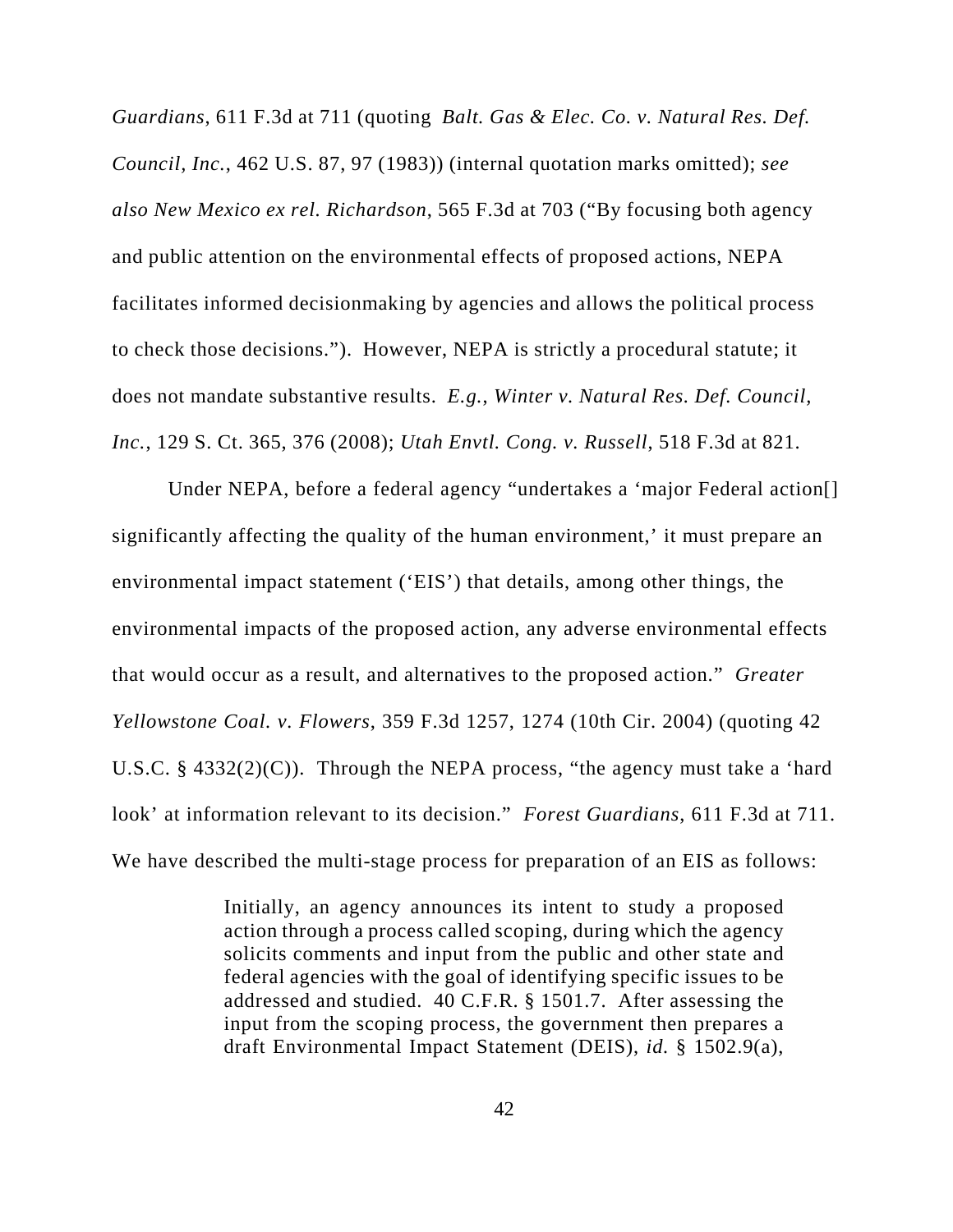*Guardians*, 611 F.3d at 711 (quoting *Balt. Gas & Elec. Co. v. Natural Res. Def. Council, Inc.*, 462 U.S. 87, 97 (1983)) (internal quotation marks omitted); *see also New Mexico ex rel. Richardson*, 565 F.3d at 703 ("By focusing both agency and public attention on the environmental effects of proposed actions, NEPA facilitates informed decisionmaking by agencies and allows the political process to check those decisions."). However, NEPA is strictly a procedural statute; it does not mandate substantive results. *E.g.*, *Winter v. Natural Res. Def. Council, Inc.*, 129 S. Ct. 365, 376 (2008); *Utah Envtl. Cong. v. Russell*, 518 F.3d at 821.

Under NEPA, before a federal agency "undertakes a 'major Federal action[] significantly affecting the quality of the human environment,' it must prepare an environmental impact statement ('EIS') that details, among other things, the environmental impacts of the proposed action, any adverse environmental effects that would occur as a result, and alternatives to the proposed action." *Greater Yellowstone Coal. v. Flowers*, 359 F.3d 1257, 1274 (10th Cir. 2004) (quoting 42 U.S.C. § 4332(2)(C)). Through the NEPA process, "the agency must take a 'hard look' at information relevant to its decision." *Forest Guardians*, 611 F.3d at 711. We have described the multi-stage process for preparation of an EIS as follows:

> Initially, an agency announces its intent to study a proposed action through a process called scoping, during which the agency solicits comments and input from the public and other state and federal agencies with the goal of identifying specific issues to be addressed and studied. 40 C.F.R. § 1501.7. After assessing the input from the scoping process, the government then prepares a draft Environmental Impact Statement (DEIS), *id.* § 1502.9(a),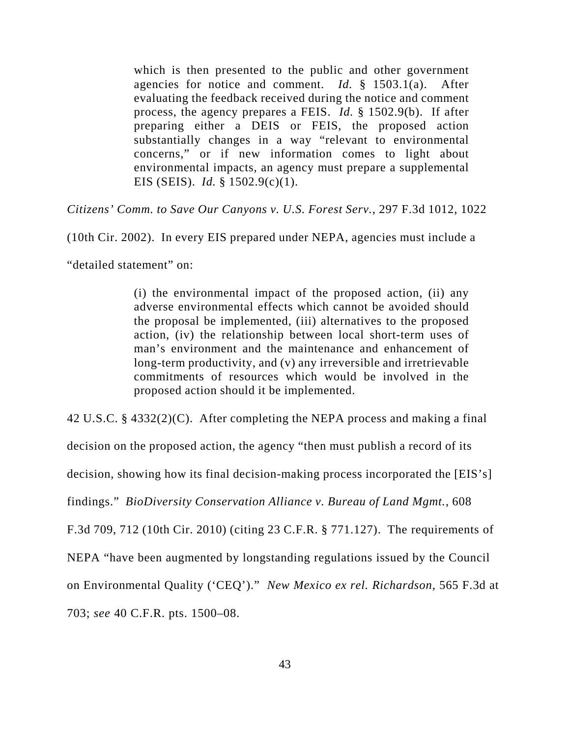> which is then presented to the public and other government agencies for notice and comment. *Id.* § 1503.1(a). After evaluating the feedback received during the notice and comment process, the agency prepares a FEIS. *Id.* § 1502.9(b). If after preparing either a DEIS or FEIS, the proposed action substantially changes in a way "relevant to environmental concerns," or if new information comes to light about environmental impacts, an agency must prepare a supplemental EIS (SEIS). *Id.* § 1502.9(c)(1).

*Citizens' Comm. to Save Our Canyons v. U.S. Forest Serv.*, 297 F.3d 1012, 1022 (10th Cir. 2002). In every EIS prepared under NEPA, agencies must include a "detailed statement" on:

> (i) the environmental impact of the proposed action, (ii) any adverse environmental effects which cannot be avoided should the proposal be implemented, (iii) alternatives to the proposed action, (iv) the relationship between local short-term uses of man's environment and the maintenance and enhancement of long-term productivity, and (v) any irreversible and irretrievable commitments of resources which would be involved in the proposed action should it be implemented.

42 U.S.C. § 4332(2)(C). After completing the NEPA process and making a final decision on the proposed action, the agency "then must publish a record of its decision, showing how its final decision-making process incorporated the [EIS's] findings." *BioDiversity Conservation Alliance v. Bureau of Land Mgmt.*, 608 F.3d 709, 712 (10th Cir. 2010) (citing 23 C.F.R. § 771.127). The requirements of NEPA "have been augmented by longstanding regulations issued by the Council on Environmental Quality ('CEQ')." *New Mexico ex rel. Richardson*, 565 F.3d at 703; *see* 40 C.F.R. pts. 1500–08.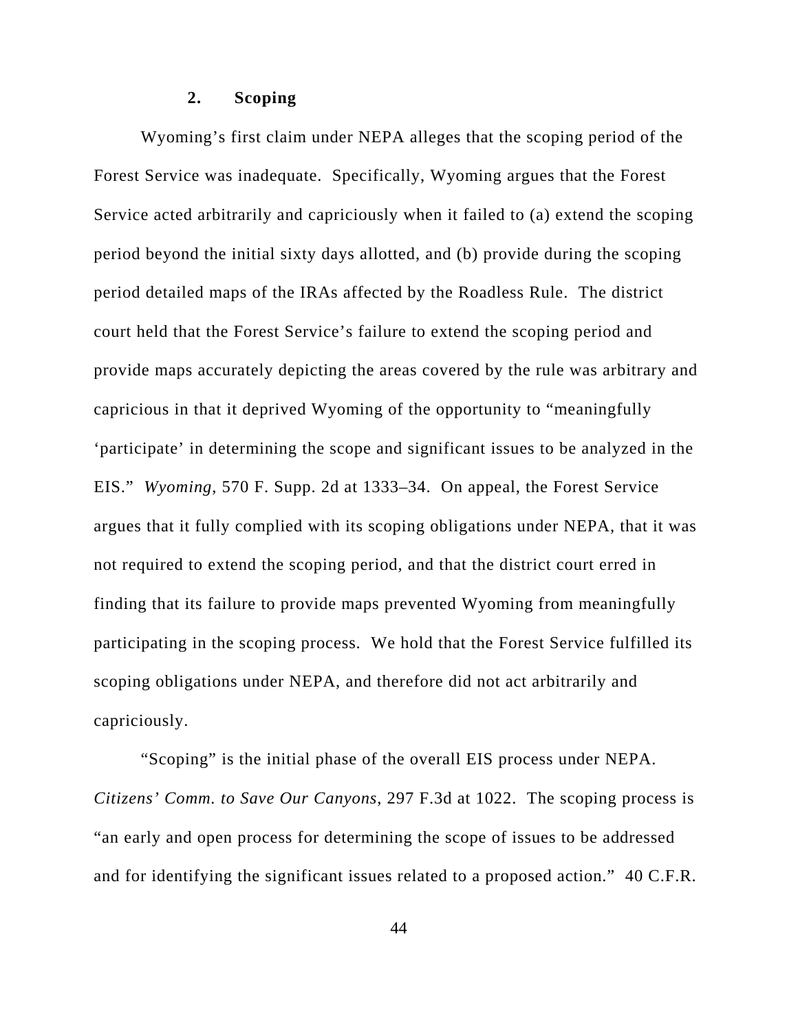### 2. Scoping

Wyoming's first claim under NEPA alleges that the scoping period of the Forest Service was inadequate. Specifically, Wyoming argues that the Forest Service acted arbitrarily and capriciously when it failed to (a) extend the scoping period beyond the initial sixty days allotted, and (b) provide during the scoping period detailed maps of the IRAs affected by the Roadless Rule. The district court held that the Forest Service's failure to extend the scoping period and provide maps accurately depicting the areas covered by the rule was arbitrary and capricious in that it deprived Wyoming of the opportunity to "meaningfully 'participate' in determining the scope and significant issues to be analyzed in the EIS." *Wyoming*, 570 F. Supp. 2d at 1333–34. On appeal, the Forest Service argues that it fully complied with its scoping obligations under NEPA, that it was not required to extend the scoping period, and that the district court erred in finding that its failure to provide maps prevented Wyoming from meaningfully participating in the scoping process. We hold that the Forest Service fulfilled its scoping obligations under NEPA, and therefore did not act arbitrarily and capriciously.

"Scoping" is the initial phase of the overall EIS process under NEPA. *Citizens' Comm. to Save Our Canyons*, 297 F.3d at 1022. The scoping process is "an early and open process for determining the scope of issues to be addressed and for identifying the significant issues related to a proposed action." 40 C.F.R.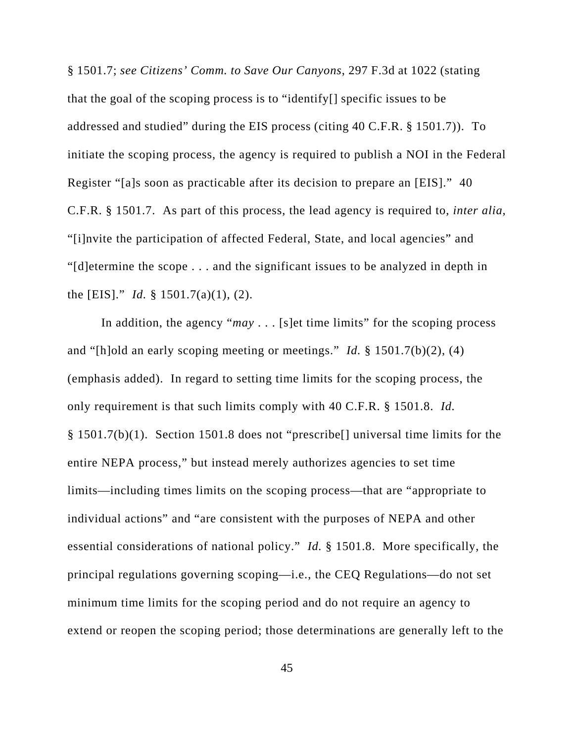§ 1501.7; *see Citizens' Comm. to Save Our Canyons*, 297 F.3d at 1022 (stating that the goal of the scoping process is to "identify[] specific issues to be addressed and studied" during the EIS process (citing 40 C.F.R. § 1501.7)). To initiate the scoping process, the agency is required to publish a NOI in the Federal Register "[a]s soon as practicable after its decision to prepare an [EIS]." 40 C.F.R. § 1501.7. As part of this process, the lead agency is required to, *inter alia*, "[i]nvite the participation of affected Federal, State, and local agencies" and "[d]etermine the scope . . . and the significant issues to be analyzed in depth in the [EIS]." *Id.* § 1501.7(a)(1), (2).

In addition, the agency "*may* . . . [s]et time limits" for the scoping process and "[h]old an early scoping meeting or meetings." *Id.* § 1501.7(b)(2), (4) (emphasis added). In regard to setting time limits for the scoping process, the only requirement is that such limits comply with 40 C.F.R. § 1501.8. *Id.* § 1501.7(b)(1). Section 1501.8 does not "prescribe[] universal time limits for the entire NEPA process," but instead merely authorizes agencies to set time limits—including times limits on the scoping process—that are "appropriate to individual actions" and "are consistent with the purposes of NEPA and other essential considerations of national policy." *Id.* § 1501.8. More specifically, the principal regulations governing scoping—i.e., the CEQ Regulations—do not set minimum time limits for the scoping period and do not require an agency to extend or reopen the scoping period; those determinations are generally left to the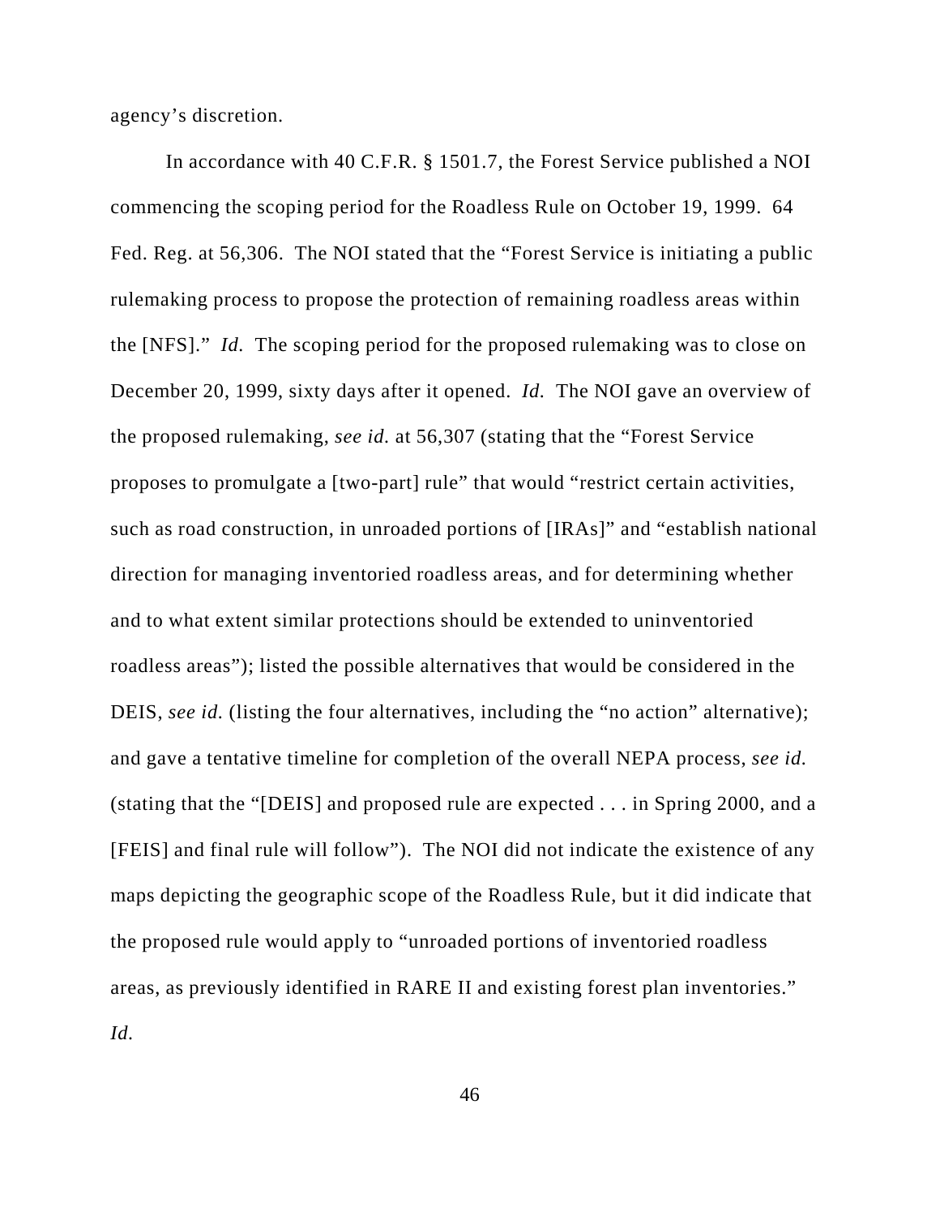agency's discretion.

In accordance with 40 C.F.R. § 1501.7, the Forest Service published a NOI commencing the scoping period for the Roadless Rule on October 19, 1999. 64 Fed. Reg. at 56,306. The NOI stated that the "Forest Service is initiating a public rulemaking process to propose the protection of remaining roadless areas within the [NFS]." *Id.* The scoping period for the proposed rulemaking was to close on December 20, 1999, sixty days after it opened. *Id.* The NOI gave an overview of the proposed rulemaking, *see id.* at 56,307 (stating that the "Forest Service proposes to promulgate a [two-part] rule" that would "restrict certain activities, such as road construction, in unroaded portions of [IRAs]" and "establish national direction for managing inventoried roadless areas, and for determining whether and to what extent similar protections should be extended to uninventoried roadless areas"); listed the possible alternatives that would be considered in the DEIS, *see id.* (listing the four alternatives, including the "no action" alternative); and gave a tentative timeline for completion of the overall NEPA process, *see id.* (stating that the "[DEIS] and proposed rule are expected . . . in Spring 2000, and a [FEIS] and final rule will follow"). The NOI did not indicate the existence of any maps depicting the geographic scope of the Roadless Rule, but it did indicate that the proposed rule would apply to "unroaded portions of inventoried roadless areas, as previously identified in RARE II and existing forest plan inventories." *Id.*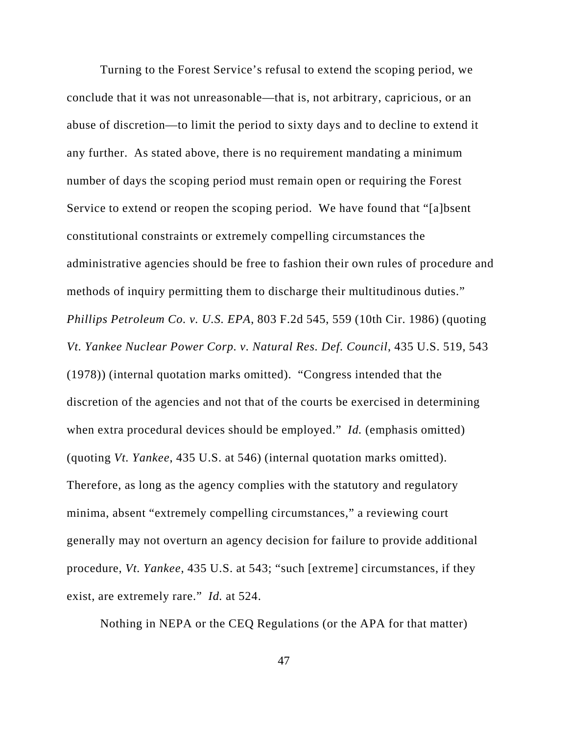Turning to the Forest Service's refusal to extend the scoping period, we conclude that it was not unreasonable—that is, not arbitrary, capricious, or an abuse of discretion—to limit the period to sixty days and to decline to extend it any further. As stated above, there is no requirement mandating a minimum number of days the scoping period must remain open or requiring the Forest Service to extend or reopen the scoping period. We have found that "[a]bsent constitutional constraints or extremely compelling circumstances the administrative agencies should be free to fashion their own rules of procedure and methods of inquiry permitting them to discharge their multitudinous duties." *Phillips Petroleum Co. v. U.S. EPA*, 803 F.2d 545, 559 (10th Cir. 1986) (quoting *Vt. Yankee Nuclear Power Corp. v. Natural Res. Def. Council*, 435 U.S. 519, 543 (1978)) (internal quotation marks omitted). "Congress intended that the discretion of the agencies and not that of the courts be exercised in determining when extra procedural devices should be employed." *Id.* (emphasis omitted) (quoting *Vt. Yankee*, 435 U.S. at 546) (internal quotation marks omitted). Therefore, as long as the agency complies with the statutory and regulatory minima, absent "extremely compelling circumstances," a reviewing court generally may not overturn an agency decision for failure to provide additional procedure, *Vt. Yankee*, 435 U.S. at 543; "such [extreme] circumstances, if they exist, are extremely rare." *Id.* at 524.

Nothing in NEPA or the CEQ Regulations (or the APA for that matter)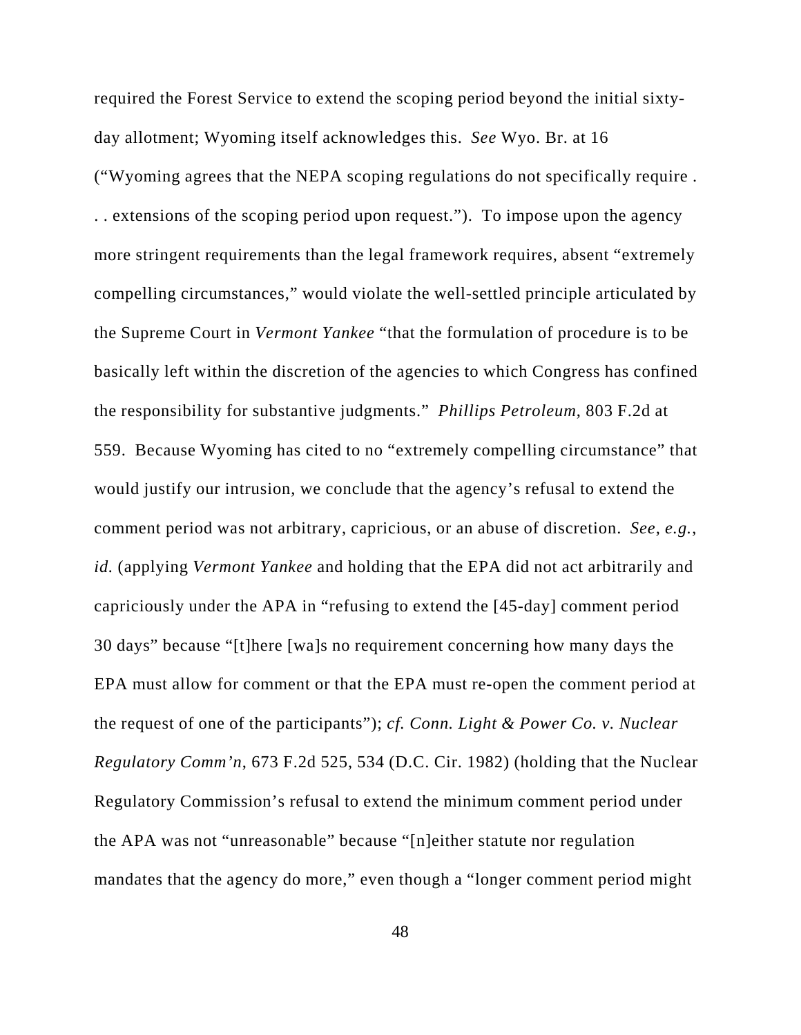required the Forest Service to extend the scoping period beyond the initial sixty-day allotment; Wyoming itself acknowledges this. *See* Wyo. Br. at 16 ("Wyoming agrees that the NEPA scoping regulations do not specifically require . . . extensions of the scoping period upon request."). To impose upon the agency more stringent requirements than the legal framework requires, absent "extremely compelling circumstances," would violate the well-settled principle articulated by the Supreme Court in *Vermont Yankee* "that the formulation of procedure is to be basically left within the discretion of the agencies to which Congress has confined the responsibility for substantive judgments." *Phillips Petroleum*, 803 F.2d at 559. Because Wyoming has cited to no "extremely compelling circumstance" that would justify our intrusion, we conclude that the agency's refusal to extend the comment period was not arbitrary, capricious, or an abuse of discretion. *See, e.g.*, *id.* (applying *Vermont Yankee* and holding that the EPA did not act arbitrarily and capriciously under the APA in "refusing to extend the [45-day] comment period 30 days" because "[t]here [wa]s no requirement concerning how many days the EPA must allow for comment or that the EPA must re-open the comment period at the request of one of the participants"); *cf. Conn. Light & Power Co. v. Nuclear Regulatory Comm'n*, 673 F.2d 525, 534 (D.C. Cir. 1982) (holding that the Nuclear Regulatory Commission's refusal to extend the minimum comment period under the APA was not "unreasonable" because "[n]either statute nor regulation mandates that the agency do more," even though a "longer comment period might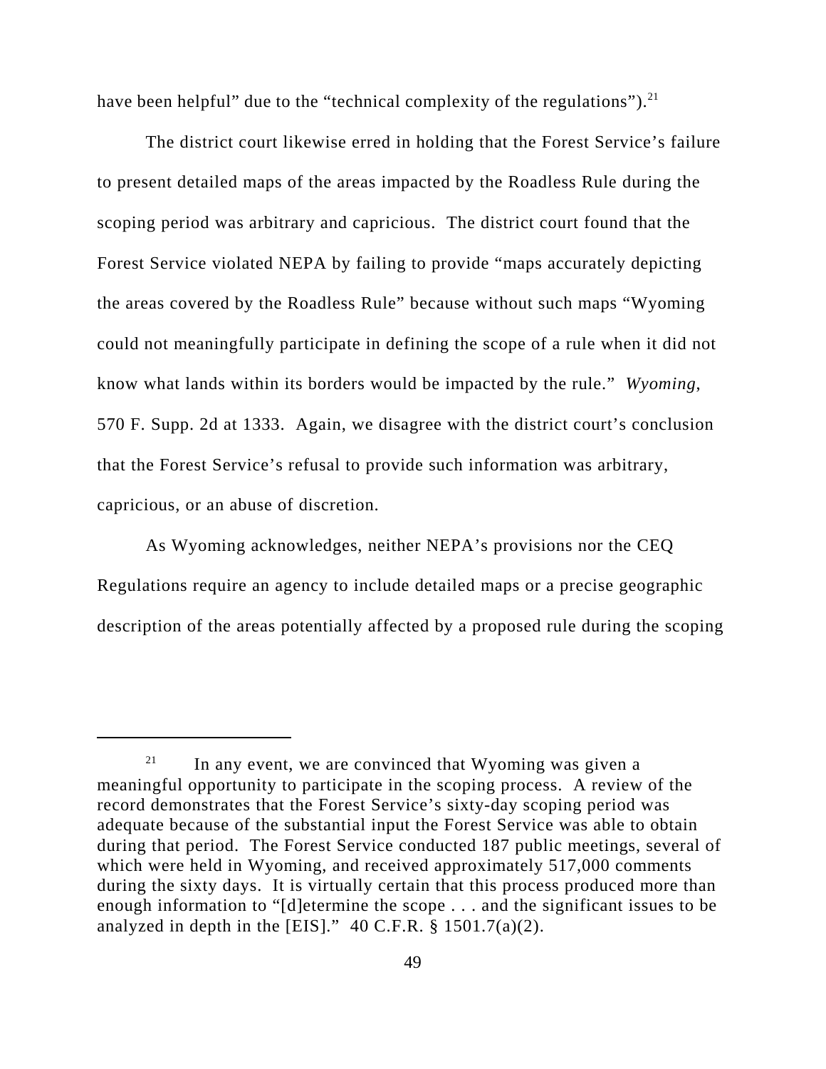have been helpful" due to the "technical complexity of the regulations").[21]

The district court likewise erred in holding that the Forest Service's failure to present detailed maps of the areas impacted by the Roadless Rule during the scoping period was arbitrary and capricious. The district court found that the Forest Service violated NEPA by failing to provide "maps accurately depicting the areas covered by the Roadless Rule" because without such maps "Wyoming could not meaningfully participate in defining the scope of a rule when it did not know what lands within its borders would be impacted by the rule." *Wyoming*, 570 F. Supp. 2d at 1333. Again, we disagree with the district court's conclusion that the Forest Service's refusal to provide such information was arbitrary, capricious, or an abuse of discretion.

As Wyoming acknowledges, neither NEPA's provisions nor the CEQ Regulations require an agency to include detailed maps or a precise geographic description of the areas potentially affected by a proposed rule during the scoping

---

[21] In any event, we are convinced that Wyoming was given a meaningful opportunity to participate in the scoping process. A review of the record demonstrates that the Forest Service's sixty-day scoping period was adequate because of the substantial input the Forest Service was able to obtain during that period. The Forest Service conducted 187 public meetings, several of which were held in Wyoming, and received approximately 517,000 comments during the sixty days. It is virtually certain that this process produced more than enough information to "[d]etermine the scope . . . and the significant issues to be analyzed in depth in the [EIS]." 40 C.F.R. § 1501.7(a)(2).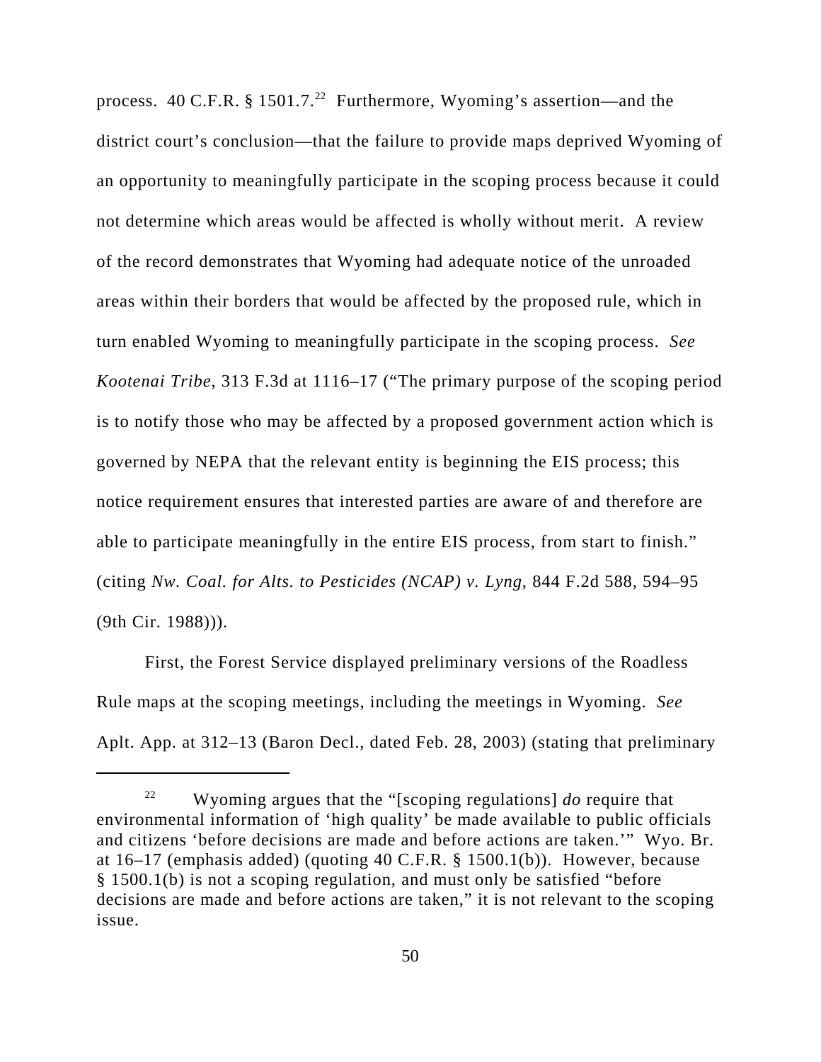process. 40 C.F.R. § 1501.7.[22] Furthermore, Wyoming's assertion—and the district court's conclusion—that the failure to provide maps deprived Wyoming of an opportunity to meaningfully participate in the scoping process because it could not determine which areas would be affected is wholly without merit. A review of the record demonstrates that Wyoming had adequate notice of the unroaded areas within their borders that would be affected by the proposed rule, which in turn enabled Wyoming to meaningfully participate in the scoping process. *See Kootenai Tribe*, 313 F.3d at 1116–17 ("The primary purpose of the scoping period is to notify those who may be affected by a proposed government action which is governed by NEPA that the relevant entity is beginning the EIS process; this notice requirement ensures that interested parties are aware of and therefore are able to participate meaningfully in the entire EIS process, from start to finish." (citing *Nw. Coal. for Alts. to Pesticides (NCAP) v. Lyng*, 844 F.2d 588, 594–95 (9th Cir. 1988))).

First, the Forest Service displayed preliminary versions of the Roadless Rule maps at the scoping meetings, including the meetings in Wyoming. *See* Aplt. App. at 312–13 (Baron Decl., dated Feb. 28, 2003) (stating that preliminary

---

[22] Wyoming argues that the "[scoping regulations] *do* require that environmental information of 'high quality' be made available to public officials and citizens 'before decisions are made and before actions are taken.'" Wyo. Br. at 16–17 (emphasis added) (quoting 40 C.F.R. § 1500.1(b)). However, because § 1500.1(b) is not a scoping regulation, and must only be satisfied "before decisions are made and before actions are taken," it is not relevant to the scoping issue.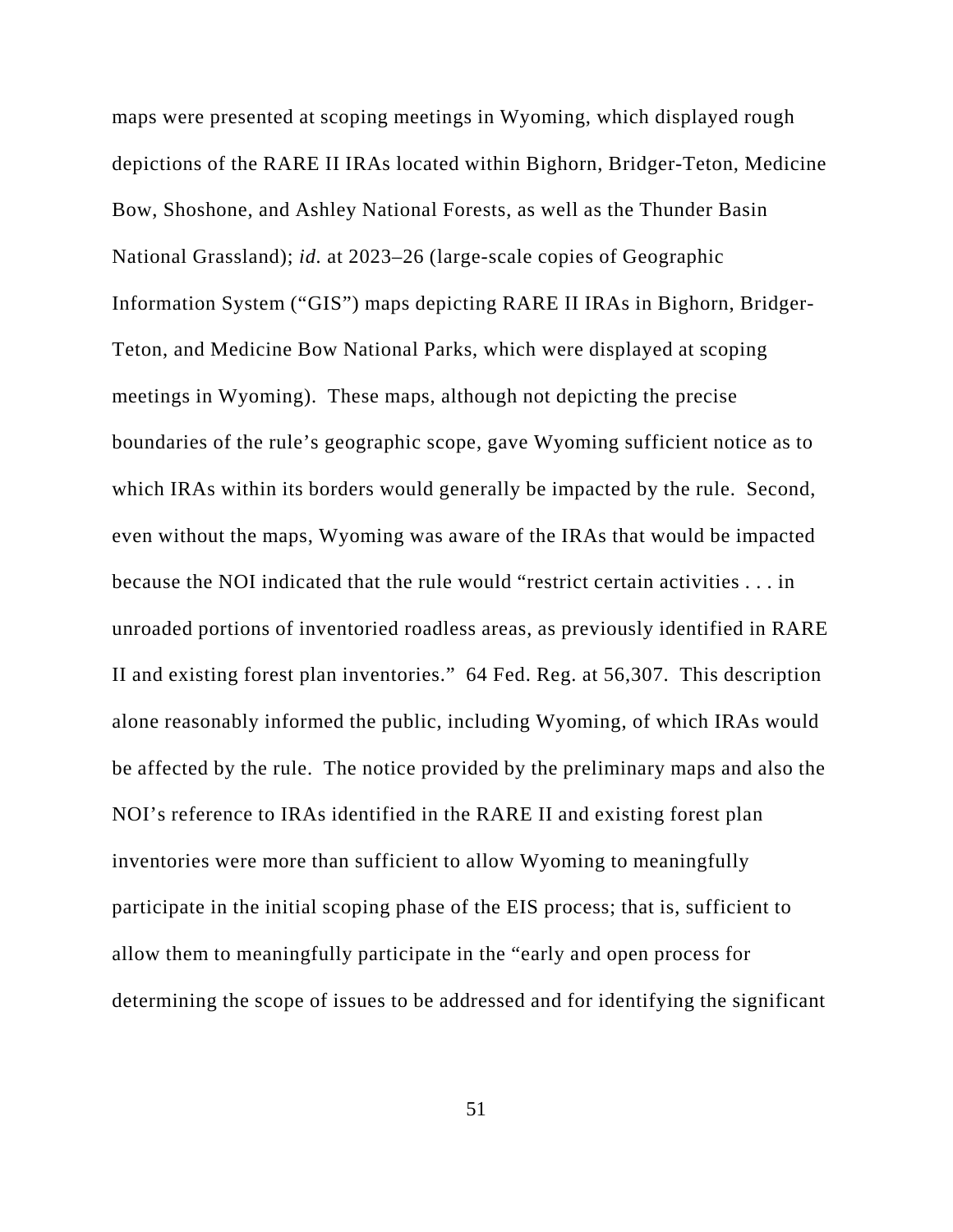maps were presented at scoping meetings in Wyoming, which displayed rough depictions of the RARE II IRAs located within Bighorn, Bridger-Teton, Medicine Bow, Shoshone, and Ashley National Forests, as well as the Thunder Basin National Grassland); *id.* at 2023–26 (large-scale copies of Geographic Information System ("GIS") maps depicting RARE II IRAs in Bighorn, Bridger-Teton, and Medicine Bow National Parks, which were displayed at scoping meetings in Wyoming). These maps, although not depicting the precise boundaries of the rule's geographic scope, gave Wyoming sufficient notice as to which IRAs within its borders would generally be impacted by the rule. Second, even without the maps, Wyoming was aware of the IRAs that would be impacted because the NOI indicated that the rule would "restrict certain activities . . . in unroaded portions of inventoried roadless areas, as previously identified in RARE II and existing forest plan inventories." 64 Fed. Reg. at 56,307. This description alone reasonably informed the public, including Wyoming, of which IRAs would be affected by the rule. The notice provided by the preliminary maps and also the NOI's reference to IRAs identified in the RARE II and existing forest plan inventories were more than sufficient to allow Wyoming to meaningfully participate in the initial scoping phase of the EIS process; that is, sufficient to allow them to meaningfully participate in the "early and open process for determining the scope of issues to be addressed and for identifying the significant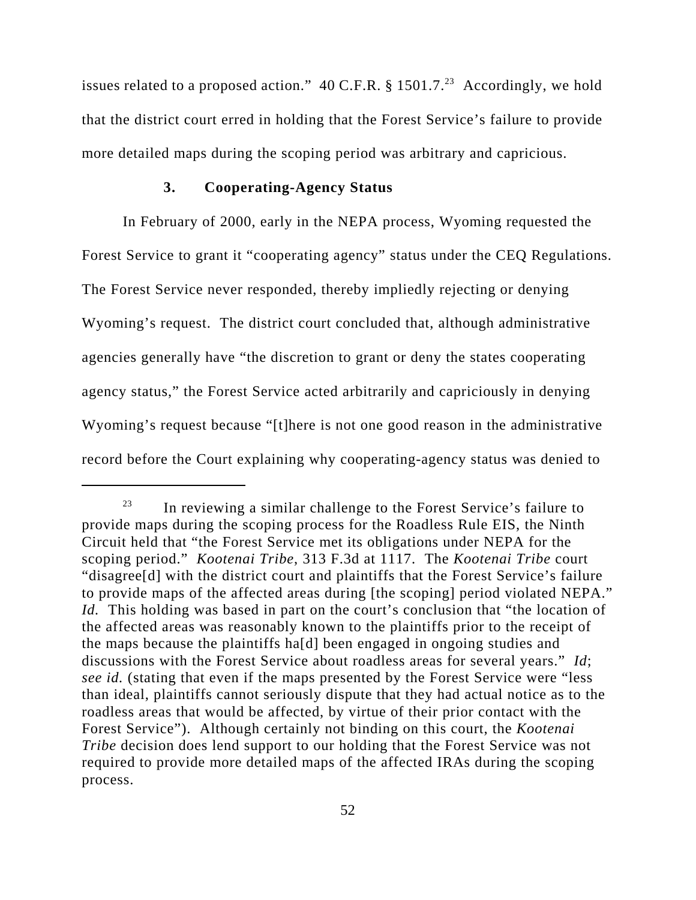issues related to a proposed action." 40 C.F.R. § 1501.7.[23] Accordingly, we hold that the district court erred in holding that the Forest Service's failure to provide more detailed maps during the scoping period was arbitrary and capricious.

### 3. Cooperating-Agency Status

In February of 2000, early in the NEPA process, Wyoming requested the Forest Service to grant it "cooperating agency" status under the CEQ Regulations. The Forest Service never responded, thereby impliedly rejecting or denying Wyoming's request. The district court concluded that, although administrative agencies generally have "the discretion to grant or deny the states cooperating agency status," the Forest Service acted arbitrarily and capriciously in denying Wyoming's request because "[t]here is not one good reason in the administrative record before the Court explaining why cooperating-agency status was denied to

---

[23] In reviewing a similar challenge to the Forest Service's failure to provide maps during the scoping process for the Roadless Rule EIS, the Ninth Circuit held that "the Forest Service met its obligations under NEPA for the scoping period." *Kootenai Tribe*, 313 F.3d at 1117. The *Kootenai Tribe* court "disagree[d] with the district court and plaintiffs that the Forest Service's failure to provide maps of the affected areas during [the scoping] period violated NEPA." *Id.* This holding was based in part on the court's conclusion that "the location of the affected areas was reasonably known to the plaintiffs prior to the receipt of the maps because the plaintiffs ha[d] been engaged in ongoing studies and discussions with the Forest Service about roadless areas for several years." *Id*; *see id.* (stating that even if the maps presented by the Forest Service were "less than ideal, plaintiffs cannot seriously dispute that they had actual notice as to the roadless areas that would be affected, by virtue of their prior contact with the Forest Service"). Although certainly not binding on this court, the *Kootenai Tribe* decision does lend support to our holding that the Forest Service was not required to provide more detailed maps of the affected IRAs during the scoping process.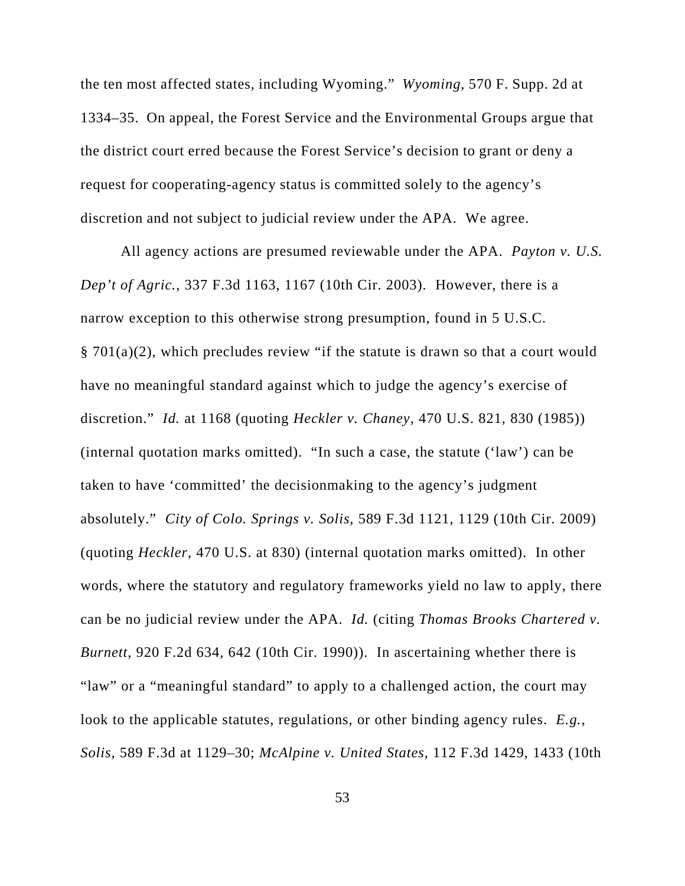the ten most affected states, including Wyoming." *Wyoming*, 570 F. Supp. 2d at 1334–35. On appeal, the Forest Service and the Environmental Groups argue that the district court erred because the Forest Service's decision to grant or deny a request for cooperating-agency status is committed solely to the agency's discretion and not subject to judicial review under the APA. We agree.

All agency actions are presumed reviewable under the APA. *Payton v. U.S. Dep't of Agric.*, 337 F.3d 1163, 1167 (10th Cir. 2003). However, there is a narrow exception to this otherwise strong presumption, found in 5 U.S.C. § 701(a)(2), which precludes review "if the statute is drawn so that a court would have no meaningful standard against which to judge the agency's exercise of discretion." *Id.* at 1168 (quoting *Heckler v. Chaney*, 470 U.S. 821, 830 (1985)) (internal quotation marks omitted). "In such a case, the statute ('law') can be taken to have 'committed' the decisionmaking to the agency's judgment absolutely." *City of Colo. Springs v. Solis*, 589 F.3d 1121, 1129 (10th Cir. 2009) (quoting *Heckler*, 470 U.S. at 830) (internal quotation marks omitted). In other words, where the statutory and regulatory frameworks yield no law to apply, there can be no judicial review under the APA. *Id.* (citing *Thomas Brooks Chartered v. Burnett*, 920 F.2d 634, 642 (10th Cir. 1990)). In ascertaining whether there is "law" or a "meaningful standard" to apply to a challenged action, the court may look to the applicable statutes, regulations, or other binding agency rules. *E.g.*, *Solis*, 589 F.3d at 1129–30; *McAlpine v. United States*, 112 F.3d 1429, 1433 (10th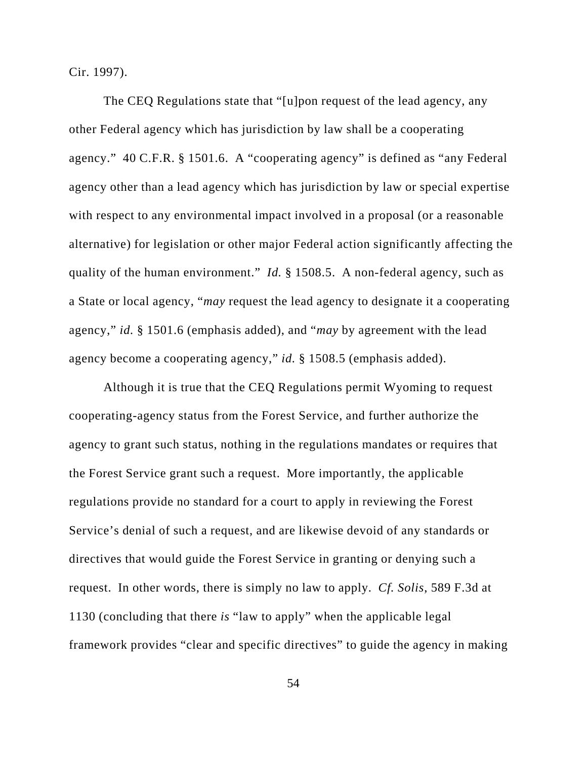Cir. 1997).

The CEQ Regulations state that "[u]pon request of the lead agency, any other Federal agency which has jurisdiction by law shall be a cooperating agency." 40 C.F.R. § 1501.6. A "cooperating agency" is defined as "any Federal agency other than a lead agency which has jurisdiction by law or special expertise with respect to any environmental impact involved in a proposal (or a reasonable alternative) for legislation or other major Federal action significantly affecting the quality of the human environment." *Id.* § 1508.5. A non-federal agency, such as a State or local agency, "*may* request the lead agency to designate it a cooperating agency," *id.* § 1501.6 (emphasis added), and "*may* by agreement with the lead agency become a cooperating agency," *id.* § 1508.5 (emphasis added).

Although it is true that the CEQ Regulations permit Wyoming to request cooperating-agency status from the Forest Service, and further authorize the agency to grant such status, nothing in the regulations mandates or requires that the Forest Service grant such a request. More importantly, the applicable regulations provide no standard for a court to apply in reviewing the Forest Service's denial of such a request, and are likewise devoid of any standards or directives that would guide the Forest Service in granting or denying such a request. In other words, there is simply no law to apply. *Cf. Solis*, 589 F.3d at 1130 (concluding that there *is* "law to apply" when the applicable legal framework provides "clear and specific directives" to guide the agency in making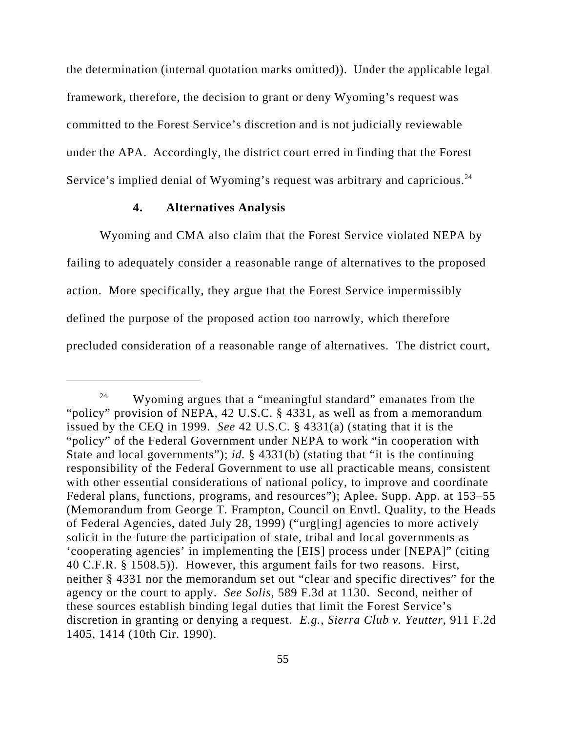the determination (internal quotation marks omitted)). Under the applicable legal framework, therefore, the decision to grant or deny Wyoming's request was committed to the Forest Service's discretion and is not judicially reviewable under the APA. Accordingly, the district court erred in finding that the Forest Service's implied denial of Wyoming's request was arbitrary and capricious.[24]

#### 4. Alternatives Analysis

Wyoming and CMA also claim that the Forest Service violated NEPA by failing to adequately consider a reasonable range of alternatives to the proposed action. More specifically, they argue that the Forest Service impermissibly defined the purpose of the proposed action too narrowly, which therefore precluded consideration of a reasonable range of alternatives. The district court,

---

[24] Wyoming argues that a "meaningful standard" emanates from the "policy" provision of NEPA, 42 U.S.C. § 4331, as well as from a memorandum issued by the CEQ in 1999. *See* 42 U.S.C. § 4331(a) (stating that it is the "policy" of the Federal Government under NEPA to work "in cooperation with State and local governments"); *id.* § 4331(b) (stating that "it is the continuing responsibility of the Federal Government to use all practicable means, consistent with other essential considerations of national policy, to improve and coordinate Federal plans, functions, programs, and resources"); Aplee. Supp. App. at 153–55 (Memorandum from George T. Frampton, Council on Envtl. Quality, to the Heads of Federal Agencies, dated July 28, 1999) ("urg[ing] agencies to more actively solicit in the future the participation of state, tribal and local governments as 'cooperating agencies' in implementing the [EIS] process under [NEPA]" (citing 40 C.F.R. § 1508.5)). However, this argument fails for two reasons. First, neither § 4331 nor the memorandum set out "clear and specific directives" for the agency or the court to apply. *See Solis*, 589 F.3d at 1130. Second, neither of these sources establish binding legal duties that limit the Forest Service's discretion in granting or denying a request. *E.g.*, *Sierra Club v. Yeutter*, 911 F.2d 1405, 1414 (10th Cir. 1990).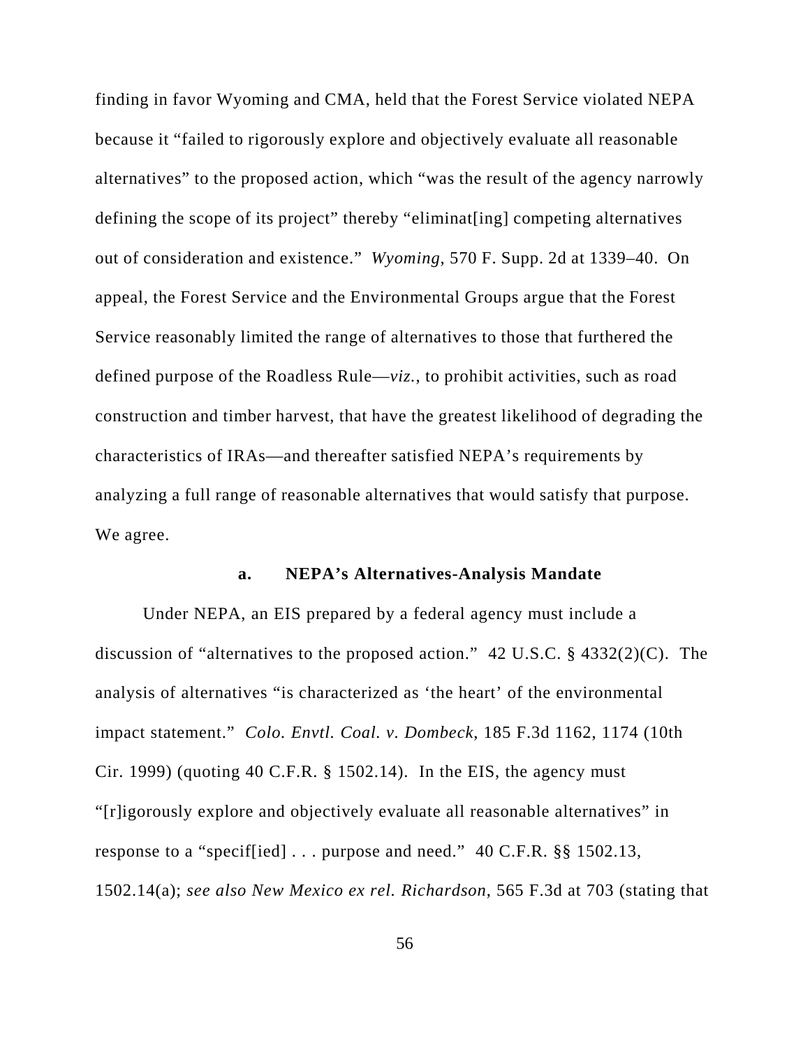finding in favor Wyoming and CMA, held that the Forest Service violated NEPA because it "failed to rigorously explore and objectively evaluate all reasonable alternatives" to the proposed action, which "was the result of the agency narrowly defining the scope of its project" thereby "eliminat[ing] competing alternatives out of consideration and existence." *Wyoming*, 570 F. Supp. 2d at 1339–40. On appeal, the Forest Service and the Environmental Groups argue that the Forest Service reasonably limited the range of alternatives to those that furthered the defined purpose of the Roadless Rule—*viz.*, to prohibit activities, such as road construction and timber harvest, that have the greatest likelihood of degrading the characteristics of IRAs—and thereafter satisfied NEPA's requirements by analyzing a full range of reasonable alternatives that would satisfy that purpose. We agree.

### a. NEPA's Alternatives-Analysis Mandate

Under NEPA, an EIS prepared by a federal agency must include a discussion of "alternatives to the proposed action." 42 U.S.C. § 4332(2)(C). The analysis of alternatives "is characterized as 'the heart' of the environmental impact statement." *Colo. Envtl. Coal. v. Dombeck*, 185 F.3d 1162, 1174 (10th Cir. 1999) (quoting 40 C.F.R. § 1502.14). In the EIS, the agency must "[r]igorously explore and objectively evaluate all reasonable alternatives" in response to a "specif[ied] . . . purpose and need." 40 C.F.R. §§ 1502.13, 1502.14(a); *see also New Mexico ex rel. Richardson*, 565 F.3d at 703 (stating that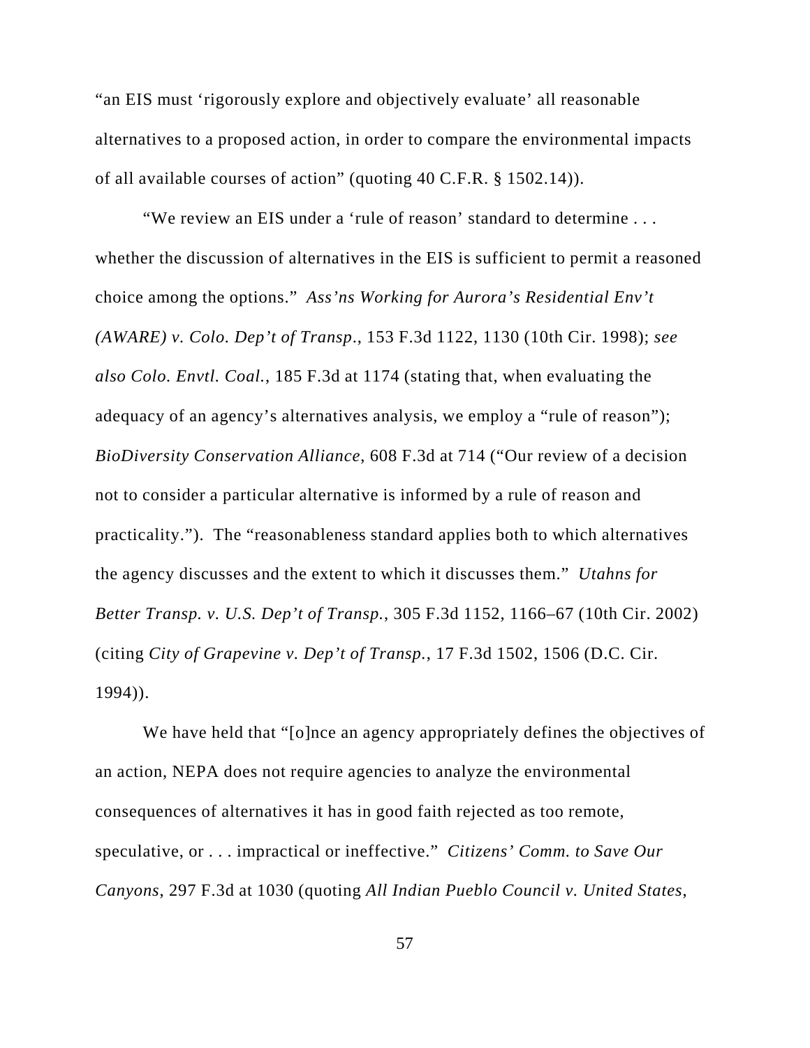"an EIS must 'rigorously explore and objectively evaluate' all reasonable alternatives to a proposed action, in order to compare the environmental impacts of all available courses of action" (quoting 40 C.F.R. § 1502.14)).

"We review an EIS under a 'rule of reason' standard to determine . . . whether the discussion of alternatives in the EIS is sufficient to permit a reasoned choice among the options." *Ass'ns Working for Aurora's Residential Env't (AWARE) v. Colo. Dep't of Transp.*, 153 F.3d 1122, 1130 (10th Cir. 1998); *see also Colo. Envtl. Coal.*, 185 F.3d at 1174 (stating that, when evaluating the adequacy of an agency's alternatives analysis, we employ a "rule of reason"); *BioDiversity Conservation Alliance*, 608 F.3d at 714 ("Our review of a decision not to consider a particular alternative is informed by a rule of reason and practicality."). The "reasonableness standard applies both to which alternatives the agency discusses and the extent to which it discusses them." *Utahns for Better Transp. v. U.S. Dep't of Transp.*, 305 F.3d 1152, 1166–67 (10th Cir. 2002) (citing *City of Grapevine v. Dep't of Transp.*, 17 F.3d 1502, 1506 (D.C. Cir. 1994)).

We have held that "[o]nce an agency appropriately defines the objectives of an action, NEPA does not require agencies to analyze the environmental consequences of alternatives it has in good faith rejected as too remote, speculative, or . . . impractical or ineffective." *Citizens' Comm. to Save Our Canyons*, 297 F.3d at 1030 (quoting *All Indian Pueblo Council v. United States*,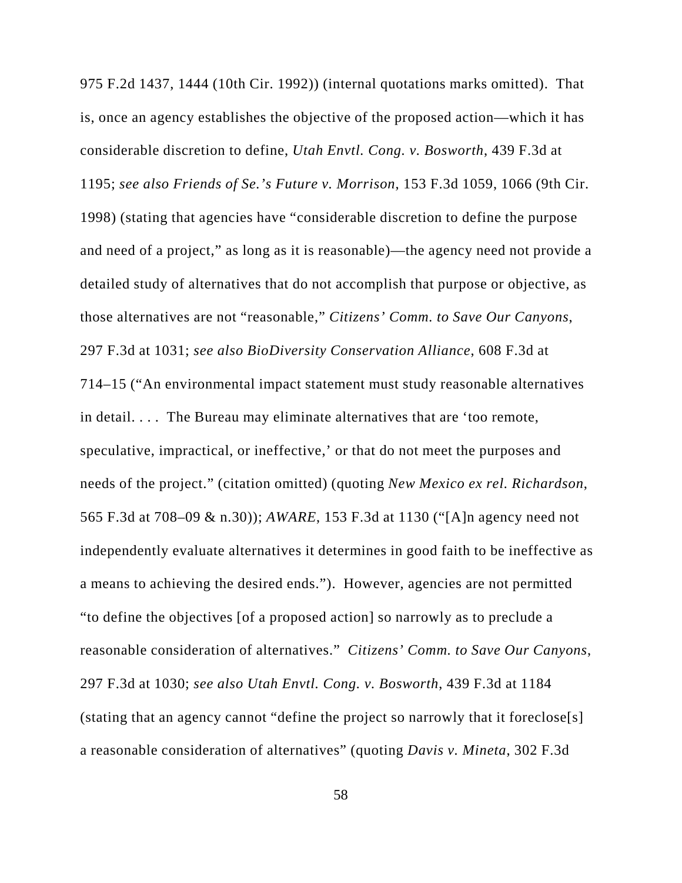975 F.2d 1437, 1444 (10th Cir. 1992)) (internal quotations marks omitted). That is, once an agency establishes the objective of the proposed action—which it has considerable discretion to define, *Utah Envtl. Cong. v. Bosworth*, 439 F.3d at 1195; *see also Friends of Se.'s Future v. Morrison*, 153 F.3d 1059, 1066 (9th Cir. 1998) (stating that agencies have "considerable discretion to define the purpose and need of a project," as long as it is reasonable)—the agency need not provide a detailed study of alternatives that do not accomplish that purpose or objective, as those alternatives are not "reasonable," *Citizens' Comm. to Save Our Canyons*, 297 F.3d at 1031; *see also BioDiversity Conservation Alliance*, 608 F.3d at 714–15 ("An environmental impact statement must study reasonable alternatives in detail. . . . The Bureau may eliminate alternatives that are 'too remote, speculative, impractical, or ineffective,' or that do not meet the purposes and needs of the project." (citation omitted) (quoting *New Mexico ex rel. Richardson*, 565 F.3d at 708–09 & n.30)); *AWARE*, 153 F.3d at 1130 ("[A]n agency need not independently evaluate alternatives it determines in good faith to be ineffective as a means to achieving the desired ends."). However, agencies are not permitted "to define the objectives [of a proposed action] so narrowly as to preclude a reasonable consideration of alternatives." *Citizens' Comm. to Save Our Canyons*, 297 F.3d at 1030; *see also Utah Envtl. Cong. v. Bosworth*, 439 F.3d at 1184 (stating that an agency cannot "define the project so narrowly that it foreclose[s] a reasonable consideration of alternatives" (quoting *Davis v. Mineta*, 302 F.3d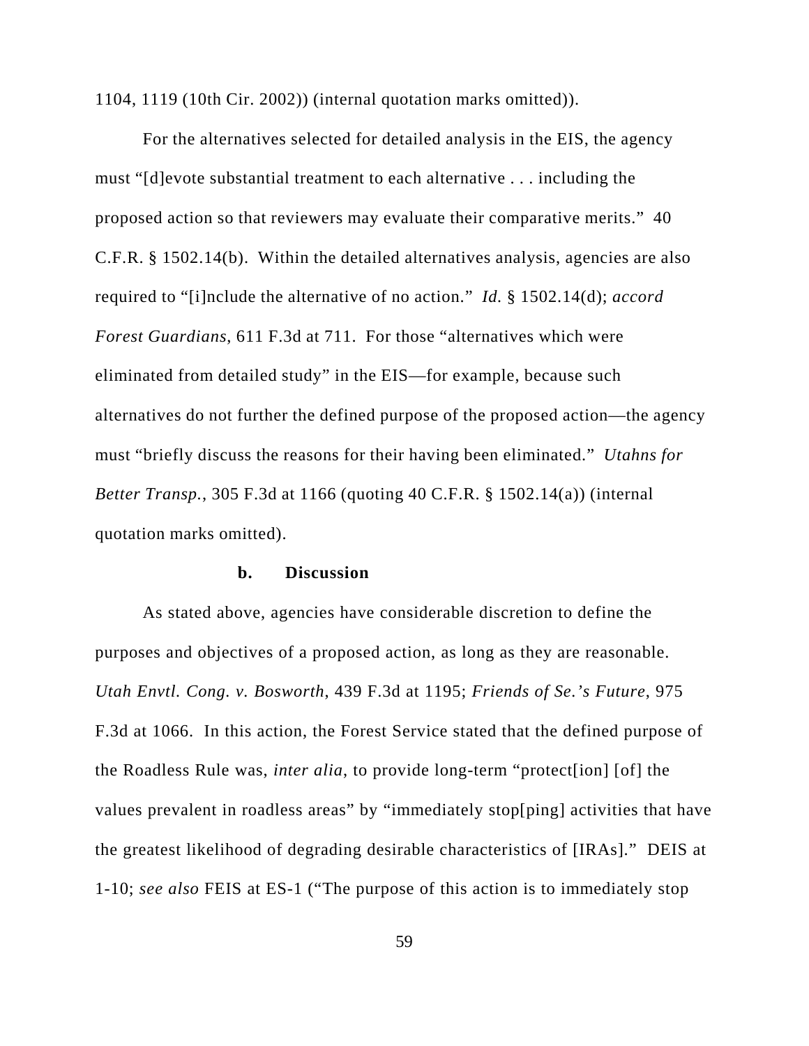1104, 1119 (10th Cir. 2002)) (internal quotation marks omitted)).

For the alternatives selected for detailed analysis in the EIS, the agency must "[d]evote substantial treatment to each alternative . . . including the proposed action so that reviewers may evaluate their comparative merits." 40 C.F.R. § 1502.14(b). Within the detailed alternatives analysis, agencies are also required to "[i]nclude the alternative of no action." *Id.* § 1502.14(d); *accord Forest Guardians*, 611 F.3d at 711. For those "alternatives which were eliminated from detailed study" in the EIS—for example, because such alternatives do not further the defined purpose of the proposed action—the agency must "briefly discuss the reasons for their having been eliminated." *Utahns for Better Transp.*, 305 F.3d at 1166 (quoting 40 C.F.R. § 1502.14(a)) (internal quotation marks omitted).

**b. Discussion**

As stated above, agencies have considerable discretion to define the purposes and objectives of a proposed action, as long as they are reasonable. *Utah Envtl. Cong. v. Bosworth*, 439 F.3d at 1195; *Friends of Se.'s Future*, 975 F.3d at 1066. In this action, the Forest Service stated that the defined purpose of the Roadless Rule was, *inter alia*, to provide long-term "protect[ion] [of] the values prevalent in roadless areas" by "immediately stop[ping] activities that have the greatest likelihood of degrading desirable characteristics of [IRAs]." DEIS at 1-10; *see also* FEIS at ES-1 ("The purpose of this action is to immediately stop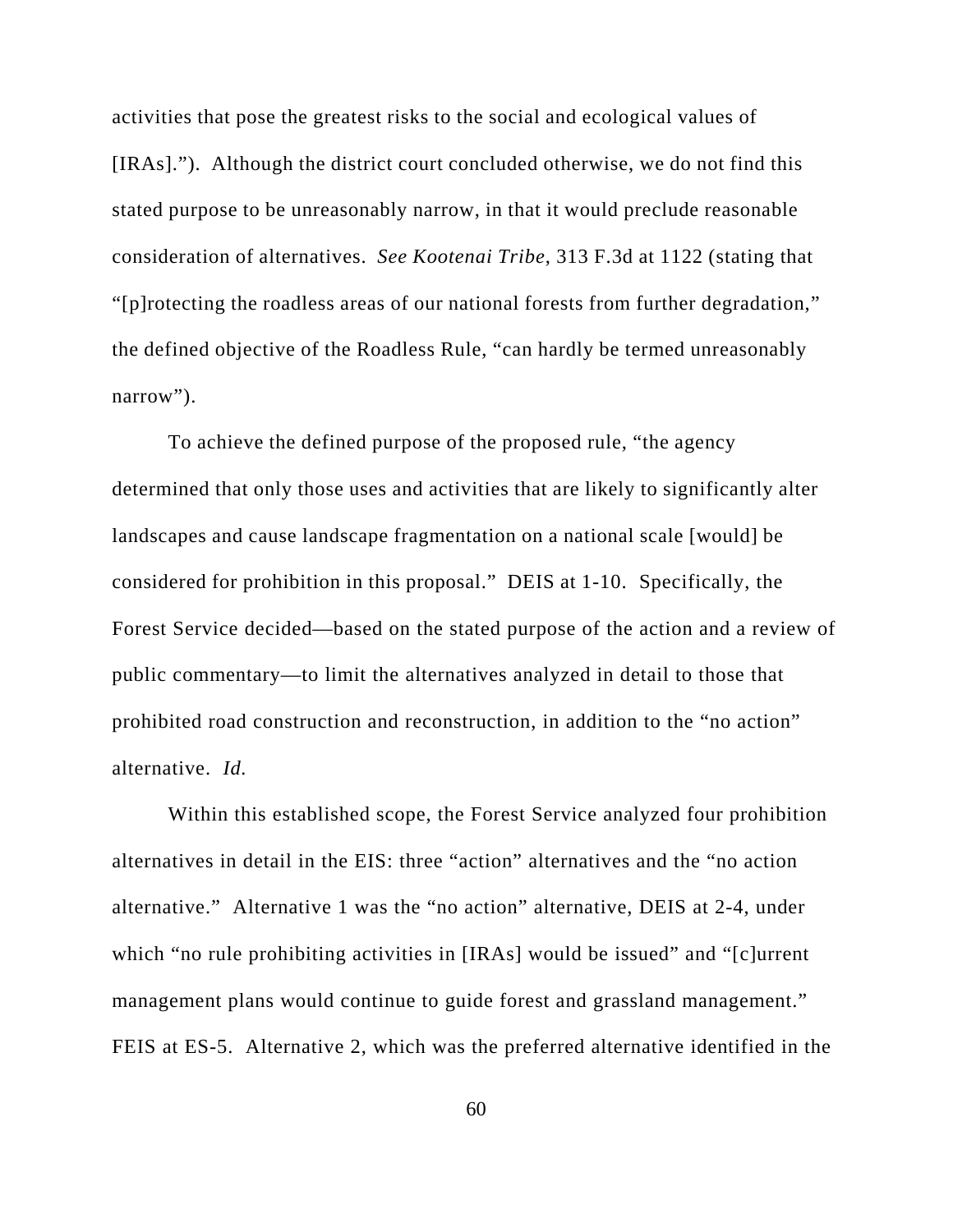activities that pose the greatest risks to the social and ecological values of [IRAs]."). Although the district court concluded otherwise, we do not find this stated purpose to be unreasonably narrow, in that it would preclude reasonable consideration of alternatives. *See Kootenai Tribe*, 313 F.3d at 1122 (stating that "[p]rotecting the roadless areas of our national forests from further degradation," the defined objective of the Roadless Rule, "can hardly be termed unreasonably narrow").

To achieve the defined purpose of the proposed rule, "the agency determined that only those uses and activities that are likely to significantly alter landscapes and cause landscape fragmentation on a national scale [would] be considered for prohibition in this proposal." DEIS at 1-10. Specifically, the Forest Service decided—based on the stated purpose of the action and a review of public commentary—to limit the alternatives analyzed in detail to those that prohibited road construction and reconstruction, in addition to the "no action" alternative. *Id.*

Within this established scope, the Forest Service analyzed four prohibition alternatives in detail in the EIS: three "action" alternatives and the "no action alternative." Alternative 1 was the "no action" alternative, DEIS at 2-4, under which "no rule prohibiting activities in [IRAs] would be issued" and "[c]urrent management plans would continue to guide forest and grassland management." FEIS at ES-5. Alternative 2, which was the preferred alternative identified in the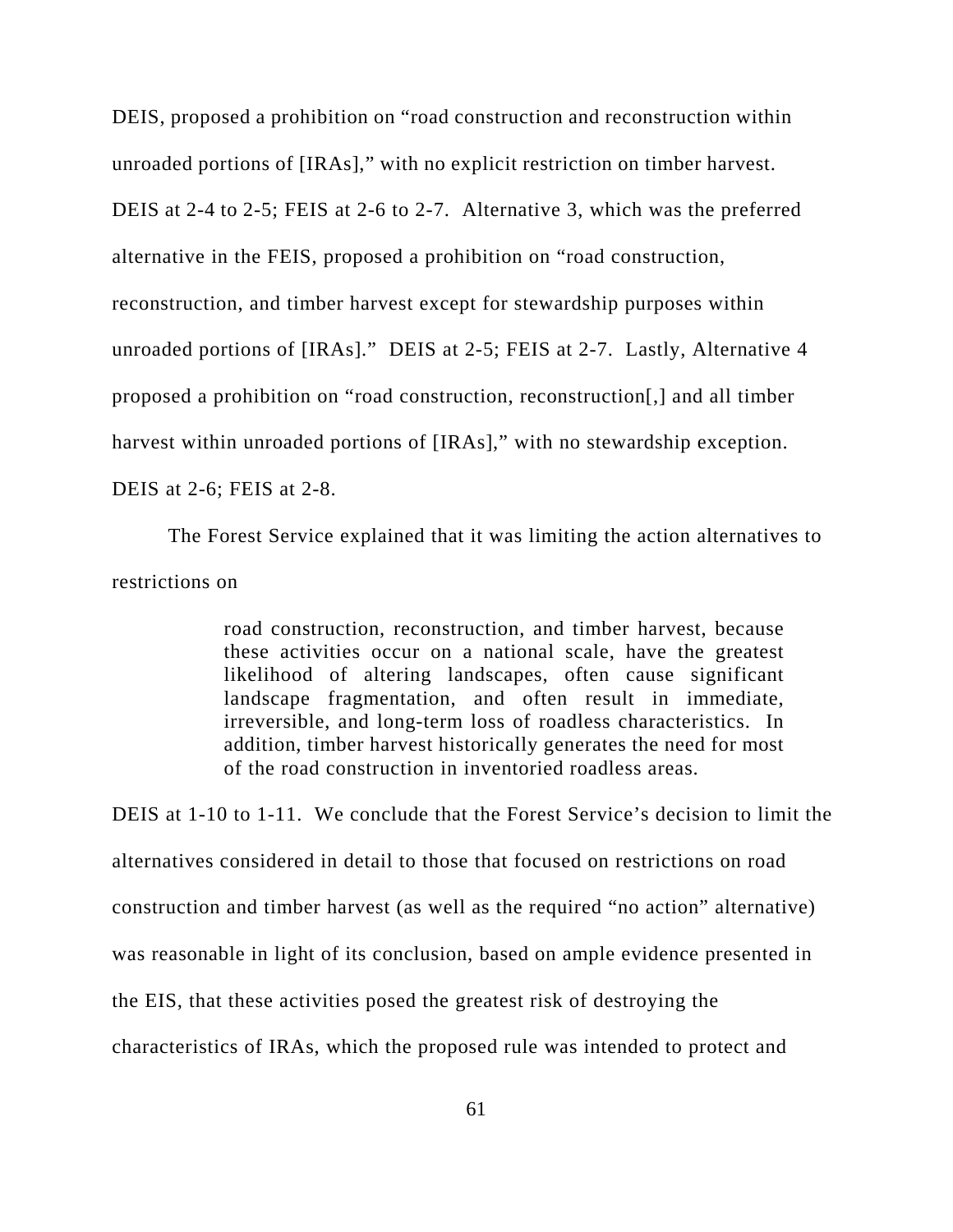DEIS, proposed a prohibition on "road construction and reconstruction within unroaded portions of [IRAs]," with no explicit restriction on timber harvest. DEIS at 2-4 to 2-5; FEIS at 2-6 to 2-7. Alternative 3, which was the preferred alternative in the FEIS, proposed a prohibition on "road construction, reconstruction, and timber harvest except for stewardship purposes within unroaded portions of [IRAs]." DEIS at 2-5; FEIS at 2-7. Lastly, Alternative 4 proposed a prohibition on "road construction, reconstruction[,] and all timber harvest within unroaded portions of [IRAs]," with no stewardship exception. DEIS at 2-6; FEIS at 2-8.

The Forest Service explained that it was limiting the action alternatives to restrictions on

> road construction, reconstruction, and timber harvest, because these activities occur on a national scale, have the greatest likelihood of altering landscapes, often cause significant landscape fragmentation, and often result in immediate, irreversible, and long-term loss of roadless characteristics. In addition, timber harvest historically generates the need for most of the road construction in inventoried roadless areas.

DEIS at 1-10 to 1-11. We conclude that the Forest Service's decision to limit the alternatives considered in detail to those that focused on restrictions on road construction and timber harvest (as well as the required "no action" alternative) was reasonable in light of its conclusion, based on ample evidence presented in the EIS, that these activities posed the greatest risk of destroying the characteristics of IRAs, which the proposed rule was intended to protect and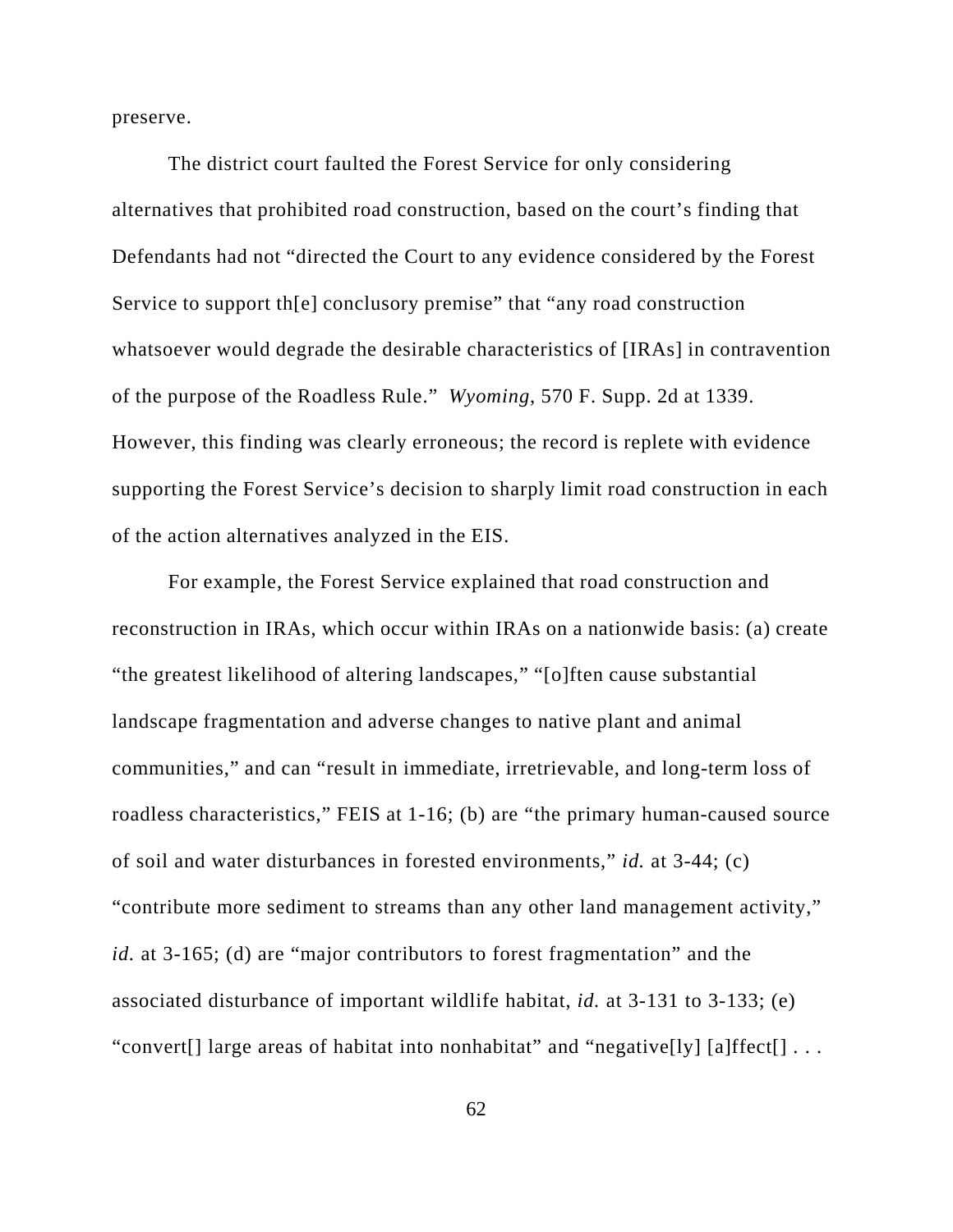preserve.

The district court faulted the Forest Service for only considering alternatives that prohibited road construction, based on the court's finding that Defendants had not "directed the Court to any evidence considered by the Forest Service to support th[e] conclusory premise" that "any road construction whatsoever would degrade the desirable characteristics of [IRAs] in contravention of the purpose of the Roadless Rule." *Wyoming*, 570 F. Supp. 2d at 1339. However, this finding was clearly erroneous; the record is replete with evidence supporting the Forest Service's decision to sharply limit road construction in each of the action alternatives analyzed in the EIS.

For example, the Forest Service explained that road construction and reconstruction in IRAs, which occur within IRAs on a nationwide basis: (a) create "the greatest likelihood of altering landscapes," "[o]ften cause substantial landscape fragmentation and adverse changes to native plant and animal communities," and can "result in immediate, irretrievable, and long-term loss of roadless characteristics," FEIS at 1-16; (b) are "the primary human-caused source of soil and water disturbances in forested environments," *id.* at 3-44; (c) "contribute more sediment to streams than any other land management activity," *id.* at 3-165; (d) are "major contributors to forest fragmentation" and the associated disturbance of important wildlife habitat, *id.* at 3-131 to 3-133; (e) "convert[] large areas of habitat into nonhabitat" and "negative[ly] [a]ffect[] . . .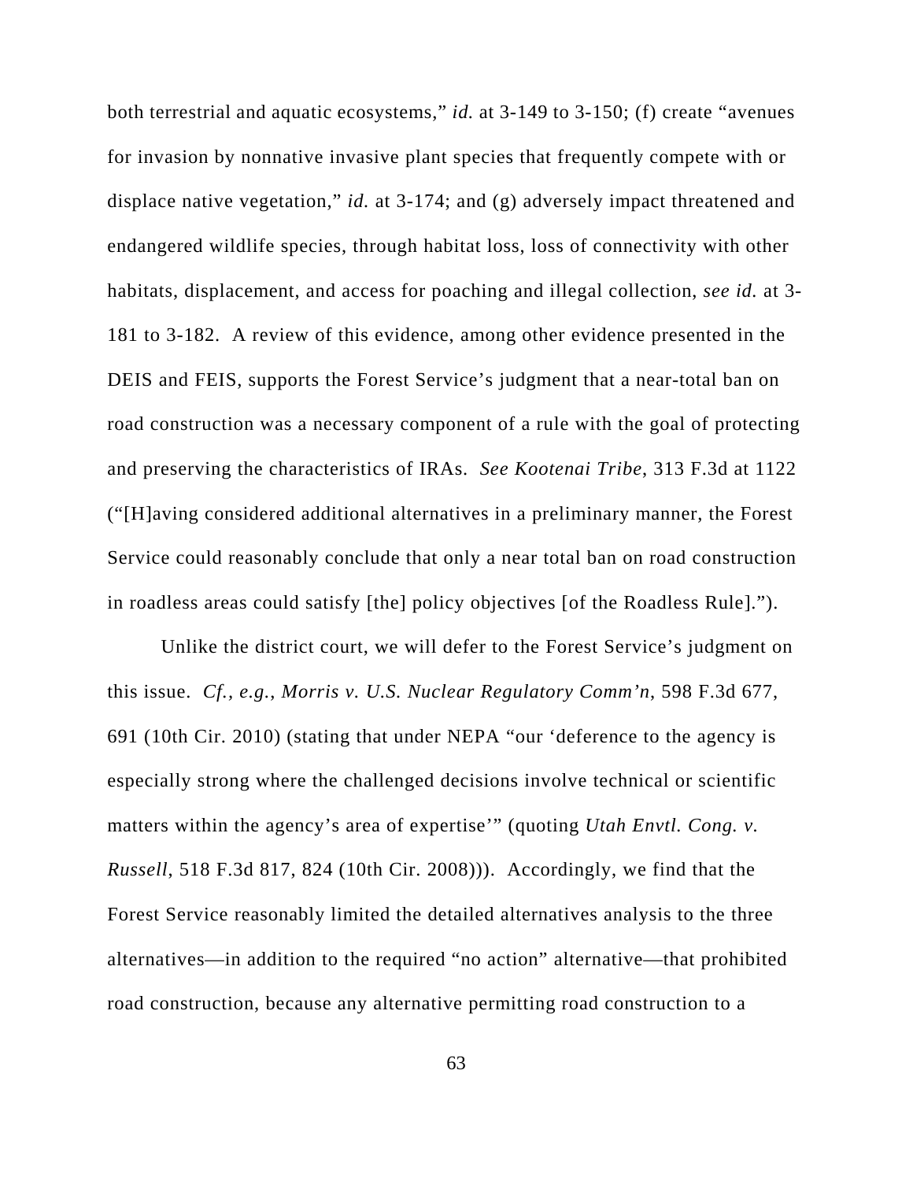both terrestrial and aquatic ecosystems," *id.* at 3-149 to 3-150; (f) create "avenues for invasion by nonnative invasive plant species that frequently compete with or displace native vegetation," *id.* at 3-174; and (g) adversely impact threatened and endangered wildlife species, through habitat loss, loss of connectivity with other habitats, displacement, and access for poaching and illegal collection, *see id.* at 3-181 to 3-182. A review of this evidence, among other evidence presented in the DEIS and FEIS, supports the Forest Service's judgment that a near-total ban on road construction was a necessary component of a rule with the goal of protecting and preserving the characteristics of IRAs. *See Kootenai Tribe*, 313 F.3d at 1122 ("[H]aving considered additional alternatives in a preliminary manner, the Forest Service could reasonably conclude that only a near total ban on road construction in roadless areas could satisfy [the] policy objectives [of the Roadless Rule].").

Unlike the district court, we will defer to the Forest Service's judgment on this issue. *Cf., e.g.*, *Morris v. U.S. Nuclear Regulatory Comm'n*, 598 F.3d 677, 691 (10th Cir. 2010) (stating that under NEPA "our 'deference to the agency is especially strong where the challenged decisions involve technical or scientific matters within the agency's area of expertise'" (quoting *Utah Envtl. Cong. v. Russell*, 518 F.3d 817, 824 (10th Cir. 2008))). Accordingly, we find that the Forest Service reasonably limited the detailed alternatives analysis to the three alternatives—in addition to the required "no action" alternative—that prohibited road construction, because any alternative permitting road construction to a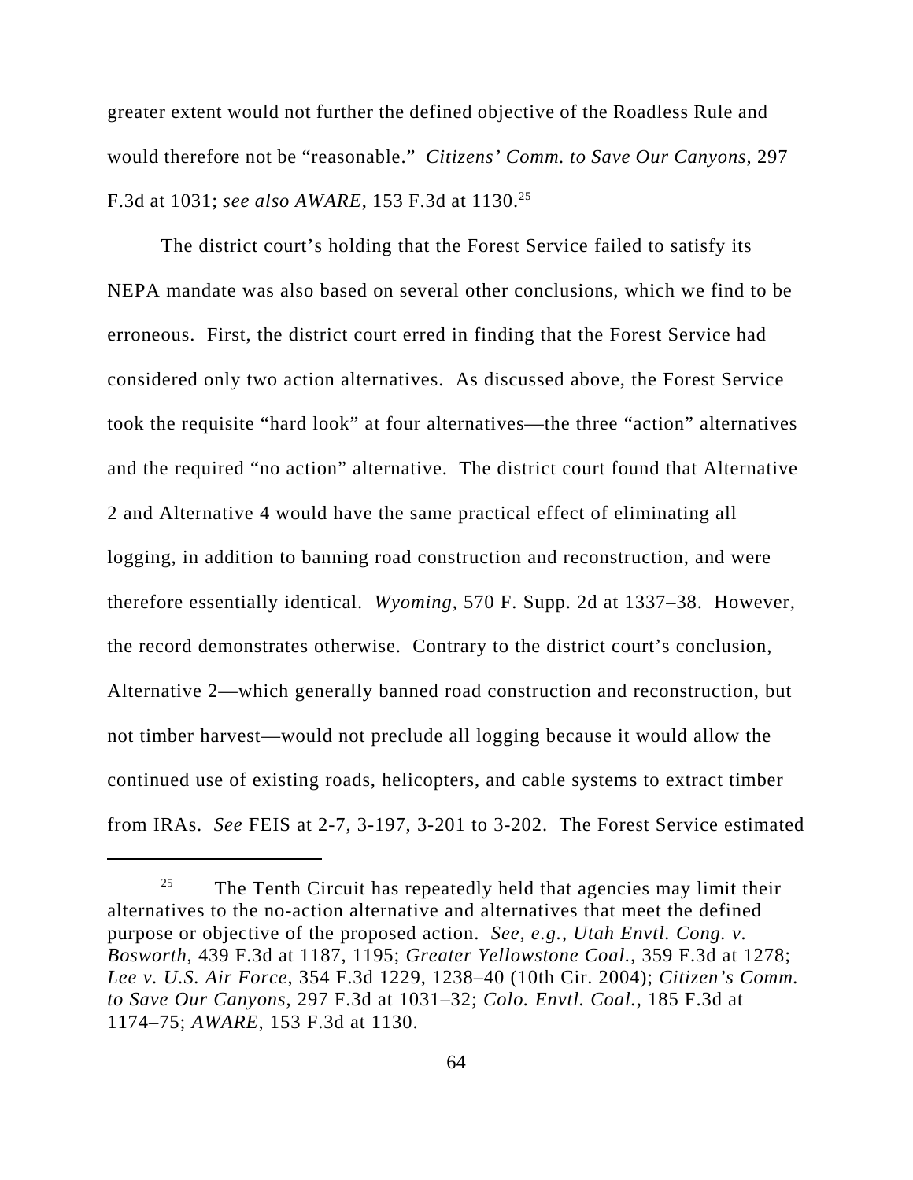greater extent would not further the defined objective of the Roadless Rule and would therefore not be "reasonable." *Citizens' Comm. to Save Our Canyons*, 297 F.3d at 1031; *see also AWARE*, 153 F.3d at 1130.[25]

The district court's holding that the Forest Service failed to satisfy its NEPA mandate was also based on several other conclusions, which we find to be erroneous. First, the district court erred in finding that the Forest Service had considered only two action alternatives. As discussed above, the Forest Service took the requisite "hard look" at four alternatives—the three "action" alternatives and the required "no action" alternative. The district court found that Alternative 2 and Alternative 4 would have the same practical effect of eliminating all logging, in addition to banning road construction and reconstruction, and were therefore essentially identical. *Wyoming*, 570 F. Supp. 2d at 1337–38. However, the record demonstrates otherwise. Contrary to the district court's conclusion, Alternative 2—which generally banned road construction and reconstruction, but not timber harvest—would not preclude all logging because it would allow the continued use of existing roads, helicopters, and cable systems to extract timber from IRAs. *See* FEIS at 2-7, 3-197, 3-201 to 3-202. The Forest Service estimated

[25] The Tenth Circuit has repeatedly held that agencies may limit their alternatives to the no-action alternative and alternatives that meet the defined purpose or objective of the proposed action. *See, e.g.*, *Utah Envtl. Cong. v. Bosworth*, 439 F.3d at 1187, 1195; *Greater Yellowstone Coal.*, 359 F.3d at 1278; *Lee v. U.S. Air Force*, 354 F.3d 1229, 1238–40 (10th Cir. 2004); *Citizen's Comm. to Save Our Canyons*, 297 F.3d at 1031–32; *Colo. Envtl. Coal.*, 185 F.3d at 1174–75; *AWARE*, 153 F.3d at 1130.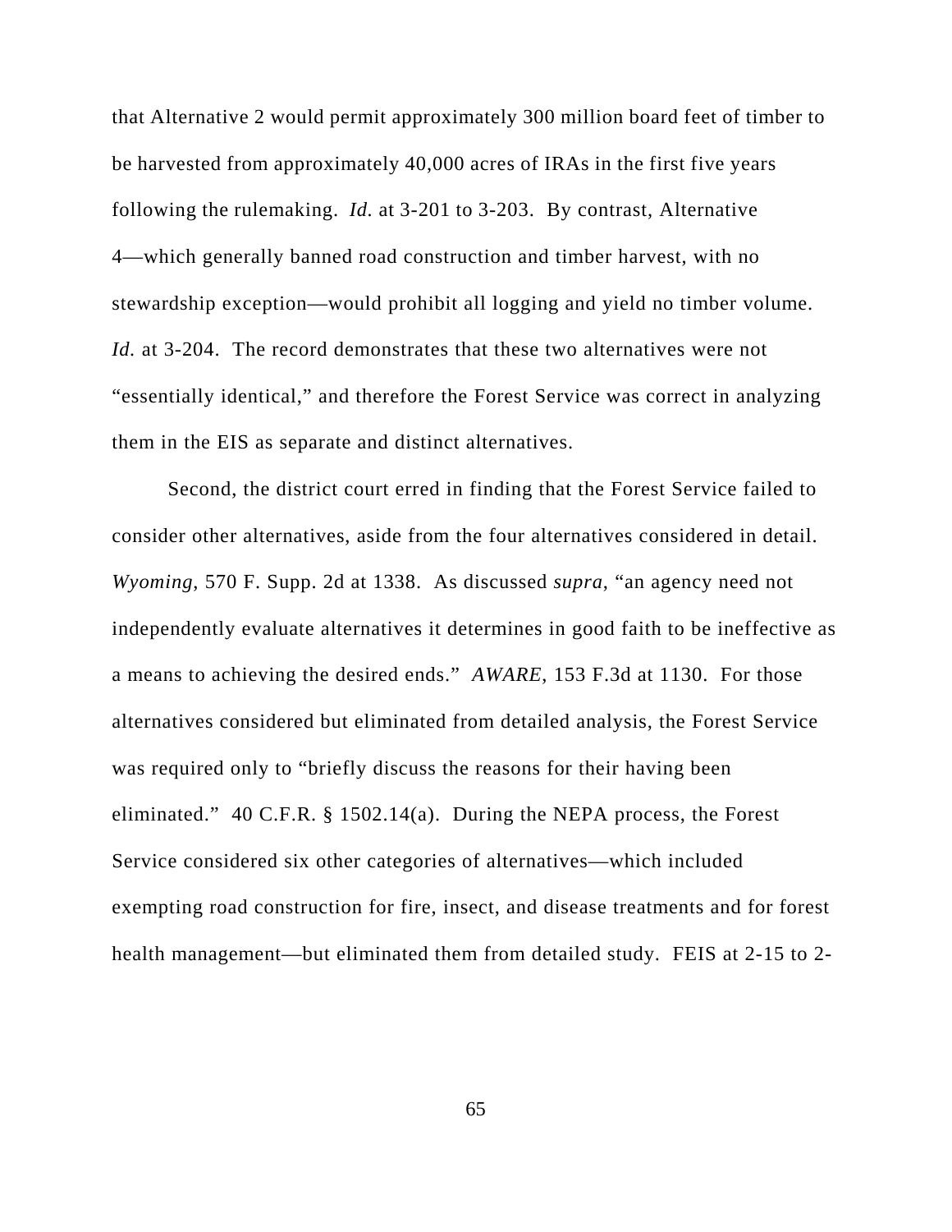that Alternative 2 would permit approximately 300 million board feet of timber to be harvested from approximately 40,000 acres of IRAs in the first five years following the rulemaking. *Id.* at 3-201 to 3-203. By contrast, Alternative 4—which generally banned road construction and timber harvest, with no stewardship exception—would prohibit all logging and yield no timber volume. *Id.* at 3-204. The record demonstrates that these two alternatives were not "essentially identical," and therefore the Forest Service was correct in analyzing them in the EIS as separate and distinct alternatives.

Second, the district court erred in finding that the Forest Service failed to consider other alternatives, aside from the four alternatives considered in detail. *Wyoming*, 570 F. Supp. 2d at 1338. As discussed *supra*, "an agency need not independently evaluate alternatives it determines in good faith to be ineffective as a means to achieving the desired ends." *AWARE*, 153 F.3d at 1130. For those alternatives considered but eliminated from detailed analysis, the Forest Service was required only to "briefly discuss the reasons for their having been eliminated." 40 C.F.R. § 1502.14(a). During the NEPA process, the Forest Service considered six other categories of alternatives—which included exempting road construction for fire, insect, and disease treatments and for forest health management—but eliminated them from detailed study. FEIS at 2-15 to 2-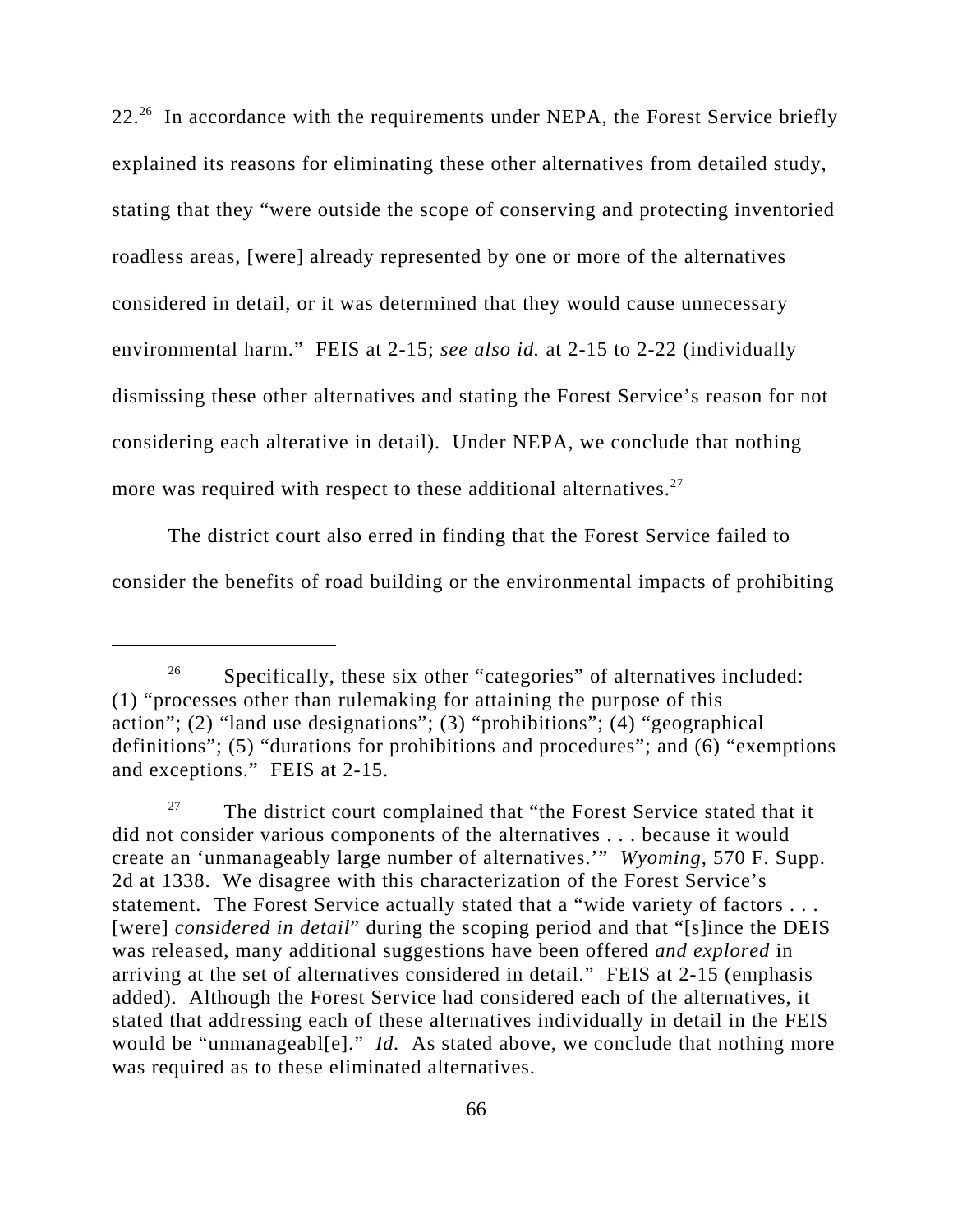22.[26] In accordance with the requirements under NEPA, the Forest Service briefly explained its reasons for eliminating these other alternatives from detailed study, stating that they "were outside the scope of conserving and protecting inventoried roadless areas, [were] already represented by one or more of the alternatives considered in detail, or it was determined that they would cause unnecessary environmental harm." FEIS at 2-15; *see also id.* at 2-15 to 2-22 (individually dismissing these other alternatives and stating the Forest Service's reason for not considering each alterative in detail). Under NEPA, we conclude that nothing more was required with respect to these additional alternatives.[27]

The district court also erred in finding that the Forest Service failed to consider the benefits of road building or the environmental impacts of prohibiting

---

[26] Specifically, these six other "categories" of alternatives included: (1) "processes other than rulemaking for attaining the purpose of this action"; (2) "land use designations"; (3) "prohibitions"; (4) "geographical definitions"; (5) "durations for prohibitions and procedures"; and (6) "exemptions and exceptions." FEIS at 2-15.

[27] The district court complained that "the Forest Service stated that it did not consider various components of the alternatives . . . because it would create an 'unmanageably large number of alternatives.'" *Wyoming*, 570 F. Supp. 2d at 1338. We disagree with this characterization of the Forest Service's statement. The Forest Service actually stated that a "wide variety of factors . . . [were] *considered in detail*" during the scoping period and that "[s]ince the DEIS was released, many additional suggestions have been offered *and explored* in arriving at the set of alternatives considered in detail." FEIS at 2-15 (emphasis added). Although the Forest Service had considered each of the alternatives, it stated that addressing each of these alternatives individually in detail in the FEIS would be "unmanageabl[e]." *Id.* As stated above, we conclude that nothing more was required as to these eliminated alternatives.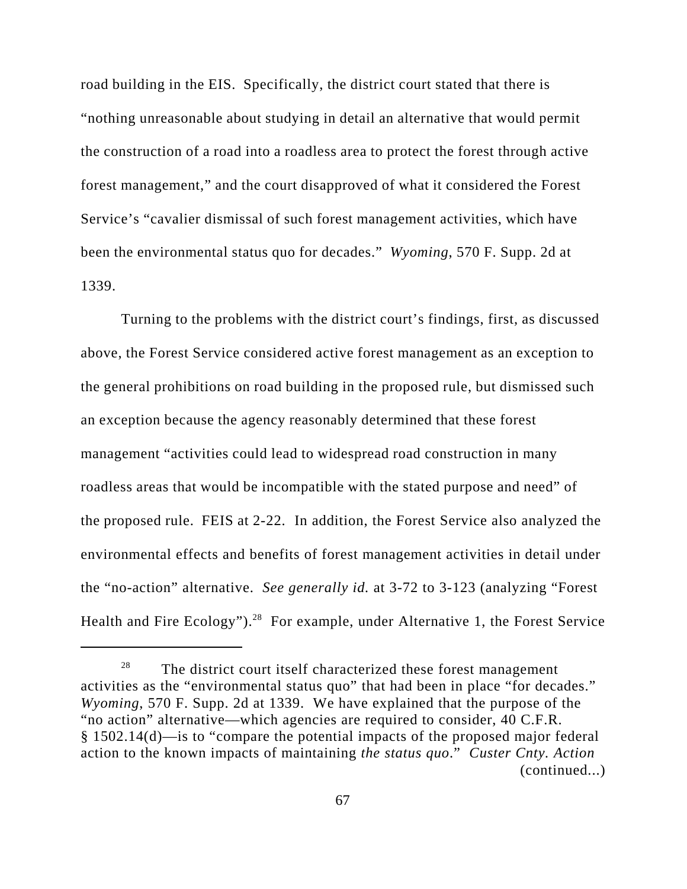road building in the EIS. Specifically, the district court stated that there is "nothing unreasonable about studying in detail an alternative that would permit the construction of a road into a roadless area to protect the forest through active forest management," and the court disapproved of what it considered the Forest Service's "cavalier dismissal of such forest management activities, which have been the environmental status quo for decades." *Wyoming*, 570 F. Supp. 2d at 1339.

Turning to the problems with the district court's findings, first, as discussed above, the Forest Service considered active forest management as an exception to the general prohibitions on road building in the proposed rule, but dismissed such an exception because the agency reasonably determined that these forest management "activities could lead to widespread road construction in many roadless areas that would be incompatible with the stated purpose and need" of the proposed rule. FEIS at 2-22. In addition, the Forest Service also analyzed the environmental effects and benefits of forest management activities in detail under the "no-action" alternative. *See generally id.* at 3-72 to 3-123 (analyzing "Forest Health and Fire Ecology").[28] For example, under Alternative 1, the Forest Service

---

[28] The district court itself characterized these forest management activities as the "environmental status quo" that had been in place "for decades." *Wyoming*, 570 F. Supp. 2d at 1339. We have explained that the purpose of the "no action" alternative—which agencies are required to consider, 40 C.F.R. § 1502.14(d)—is to "compare the potential impacts of the proposed major federal action to the known impacts of maintaining *the status quo*." *Custer Cnty. Action* (continued...)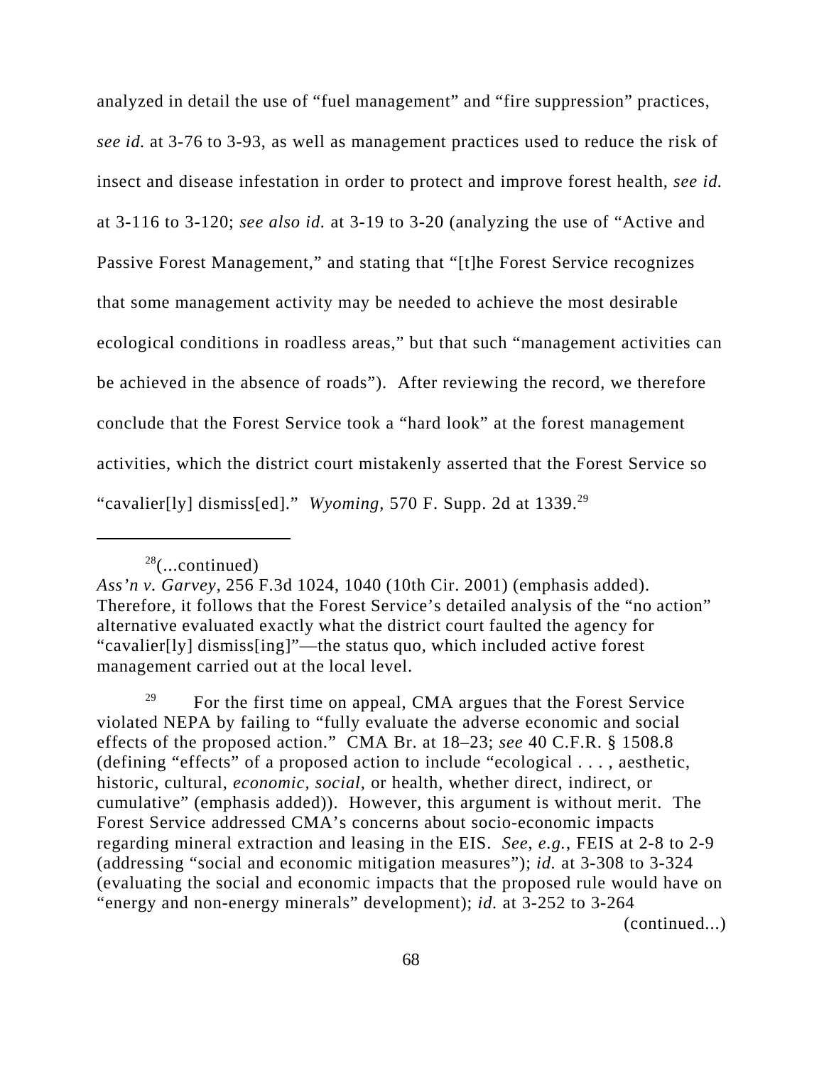analyzed in detail the use of "fuel management" and "fire suppression" practices, *see id.* at 3-76 to 3-93, as well as management practices used to reduce the risk of insect and disease infestation in order to protect and improve forest health, *see id.* at 3-116 to 3-120; *see also id.* at 3-19 to 3-20 (analyzing the use of "Active and Passive Forest Management," and stating that "[t]he Forest Service recognizes that some management activity may be needed to achieve the most desirable ecological conditions in roadless areas," but that such "management activities can be achieved in the absence of roads"). After reviewing the record, we therefore conclude that the Forest Service took a "hard look" at the forest management activities, which the district court mistakenly asserted that the Forest Service so "cavalier[ly] dismiss[ed]." *Wyoming*, 570 F. Supp. 2d at 1339.[29]

---

[28](...continued)
*Ass'n v. Garvey*, 256 F.3d 1024, 1040 (10th Cir. 2001) (emphasis added). Therefore, it follows that the Forest Service's detailed analysis of the "no action" alternative evaluated exactly what the district court faulted the agency for "cavalier[ly] dismiss[ing]"—the status quo, which included active forest management carried out at the local level.

[29] For the first time on appeal, CMA argues that the Forest Service violated NEPA by failing to "fully evaluate the adverse economic and social effects of the proposed action." CMA Br. at 18–23; *see* 40 C.F.R. § 1508.8 (defining "effects" of a proposed action to include "ecological . . . , aesthetic, historic, cultural, *economic, social*, or health, whether direct, indirect, or cumulative" (emphasis added)). However, this argument is without merit. The Forest Service addressed CMA's concerns about socio-economic impacts regarding mineral extraction and leasing in the EIS. *See, e.g.*, FEIS at 2-8 to 2-9 (addressing "social and economic mitigation measures"); *id.* at 3-308 to 3-324 (evaluating the social and economic impacts that the proposed rule would have on "energy and non-energy minerals" development); *id.* at 3-252 to 3-264
(continued...)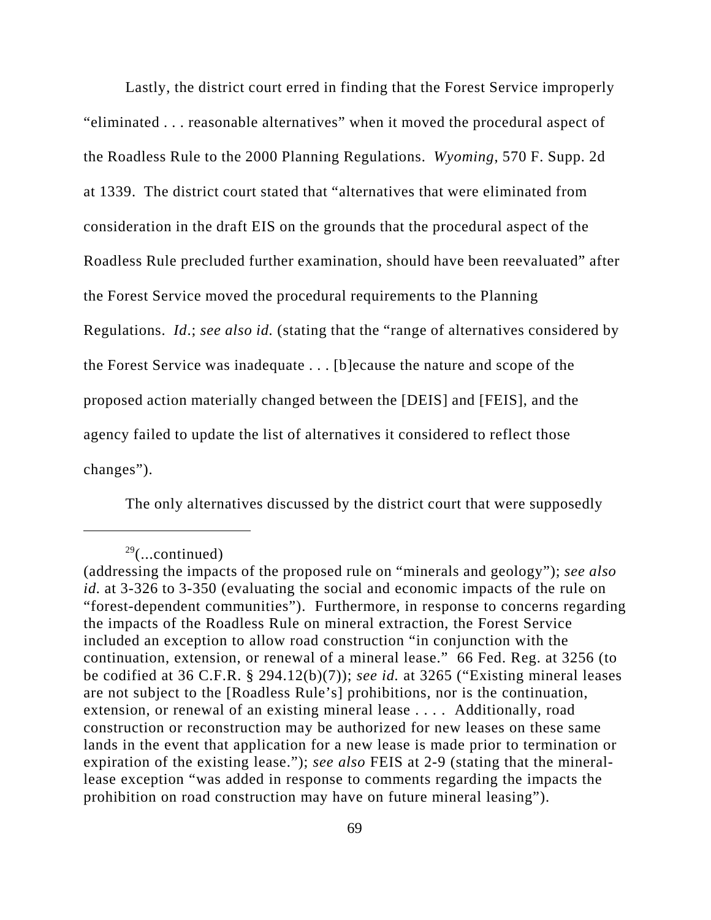Lastly, the district court erred in finding that the Forest Service improperly "eliminated . . . reasonable alternatives" when it moved the procedural aspect of the Roadless Rule to the 2000 Planning Regulations. *Wyoming*, 570 F. Supp. 2d at 1339. The district court stated that "alternatives that were eliminated from consideration in the draft EIS on the grounds that the procedural aspect of the Roadless Rule precluded further examination, should have been reevaluated" after the Forest Service moved the procedural requirements to the Planning Regulations. *Id*.; *see also id.* (stating that the "range of alternatives considered by the Forest Service was inadequate . . . [b]ecause the nature and scope of the proposed action materially changed between the [DEIS] and [FEIS], and the agency failed to update the list of alternatives it considered to reflect those changes").

The only alternatives discussed by the district court that were supposedly

---

[29](...continued)
(addressing the impacts of the proposed rule on "minerals and geology"); *see also id.* at 3-326 to 3-350 (evaluating the social and economic impacts of the rule on "forest-dependent communities"). Furthermore, in response to concerns regarding the impacts of the Roadless Rule on mineral extraction, the Forest Service included an exception to allow road construction "in conjunction with the continuation, extension, or renewal of a mineral lease." 66 Fed. Reg. at 3256 (to be codified at 36 C.F.R. § 294.12(b)(7)); *see id.* at 3265 ("Existing mineral leases are not subject to the [Roadless Rule's] prohibitions, nor is the continuation, extension, or renewal of an existing mineral lease . . . . Additionally, road construction or reconstruction may be authorized for new leases on these same lands in the event that application for a new lease is made prior to termination or expiration of the existing lease."); *see also* FEIS at 2-9 (stating that the mineral-lease exception "was added in response to comments regarding the impacts the prohibition on road construction may have on future mineral leasing").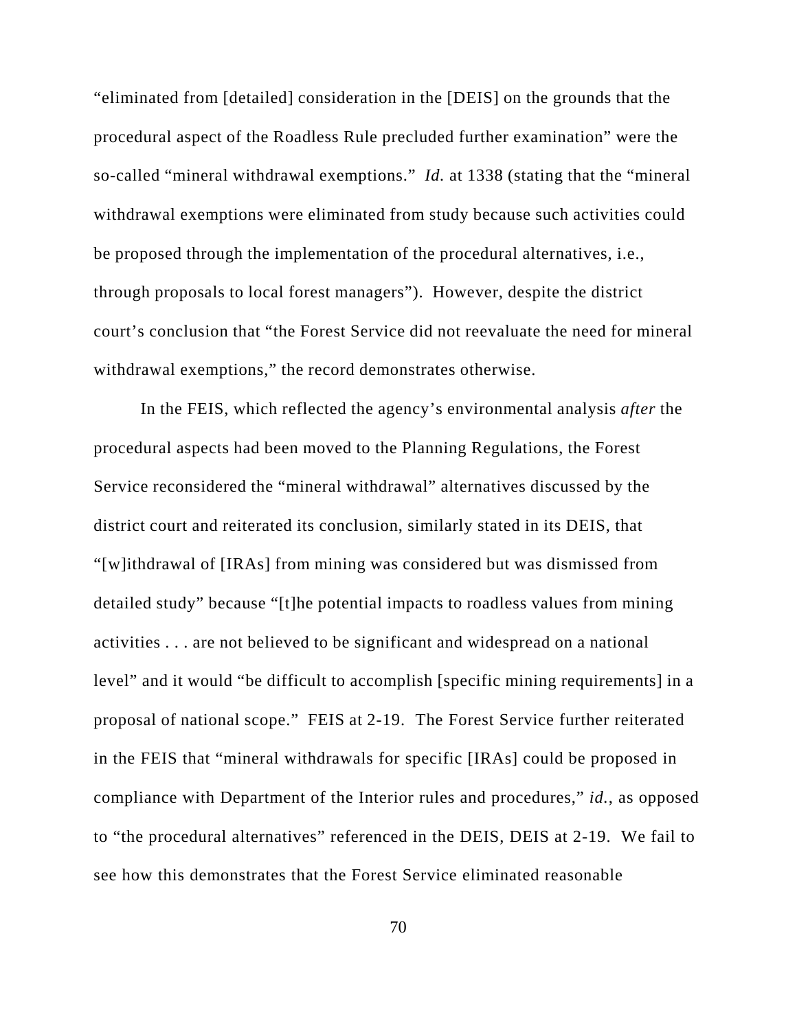"eliminated from [detailed] consideration in the [DEIS] on the grounds that the procedural aspect of the Roadless Rule precluded further examination" were the so-called "mineral withdrawal exemptions." *Id.* at 1338 (stating that the "mineral withdrawal exemptions were eliminated from study because such activities could be proposed through the implementation of the procedural alternatives, i.e., through proposals to local forest managers"). However, despite the district court's conclusion that "the Forest Service did not reevaluate the need for mineral withdrawal exemptions," the record demonstrates otherwise.

In the FEIS, which reflected the agency's environmental analysis *after* the procedural aspects had been moved to the Planning Regulations, the Forest Service reconsidered the "mineral withdrawal" alternatives discussed by the district court and reiterated its conclusion, similarly stated in its DEIS, that "[w]ithdrawal of [IRAs] from mining was considered but was dismissed from detailed study" because "[t]he potential impacts to roadless values from mining activities . . . are not believed to be significant and widespread on a national level" and it would "be difficult to accomplish [specific mining requirements] in a proposal of national scope." FEIS at 2-19. The Forest Service further reiterated in the FEIS that "mineral withdrawals for specific [IRAs] could be proposed in compliance with Department of the Interior rules and procedures," *id.*, as opposed to "the procedural alternatives" referenced in the DEIS, DEIS at 2-19. We fail to see how this demonstrates that the Forest Service eliminated reasonable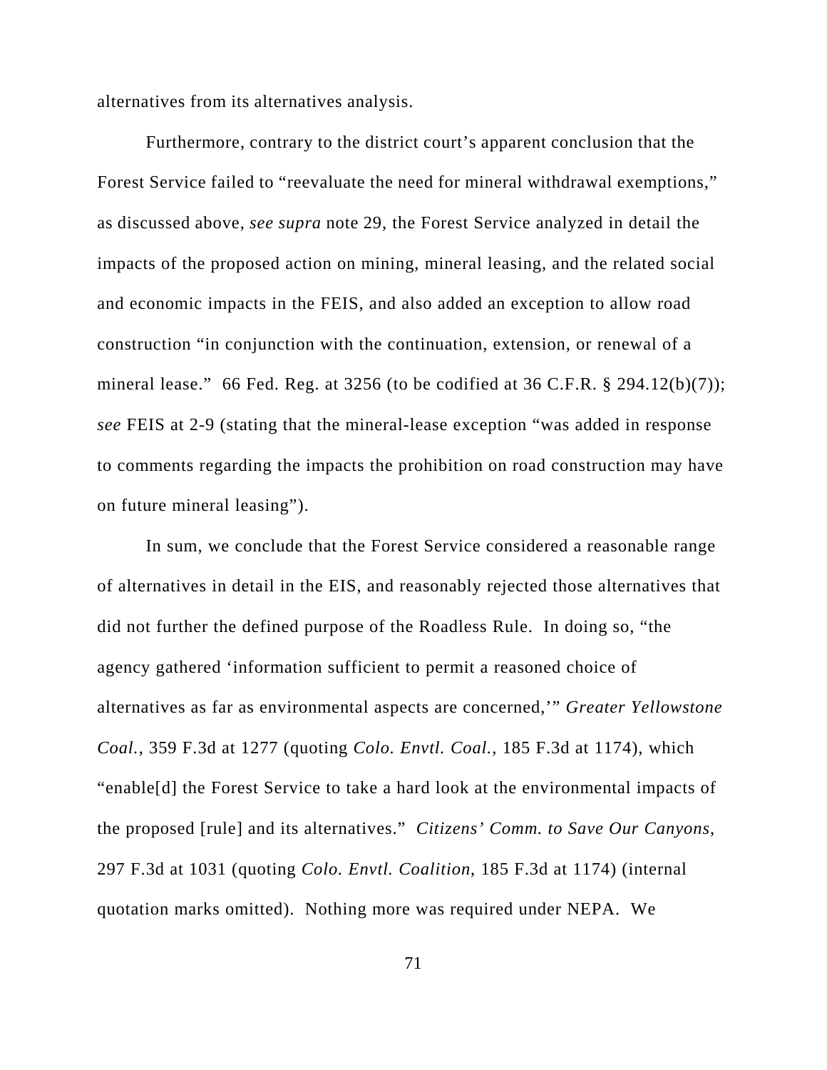alternatives from its alternatives analysis.

Furthermore, contrary to the district court's apparent conclusion that the Forest Service failed to "reevaluate the need for mineral withdrawal exemptions," as discussed above, *see supra* note 29, the Forest Service analyzed in detail the impacts of the proposed action on mining, mineral leasing, and the related social and economic impacts in the FEIS, and also added an exception to allow road construction "in conjunction with the continuation, extension, or renewal of a mineral lease." 66 Fed. Reg. at 3256 (to be codified at 36 C.F.R. § 294.12(b)(7)); *see* FEIS at 2-9 (stating that the mineral-lease exception "was added in response to comments regarding the impacts the prohibition on road construction may have on future mineral leasing").

In sum, we conclude that the Forest Service considered a reasonable range of alternatives in detail in the EIS, and reasonably rejected those alternatives that did not further the defined purpose of the Roadless Rule. In doing so, "the agency gathered 'information sufficient to permit a reasoned choice of alternatives as far as environmental aspects are concerned,'" *Greater Yellowstone Coal.*, 359 F.3d at 1277 (quoting *Colo. Envtl. Coal.*, 185 F.3d at 1174), which "enable[d] the Forest Service to take a hard look at the environmental impacts of the proposed [rule] and its alternatives." *Citizens' Comm. to Save Our Canyons*, 297 F.3d at 1031 (quoting *Colo. Envtl. Coalition*, 185 F.3d at 1174) (internal quotation marks omitted). Nothing more was required under NEPA. We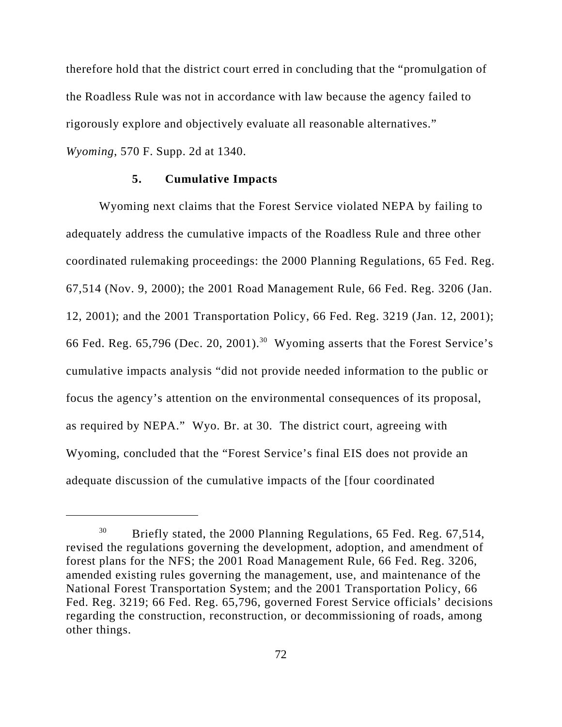therefore hold that the district court erred in concluding that the "promulgation of the Roadless Rule was not in accordance with law because the agency failed to rigorously explore and objectively evaluate all reasonable alternatives." *Wyoming*, 570 F. Supp. 2d at 1340.

### 5. Cumulative Impacts

Wyoming next claims that the Forest Service violated NEPA by failing to adequately address the cumulative impacts of the Roadless Rule and three other coordinated rulemaking proceedings: the 2000 Planning Regulations, 65 Fed. Reg. 67,514 (Nov. 9, 2000); the 2001 Road Management Rule, 66 Fed. Reg. 3206 (Jan. 12, 2001); and the 2001 Transportation Policy, 66 Fed. Reg. 3219 (Jan. 12, 2001); 66 Fed. Reg. 65,796 (Dec. 20, 2001).[30] Wyoming asserts that the Forest Service's cumulative impacts analysis "did not provide needed information to the public or focus the agency's attention on the environmental consequences of its proposal, as required by NEPA." Wyo. Br. at 30. The district court, agreeing with Wyoming, concluded that the "Forest Service's final EIS does not provide an adequate discussion of the cumulative impacts of the [four coordinated

---

[30] Briefly stated, the 2000 Planning Regulations, 65 Fed. Reg. 67,514, revised the regulations governing the development, adoption, and amendment of forest plans for the NFS; the 2001 Road Management Rule, 66 Fed. Reg. 3206, amended existing rules governing the management, use, and maintenance of the National Forest Transportation System; and the 2001 Transportation Policy, 66 Fed. Reg. 3219; 66 Fed. Reg. 65,796, governed Forest Service officials' decisions regarding the construction, reconstruction, or decommissioning of roads, among other things.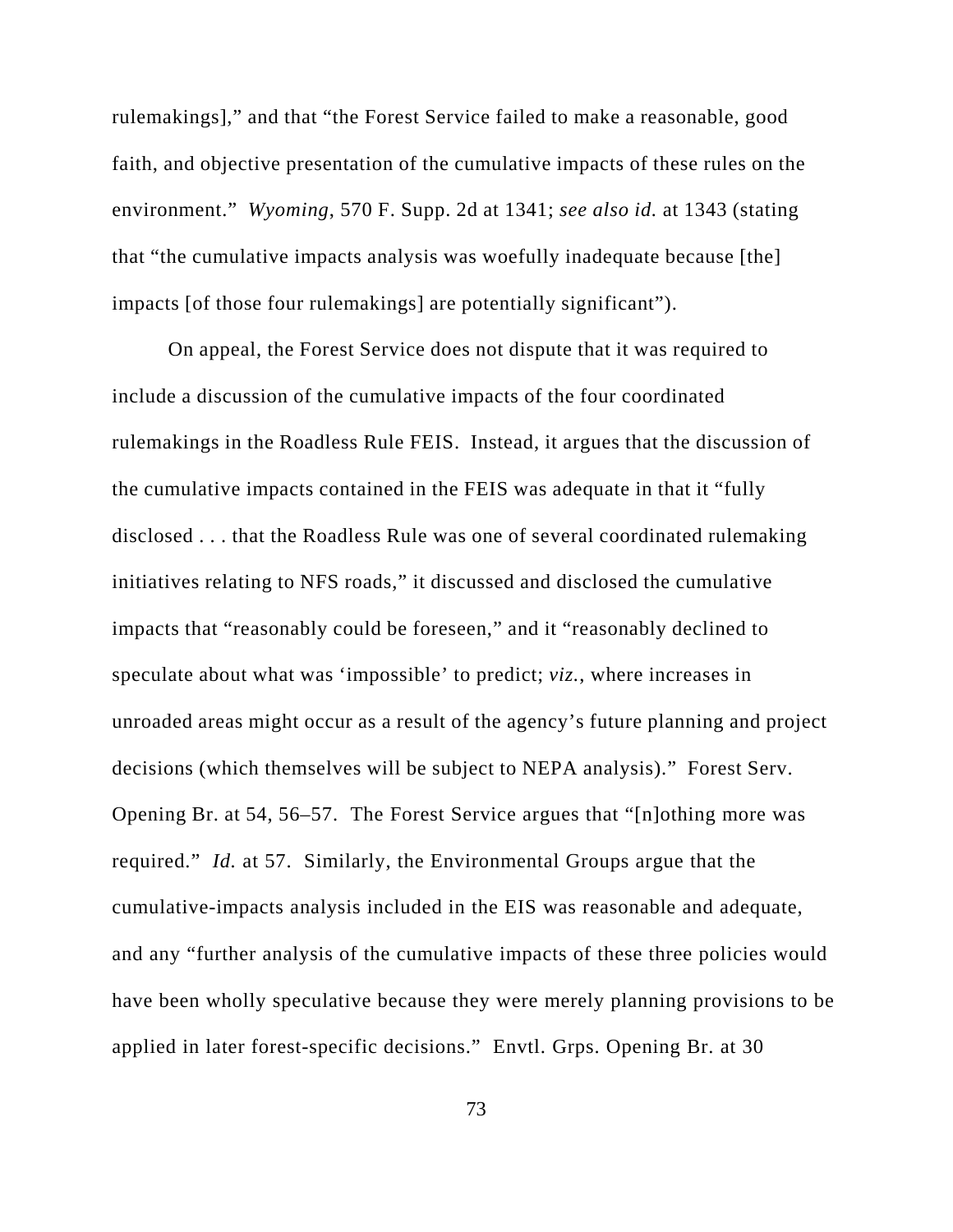rulemakings]," and that "the Forest Service failed to make a reasonable, good faith, and objective presentation of the cumulative impacts of these rules on the environment." *Wyoming*, 570 F. Supp. 2d at 1341; *see also id.* at 1343 (stating that "the cumulative impacts analysis was woefully inadequate because [the] impacts [of those four rulemakings] are potentially significant").

On appeal, the Forest Service does not dispute that it was required to include a discussion of the cumulative impacts of the four coordinated rulemakings in the Roadless Rule FEIS. Instead, it argues that the discussion of the cumulative impacts contained in the FEIS was adequate in that it "fully disclosed . . . that the Roadless Rule was one of several coordinated rulemaking initiatives relating to NFS roads," it discussed and disclosed the cumulative impacts that "reasonably could be foreseen," and it "reasonably declined to speculate about what was 'impossible' to predict; *viz.*, where increases in unroaded areas might occur as a result of the agency's future planning and project decisions (which themselves will be subject to NEPA analysis)." Forest Serv. Opening Br. at 54, 56–57. The Forest Service argues that "[n]othing more was required." *Id.* at 57. Similarly, the Environmental Groups argue that the cumulative-impacts analysis included in the EIS was reasonable and adequate, and any "further analysis of the cumulative impacts of these three policies would have been wholly speculative because they were merely planning provisions to be applied in later forest-specific decisions." Envtl. Grps. Opening Br. at 30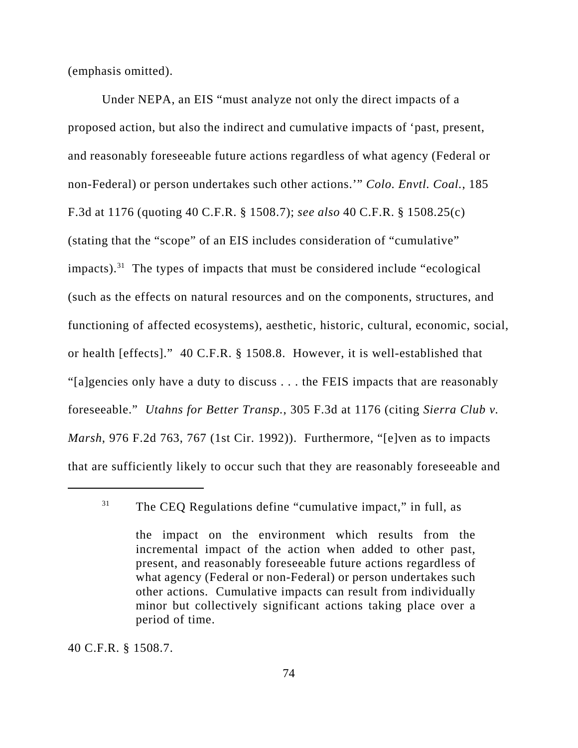(emphasis omitted).

Under NEPA, an EIS "must analyze not only the direct impacts of a proposed action, but also the indirect and cumulative impacts of 'past, present, and reasonably foreseeable future actions regardless of what agency (Federal or non-Federal) or person undertakes such other actions.'" *Colo. Envtl. Coal.*, 185 F.3d at 1176 (quoting 40 C.F.R. § 1508.7); *see also* 40 C.F.R. § 1508.25(c) (stating that the "scope" of an EIS includes consideration of "cumulative" impacts).[31] The types of impacts that must be considered include "ecological (such as the effects on natural resources and on the components, structures, and functioning of affected ecosystems), aesthetic, historic, cultural, economic, social, or health [effects]." 40 C.F.R. § 1508.8. However, it is well-established that "[a]gencies only have a duty to discuss . . . the FEIS impacts that are reasonably foreseeable." *Utahns for Better Transp.*, 305 F.3d at 1176 (citing *Sierra Club v. Marsh*, 976 F.2d 763, 767 (1st Cir. 1992)). Furthermore, "[e]ven as to impacts that are sufficiently likely to occur such that they are reasonably foreseeable and

---

[31] The CEQ Regulations define "cumulative impact," in full, as

> the impact on the environment which results from the incremental impact of the action when added to other past, present, and reasonably foreseeable future actions regardless of what agency (Federal or non-Federal) or person undertakes such other actions. Cumulative impacts can result from individually minor but collectively significant actions taking place over a period of time.

40 C.F.R. § 1508.7.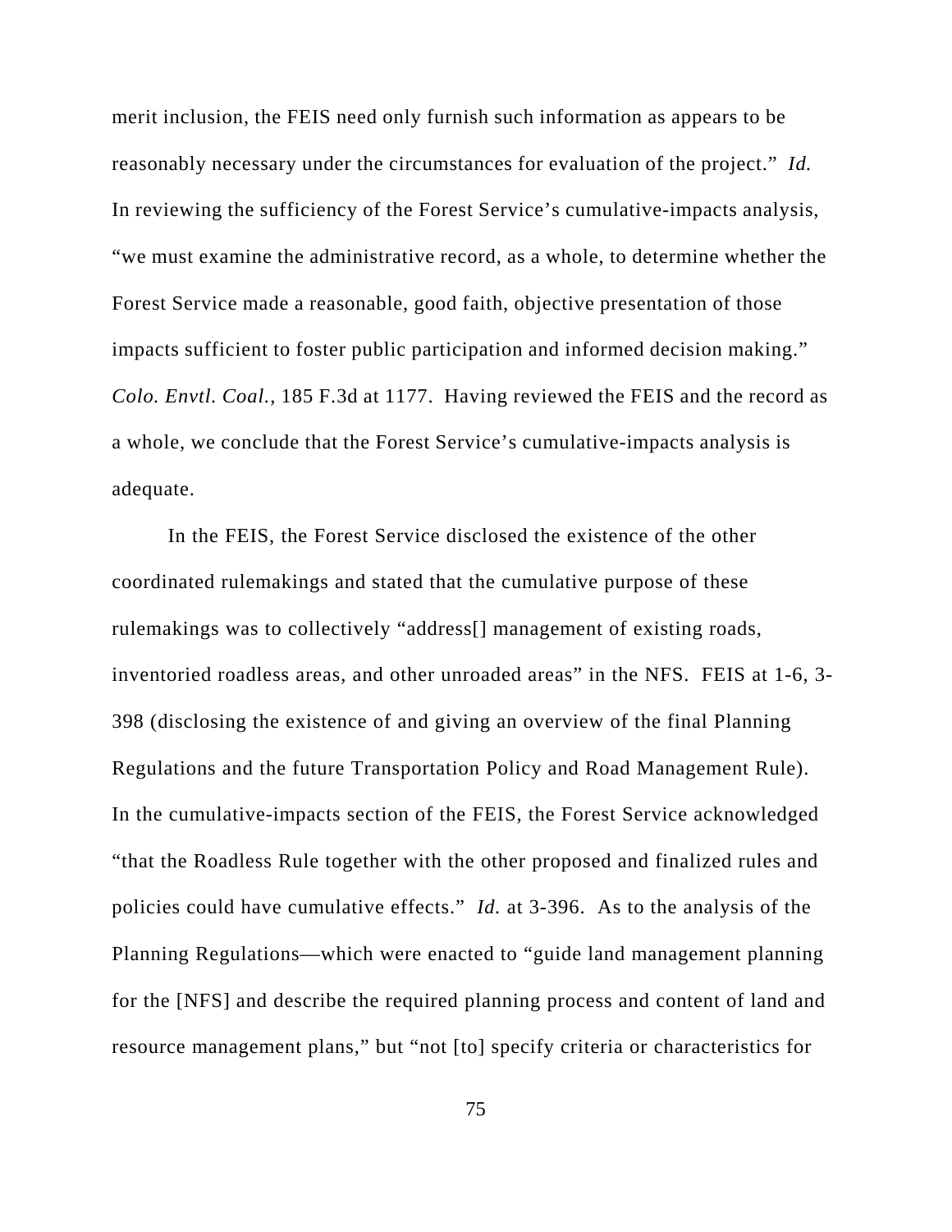merit inclusion, the FEIS need only furnish such information as appears to be reasonably necessary under the circumstances for evaluation of the project." *Id.* In reviewing the sufficiency of the Forest Service's cumulative-impacts analysis, "we must examine the administrative record, as a whole, to determine whether the Forest Service made a reasonable, good faith, objective presentation of those impacts sufficient to foster public participation and informed decision making." *Colo. Envtl. Coal.*, 185 F.3d at 1177. Having reviewed the FEIS and the record as a whole, we conclude that the Forest Service's cumulative-impacts analysis is adequate.

In the FEIS, the Forest Service disclosed the existence of the other coordinated rulemakings and stated that the cumulative purpose of these rulemakings was to collectively "address[] management of existing roads, inventoried roadless areas, and other unroaded areas" in the NFS. FEIS at 1-6, 3-398 (disclosing the existence of and giving an overview of the final Planning Regulations and the future Transportation Policy and Road Management Rule). In the cumulative-impacts section of the FEIS, the Forest Service acknowledged "that the Roadless Rule together with the other proposed and finalized rules and policies could have cumulative effects." *Id.* at 3-396. As to the analysis of the Planning Regulations—which were enacted to "guide land management planning for the [NFS] and describe the required planning process and content of land and resource management plans," but "not [to] specify criteria or characteristics for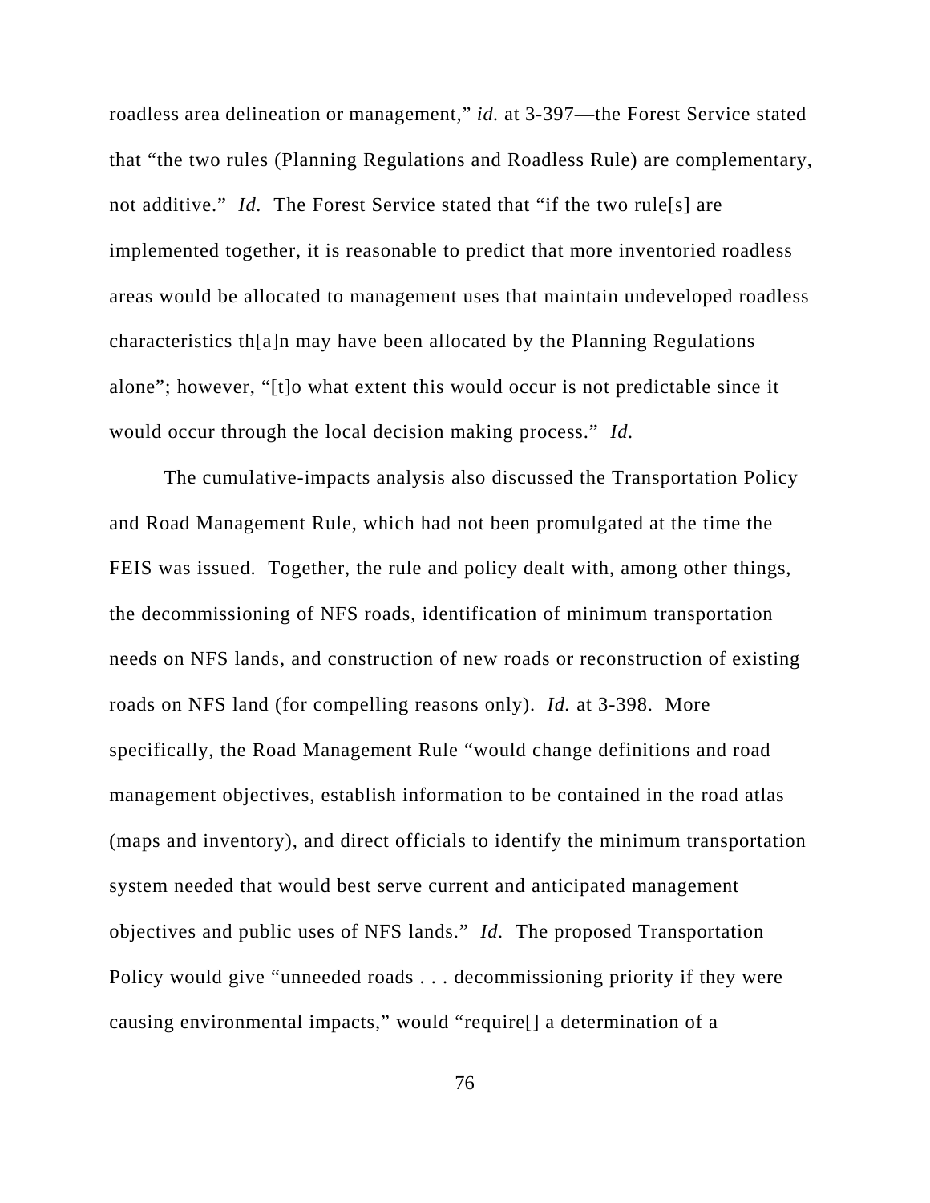roadless area delineation or management," *id.* at 3-397—the Forest Service stated that "the two rules (Planning Regulations and Roadless Rule) are complementary, not additive." *Id.* The Forest Service stated that "if the two rule[s] are implemented together, it is reasonable to predict that more inventoried roadless areas would be allocated to management uses that maintain undeveloped roadless characteristics th[a]n may have been allocated by the Planning Regulations alone"; however, "[t]o what extent this would occur is not predictable since it would occur through the local decision making process." *Id.*

The cumulative-impacts analysis also discussed the Transportation Policy and Road Management Rule, which had not been promulgated at the time the FEIS was issued. Together, the rule and policy dealt with, among other things, the decommissioning of NFS roads, identification of minimum transportation needs on NFS lands, and construction of new roads or reconstruction of existing roads on NFS land (for compelling reasons only). *Id.* at 3-398. More specifically, the Road Management Rule "would change definitions and road management objectives, establish information to be contained in the road atlas (maps and inventory), and direct officials to identify the minimum transportation system needed that would best serve current and anticipated management objectives and public uses of NFS lands." *Id.* The proposed Transportation Policy would give "unneeded roads . . . decommissioning priority if they were causing environmental impacts," would "require[] a determination of a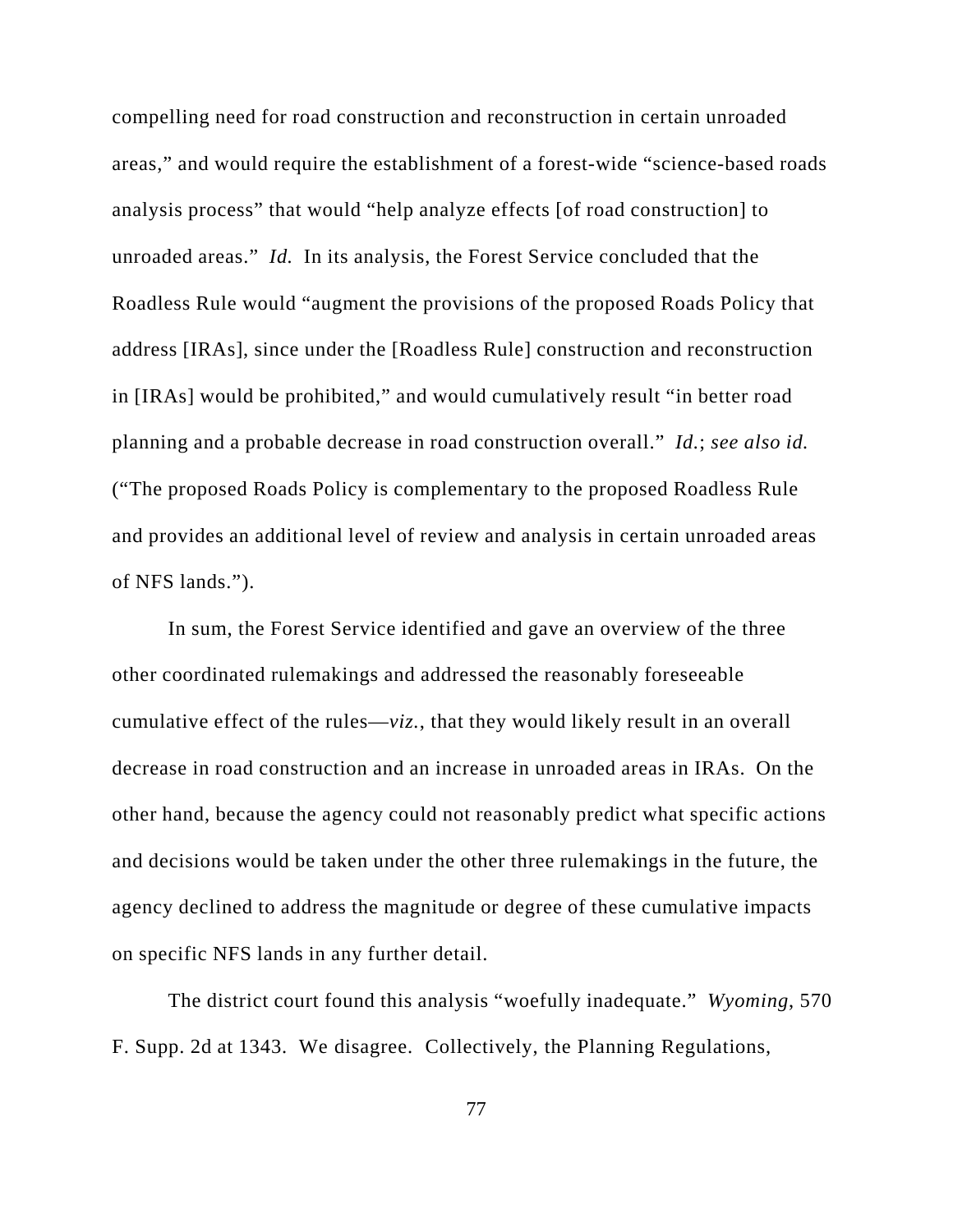compelling need for road construction and reconstruction in certain unroaded areas," and would require the establishment of a forest-wide "science-based roads analysis process" that would "help analyze effects [of road construction] to unroaded areas." *Id.* In its analysis, the Forest Service concluded that the Roadless Rule would "augment the provisions of the proposed Roads Policy that address [IRAs], since under the [Roadless Rule] construction and reconstruction in [IRAs] would be prohibited," and would cumulatively result "in better road planning and a probable decrease in road construction overall." *Id.*; *see also id.* ("The proposed Roads Policy is complementary to the proposed Roadless Rule and provides an additional level of review and analysis in certain unroaded areas of NFS lands.").

In sum, the Forest Service identified and gave an overview of the three other coordinated rulemakings and addressed the reasonably foreseeable cumulative effect of the rules—*viz.*, that they would likely result in an overall decrease in road construction and an increase in unroaded areas in IRAs. On the other hand, because the agency could not reasonably predict what specific actions and decisions would be taken under the other three rulemakings in the future, the agency declined to address the magnitude or degree of these cumulative impacts on specific NFS lands in any further detail.

The district court found this analysis "woefully inadequate." *Wyoming*, 570 F. Supp. 2d at 1343. We disagree. Collectively, the Planning Regulations,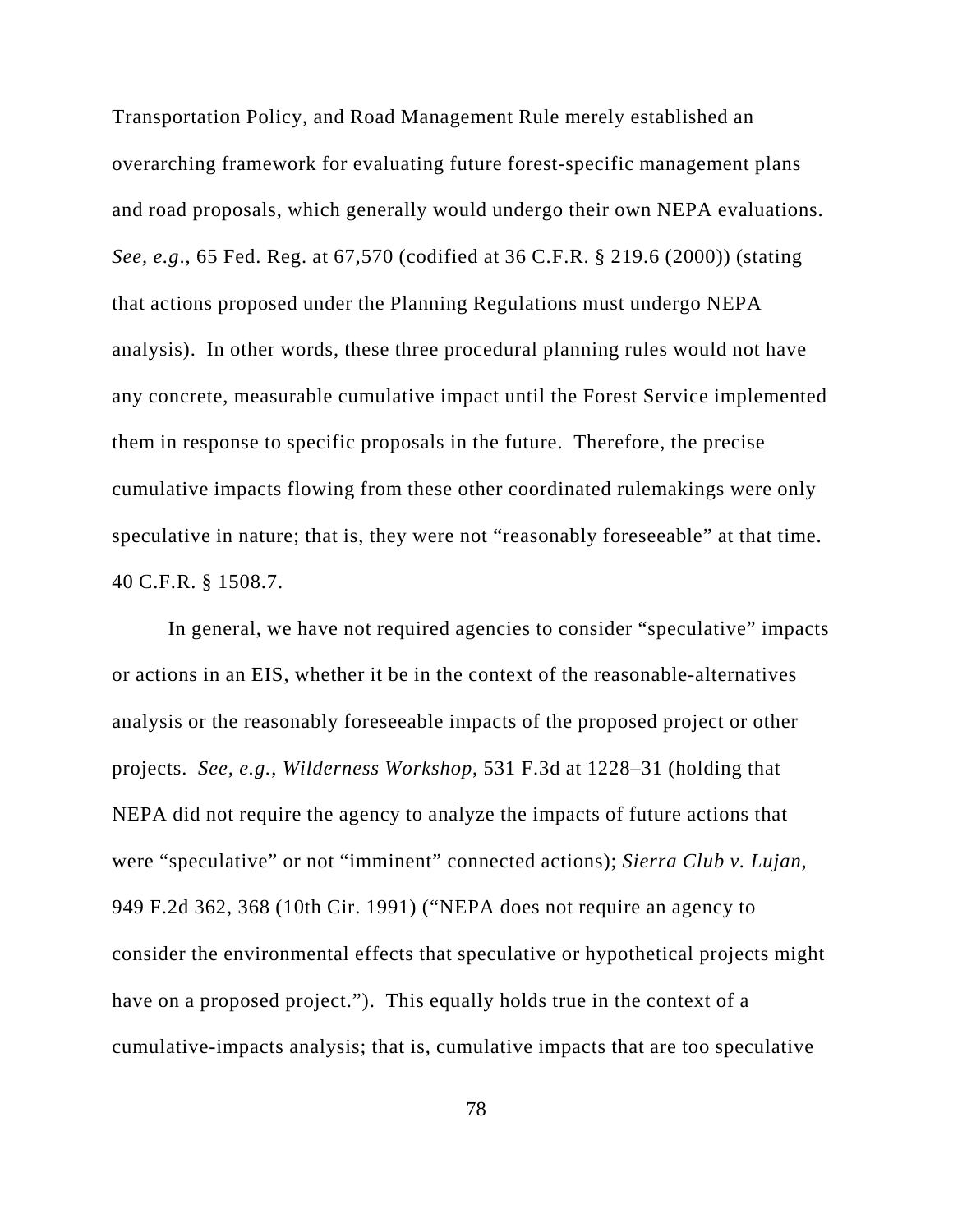Transportation Policy, and Road Management Rule merely established an overarching framework for evaluating future forest-specific management plans and road proposals, which generally would undergo their own NEPA evaluations. *See, e.g.*, 65 Fed. Reg. at 67,570 (codified at 36 C.F.R. § 219.6 (2000)) (stating that actions proposed under the Planning Regulations must undergo NEPA analysis). In other words, these three procedural planning rules would not have any concrete, measurable cumulative impact until the Forest Service implemented them in response to specific proposals in the future. Therefore, the precise cumulative impacts flowing from these other coordinated rulemakings were only speculative in nature; that is, they were not "reasonably foreseeable" at that time. 40 C.F.R. § 1508.7.

In general, we have not required agencies to consider "speculative" impacts or actions in an EIS, whether it be in the context of the reasonable-alternatives analysis or the reasonably foreseeable impacts of the proposed project or other projects. *See, e.g.*, *Wilderness Workshop*, 531 F.3d at 1228–31 (holding that NEPA did not require the agency to analyze the impacts of future actions that were "speculative" or not "imminent" connected actions); *Sierra Club v. Lujan*, 949 F.2d 362, 368 (10th Cir. 1991) ("NEPA does not require an agency to consider the environmental effects that speculative or hypothetical projects might have on a proposed project."). This equally holds true in the context of a cumulative-impacts analysis; that is, cumulative impacts that are too speculative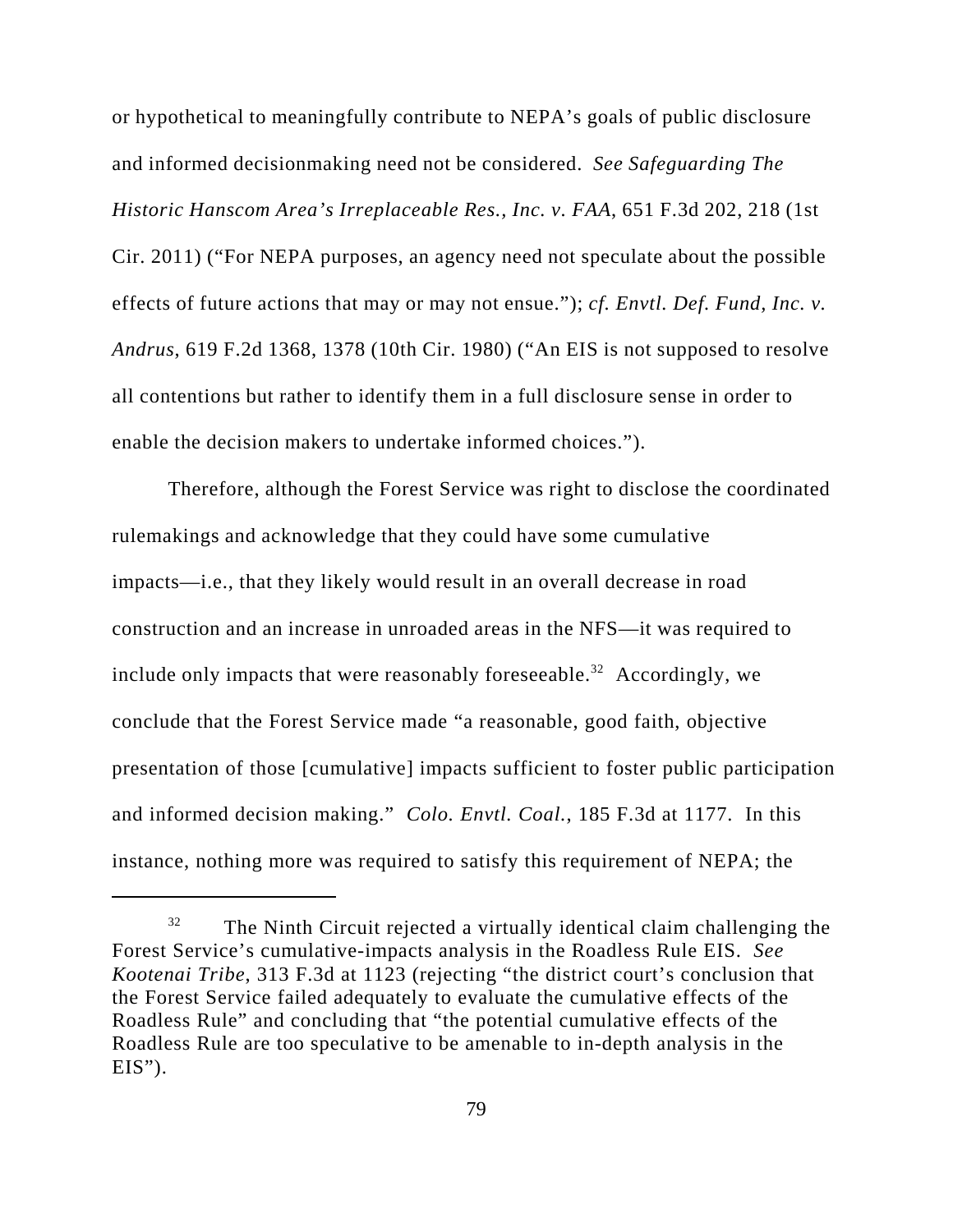or hypothetical to meaningfully contribute to NEPA's goals of public disclosure and informed decisionmaking need not be considered. *See Safeguarding The Historic Hanscom Area's Irreplaceable Res., Inc. v. FAA*, 651 F.3d 202, 218 (1st Cir. 2011) ("For NEPA purposes, an agency need not speculate about the possible effects of future actions that may or may not ensue."); *cf. Envtl. Def. Fund, Inc. v. Andrus*, 619 F.2d 1368, 1378 (10th Cir. 1980) ("An EIS is not supposed to resolve all contentions but rather to identify them in a full disclosure sense in order to enable the decision makers to undertake informed choices.").

Therefore, although the Forest Service was right to disclose the coordinated rulemakings and acknowledge that they could have some cumulative impacts—i.e., that they likely would result in an overall decrease in road construction and an increase in unroaded areas in the NFS—it was required to include only impacts that were reasonably foreseeable.[32] Accordingly, we conclude that the Forest Service made "a reasonable, good faith, objective presentation of those [cumulative] impacts sufficient to foster public participation and informed decision making." *Colo. Envtl. Coal.*, 185 F.3d at 1177. In this instance, nothing more was required to satisfy this requirement of NEPA; the

---

[32] The Ninth Circuit rejected a virtually identical claim challenging the Forest Service's cumulative-impacts analysis in the Roadless Rule EIS. *See Kootenai Tribe*, 313 F.3d at 1123 (rejecting "the district court's conclusion that the Forest Service failed adequately to evaluate the cumulative effects of the Roadless Rule" and concluding that "the potential cumulative effects of the Roadless Rule are too speculative to be amenable to in-depth analysis in the EIS").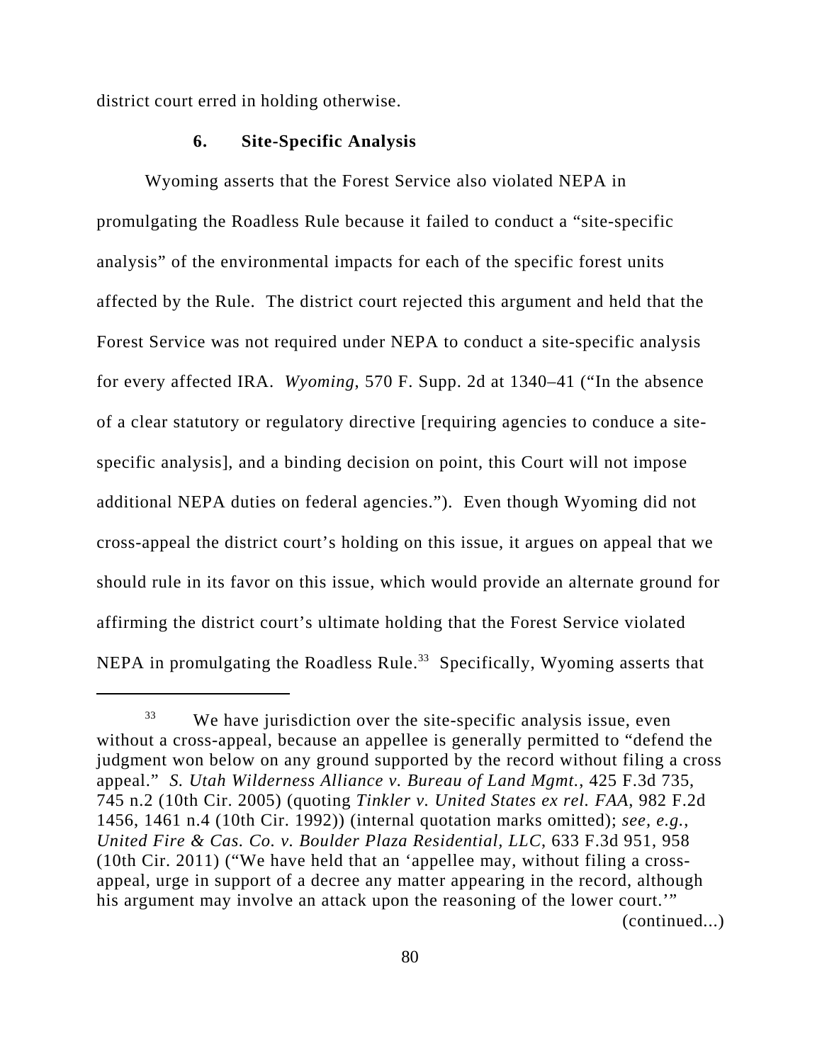district court erred in holding otherwise.

### 6. Site-Specific Analysis

Wyoming asserts that the Forest Service also violated NEPA in promulgating the Roadless Rule because it failed to conduct a "site-specific analysis" of the environmental impacts for each of the specific forest units affected by the Rule. The district court rejected this argument and held that the Forest Service was not required under NEPA to conduct a site-specific analysis for every affected IRA. *Wyoming*, 570 F. Supp. 2d at 1340–41 ("In the absence of a clear statutory or regulatory directive [requiring agencies to conduce a site-specific analysis], and a binding decision on point, this Court will not impose additional NEPA duties on federal agencies."). Even though Wyoming did not cross-appeal the district court's holding on this issue, it argues on appeal that we should rule in its favor on this issue, which would provide an alternate ground for affirming the district court's ultimate holding that the Forest Service violated NEPA in promulgating the Roadless Rule.[33] Specifically, Wyoming asserts that

---

[33] We have jurisdiction over the site-specific analysis issue, even without a cross-appeal, because an appellee is generally permitted to "defend the judgment won below on any ground supported by the record without filing a cross appeal." *S. Utah Wilderness Alliance v. Bureau of Land Mgmt.*, 425 F.3d 735, 745 n.2 (10th Cir. 2005) (quoting *Tinkler v. United States ex rel. FAA*, 982 F.2d 1456, 1461 n.4 (10th Cir. 1992)) (internal quotation marks omitted); *see, e.g.*, *United Fire & Cas. Co. v. Boulder Plaza Residential, LLC*, 633 F.3d 951, 958 (10th Cir. 2011) ("We have held that an 'appellee may, without filing a cross-appeal, urge in support of a decree any matter appearing in the record, although his argument may involve an attack upon the reasoning of the lower court.'"
(continued...)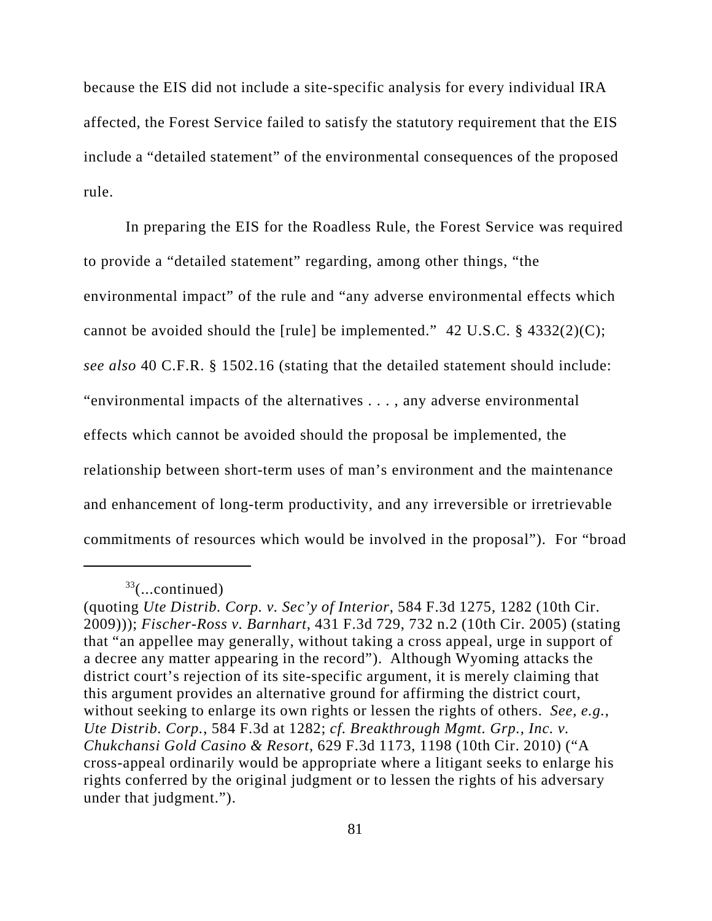because the EIS did not include a site-specific analysis for every individual IRA affected, the Forest Service failed to satisfy the statutory requirement that the EIS include a "detailed statement" of the environmental consequences of the proposed rule.

In preparing the EIS for the Roadless Rule, the Forest Service was required to provide a "detailed statement" regarding, among other things, "the environmental impact" of the rule and "any adverse environmental effects which cannot be avoided should the [rule] be implemented." 42 U.S.C. § 4332(2)(C); *see also* 40 C.F.R. § 1502.16 (stating that the detailed statement should include: "environmental impacts of the alternatives . . . , any adverse environmental effects which cannot be avoided should the proposal be implemented, the relationship between short-term uses of man's environment and the maintenance and enhancement of long-term productivity, and any irreversible or irretrievable commitments of resources which would be involved in the proposal"). For "broad

---

[33](...continued)
(quoting *Ute Distrib. Corp. v. Sec'y of Interior*, 584 F.3d 1275, 1282 (10th Cir. 2009))); *Fischer-Ross v. Barnhart*, 431 F.3d 729, 732 n.2 (10th Cir. 2005) (stating that "an appellee may generally, without taking a cross appeal, urge in support of a decree any matter appearing in the record"). Although Wyoming attacks the district court's rejection of its site-specific argument, it is merely claiming that this argument provides an alternative ground for affirming the district court, without seeking to enlarge its own rights or lessen the rights of others. *See, e.g.*, *Ute Distrib. Corp.*, 584 F.3d at 1282; *cf. Breakthrough Mgmt. Grp., Inc. v. Chukchansi Gold Casino & Resort*, 629 F.3d 1173, 1198 (10th Cir. 2010) ("A cross-appeal ordinarily would be appropriate where a litigant seeks to enlarge his rights conferred by the original judgment or to lessen the rights of his adversary under that judgment.").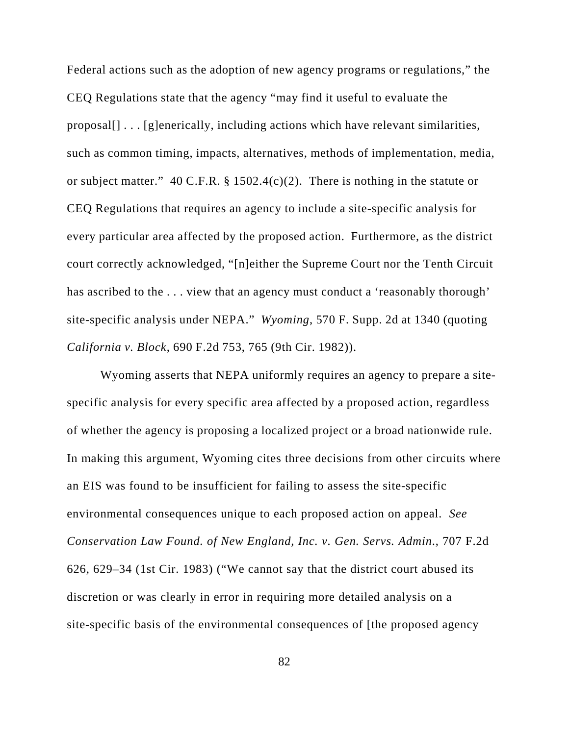Federal actions such as the adoption of new agency programs or regulations," the CEQ Regulations state that the agency "may find it useful to evaluate the proposal[] . . . [g]enerically, including actions which have relevant similarities, such as common timing, impacts, alternatives, methods of implementation, media, or subject matter." 40 C.F.R. § 1502.4(c)(2). There is nothing in the statute or CEQ Regulations that requires an agency to include a site-specific analysis for every particular area affected by the proposed action. Furthermore, as the district court correctly acknowledged, "[n]either the Supreme Court nor the Tenth Circuit has ascribed to the . . . view that an agency must conduct a 'reasonably thorough' site-specific analysis under NEPA." *Wyoming*, 570 F. Supp. 2d at 1340 (quoting *California v. Block*, 690 F.2d 753, 765 (9th Cir. 1982)).

Wyoming asserts that NEPA uniformly requires an agency to prepare a site-specific analysis for every specific area affected by a proposed action, regardless of whether the agency is proposing a localized project or a broad nationwide rule. In making this argument, Wyoming cites three decisions from other circuits where an EIS was found to be insufficient for failing to assess the site-specific environmental consequences unique to each proposed action on appeal. *See Conservation Law Found. of New England, Inc. v. Gen. Servs. Admin.*, 707 F.2d 626, 629–34 (1st Cir. 1983) ("We cannot say that the district court abused its discretion or was clearly in error in requiring more detailed analysis on a site-specific basis of the environmental consequences of [the proposed agency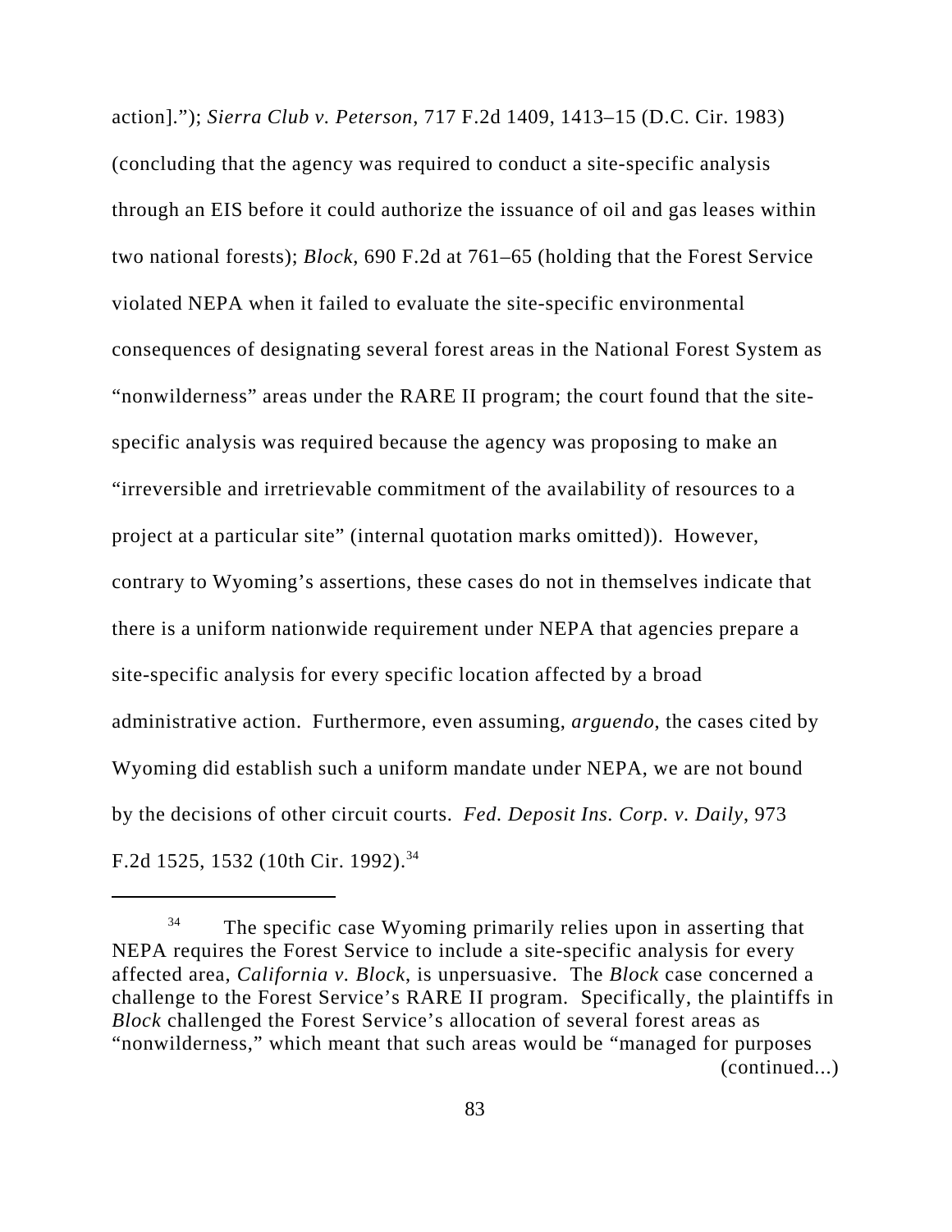action]."); *Sierra Club v. Peterson*, 717 F.2d 1409, 1413–15 (D.C. Cir. 1983) (concluding that the agency was required to conduct a site-specific analysis through an EIS before it could authorize the issuance of oil and gas leases within two national forests); *Block*, 690 F.2d at 761–65 (holding that the Forest Service violated NEPA when it failed to evaluate the site-specific environmental consequences of designating several forest areas in the National Forest System as "nonwilderness" areas under the RARE II program; the court found that the site-specific analysis was required because the agency was proposing to make an "irreversible and irretrievable commitment of the availability of resources to a project at a particular site" (internal quotation marks omitted)). However, contrary to Wyoming's assertions, these cases do not in themselves indicate that there is a uniform nationwide requirement under NEPA that agencies prepare a site-specific analysis for every specific location affected by a broad administrative action. Furthermore, even assuming, *arguendo*, the cases cited by Wyoming did establish such a uniform mandate under NEPA, we are not bound by the decisions of other circuit courts. *Fed. Deposit Ins. Corp. v. Daily*, 973 F.2d 1525, 1532 (10th Cir. 1992).[34]

---

[34] The specific case Wyoming primarily relies upon in asserting that NEPA requires the Forest Service to include a site-specific analysis for every affected area, *California v. Block*, is unpersuasive. The *Block* case concerned a challenge to the Forest Service's RARE II program. Specifically, the plaintiffs in *Block* challenged the Forest Service's allocation of several forest areas as "nonwilderness," which meant that such areas would be "managed for purposes (continued...)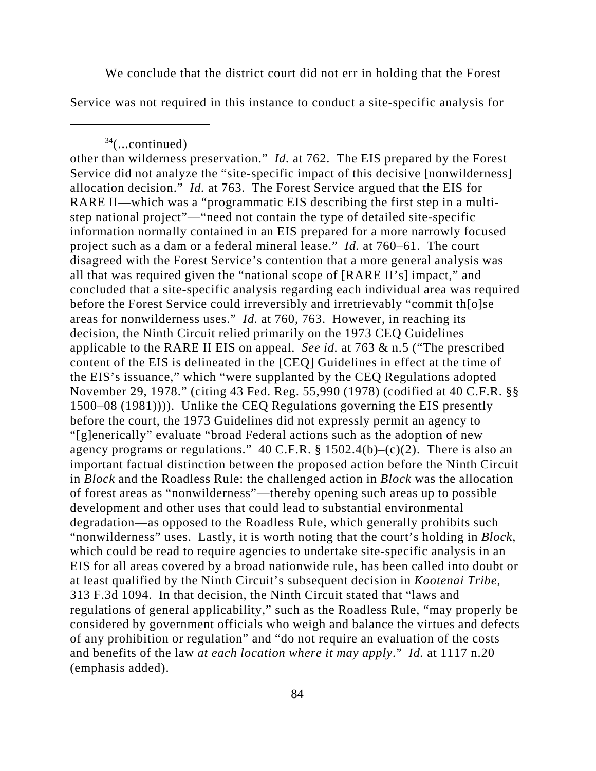We conclude that the district court did not err in holding that the Forest Service was not required in this instance to conduct a site-specific analysis for

---

[34](...continued)
other than wilderness preservation." *Id.* at 762. The EIS prepared by the Forest Service did not analyze the "site-specific impact of this decisive [nonwilderness] allocation decision." *Id.* at 763. The Forest Service argued that the EIS for RARE II—which was a "programmatic EIS describing the first step in a multi-step national project"—"need not contain the type of detailed site-specific information normally contained in an EIS prepared for a more narrowly focused project such as a dam or a federal mineral lease." *Id.* at 760–61. The court disagreed with the Forest Service's contention that a more general analysis was all that was required given the "national scope of [RARE II's] impact," and concluded that a site-specific analysis regarding each individual area was required before the Forest Service could irreversibly and irretrievably "commit th[o]se areas for nonwilderness uses." *Id.* at 760, 763. However, in reaching its decision, the Ninth Circuit relied primarily on the 1973 CEQ Guidelines applicable to the RARE II EIS on appeal. *See id.* at 763 & n.5 ("The prescribed content of the EIS is delineated in the [CEQ] Guidelines in effect at the time of the EIS's issuance," which "were supplanted by the CEQ Regulations adopted November 29, 1978." (citing 43 Fed. Reg. 55,990 (1978) (codified at 40 C.F.R. §§ 1500–08 (1981)))). Unlike the CEQ Regulations governing the EIS presently before the court, the 1973 Guidelines did not expressly permit an agency to "[g]enerically" evaluate "broad Federal actions such as the adoption of new agency programs or regulations." 40 C.F.R. § 1502.4(b)–(c)(2). There is also an important factual distinction between the proposed action before the Ninth Circuit in *Block* and the Roadless Rule: the challenged action in *Block* was the allocation of forest areas as "nonwilderness"—thereby opening such areas up to possible development and other uses that could lead to substantial environmental degradation—as opposed to the Roadless Rule, which generally prohibits such "nonwilderness" uses. Lastly, it is worth noting that the court's holding in *Block*, which could be read to require agencies to undertake site-specific analysis in an EIS for all areas covered by a broad nationwide rule, has been called into doubt or at least qualified by the Ninth Circuit's subsequent decision in *Kootenai Tribe*, 313 F.3d 1094. In that decision, the Ninth Circuit stated that "laws and regulations of general applicability," such as the Roadless Rule, "may properly be considered by government officials who weigh and balance the virtues and defects of any prohibition or regulation" and "do not require an evaluation of the costs and benefits of the law *at each location where it may apply*." *Id.* at 1117 n.20 (emphasis added).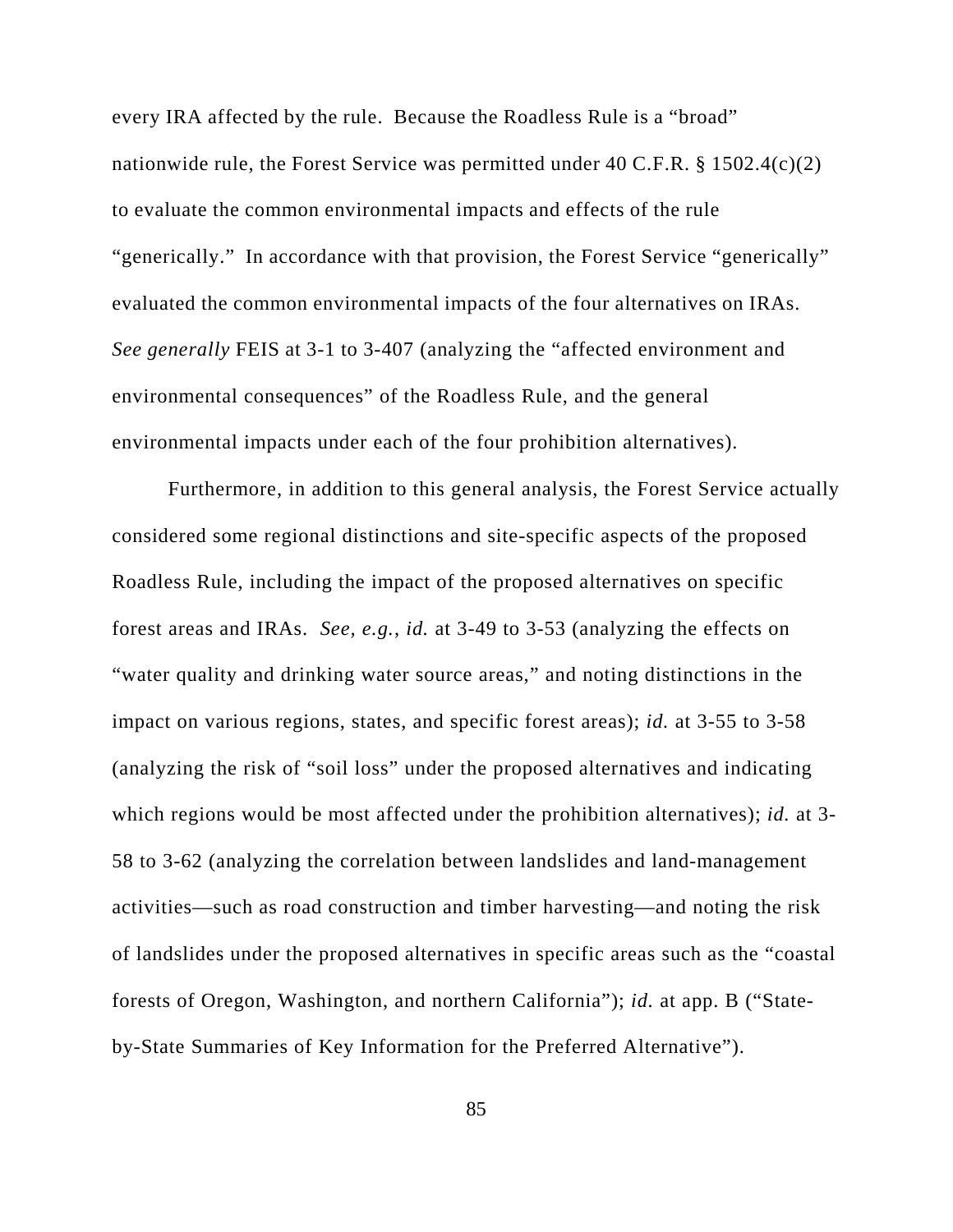every IRA affected by the rule. Because the Roadless Rule is a "broad" nationwide rule, the Forest Service was permitted under 40 C.F.R. § 1502.4(c)(2) to evaluate the common environmental impacts and effects of the rule "generically." In accordance with that provision, the Forest Service "generically" evaluated the common environmental impacts of the four alternatives on IRAs. *See generally* FEIS at 3-1 to 3-407 (analyzing the "affected environment and environmental consequences" of the Roadless Rule, and the general environmental impacts under each of the four prohibition alternatives).

Furthermore, in addition to this general analysis, the Forest Service actually considered some regional distinctions and site-specific aspects of the proposed Roadless Rule, including the impact of the proposed alternatives on specific forest areas and IRAs. *See, e.g.*, *id.* at 3-49 to 3-53 (analyzing the effects on "water quality and drinking water source areas," and noting distinctions in the impact on various regions, states, and specific forest areas); *id.* at 3-55 to 3-58 (analyzing the risk of "soil loss" under the proposed alternatives and indicating which regions would be most affected under the prohibition alternatives); *id.* at 3-58 to 3-62 (analyzing the correlation between landslides and land-management activities—such as road construction and timber harvesting—and noting the risk of landslides under the proposed alternatives in specific areas such as the "coastal forests of Oregon, Washington, and northern California"); *id.* at app. B ("State-by-State Summaries of Key Information for the Preferred Alternative").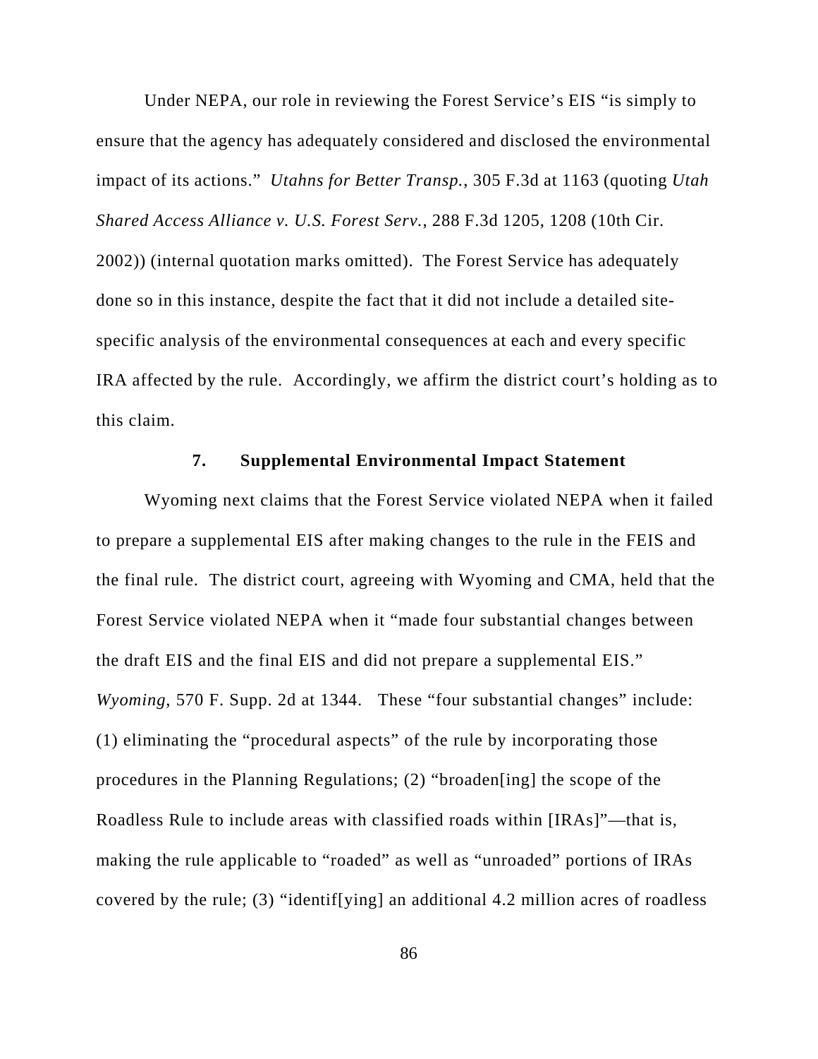Under NEPA, our role in reviewing the Forest Service's EIS "is simply to ensure that the agency has adequately considered and disclosed the environmental impact of its actions." *Utahns for Better Transp.*, 305 F.3d at 1163 (quoting *Utah Shared Access Alliance v. U.S. Forest Serv.*, 288 F.3d 1205, 1208 (10th Cir. 2002)) (internal quotation marks omitted). The Forest Service has adequately done so in this instance, despite the fact that it did not include a detailed site-specific analysis of the environmental consequences at each and every specific IRA affected by the rule. Accordingly, we affirm the district court's holding as to this claim.

### 7. Supplemental Environmental Impact Statement

Wyoming next claims that the Forest Service violated NEPA when it failed to prepare a supplemental EIS after making changes to the rule in the FEIS and the final rule. The district court, agreeing with Wyoming and CMA, held that the Forest Service violated NEPA when it "made four substantial changes between the draft EIS and the final EIS and did not prepare a supplemental EIS." *Wyoming*, 570 F. Supp. 2d at 1344. These "four substantial changes" include: (1) eliminating the "procedural aspects" of the rule by incorporating those procedures in the Planning Regulations; (2) "broaden[ing] the scope of the Roadless Rule to include areas with classified roads within [IRAs]"—that is, making the rule applicable to "roaded" as well as "unroaded" portions of IRAs covered by the rule; (3) "identif[ying] an additional 4.2 million acres of roadless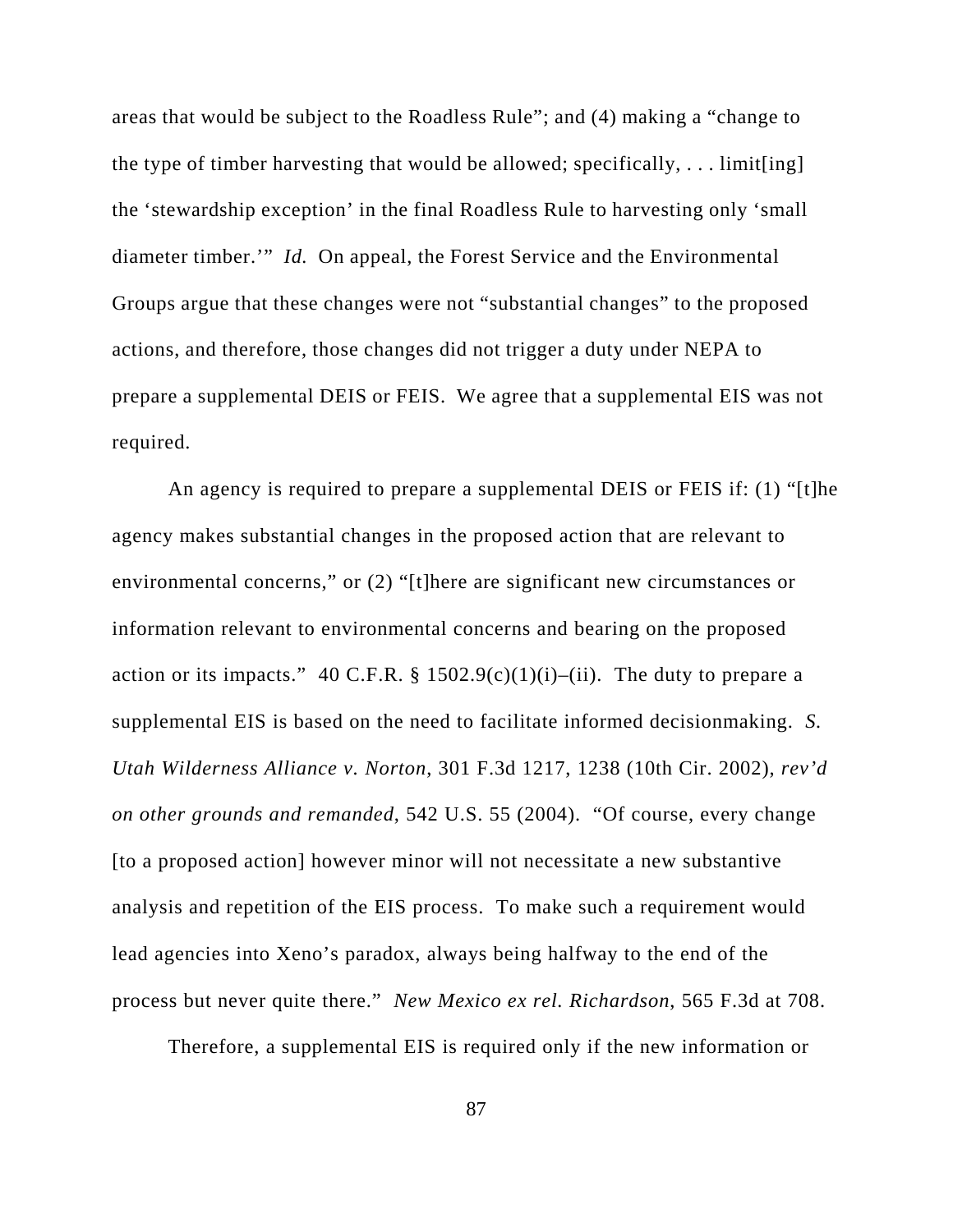areas that would be subject to the Roadless Rule"; and (4) making a "change to the type of timber harvesting that would be allowed; specifically, . . . limit[ing] the 'stewardship exception' in the final Roadless Rule to harvesting only 'small diameter timber.'" *Id.* On appeal, the Forest Service and the Environmental Groups argue that these changes were not "substantial changes" to the proposed actions, and therefore, those changes did not trigger a duty under NEPA to prepare a supplemental DEIS or FEIS. We agree that a supplemental EIS was not required.

An agency is required to prepare a supplemental DEIS or FEIS if: (1) "[t]he agency makes substantial changes in the proposed action that are relevant to environmental concerns," or (2) "[t]here are significant new circumstances or information relevant to environmental concerns and bearing on the proposed action or its impacts." 40 C.F.R. § 1502.9(c)(1)(i)–(ii). The duty to prepare a supplemental EIS is based on the need to facilitate informed decisionmaking. *S. Utah Wilderness Alliance v. Norton*, 301 F.3d 1217, 1238 (10th Cir. 2002), *rev'd on other grounds and remanded*, 542 U.S. 55 (2004). "Of course, every change [to a proposed action] however minor will not necessitate a new substantive analysis and repetition of the EIS process. To make such a requirement would lead agencies into Xeno's paradox, always being halfway to the end of the process but never quite there." *New Mexico ex rel. Richardson*, 565 F.3d at 708.

Therefore, a supplemental EIS is required only if the new information or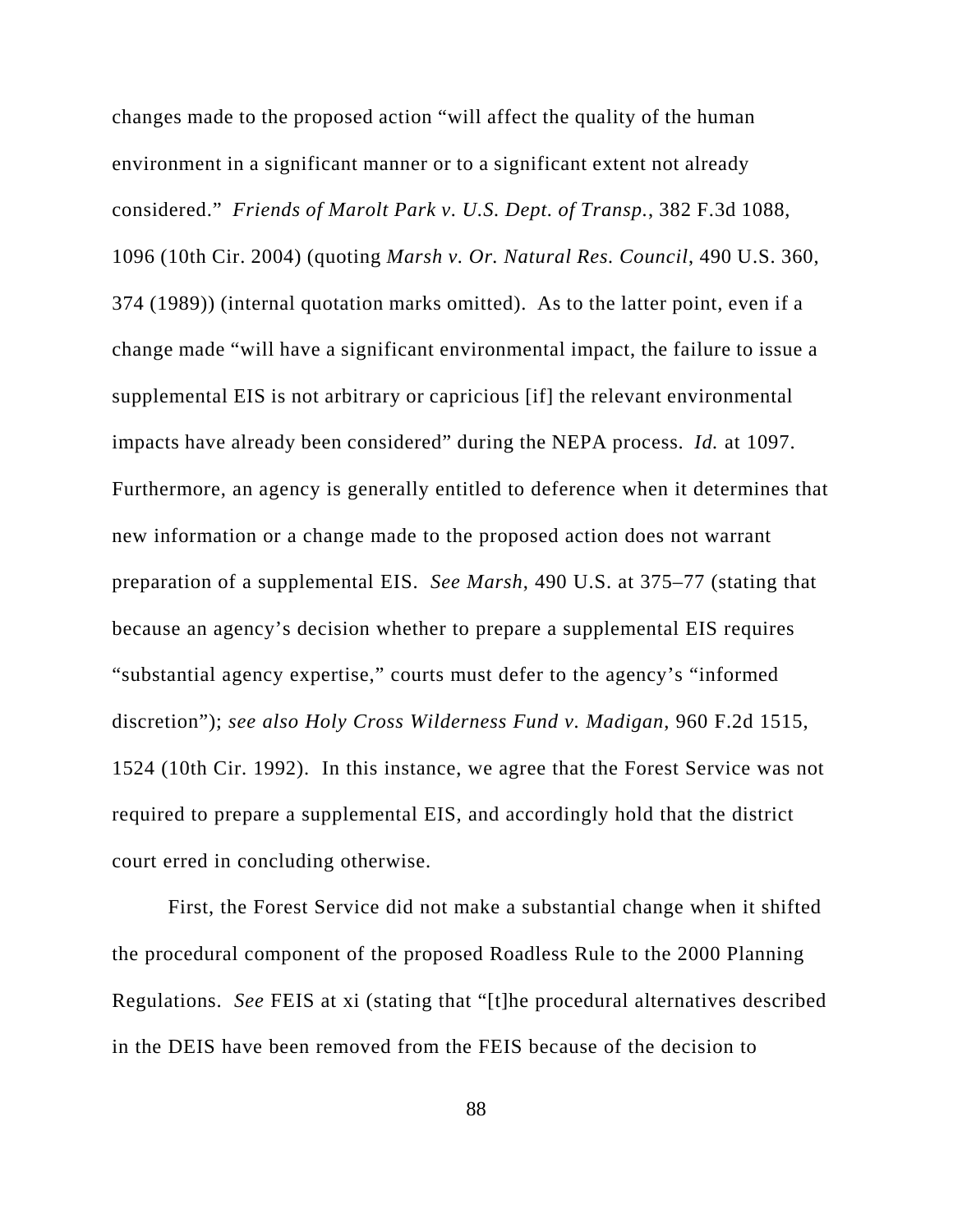changes made to the proposed action "will affect the quality of the human environment in a significant manner or to a significant extent not already considered." *Friends of Marolt Park v. U.S. Dept. of Transp.*, 382 F.3d 1088, 1096 (10th Cir. 2004) (quoting *Marsh v. Or. Natural Res. Council*, 490 U.S. 360, 374 (1989)) (internal quotation marks omitted). As to the latter point, even if a change made "will have a significant environmental impact, the failure to issue a supplemental EIS is not arbitrary or capricious [if] the relevant environmental impacts have already been considered" during the NEPA process. *Id.* at 1097. Furthermore, an agency is generally entitled to deference when it determines that new information or a change made to the proposed action does not warrant preparation of a supplemental EIS. *See Marsh*, 490 U.S. at 375–77 (stating that because an agency's decision whether to prepare a supplemental EIS requires "substantial agency expertise," courts must defer to the agency's "informed discretion"); *see also Holy Cross Wilderness Fund v. Madigan*, 960 F.2d 1515, 1524 (10th Cir. 1992). In this instance, we agree that the Forest Service was not required to prepare a supplemental EIS, and accordingly hold that the district court erred in concluding otherwise.

First, the Forest Service did not make a substantial change when it shifted the procedural component of the proposed Roadless Rule to the 2000 Planning Regulations. *See* FEIS at xi (stating that "[t]he procedural alternatives described in the DEIS have been removed from the FEIS because of the decision to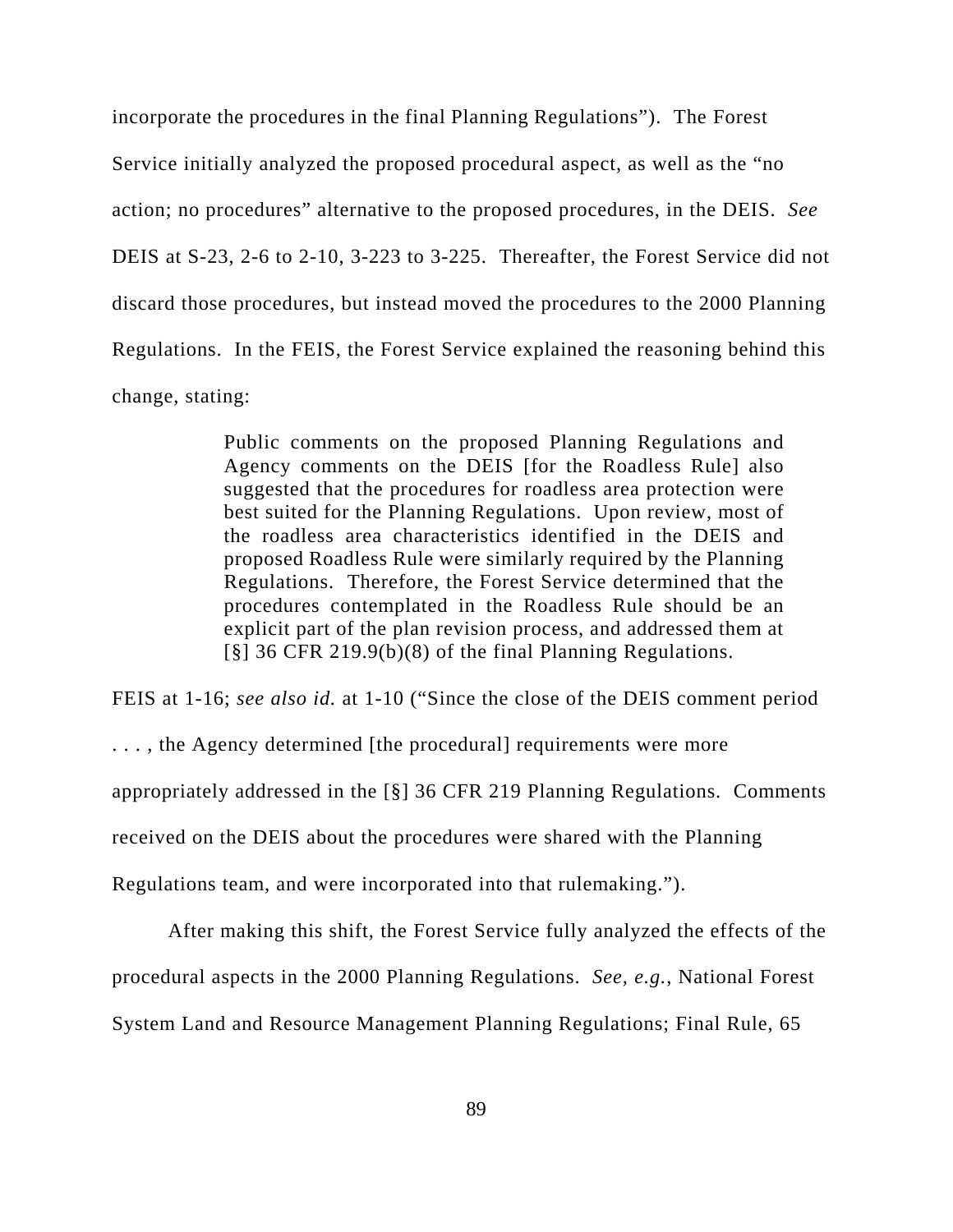incorporate the procedures in the final Planning Regulations"). The Forest Service initially analyzed the proposed procedural aspect, as well as the "no action; no procedures" alternative to the proposed procedures, in the DEIS. *See* DEIS at S-23, 2-6 to 2-10, 3-223 to 3-225. Thereafter, the Forest Service did not discard those procedures, but instead moved the procedures to the 2000 Planning Regulations. In the FEIS, the Forest Service explained the reasoning behind this change, stating:

> Public comments on the proposed Planning Regulations and Agency comments on the DEIS [for the Roadless Rule] also suggested that the procedures for roadless area protection were best suited for the Planning Regulations. Upon review, most of the roadless area characteristics identified in the DEIS and proposed Roadless Rule were similarly required by the Planning Regulations. Therefore, the Forest Service determined that the procedures contemplated in the Roadless Rule should be an explicit part of the plan revision process, and addressed them at [§] 36 CFR 219.9(b)(8) of the final Planning Regulations.

FEIS at 1-16; *see also id.* at 1-10 ("Since the close of the DEIS comment period . . . , the Agency determined [the procedural] requirements were more appropriately addressed in the [§] 36 CFR 219 Planning Regulations. Comments received on the DEIS about the procedures were shared with the Planning Regulations team, and were incorporated into that rulemaking.").

After making this shift, the Forest Service fully analyzed the effects of the procedural aspects in the 2000 Planning Regulations. *See, e.g.*, National Forest System Land and Resource Management Planning Regulations; Final Rule, 65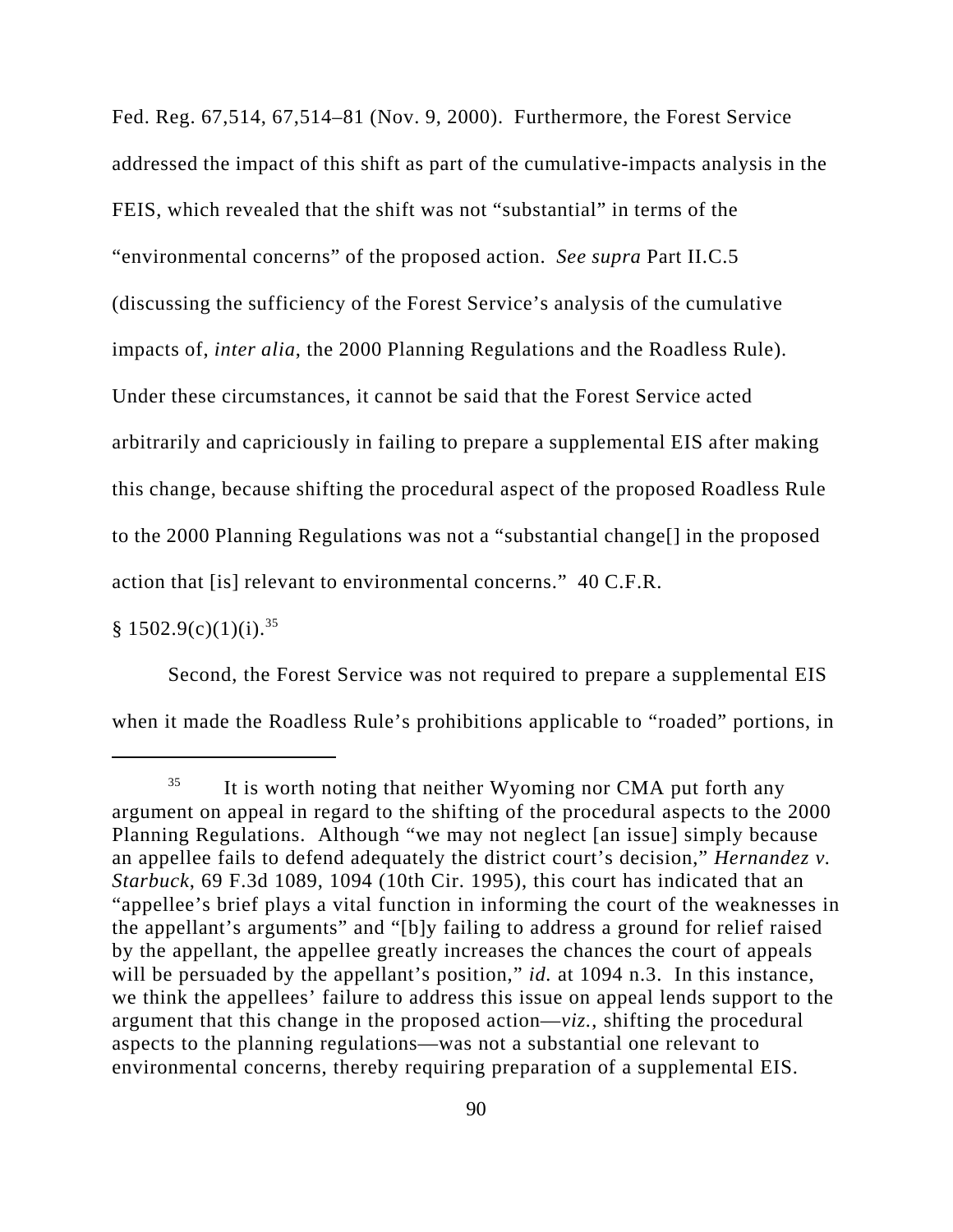Fed. Reg. 67,514, 67,514–81 (Nov. 9, 2000). Furthermore, the Forest Service addressed the impact of this shift as part of the cumulative-impacts analysis in the FEIS, which revealed that the shift was not "substantial" in terms of the "environmental concerns" of the proposed action. *See supra* Part II.C.5 (discussing the sufficiency of the Forest Service's analysis of the cumulative impacts of, *inter alia*, the 2000 Planning Regulations and the Roadless Rule). Under these circumstances, it cannot be said that the Forest Service acted arbitrarily and capriciously in failing to prepare a supplemental EIS after making this change, because shifting the procedural aspect of the proposed Roadless Rule to the 2000 Planning Regulations was not a "substantial change[] in the proposed action that [is] relevant to environmental concerns." 40 C.F.R. § 1502.9(c)(1)(i).[35]

Second, the Forest Service was not required to prepare a supplemental EIS when it made the Roadless Rule's prohibitions applicable to "roaded" portions, in

---

[35] It is worth noting that neither Wyoming nor CMA put forth any argument on appeal in regard to the shifting of the procedural aspects to the 2000 Planning Regulations. Although "we may not neglect [an issue] simply because an appellee fails to defend adequately the district court's decision," *Hernandez v. Starbuck*, 69 F.3d 1089, 1094 (10th Cir. 1995), this court has indicated that an "appellee's brief plays a vital function in informing the court of the weaknesses in the appellant's arguments" and "[b]y failing to address a ground for relief raised by the appellant, the appellee greatly increases the chances the court of appeals will be persuaded by the appellant's position," *id.* at 1094 n.3. In this instance, we think the appellees' failure to address this issue on appeal lends support to the argument that this change in the proposed action—*viz.*, shifting the procedural aspects to the planning regulations—was not a substantial one relevant to environmental concerns, thereby requiring preparation of a supplemental EIS.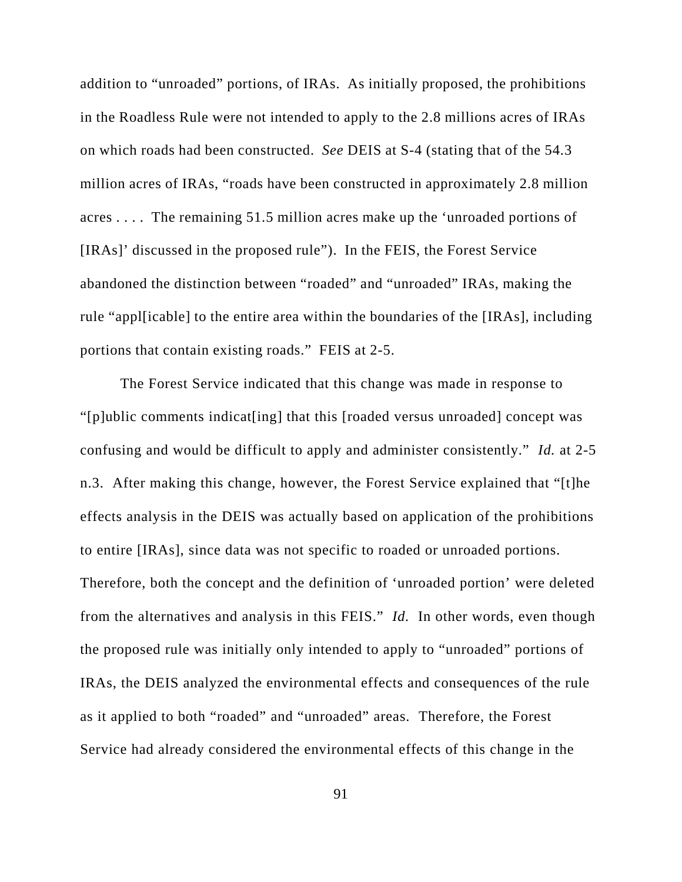addition to “unroaded” portions, of IRAs. As initially proposed, the prohibitions in the Roadless Rule were not intended to apply to the 2.8 millions acres of IRAs on which roads had been constructed. *See* DEIS at S-4 (stating that of the 54.3 million acres of IRAs, “roads have been constructed in approximately 2.8 million acres . . . . The remaining 51.5 million acres make up the ‘unroaded portions of [IRAs]’ discussed in the proposed rule”). In the FEIS, the Forest Service abandoned the distinction between “roaded” and “unroaded” IRAs, making the rule “appl[icable] to the entire area within the boundaries of the [IRAs], including portions that contain existing roads.” FEIS at 2-5.

The Forest Service indicated that this change was made in response to “[p]ublic comments indicat[ing] that this [roaded versus unroaded] concept was confusing and would be difficult to apply and administer consistently.” *Id.* at 2-5 n.3. After making this change, however, the Forest Service explained that “[t]he effects analysis in the DEIS was actually based on application of the prohibitions to entire [IRAs], since data was not specific to roaded or unroaded portions. Therefore, both the concept and the definition of ‘unroaded portion’ were deleted from the alternatives and analysis in this FEIS.” *Id.* In other words, even though the proposed rule was initially only intended to apply to “unroaded” portions of IRAs, the DEIS analyzed the environmental effects and consequences of the rule as it applied to both “roaded” and “unroaded” areas. Therefore, the Forest Service had already considered the environmental effects of this change in the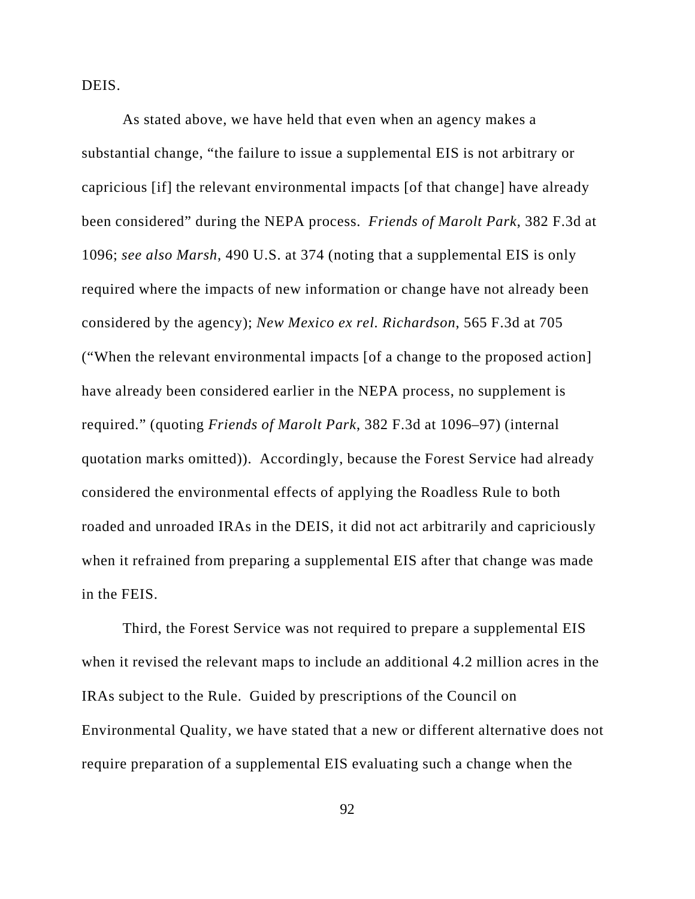DEIS.

As stated above, we have held that even when an agency makes a substantial change, "the failure to issue a supplemental EIS is not arbitrary or capricious [if] the relevant environmental impacts [of that change] have already been considered" during the NEPA process. *Friends of Marolt Park*, 382 F.3d at 1096; *see also Marsh*, 490 U.S. at 374 (noting that a supplemental EIS is only required where the impacts of new information or change have not already been considered by the agency); *New Mexico ex rel. Richardson*, 565 F.3d at 705 ("When the relevant environmental impacts [of a change to the proposed action] have already been considered earlier in the NEPA process, no supplement is required." (quoting *Friends of Marolt Park*, 382 F.3d at 1096–97) (internal quotation marks omitted)). Accordingly, because the Forest Service had already considered the environmental effects of applying the Roadless Rule to both roaded and unroaded IRAs in the DEIS, it did not act arbitrarily and capriciously when it refrained from preparing a supplemental EIS after that change was made in the FEIS.

Third, the Forest Service was not required to prepare a supplemental EIS when it revised the relevant maps to include an additional 4.2 million acres in the IRAs subject to the Rule. Guided by prescriptions of the Council on Environmental Quality, we have stated that a new or different alternative does not require preparation of a supplemental EIS evaluating such a change when the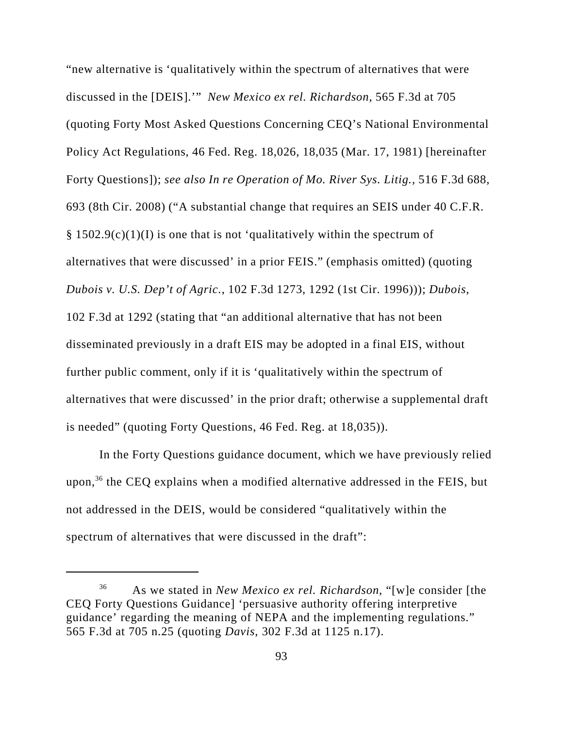"new alternative is 'qualitatively within the spectrum of alternatives that were discussed in the [DEIS].'" *New Mexico ex rel. Richardson*, 565 F.3d at 705 (quoting Forty Most Asked Questions Concerning CEQ's National Environmental Policy Act Regulations, 46 Fed. Reg. 18,026, 18,035 (Mar. 17, 1981) [hereinafter Forty Questions]); *see also In re Operation of Mo. River Sys. Litig.*, 516 F.3d 688, 693 (8th Cir. 2008) ("A substantial change that requires an SEIS under 40 C.F.R. § 1502.9(c)(1)(I) is one that is not 'qualitatively within the spectrum of alternatives that were discussed' in a prior FEIS." (emphasis omitted) (quoting *Dubois v. U.S. Dep't of Agric.*, 102 F.3d 1273, 1292 (1st Cir. 1996))); *Dubois*, 102 F.3d at 1292 (stating that "an additional alternative that has not been disseminated previously in a draft EIS may be adopted in a final EIS, without further public comment, only if it is 'qualitatively within the spectrum of alternatives that were discussed' in the prior draft; otherwise a supplemental draft is needed" (quoting Forty Questions, 46 Fed. Reg. at 18,035)).

In the Forty Questions guidance document, which we have previously relied upon,[36] the CEQ explains when a modified alternative addressed in the FEIS, but not addressed in the DEIS, would be considered "qualitatively within the spectrum of alternatives that were discussed in the draft":

---

[36] As we stated in *New Mexico ex rel. Richardson*, "[w]e consider [the CEQ Forty Questions Guidance] 'persuasive authority offering interpretive guidance' regarding the meaning of NEPA and the implementing regulations." 565 F.3d at 705 n.25 (quoting *Davis*, 302 F.3d at 1125 n.17).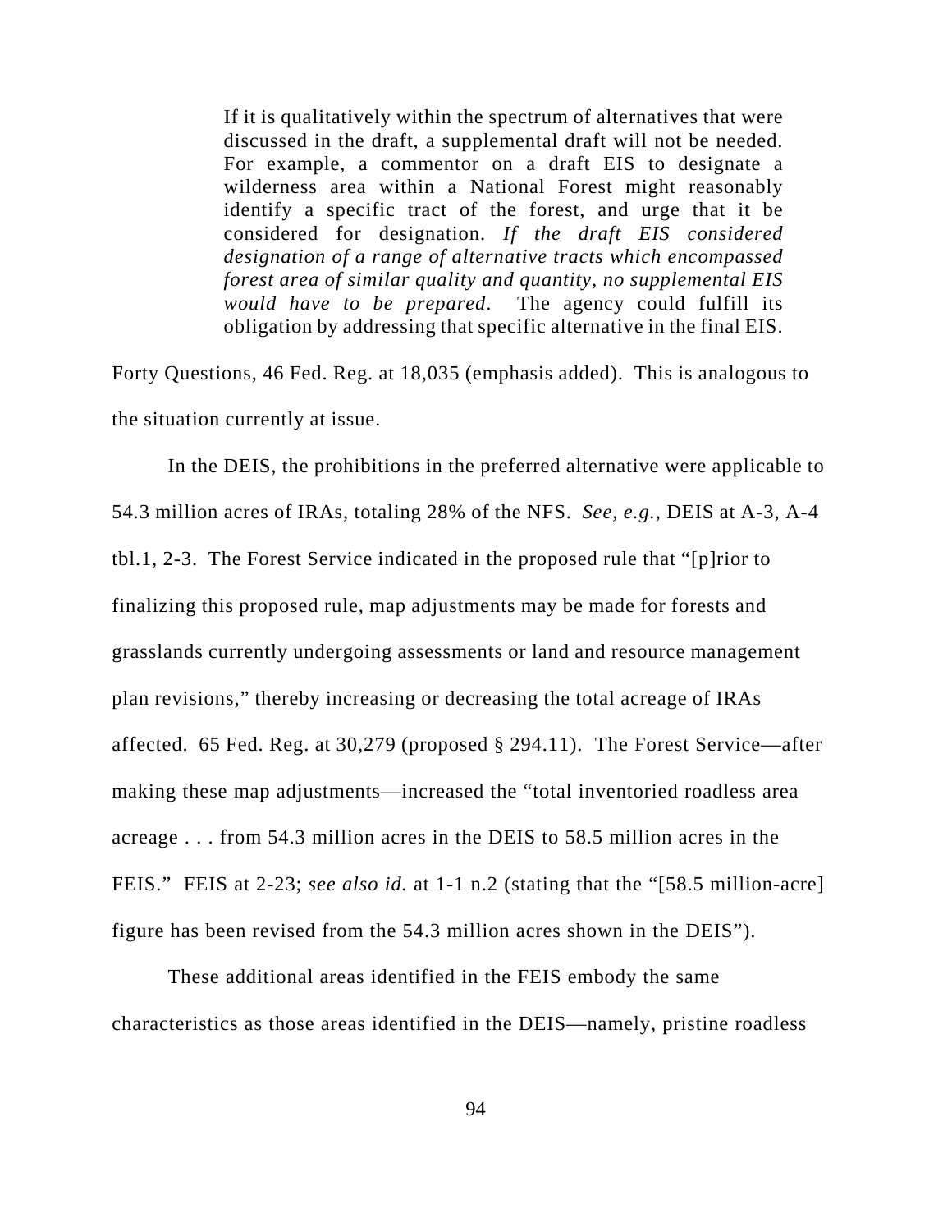> If it is qualitatively within the spectrum of alternatives that were discussed in the draft, a supplemental draft will not be needed. For example, a commentor on a draft EIS to designate a wilderness area within a National Forest might reasonably identify a specific tract of the forest, and urge that it be considered for designation. *If the draft EIS considered designation of a range of alternative tracts which encompassed forest area of similar quality and quantity, no supplemental EIS would have to be prepared.* The agency could fulfill its obligation by addressing that specific alternative in the final EIS.

Forty Questions, 46 Fed. Reg. at 18,035 (emphasis added). This is analogous to the situation currently at issue.

In the DEIS, the prohibitions in the preferred alternative were applicable to 54.3 million acres of IRAs, totaling 28% of the NFS. *See, e.g.*, DEIS at A-3, A-4 tbl.1, 2-3. The Forest Service indicated in the proposed rule that "[p]rior to finalizing this proposed rule, map adjustments may be made for forests and grasslands currently undergoing assessments or land and resource management plan revisions," thereby increasing or decreasing the total acreage of IRAs affected. 65 Fed. Reg. at 30,279 (proposed § 294.11). The Forest Service—after making these map adjustments—increased the "total inventoried roadless area acreage . . . from 54.3 million acres in the DEIS to 58.5 million acres in the FEIS." FEIS at 2-23; *see also id.* at 1-1 n.2 (stating that the "[58.5 million-acre] figure has been revised from the 54.3 million acres shown in the DEIS").

These additional areas identified in the FEIS embody the same characteristics as those areas identified in the DEIS—namely, pristine roadless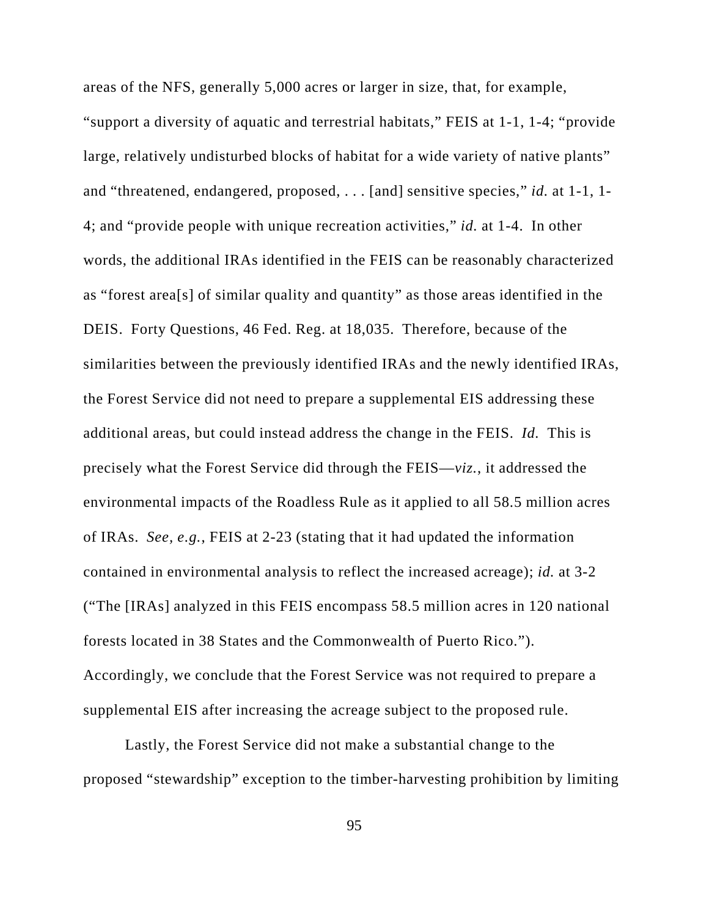areas of the NFS, generally 5,000 acres or larger in size, that, for example, "support a diversity of aquatic and terrestrial habitats," FEIS at 1-1, 1-4; "provide large, relatively undisturbed blocks of habitat for a wide variety of native plants" and "threatened, endangered, proposed, . . . [and] sensitive species," *id.* at 1-1, 1-4; and "provide people with unique recreation activities," *id.* at 1-4. In other words, the additional IRAs identified in the FEIS can be reasonably characterized as "forest area[s] of similar quality and quantity" as those areas identified in the DEIS. Forty Questions, 46 Fed. Reg. at 18,035. Therefore, because of the similarities between the previously identified IRAs and the newly identified IRAs, the Forest Service did not need to prepare a supplemental EIS addressing these additional areas, but could instead address the change in the FEIS. *Id.* This is precisely what the Forest Service did through the FEIS—*viz.*, it addressed the environmental impacts of the Roadless Rule as it applied to all 58.5 million acres of IRAs. *See, e.g.*, FEIS at 2-23 (stating that it had updated the information contained in environmental analysis to reflect the increased acreage); *id.* at 3-2 ("The [IRAs] analyzed in this FEIS encompass 58.5 million acres in 120 national forests located in 38 States and the Commonwealth of Puerto Rico."). Accordingly, we conclude that the Forest Service was not required to prepare a supplemental EIS after increasing the acreage subject to the proposed rule.

Lastly, the Forest Service did not make a substantial change to the proposed "stewardship" exception to the timber-harvesting prohibition by limiting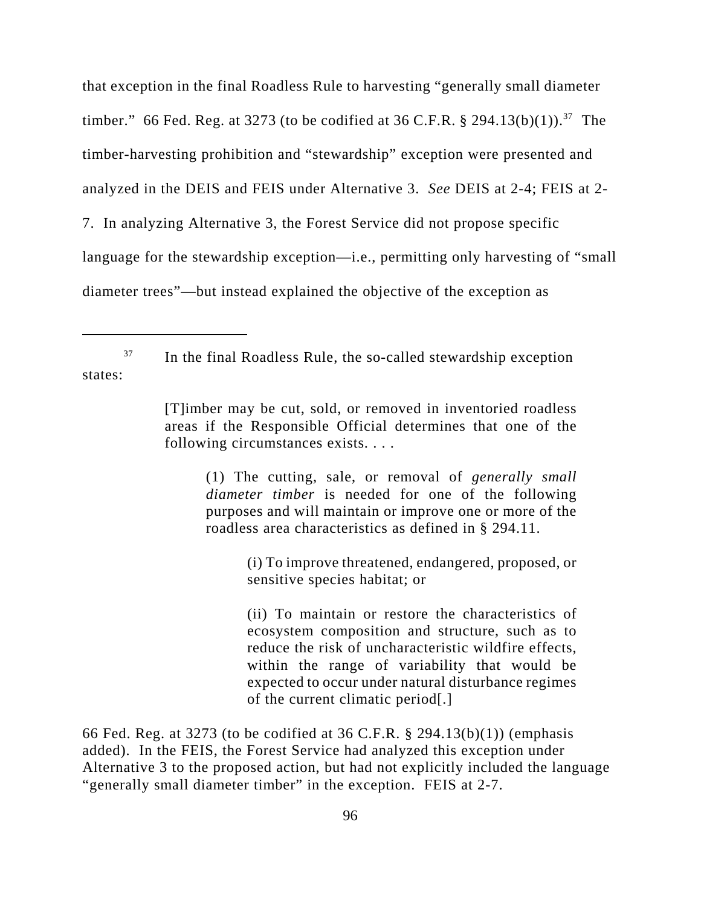that exception in the final Roadless Rule to harvesting "generally small diameter timber." 66 Fed. Reg. at 3273 (to be codified at 36 C.F.R. § 294.13(b)(1)).[37] The timber-harvesting prohibition and "stewardship" exception were presented and analyzed in the DEIS and FEIS under Alternative 3. *See* DEIS at 2-4; FEIS at 2-7. In analyzing Alternative 3, the Forest Service did not propose specific language for the stewardship exception—i.e., permitting only harvesting of "small diameter trees"—but instead explained the objective of the exception as

---

[37] In the final Roadless Rule, the so-called stewardship exception states:

> [T]imber may be cut, sold, or removed in inventoried roadless areas if the Responsible Official determines that one of the following circumstances exists. . . .
>
> > (1) The cutting, sale, or removal of *generally small diameter timber* is needed for one of the following purposes and will maintain or improve one or more of the roadless area characteristics as defined in § 294.11.
> >
> > > (i) To improve threatened, endangered, proposed, or sensitive species habitat; or
> > >
> > > (ii) To maintain or restore the characteristics of ecosystem composition and structure, such as to reduce the risk of uncharacteristic wildfire effects, within the range of variability that would be expected to occur under natural disturbance regimes of the current climatic period[.]

66 Fed. Reg. at 3273 (to be codified at 36 C.F.R. § 294.13(b)(1)) (emphasis added). In the FEIS, the Forest Service had analyzed this exception under Alternative 3 to the proposed action, but had not explicitly included the language "generally small diameter timber" in the exception. FEIS at 2-7.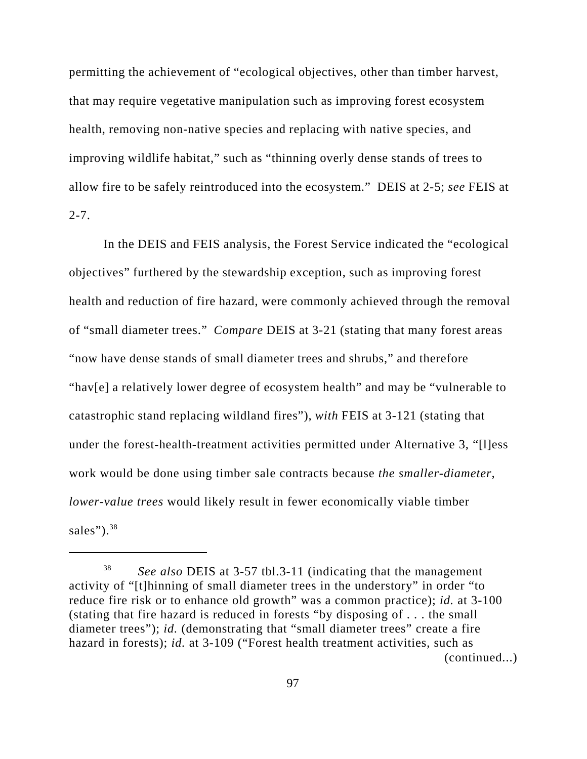permitting the achievement of "ecological objectives, other than timber harvest, that may require vegetative manipulation such as improving forest ecosystem health, removing non-native species and replacing with native species, and improving wildlife habitat," such as "thinning overly dense stands of trees to allow fire to be safely reintroduced into the ecosystem." DEIS at 2-5; *see* FEIS at 2-7.

In the DEIS and FEIS analysis, the Forest Service indicated the "ecological objectives" furthered by the stewardship exception, such as improving forest health and reduction of fire hazard, were commonly achieved through the removal of "small diameter trees." *Compare* DEIS at 3-21 (stating that many forest areas "now have dense stands of small diameter trees and shrubs," and therefore "hav[e] a relatively lower degree of ecosystem health" and may be "vulnerable to catastrophic stand replacing wildland fires"), *with* FEIS at 3-121 (stating that under the forest-health-treatment activities permitted under Alternative 3, "[l]ess work would be done using timber sale contracts because *the smaller-diameter, lower-value trees* would likely result in fewer economically viable timber sales").[38]

---

[38] *See also* DEIS at 3-57 tbl.3-11 (indicating that the management activity of "[t]hinning of small diameter trees in the understory" in order "to reduce fire risk or to enhance old growth" was a common practice); *id.* at 3-100 (stating that fire hazard is reduced in forests "by disposing of . . . the small diameter trees"); *id.* (demonstrating that "small diameter trees" create a fire hazard in forests); *id.* at 3-109 ("Forest health treatment activities, such as (continued...)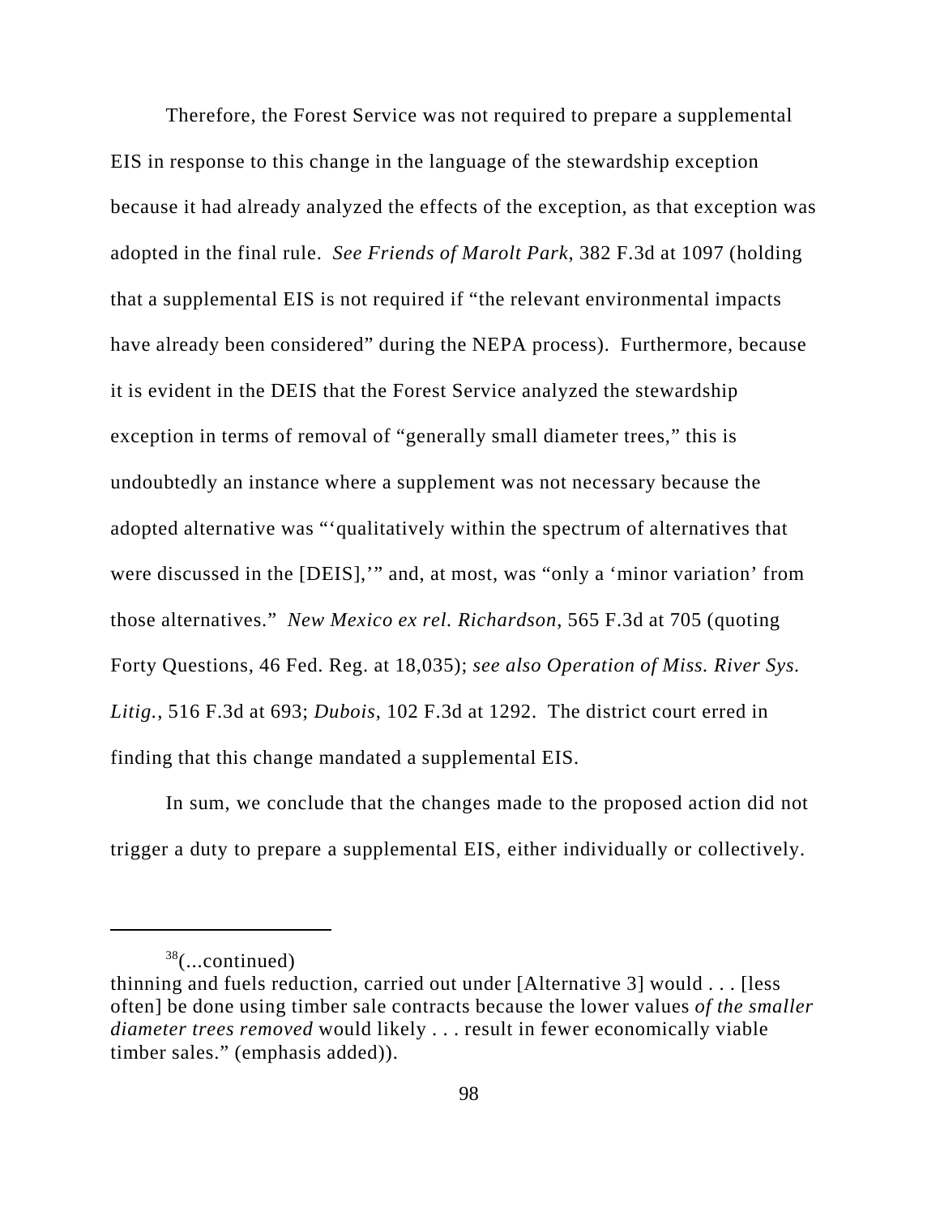Therefore, the Forest Service was not required to prepare a supplemental EIS in response to this change in the language of the stewardship exception because it had already analyzed the effects of the exception, as that exception was adopted in the final rule. *See Friends of Marolt Park*, 382 F.3d at 1097 (holding that a supplemental EIS is not required if "the relevant environmental impacts have already been considered" during the NEPA process). Furthermore, because it is evident in the DEIS that the Forest Service analyzed the stewardship exception in terms of removal of "generally small diameter trees," this is undoubtedly an instance where a supplement was not necessary because the adopted alternative was "'qualitatively within the spectrum of alternatives that were discussed in the [DEIS],'" and, at most, was "only a 'minor variation' from those alternatives." *New Mexico ex rel. Richardson*, 565 F.3d at 705 (quoting Forty Questions, 46 Fed. Reg. at 18,035); *see also Operation of Miss. River Sys. Litig.*, 516 F.3d at 693; *Dubois*, 102 F.3d at 1292. The district court erred in finding that this change mandated a supplemental EIS.

In sum, we conclude that the changes made to the proposed action did not trigger a duty to prepare a supplemental EIS, either individually or collectively.

---

[38](...continued)
thinning and fuels reduction, carried out under [Alternative 3] would . . . [less often] be done using timber sale contracts because the lower values *of the smaller diameter trees removed* would likely . . . result in fewer economically viable timber sales." (emphasis added)).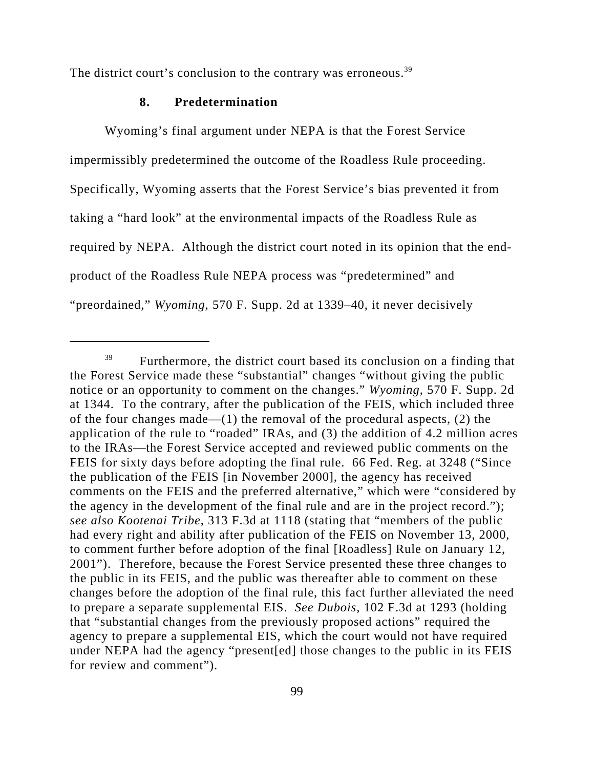The district court's conclusion to the contrary was erroneous.[39]

### 8. Predetermination

Wyoming's final argument under NEPA is that the Forest Service impermissibly predetermined the outcome of the Roadless Rule proceeding. Specifically, Wyoming asserts that the Forest Service's bias prevented it from taking a "hard look" at the environmental impacts of the Roadless Rule as required by NEPA. Although the district court noted in its opinion that the end-product of the Roadless Rule NEPA process was "predetermined" and "preordained," *Wyoming*, 570 F. Supp. 2d at 1339–40, it never decisively

---

[39] Furthermore, the district court based its conclusion on a finding that the Forest Service made these "substantial" changes "without giving the public notice or an opportunity to comment on the changes." *Wyoming*, 570 F. Supp. 2d at 1344. To the contrary, after the publication of the FEIS, which included three of the four changes made—(1) the removal of the procedural aspects, (2) the application of the rule to "roaded" IRAs, and (3) the addition of 4.2 million acres to the IRAs—the Forest Service accepted and reviewed public comments on the FEIS for sixty days before adopting the final rule. 66 Fed. Reg. at 3248 ("Since the publication of the FEIS [in November 2000], the agency has received comments on the FEIS and the preferred alternative," which were "considered by the agency in the development of the final rule and are in the project record."); *see also Kootenai Tribe*, 313 F.3d at 1118 (stating that "members of the public had every right and ability after publication of the FEIS on November 13, 2000, to comment further before adoption of the final [Roadless] Rule on January 12, 2001"). Therefore, because the Forest Service presented these three changes to the public in its FEIS, and the public was thereafter able to comment on these changes before the adoption of the final rule, this fact further alleviated the need to prepare a separate supplemental EIS. *See Dubois*, 102 F.3d at 1293 (holding that "substantial changes from the previously proposed actions" required the agency to prepare a supplemental EIS, which the court would not have required under NEPA had the agency "present[ed] those changes to the public in its FEIS for review and comment").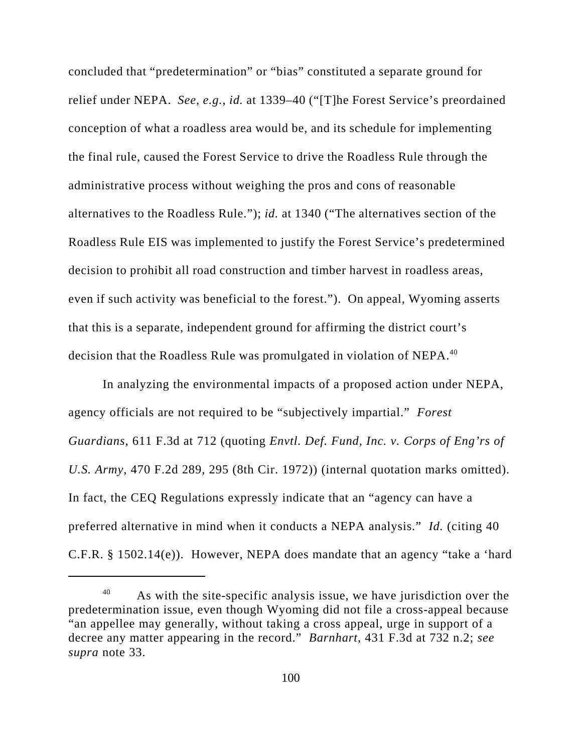concluded that "predetermination" or "bias" constituted a separate ground for relief under NEPA. *See, e.g.*, *id.* at 1339–40 ("[T]he Forest Service's preordained conception of what a roadless area would be, and its schedule for implementing the final rule, caused the Forest Service to drive the Roadless Rule through the administrative process without weighing the pros and cons of reasonable alternatives to the Roadless Rule."); *id.* at 1340 ("The alternatives section of the Roadless Rule EIS was implemented to justify the Forest Service's predetermined decision to prohibit all road construction and timber harvest in roadless areas, even if such activity was beneficial to the forest."). On appeal, Wyoming asserts that this is a separate, independent ground for affirming the district court's decision that the Roadless Rule was promulgated in violation of NEPA.[40]

In analyzing the environmental impacts of a proposed action under NEPA, agency officials are not required to be "subjectively impartial." *Forest Guardians*, 611 F.3d at 712 (quoting *Envtl. Def. Fund, Inc. v. Corps of Eng'rs of U.S. Army*, 470 F.2d 289, 295 (8th Cir. 1972)) (internal quotation marks omitted). In fact, the CEQ Regulations expressly indicate that an "agency can have a preferred alternative in mind when it conducts a NEPA analysis." *Id.* (citing 40 C.F.R. § 1502.14(e)). However, NEPA does mandate that an agency "take a 'hard

[40] As with the site-specific analysis issue, we have jurisdiction over the predetermination issue, even though Wyoming did not file a cross-appeal because "an appellee may generally, without taking a cross appeal, urge in support of a decree any matter appearing in the record." *Barnhart*, 431 F.3d at 732 n.2; *see supra* note 33.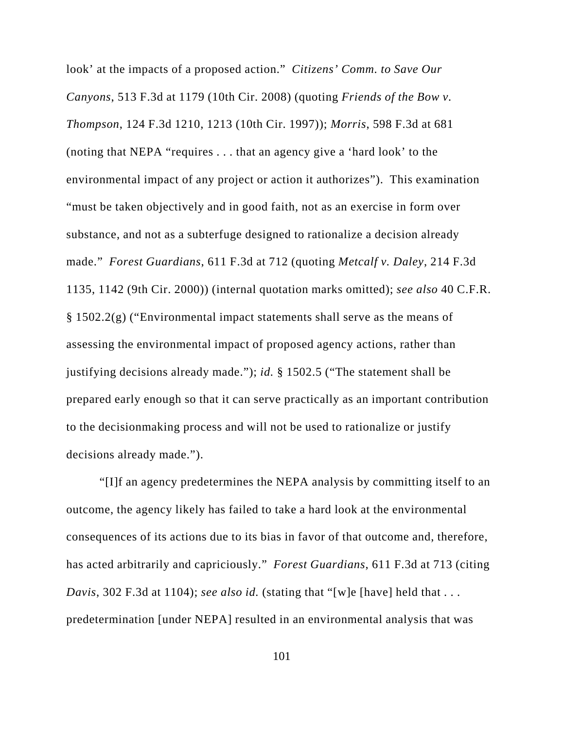look' at the impacts of a proposed action." *Citizens' Comm. to Save Our Canyons*, 513 F.3d at 1179 (10th Cir. 2008) (quoting *Friends of the Bow v. Thompson*, 124 F.3d 1210, 1213 (10th Cir. 1997)); *Morris,* 598 F.3d at 681 (noting that NEPA "requires . . . that an agency give a 'hard look' to the environmental impact of any project or action it authorizes"). This examination "must be taken objectively and in good faith, not as an exercise in form over substance, and not as a subterfuge designed to rationalize a decision already made." *Forest Guardians*, 611 F.3d at 712 (quoting *Metcalf v. Daley*, 214 F.3d 1135, 1142 (9th Cir. 2000)) (internal quotation marks omitted); *see also* 40 C.F.R. § 1502.2(g) ("Environmental impact statements shall serve as the means of assessing the environmental impact of proposed agency actions, rather than justifying decisions already made."); *id.* § 1502.5 ("The statement shall be prepared early enough so that it can serve practically as an important contribution to the decisionmaking process and will not be used to rationalize or justify decisions already made.").

"[I]f an agency predetermines the NEPA analysis by committing itself to an outcome, the agency likely has failed to take a hard look at the environmental consequences of its actions due to its bias in favor of that outcome and, therefore, has acted arbitrarily and capriciously." *Forest Guardians*, 611 F.3d at 713 (citing *Davis*, 302 F.3d at 1104); *see also id.* (stating that "[w]e [have] held that . . . predetermination [under NEPA] resulted in an environmental analysis that was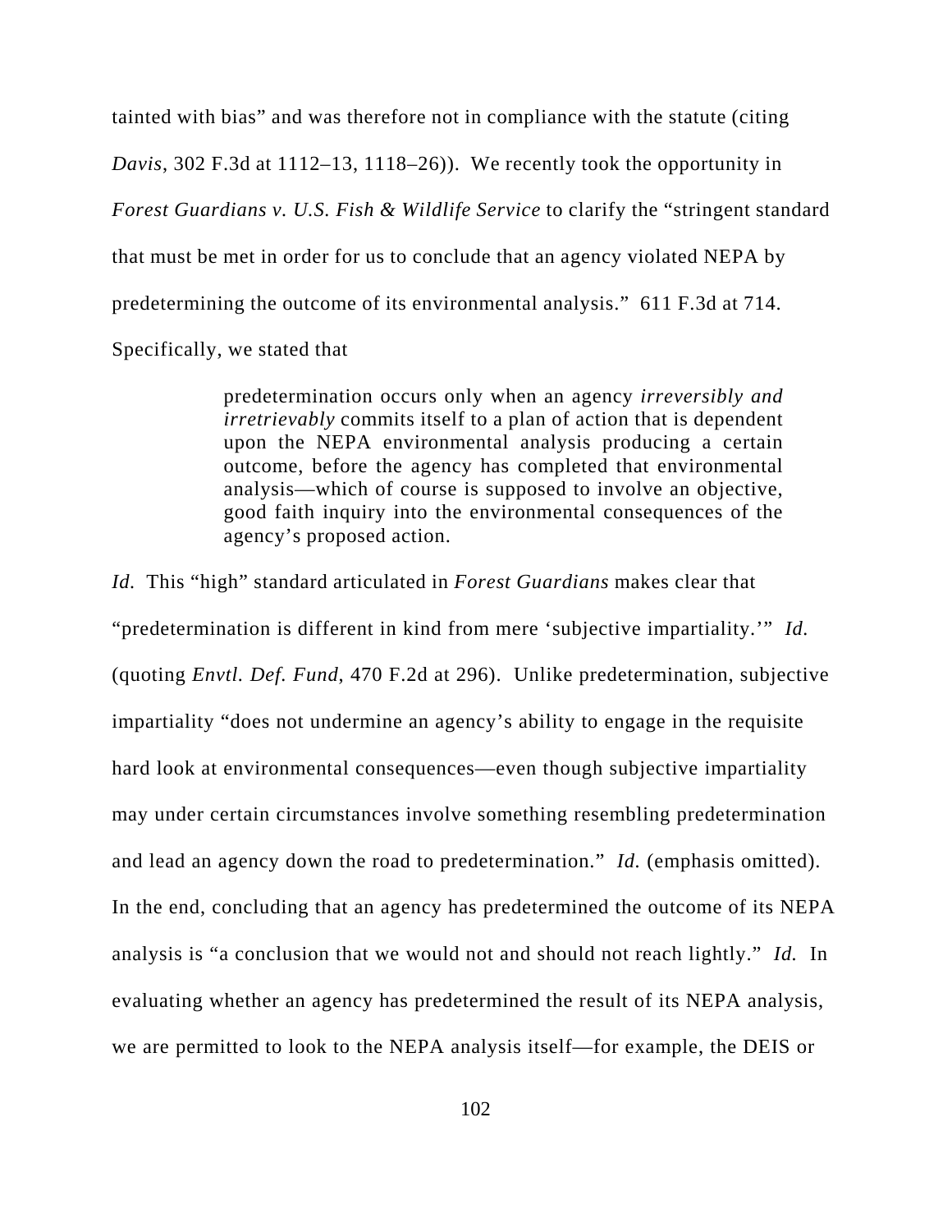tainted with bias" and was therefore not in compliance with the statute (citing *Davis*, 302 F.3d at 1112–13, 1118–26)). We recently took the opportunity in *Forest Guardians v. U.S. Fish & Wildlife Service* to clarify the "stringent standard that must be met in order for us to conclude that an agency violated NEPA by predetermining the outcome of its environmental analysis." 611 F.3d at 714. Specifically, we stated that

> predetermination occurs only when an agency *irreversibly and irretrievably* commits itself to a plan of action that is dependent upon the NEPA environmental analysis producing a certain outcome, before the agency has completed that environmental analysis—which of course is supposed to involve an objective, good faith inquiry into the environmental consequences of the agency's proposed action.

*Id.* This "high" standard articulated in *Forest Guardians* makes clear that "predetermination is different in kind from mere 'subjective impartiality.'" *Id.* (quoting *Envtl. Def. Fund*, 470 F.2d at 296). Unlike predetermination, subjective impartiality "does not undermine an agency's ability to engage in the requisite hard look at environmental consequences—even though subjective impartiality may under certain circumstances involve something resembling predetermination and lead an agency down the road to predetermination." *Id.* (emphasis omitted). In the end, concluding that an agency has predetermined the outcome of its NEPA analysis is "a conclusion that we would not and should not reach lightly." *Id.* In evaluating whether an agency has predetermined the result of its NEPA analysis, we are permitted to look to the NEPA analysis itself—for example, the DEIS or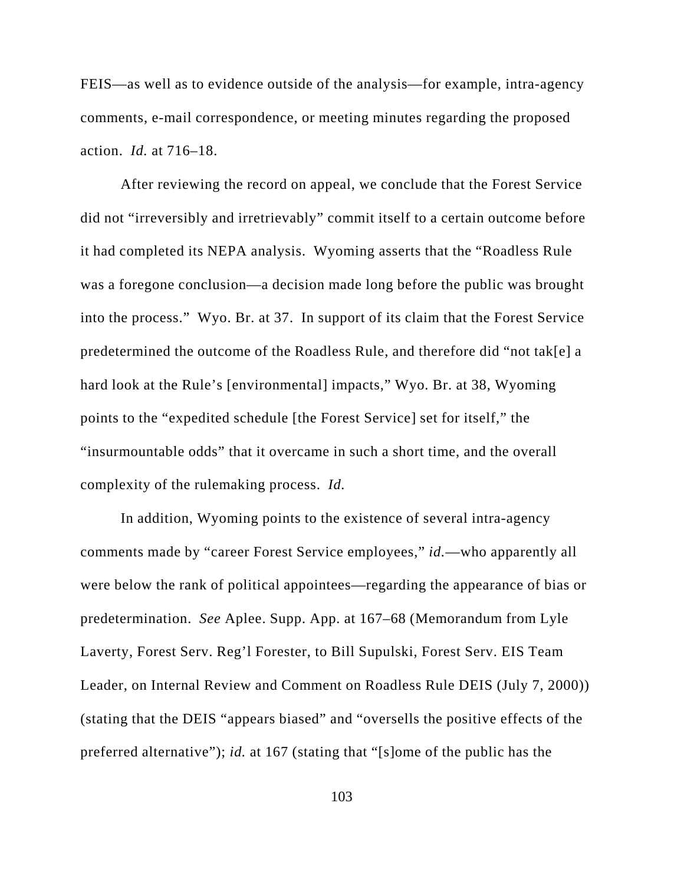FEIS—as well as to evidence outside of the analysis—for example, intra-agency comments, e-mail correspondence, or meeting minutes regarding the proposed action. *Id.* at 716–18.

After reviewing the record on appeal, we conclude that the Forest Service did not "irreversibly and irretrievably" commit itself to a certain outcome before it had completed its NEPA analysis. Wyoming asserts that the "Roadless Rule was a foregone conclusion—a decision made long before the public was brought into the process." Wyo. Br. at 37. In support of its claim that the Forest Service predetermined the outcome of the Roadless Rule, and therefore did "not tak[e] a hard look at the Rule's [environmental] impacts," Wyo. Br. at 38, Wyoming points to the "expedited schedule [the Forest Service] set for itself," the "insurmountable odds" that it overcame in such a short time, and the overall complexity of the rulemaking process. *Id.*

In addition, Wyoming points to the existence of several intra-agency comments made by "career Forest Service employees," *id.*—who apparently all were below the rank of political appointees—regarding the appearance of bias or predetermination. *See* Aplee. Supp. App. at 167–68 (Memorandum from Lyle Laverty, Forest Serv. Reg'l Forester, to Bill Supulski, Forest Serv. EIS Team Leader, on Internal Review and Comment on Roadless Rule DEIS (July 7, 2000)) (stating that the DEIS "appears biased" and "oversells the positive effects of the preferred alternative"); *id.* at 167 (stating that "[s]ome of the public has the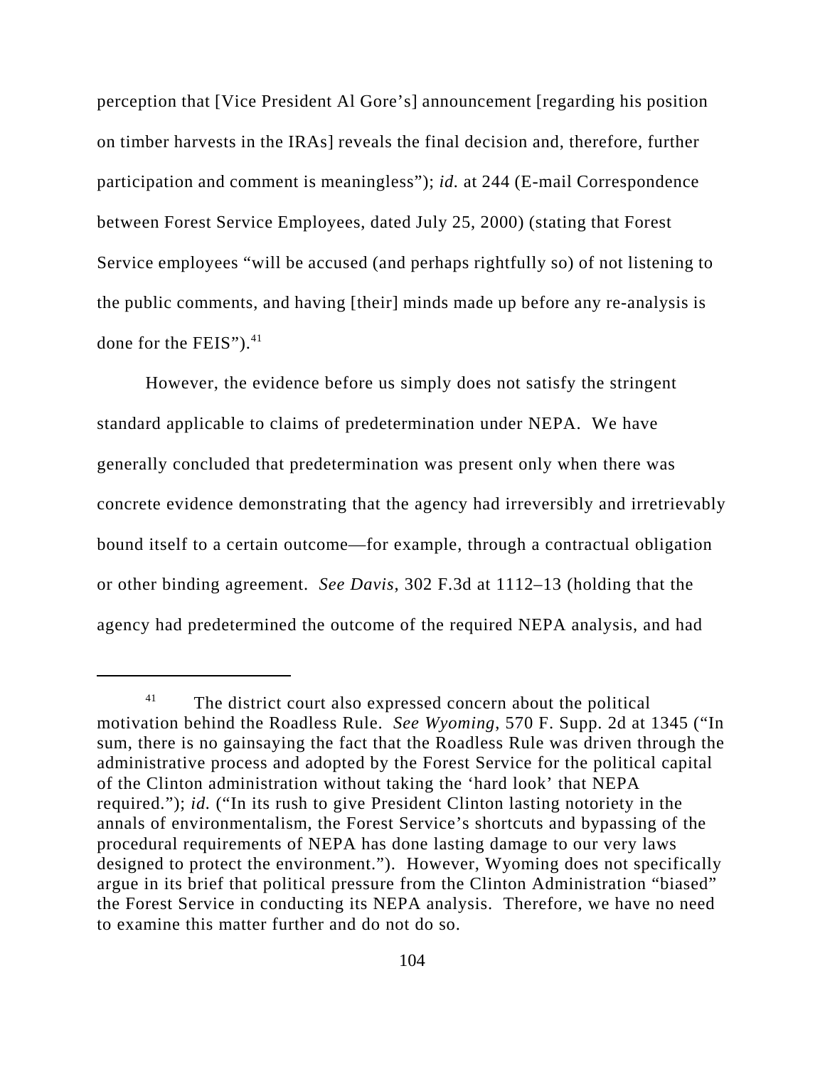perception that [Vice President Al Gore's] announcement [regarding his position on timber harvests in the IRAs] reveals the final decision and, therefore, further participation and comment is meaningless"); *id.* at 244 (E-mail Correspondence between Forest Service Employees, dated July 25, 2000) (stating that Forest Service employees "will be accused (and perhaps rightfully so) of not listening to the public comments, and having [their] minds made up before any re-analysis is done for the FEIS").[41]

However, the evidence before us simply does not satisfy the stringent standard applicable to claims of predetermination under NEPA. We have generally concluded that predetermination was present only when there was concrete evidence demonstrating that the agency had irreversibly and irretrievably bound itself to a certain outcome—for example, through a contractual obligation or other binding agreement. *See Davis*, 302 F.3d at 1112–13 (holding that the agency had predetermined the outcome of the required NEPA analysis, and had

---

[41] The district court also expressed concern about the political motivation behind the Roadless Rule. *See Wyoming*, 570 F. Supp. 2d at 1345 ("In sum, there is no gainsaying the fact that the Roadless Rule was driven through the administrative process and adopted by the Forest Service for the political capital of the Clinton administration without taking the 'hard look' that NEPA required."); *id.* ("In its rush to give President Clinton lasting notoriety in the annals of environmentalism, the Forest Service's shortcuts and bypassing of the procedural requirements of NEPA has done lasting damage to our very laws designed to protect the environment."). However, Wyoming does not specifically argue in its brief that political pressure from the Clinton Administration "biased" the Forest Service in conducting its NEPA analysis. Therefore, we have no need to examine this matter further and do not do so.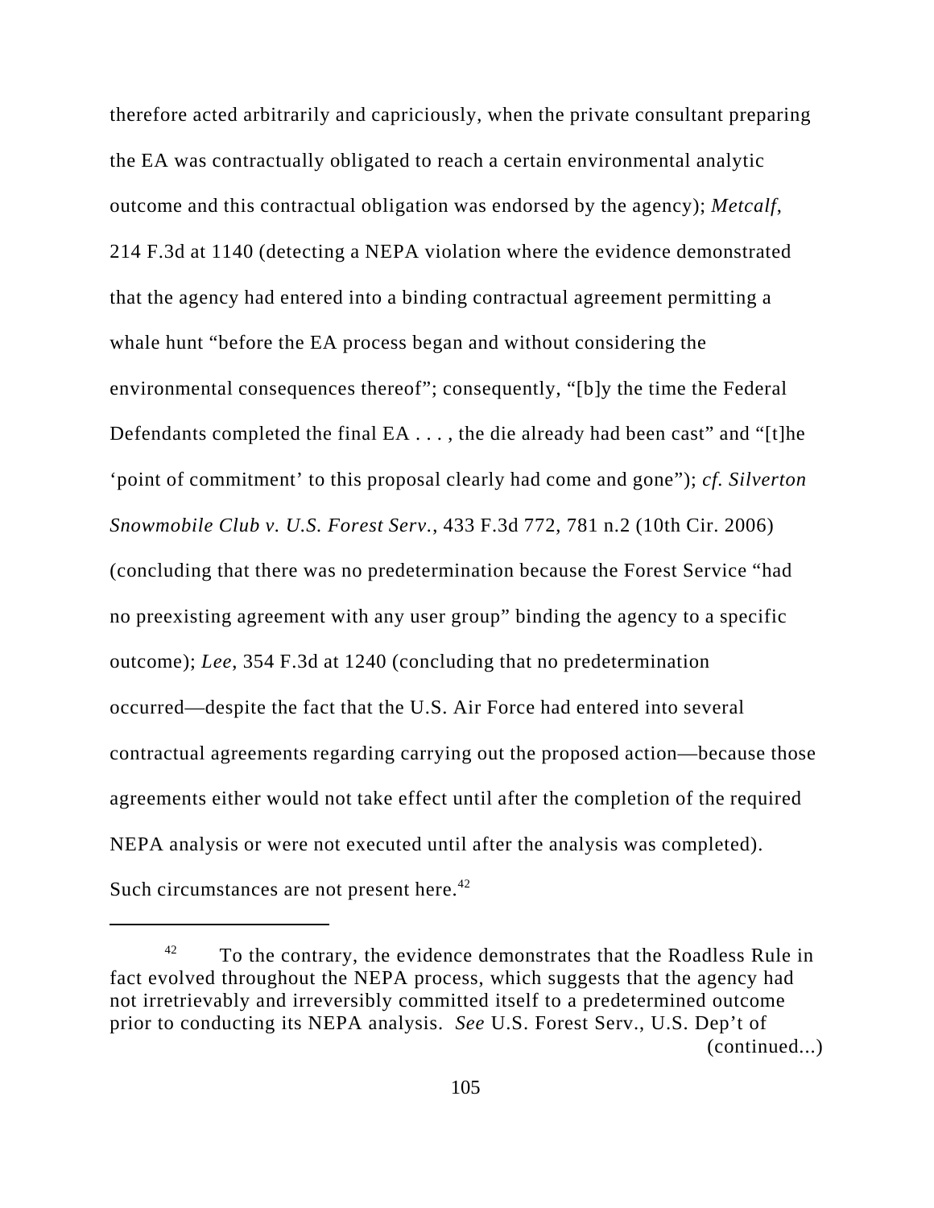therefore acted arbitrarily and capriciously, when the private consultant preparing the EA was contractually obligated to reach a certain environmental analytic outcome and this contractual obligation was endorsed by the agency); *Metcalf*, 214 F.3d at 1140 (detecting a NEPA violation where the evidence demonstrated that the agency had entered into a binding contractual agreement permitting a whale hunt "before the EA process began and without considering the environmental consequences thereof"; consequently, "[b]y the time the Federal Defendants completed the final EA . . . , the die already had been cast" and "[t]he 'point of commitment' to this proposal clearly had come and gone"); *cf. Silverton Snowmobile Club v. U.S. Forest Serv.*, 433 F.3d 772, 781 n.2 (10th Cir. 2006) (concluding that there was no predetermination because the Forest Service "had no preexisting agreement with any user group" binding the agency to a specific outcome); *Lee*, 354 F.3d at 1240 (concluding that no predetermination occurred—despite the fact that the U.S. Air Force had entered into several contractual agreements regarding carrying out the proposed action—because those agreements either would not take effect until after the completion of the required NEPA analysis or were not executed until after the analysis was completed). Such circumstances are not present here.[42]

---

[42] To the contrary, the evidence demonstrates that the Roadless Rule in fact evolved throughout the NEPA process, which suggests that the agency had not irretrievably and irreversibly committed itself to a predetermined outcome prior to conducting its NEPA analysis. *See* U.S. Forest Serv., U.S. Dep't of (continued...)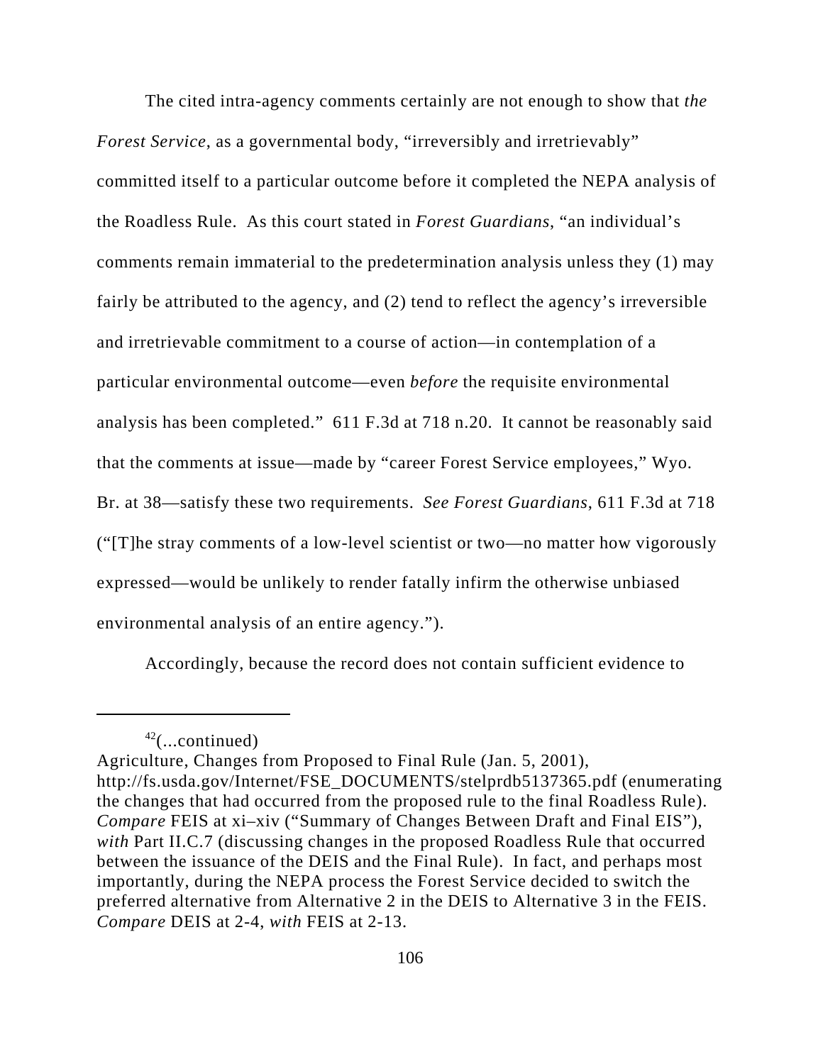The cited intra-agency comments certainly are not enough to show that *the Forest Service*, as a governmental body, "irreversibly and irretrievably" committed itself to a particular outcome before it completed the NEPA analysis of the Roadless Rule. As this court stated in *Forest Guardians*, "an individual's comments remain immaterial to the predetermination analysis unless they (1) may fairly be attributed to the agency, and (2) tend to reflect the agency's irreversible and irretrievable commitment to a course of action—in contemplation of a particular environmental outcome—even *before* the requisite environmental analysis has been completed." 611 F.3d at 718 n.20. It cannot be reasonably said that the comments at issue—made by "career Forest Service employees," Wyo. Br. at 38—satisfy these two requirements. *See Forest Guardians*, 611 F.3d at 718 ("[T]he stray comments of a low-level scientist or two—no matter how vigorously expressed—would be unlikely to render fatally infirm the otherwise unbiased environmental analysis of an entire agency.").

Accordingly, because the record does not contain sufficient evidence to

---

[42](...continued)
Agriculture, Changes from Proposed to Final Rule (Jan. 5, 2001), http://fs.usda.gov/Internet/FSE_DOCUMENTS/stelprdb5137365.pdf (enumerating the changes that had occurred from the proposed rule to the final Roadless Rule). *Compare* FEIS at xi–xiv ("Summary of Changes Between Draft and Final EIS"), *with* Part II.C.7 (discussing changes in the proposed Roadless Rule that occurred between the issuance of the DEIS and the Final Rule). In fact, and perhaps most importantly, during the NEPA process the Forest Service decided to switch the preferred alternative from Alternative 2 in the DEIS to Alternative 3 in the FEIS. *Compare* DEIS at 2-4, *with* FEIS at 2-13.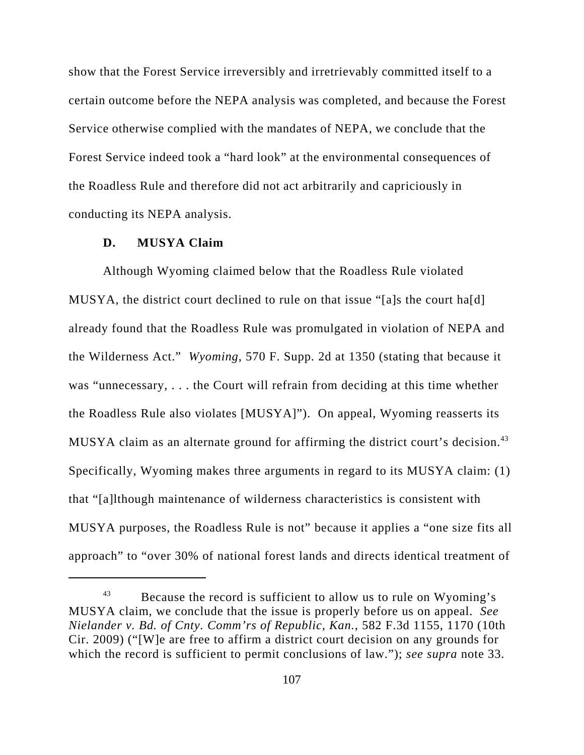show that the Forest Service irreversibly and irretrievably committed itself to a certain outcome before the NEPA analysis was completed, and because the Forest Service otherwise complied with the mandates of NEPA, we conclude that the Forest Service indeed took a "hard look" at the environmental consequences of the Roadless Rule and therefore did not act arbitrarily and capriciously in conducting its NEPA analysis.

### D. MUSYA Claim

Although Wyoming claimed below that the Roadless Rule violated MUSYA, the district court declined to rule on that issue "[a]s the court ha[d] already found that the Roadless Rule was promulgated in violation of NEPA and the Wilderness Act." *Wyoming*, 570 F. Supp. 2d at 1350 (stating that because it was "unnecessary, . . . the Court will refrain from deciding at this time whether the Roadless Rule also violates [MUSYA]"). On appeal, Wyoming reasserts its MUSYA claim as an alternate ground for affirming the district court's decision.[43] Specifically, Wyoming makes three arguments in regard to its MUSYA claim: (1) that "[a]lthough maintenance of wilderness characteristics is consistent with MUSYA purposes, the Roadless Rule is not" because it applies a "one size fits all approach" to "over 30% of national forest lands and directs identical treatment of

---

[43] Because the record is sufficient to allow us to rule on Wyoming's MUSYA claim, we conclude that the issue is properly before us on appeal. *See Nielander v. Bd. of Cnty. Comm'rs of Republic, Kan.*, 582 F.3d 1155, 1170 (10th Cir. 2009) ("[W]e are free to affirm a district court decision on any grounds for which the record is sufficient to permit conclusions of law."); *see supra* note 33.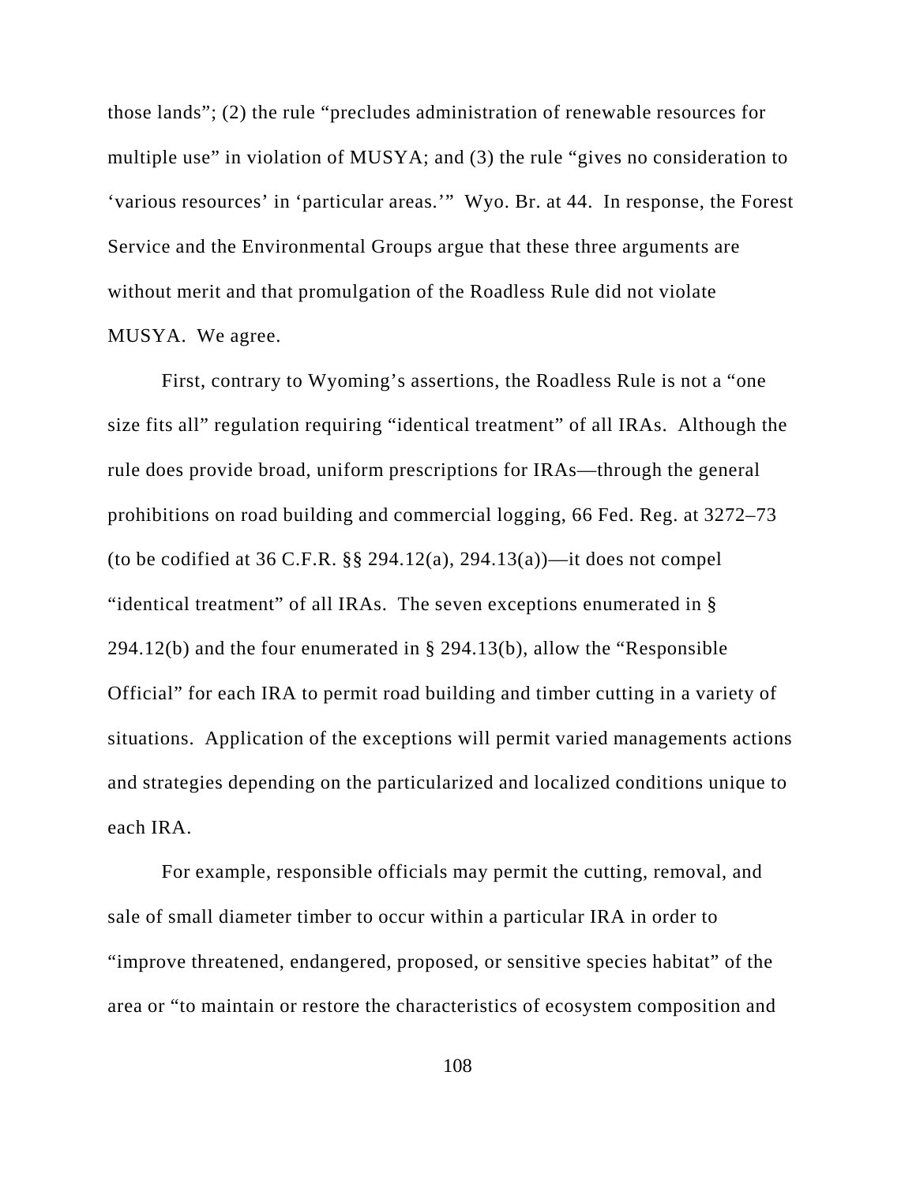those lands"; (2) the rule "precludes administration of renewable resources for multiple use" in violation of MUSYA; and (3) the rule "gives no consideration to 'various resources' in 'particular areas.'" Wyo. Br. at 44. In response, the Forest Service and the Environmental Groups argue that these three arguments are without merit and that promulgation of the Roadless Rule did not violate MUSYA. We agree.

First, contrary to Wyoming's assertions, the Roadless Rule is not a "one size fits all" regulation requiring "identical treatment" of all IRAs. Although the rule does provide broad, uniform prescriptions for IRAs—through the general prohibitions on road building and commercial logging, 66 Fed. Reg. at 3272–73 (to be codified at 36 C.F.R. §§ 294.12(a), 294.13(a))—it does not compel "identical treatment" of all IRAs. The seven exceptions enumerated in § 294.12(b) and the four enumerated in § 294.13(b), allow the "Responsible Official" for each IRA to permit road building and timber cutting in a variety of situations. Application of the exceptions will permit varied managements actions and strategies depending on the particularized and localized conditions unique to each IRA.

For example, responsible officials may permit the cutting, removal, and sale of small diameter timber to occur within a particular IRA in order to "improve threatened, endangered, proposed, or sensitive species habitat" of the area or "to maintain or restore the characteristics of ecosystem composition and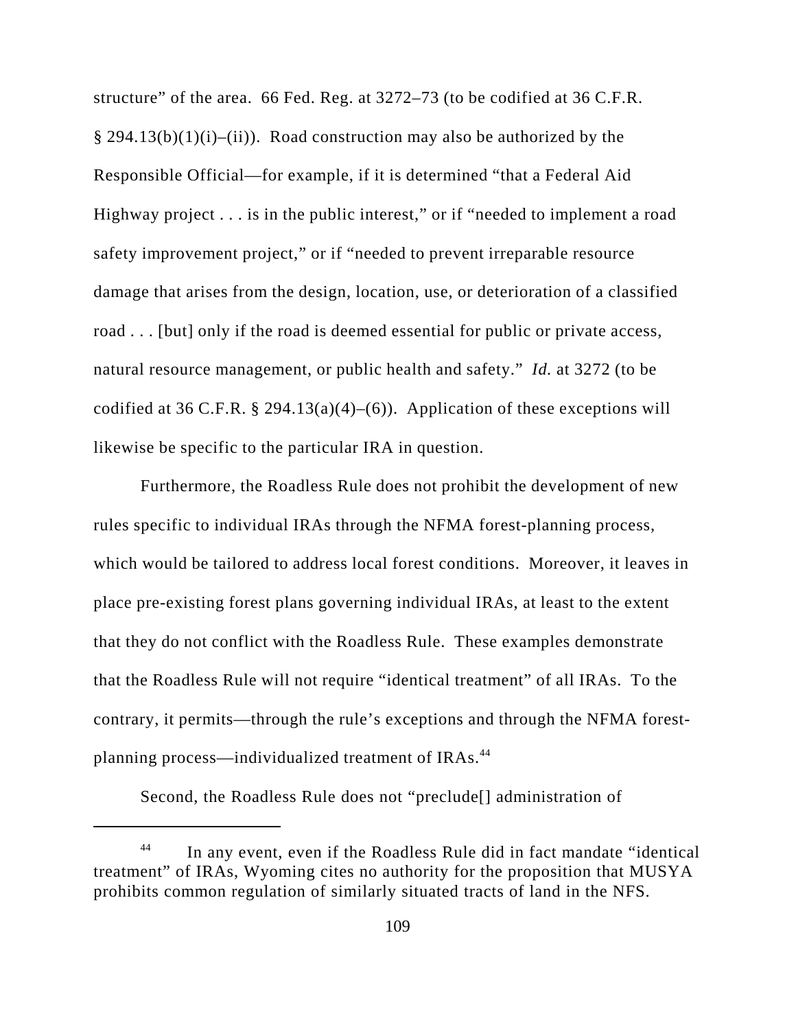structure" of the area. 66 Fed. Reg. at 3272–73 (to be codified at 36 C.F.R. § 294.13(b)(1)(i)–(ii)). Road construction may also be authorized by the Responsible Official—for example, if it is determined "that a Federal Aid Highway project . . . is in the public interest," or if "needed to implement a road safety improvement project," or if "needed to prevent irreparable resource damage that arises from the design, location, use, or deterioration of a classified road . . . [but] only if the road is deemed essential for public or private access, natural resource management, or public health and safety." *Id.* at 3272 (to be codified at 36 C.F.R. § 294.13(a)(4)–(6)). Application of these exceptions will likewise be specific to the particular IRA in question.

Furthermore, the Roadless Rule does not prohibit the development of new rules specific to individual IRAs through the NFMA forest-planning process, which would be tailored to address local forest conditions. Moreover, it leaves in place pre-existing forest plans governing individual IRAs, at least to the extent that they do not conflict with the Roadless Rule. These examples demonstrate that the Roadless Rule will not require "identical treatment" of all IRAs. To the contrary, it permits—through the rule's exceptions and through the NFMA forest-planning process—individualized treatment of IRAs.[44]

Second, the Roadless Rule does not "preclude[] administration of

---

[44] In any event, even if the Roadless Rule did in fact mandate "identical treatment" of IRAs, Wyoming cites no authority for the proposition that MUSYA prohibits common regulation of similarly situated tracts of land in the NFS.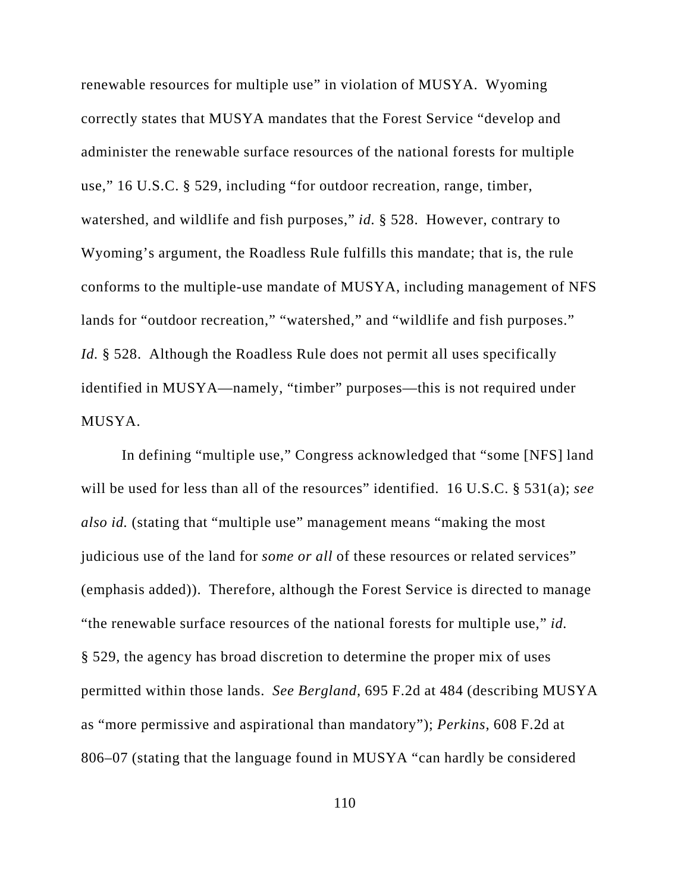renewable resources for multiple use" in violation of MUSYA. Wyoming correctly states that MUSYA mandates that the Forest Service "develop and administer the renewable surface resources of the national forests for multiple use," 16 U.S.C. § 529, including "for outdoor recreation, range, timber, watershed, and wildlife and fish purposes," *id.* § 528. However, contrary to Wyoming's argument, the Roadless Rule fulfills this mandate; that is, the rule conforms to the multiple-use mandate of MUSYA, including management of NFS lands for "outdoor recreation," "watershed," and "wildlife and fish purposes." *Id.* § 528. Although the Roadless Rule does not permit all uses specifically identified in MUSYA—namely, "timber" purposes—this is not required under MUSYA.

In defining "multiple use," Congress acknowledged that "some [NFS] land will be used for less than all of the resources" identified. 16 U.S.C. § 531(a); *see also id.* (stating that "multiple use" management means "making the most judicious use of the land for *some or all* of these resources or related services" (emphasis added)). Therefore, although the Forest Service is directed to manage "the renewable surface resources of the national forests for multiple use," *id.* § 529, the agency has broad discretion to determine the proper mix of uses permitted within those lands. *See Bergland*, 695 F.2d at 484 (describing MUSYA as "more permissive and aspirational than mandatory"); *Perkins*, 608 F.2d at 806–07 (stating that the language found in MUSYA "can hardly be considered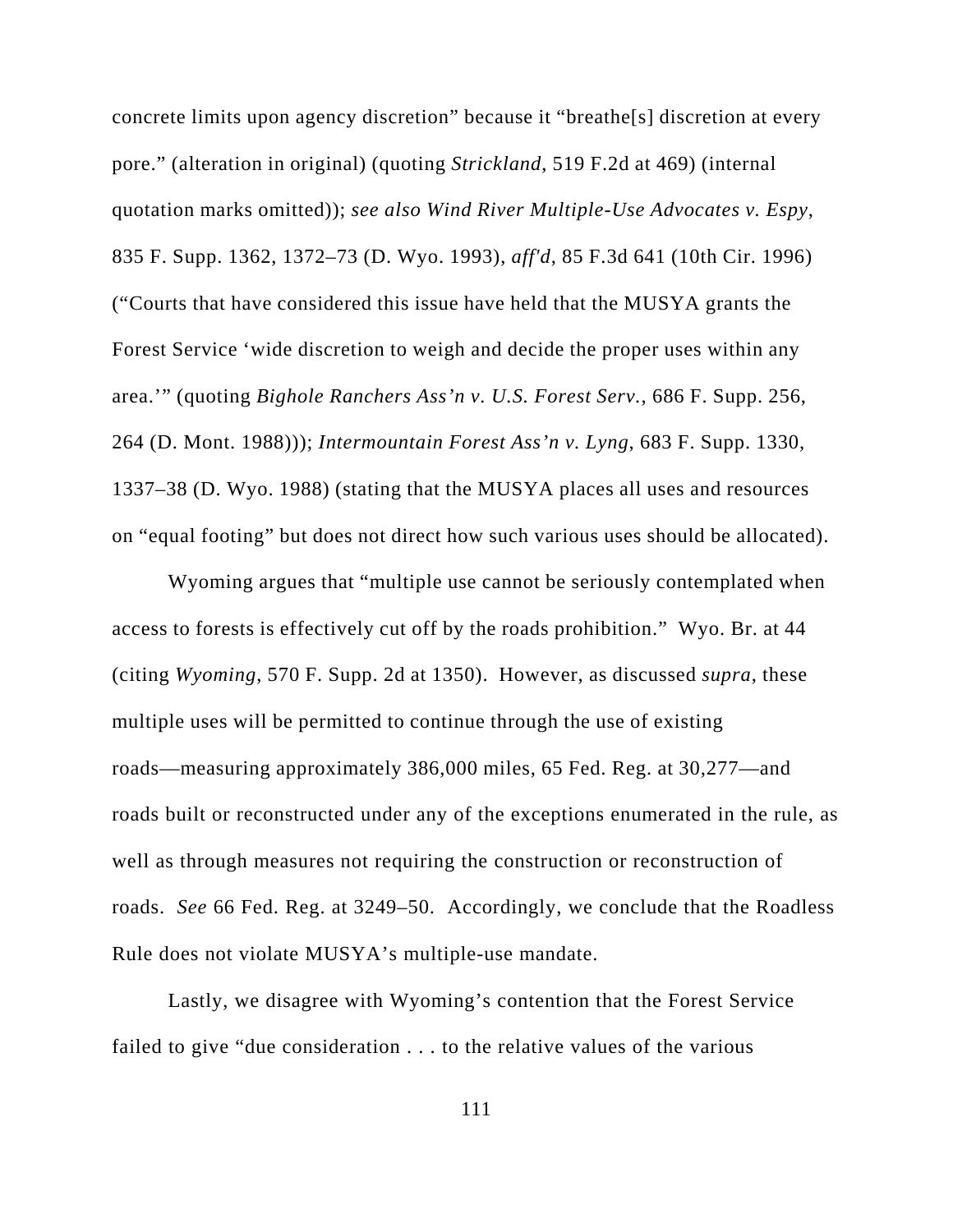concrete limits upon agency discretion" because it "breathe[s] discretion at every pore." (alteration in original) (quoting *Strickland*, 519 F.2d at 469) (internal quotation marks omitted)); *see also Wind River Multiple-Use Advocates v. Espy*, 835 F. Supp. 1362, 1372–73 (D. Wyo. 1993), *aff'd*, 85 F.3d 641 (10th Cir. 1996) ("Courts that have considered this issue have held that the MUSYA grants the Forest Service 'wide discretion to weigh and decide the proper uses within any area.'" (quoting *Bighole Ranchers Ass'n v. U.S. Forest Serv.*, 686 F. Supp. 256, 264 (D. Mont. 1988))); *Intermountain Forest Ass'n v. Lyng*, 683 F. Supp. 1330, 1337–38 (D. Wyo. 1988) (stating that the MUSYA places all uses and resources on "equal footing" but does not direct how such various uses should be allocated).

Wyoming argues that "multiple use cannot be seriously contemplated when access to forests is effectively cut off by the roads prohibition." Wyo. Br. at 44 (citing *Wyoming*, 570 F. Supp. 2d at 1350). However, as discussed *supra*, these multiple uses will be permitted to continue through the use of existing roads—measuring approximately 386,000 miles, 65 Fed. Reg. at 30,277—and roads built or reconstructed under any of the exceptions enumerated in the rule, as well as through measures not requiring the construction or reconstruction of roads. *See* 66 Fed. Reg. at 3249–50. Accordingly, we conclude that the Roadless Rule does not violate MUSYA's multiple-use mandate.

Lastly, we disagree with Wyoming's contention that the Forest Service failed to give "due consideration . . . to the relative values of the various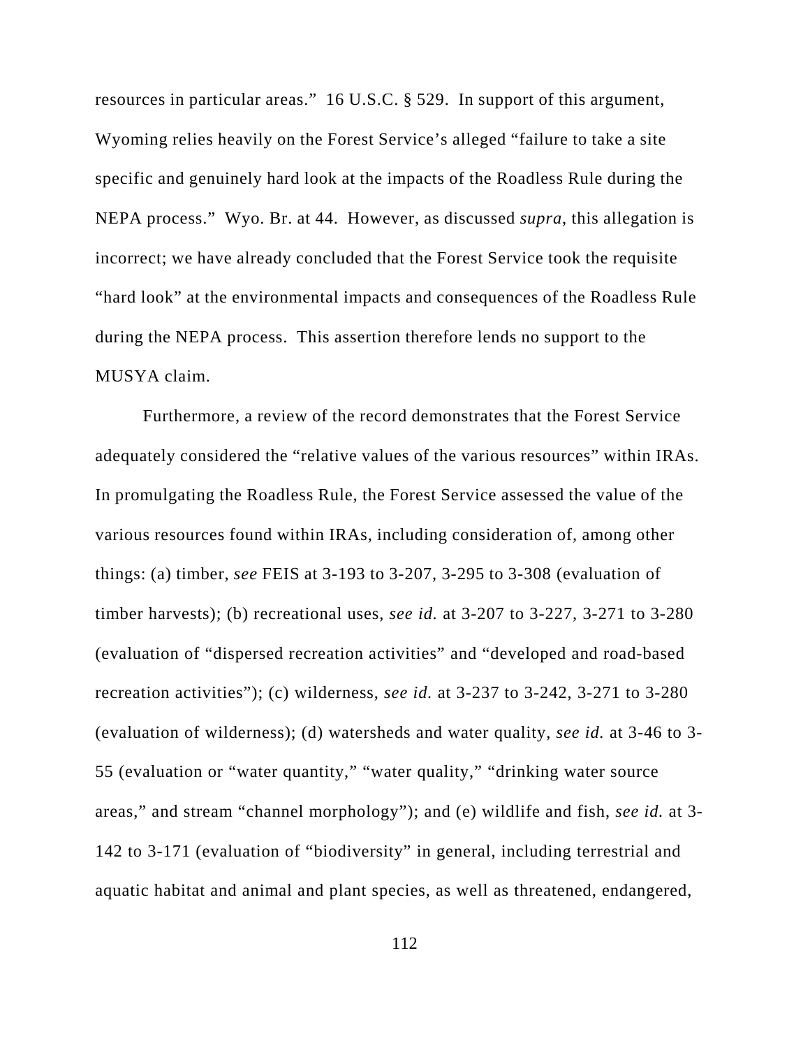resources in particular areas." 16 U.S.C. § 529. In support of this argument, Wyoming relies heavily on the Forest Service's alleged "failure to take a site specific and genuinely hard look at the impacts of the Roadless Rule during the NEPA process." Wyo. Br. at 44. However, as discussed *supra*, this allegation is incorrect; we have already concluded that the Forest Service took the requisite "hard look" at the environmental impacts and consequences of the Roadless Rule during the NEPA process. This assertion therefore lends no support to the MUSYA claim.

Furthermore, a review of the record demonstrates that the Forest Service adequately considered the "relative values of the various resources" within IRAs. In promulgating the Roadless Rule, the Forest Service assessed the value of the various resources found within IRAs, including consideration of, among other things: (a) timber, *see* FEIS at 3-193 to 3-207, 3-295 to 3-308 (evaluation of timber harvests); (b) recreational uses, *see id.* at 3-207 to 3-227, 3-271 to 3-280 (evaluation of "dispersed recreation activities" and "developed and road-based recreation activities"); (c) wilderness, *see id.* at 3-237 to 3-242, 3-271 to 3-280 (evaluation of wilderness); (d) watersheds and water quality, *see id.* at 3-46 to 3-55 (evaluation or "water quantity," "water quality," "drinking water source areas," and stream "channel morphology"); and (e) wildlife and fish, *see id.* at 3-142 to 3-171 (evaluation of "biodiversity" in general, including terrestrial and aquatic habitat and animal and plant species, as well as threatened, endangered,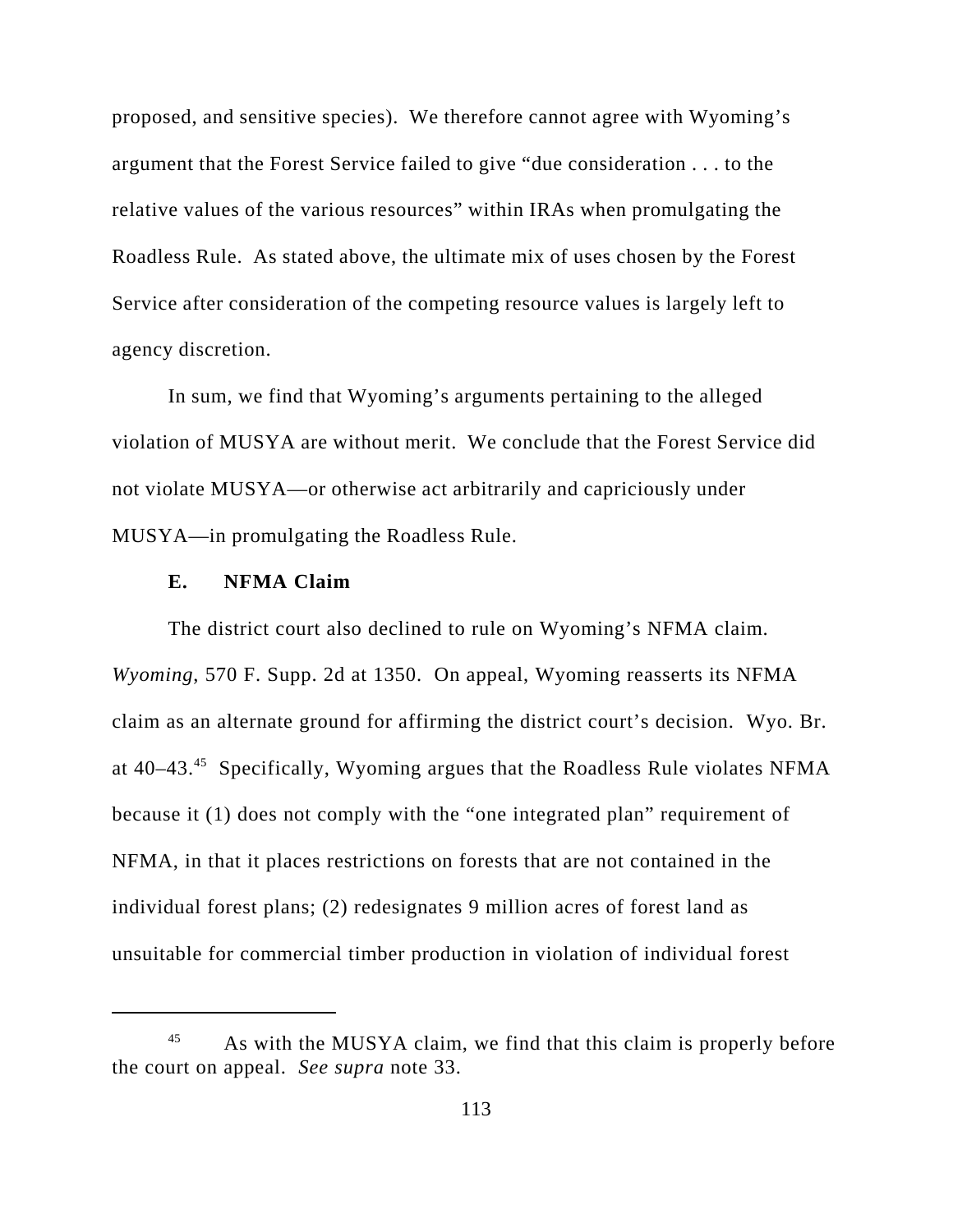proposed, and sensitive species). We therefore cannot agree with Wyoming's argument that the Forest Service failed to give "due consideration . . . to the relative values of the various resources" within IRAs when promulgating the Roadless Rule. As stated above, the ultimate mix of uses chosen by the Forest Service after consideration of the competing resource values is largely left to agency discretion.

In sum, we find that Wyoming's arguments pertaining to the alleged violation of MUSYA are without merit. We conclude that the Forest Service did not violate MUSYA—or otherwise act arbitrarily and capriciously under MUSYA—in promulgating the Roadless Rule.

**E. NFMA Claim**

The district court also declined to rule on Wyoming's NFMA claim. *Wyoming*, 570 F. Supp. 2d at 1350. On appeal, Wyoming reasserts its NFMA claim as an alternate ground for affirming the district court's decision. Wyo. Br. at 40–43.[45] Specifically, Wyoming argues that the Roadless Rule violates NFMA because it (1) does not comply with the "one integrated plan" requirement of NFMA, in that it places restrictions on forests that are not contained in the individual forest plans; (2) redesignates 9 million acres of forest land as unsuitable for commercial timber production in violation of individual forest

[45] As with the MUSYA claim, we find that this claim is properly before the court on appeal. *See supra* note 33.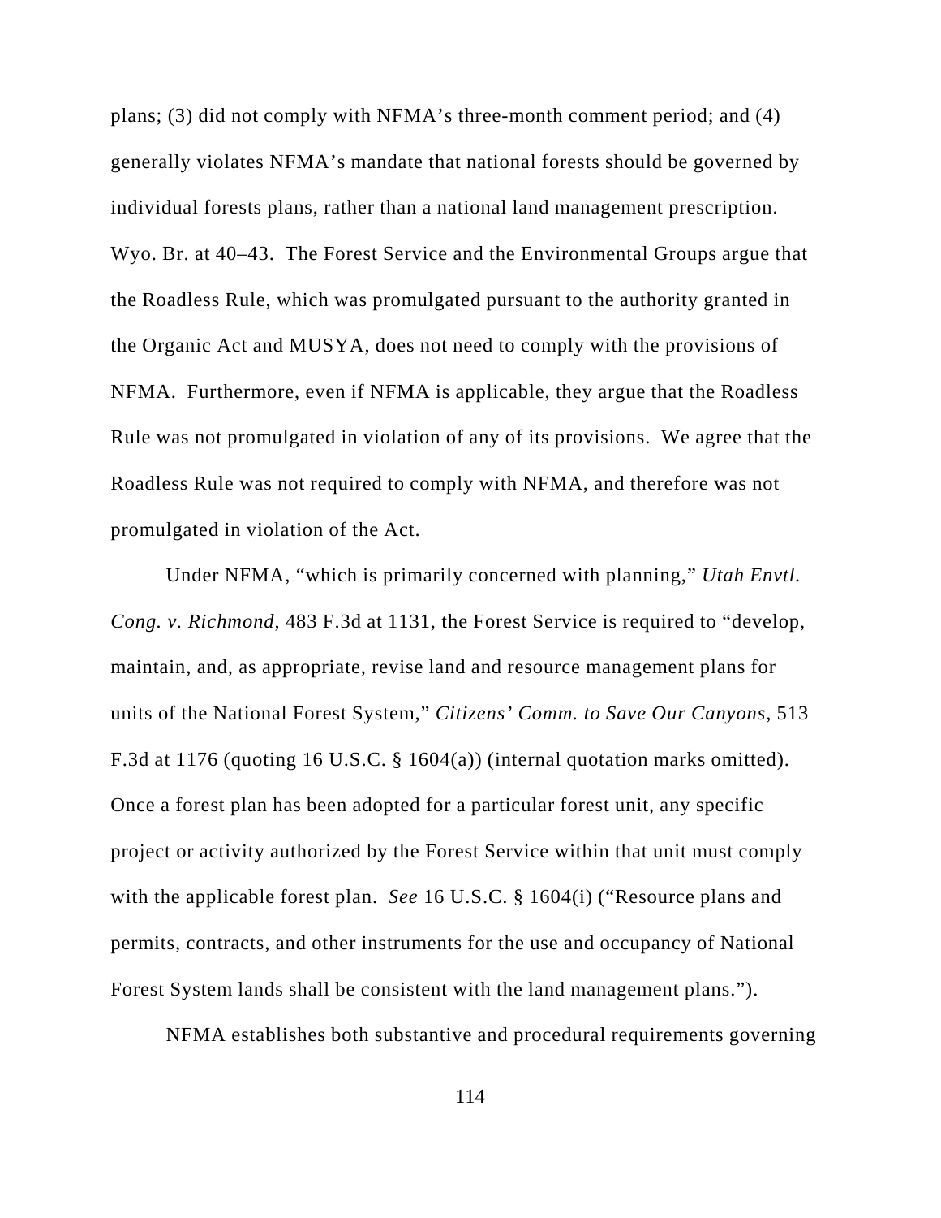plans; (3) did not comply with NFMA's three-month comment period; and (4) generally violates NFMA's mandate that national forests should be governed by individual forests plans, rather than a national land management prescription. Wyo. Br. at 40–43. The Forest Service and the Environmental Groups argue that the Roadless Rule, which was promulgated pursuant to the authority granted in the Organic Act and MUSYA, does not need to comply with the provisions of NFMA. Furthermore, even if NFMA is applicable, they argue that the Roadless Rule was not promulgated in violation of any of its provisions. We agree that the Roadless Rule was not required to comply with NFMA, and therefore was not promulgated in violation of the Act.

Under NFMA, "which is primarily concerned with planning," *Utah Envtl. Cong. v. Richmond*, 483 F.3d at 1131, the Forest Service is required to "develop, maintain, and, as appropriate, revise land and resource management plans for units of the National Forest System," *Citizens' Comm. to Save Our Canyons*, 513 F.3d at 1176 (quoting 16 U.S.C. § 1604(a)) (internal quotation marks omitted). Once a forest plan has been adopted for a particular forest unit, any specific project or activity authorized by the Forest Service within that unit must comply with the applicable forest plan. *See* 16 U.S.C. § 1604(i) ("Resource plans and permits, contracts, and other instruments for the use and occupancy of National Forest System lands shall be consistent with the land management plans.").

NFMA establishes both substantive and procedural requirements governing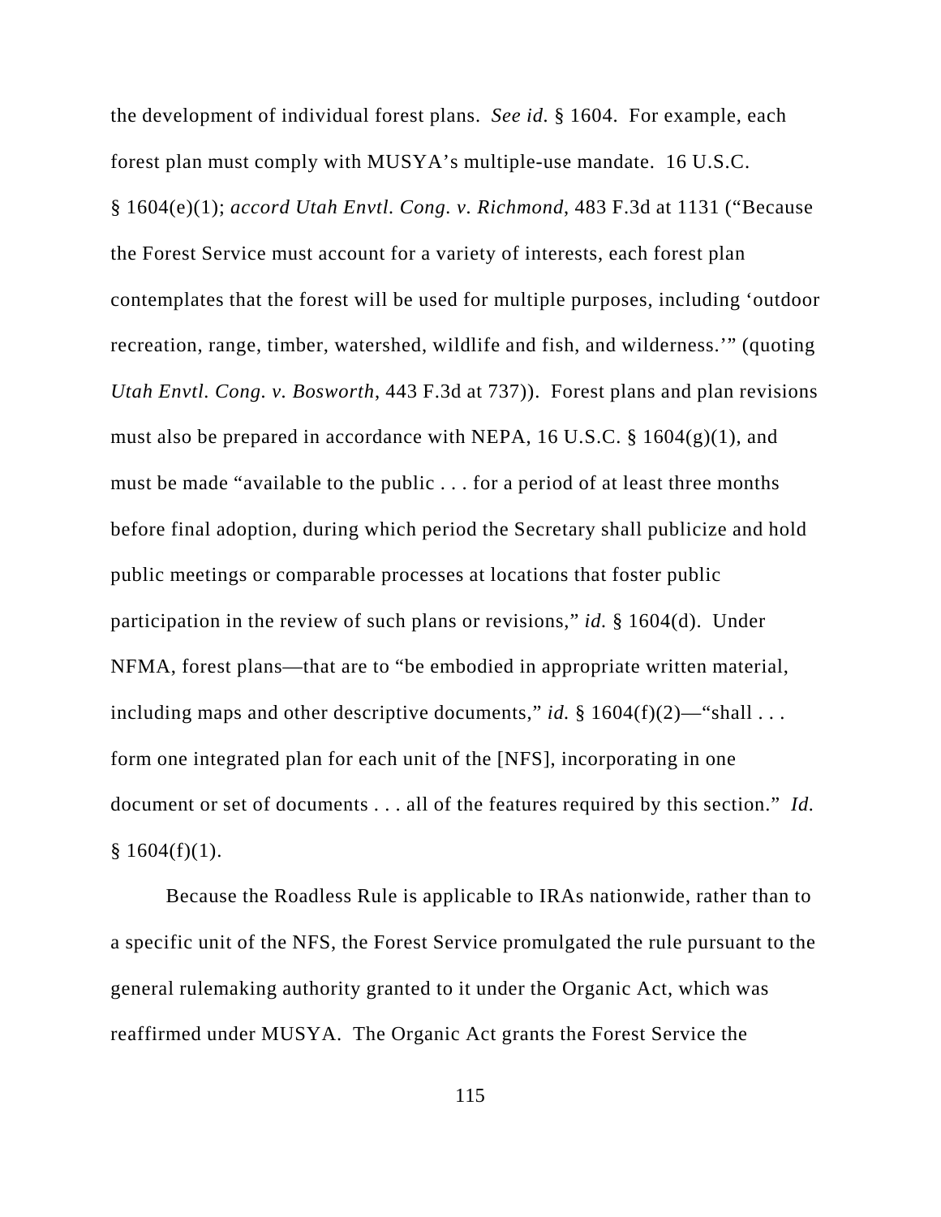the development of individual forest plans. *See id.* § 1604. For example, each forest plan must comply with MUSYA's multiple-use mandate. 16 U.S.C. § 1604(e)(1); *accord Utah Envtl. Cong. v. Richmond*, 483 F.3d at 1131 ("Because the Forest Service must account for a variety of interests, each forest plan contemplates that the forest will be used for multiple purposes, including 'outdoor recreation, range, timber, watershed, wildlife and fish, and wilderness.'" (quoting *Utah Envtl. Cong. v. Bosworth*, 443 F.3d at 737)). Forest plans and plan revisions must also be prepared in accordance with NEPA, 16 U.S.C. § 1604(g)(1), and must be made "available to the public . . . for a period of at least three months before final adoption, during which period the Secretary shall publicize and hold public meetings or comparable processes at locations that foster public participation in the review of such plans or revisions," *id.* § 1604(d). Under NFMA, forest plans—that are to "be embodied in appropriate written material, including maps and other descriptive documents," *id.* § 1604(f)(2)—"shall . . . form one integrated plan for each unit of the [NFS], incorporating in one document or set of documents . . . all of the features required by this section." *Id.* § 1604(f)(1).

Because the Roadless Rule is applicable to IRAs nationwide, rather than to a specific unit of the NFS, the Forest Service promulgated the rule pursuant to the general rulemaking authority granted to it under the Organic Act, which was reaffirmed under MUSYA. The Organic Act grants the Forest Service the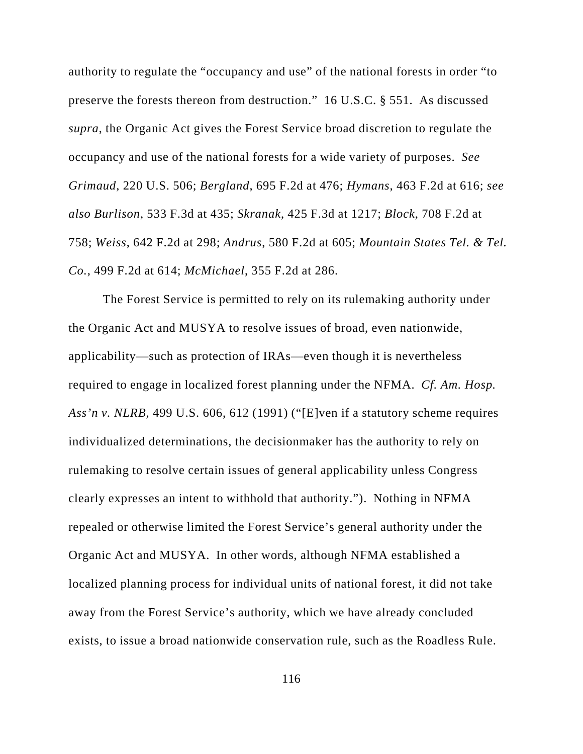authority to regulate the "occupancy and use" of the national forests in order "to preserve the forests thereon from destruction." 16 U.S.C. § 551. As discussed *supra*, the Organic Act gives the Forest Service broad discretion to regulate the occupancy and use of the national forests for a wide variety of purposes. *See Grimaud*, 220 U.S. 506; *Bergland*, 695 F.2d at 476; *Hymans*, 463 F.2d at 616; *see also Burlison*, 533 F.3d at 435; *Skranak*, 425 F.3d at 1217; *Block*, 708 F.2d at 758; *Weiss*, 642 F.2d at 298; *Andrus*, 580 F.2d at 605; *Mountain States Tel. & Tel. Co.*, 499 F.2d at 614; *McMichael*, 355 F.2d at 286.

The Forest Service is permitted to rely on its rulemaking authority under the Organic Act and MUSYA to resolve issues of broad, even nationwide, applicability—such as protection of IRAs—even though it is nevertheless required to engage in localized forest planning under the NFMA. *Cf. Am. Hosp. Ass'n v. NLRB*, 499 U.S. 606, 612 (1991) ("[E]ven if a statutory scheme requires individualized determinations, the decisionmaker has the authority to rely on rulemaking to resolve certain issues of general applicability unless Congress clearly expresses an intent to withhold that authority."). Nothing in NFMA repealed or otherwise limited the Forest Service's general authority under the Organic Act and MUSYA. In other words, although NFMA established a localized planning process for individual units of national forest, it did not take away from the Forest Service's authority, which we have already concluded exists, to issue a broad nationwide conservation rule, such as the Roadless Rule.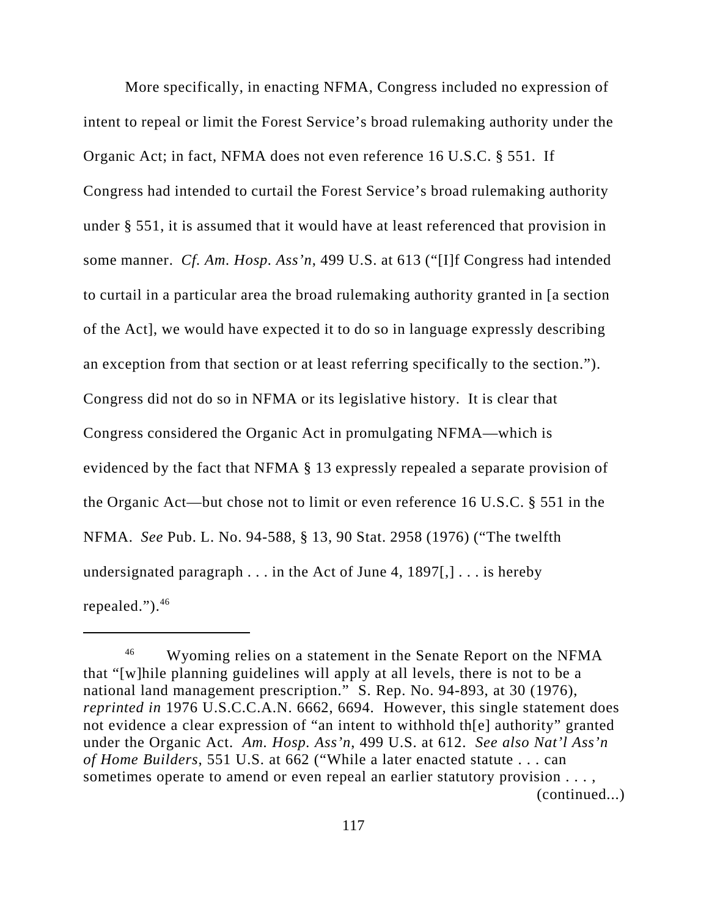More specifically, in enacting NFMA, Congress included no expression of intent to repeal or limit the Forest Service's broad rulemaking authority under the Organic Act; in fact, NFMA does not even reference 16 U.S.C. § 551. If Congress had intended to curtail the Forest Service's broad rulemaking authority under § 551, it is assumed that it would have at least referenced that provision in some manner. *Cf. Am. Hosp. Ass'n*, 499 U.S. at 613 ("[I]f Congress had intended to curtail in a particular area the broad rulemaking authority granted in [a section of the Act], we would have expected it to do so in language expressly describing an exception from that section or at least referring specifically to the section."). Congress did not do so in NFMA or its legislative history. It is clear that Congress considered the Organic Act in promulgating NFMA—which is evidenced by the fact that NFMA § 13 expressly repealed a separate provision of the Organic Act—but chose not to limit or even reference 16 U.S.C. § 551 in the NFMA. *See* Pub. L. No. 94-588, § 13, 90 Stat. 2958 (1976) ("The twelfth undersignated paragraph . . . in the Act of June 4, 1897[,] . . . is hereby repealed.").[46]

---

[46] Wyoming relies on a statement in the Senate Report on the NFMA that "[w]hile planning guidelines will apply at all levels, there is not to be a national land management prescription." S. Rep. No. 94-893, at 30 (1976), *reprinted in* 1976 U.S.C.C.A.N. 6662, 6694. However, this single statement does not evidence a clear expression of "an intent to withhold th[e] authority" granted under the Organic Act. *Am. Hosp. Ass'n*, 499 U.S. at 612. *See also Nat'l Ass'n of Home Builders*, 551 U.S. at 662 ("While a later enacted statute . . . can sometimes operate to amend or even repeal an earlier statutory provision . . . ,
(continued...)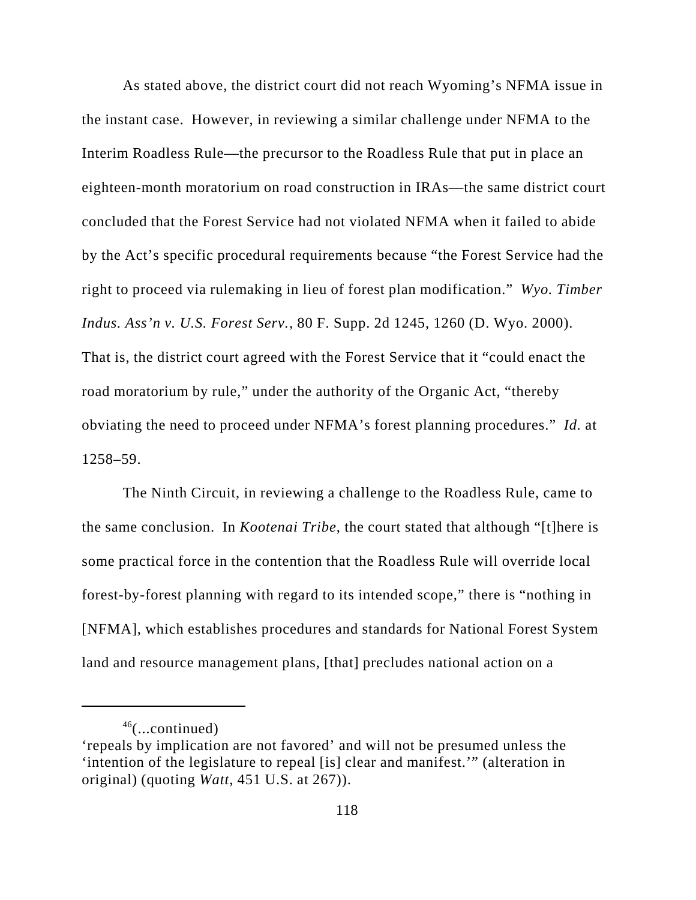As stated above, the district court did not reach Wyoming's NFMA issue in the instant case. However, in reviewing a similar challenge under NFMA to the Interim Roadless Rule—the precursor to the Roadless Rule that put in place an eighteen-month moratorium on road construction in IRAs—the same district court concluded that the Forest Service had not violated NFMA when it failed to abide by the Act's specific procedural requirements because "the Forest Service had the right to proceed via rulemaking in lieu of forest plan modification." *Wyo. Timber Indus. Ass'n v. U.S. Forest Serv.*, 80 F. Supp. 2d 1245, 1260 (D. Wyo. 2000). That is, the district court agreed with the Forest Service that it "could enact the road moratorium by rule," under the authority of the Organic Act, "thereby obviating the need to proceed under NFMA's forest planning procedures." *Id.* at 1258–59.

The Ninth Circuit, in reviewing a challenge to the Roadless Rule, came to the same conclusion. In *Kootenai Tribe*, the court stated that although "[t]here is some practical force in the contention that the Roadless Rule will override local forest-by-forest planning with regard to its intended scope," there is "nothing in [NFMA], which establishes procedures and standards for National Forest System land and resource management plans, [that] precludes national action on a

---

[46](...continued)
'repeals by implication are not favored' and will not be presumed unless the 'intention of the legislature to repeal [is] clear and manifest.'" (alteration in original) (quoting *Watt*, 451 U.S. at 267)).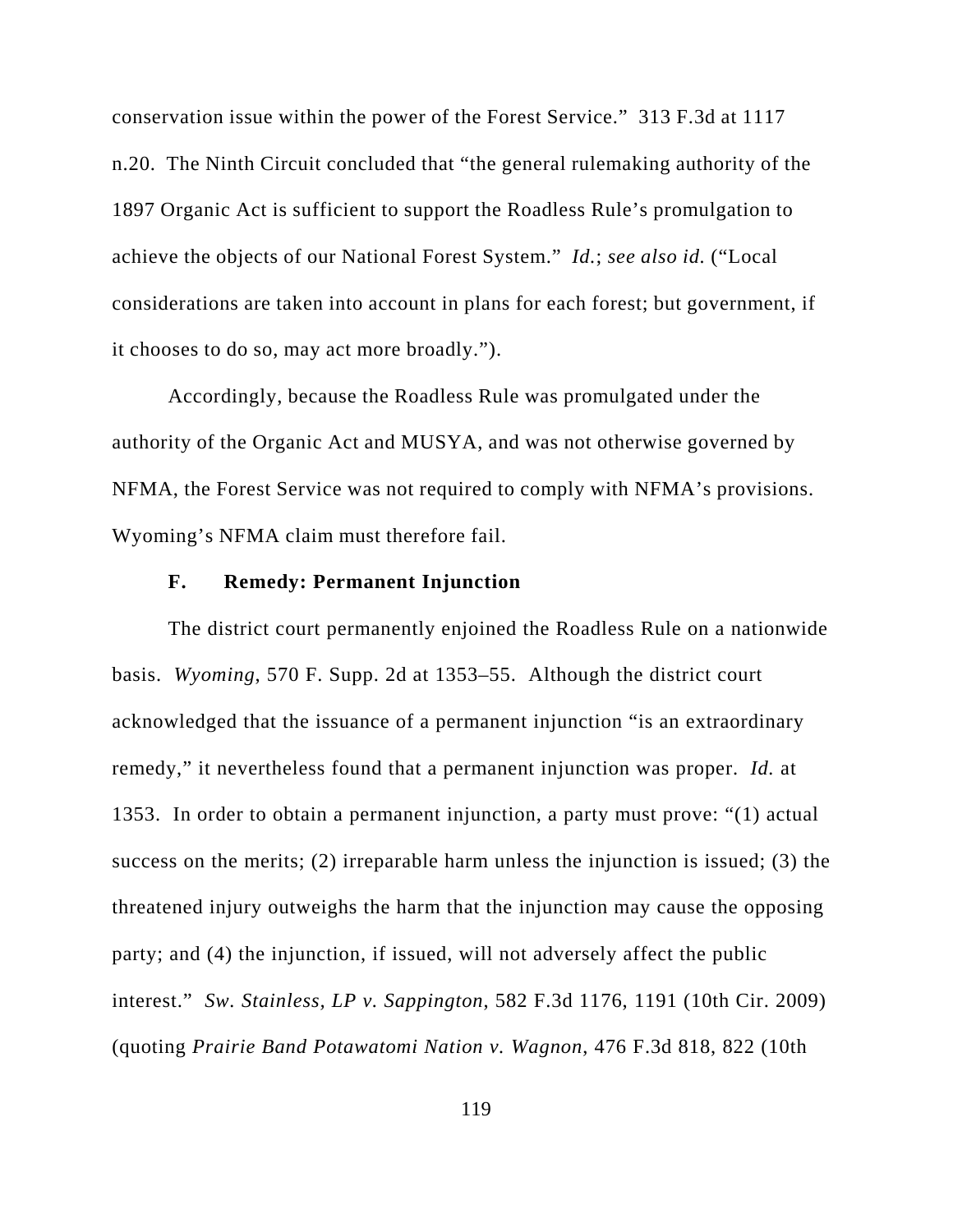conservation issue within the power of the Forest Service." 313 F.3d at 1117 n.20. The Ninth Circuit concluded that "the general rulemaking authority of the 1897 Organic Act is sufficient to support the Roadless Rule's promulgation to achieve the objects of our National Forest System." *Id.*; *see also id.* ("Local considerations are taken into account in plans for each forest; but government, if it chooses to do so, may act more broadly.").

Accordingly, because the Roadless Rule was promulgated under the authority of the Organic Act and MUSYA, and was not otherwise governed by NFMA, the Forest Service was not required to comply with NFMA's provisions. Wyoming's NFMA claim must therefore fail.

### F. Remedy: Permanent Injunction

The district court permanently enjoined the Roadless Rule on a nationwide basis. *Wyoming*, 570 F. Supp. 2d at 1353–55. Although the district court acknowledged that the issuance of a permanent injunction "is an extraordinary remedy," it nevertheless found that a permanent injunction was proper. *Id.* at 1353. In order to obtain a permanent injunction, a party must prove: "(1) actual success on the merits; (2) irreparable harm unless the injunction is issued; (3) the threatened injury outweighs the harm that the injunction may cause the opposing party; and (4) the injunction, if issued, will not adversely affect the public interest." *Sw. Stainless, LP v. Sappington*, 582 F.3d 1176, 1191 (10th Cir. 2009) (quoting *Prairie Band Potawatomi Nation v. Wagnon*, 476 F.3d 818, 822 (10th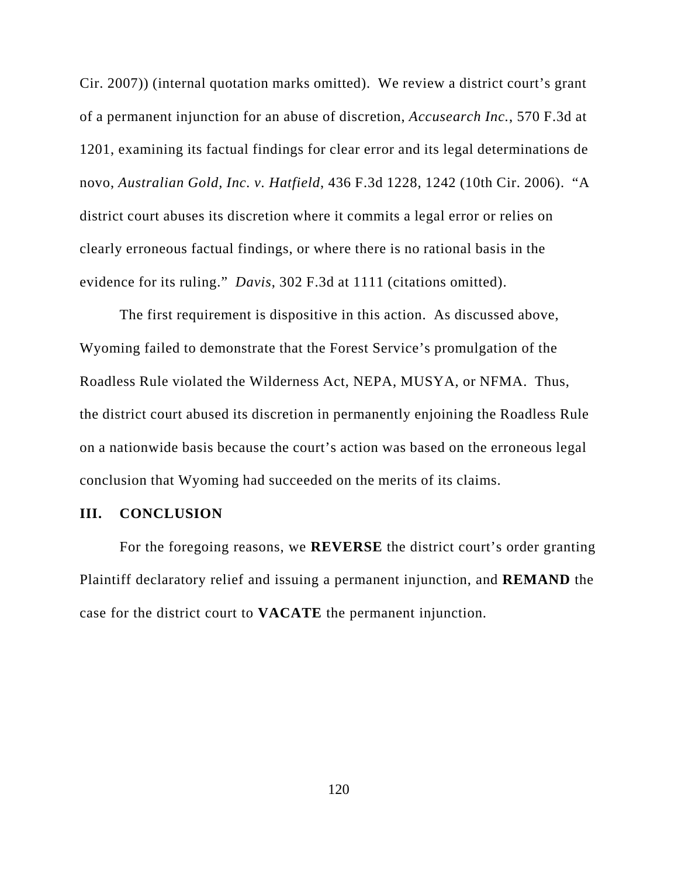Cir. 2007)) (internal quotation marks omitted). We review a district court's grant of a permanent injunction for an abuse of discretion, *Accusearch Inc.*, 570 F.3d at 1201, examining its factual findings for clear error and its legal determinations de novo, *Australian Gold, Inc. v. Hatfield*, 436 F.3d 1228, 1242 (10th Cir. 2006). "A district court abuses its discretion where it commits a legal error or relies on clearly erroneous factual findings, or where there is no rational basis in the evidence for its ruling." *Davis*, 302 F.3d at 1111 (citations omitted).

The first requirement is dispositive in this action. As discussed above, Wyoming failed to demonstrate that the Forest Service's promulgation of the Roadless Rule violated the Wilderness Act, NEPA, MUSYA, or NFMA. Thus, the district court abused its discretion in permanently enjoining the Roadless Rule on a nationwide basis because the court's action was based on the erroneous legal conclusion that Wyoming had succeeded on the merits of its claims.

## III. CONCLUSION

For the foregoing reasons, we **REVERSE** the district court's order granting Plaintiff declaratory relief and issuing a permanent injunction, and **REMAND** the case for the district court to **VACATE** the permanent injunction.